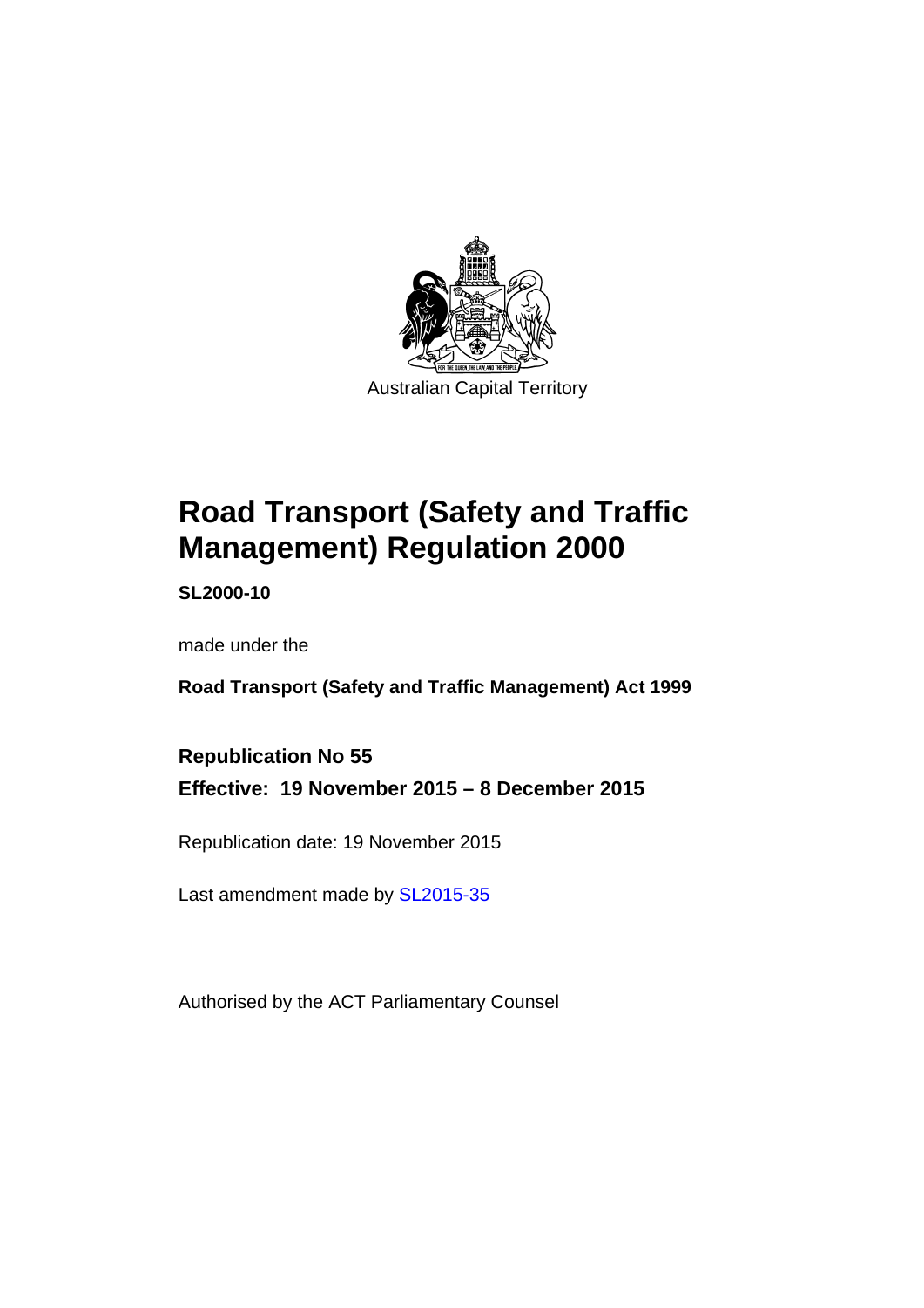Australian Capital Territory

# Road Transport (Safety and Traffic Management) Regulation 2000

**SL2000-10**

made under the

**Road Transport (Safety and Traffic Management) Act 1999**

**Republication No 55**

**Effective: 19 November 2015 – 8 December 2015**

Republication date: 19 November 2015

Last amendment made by SL2015-35

Authorised by the ACT Parliamentary Counsel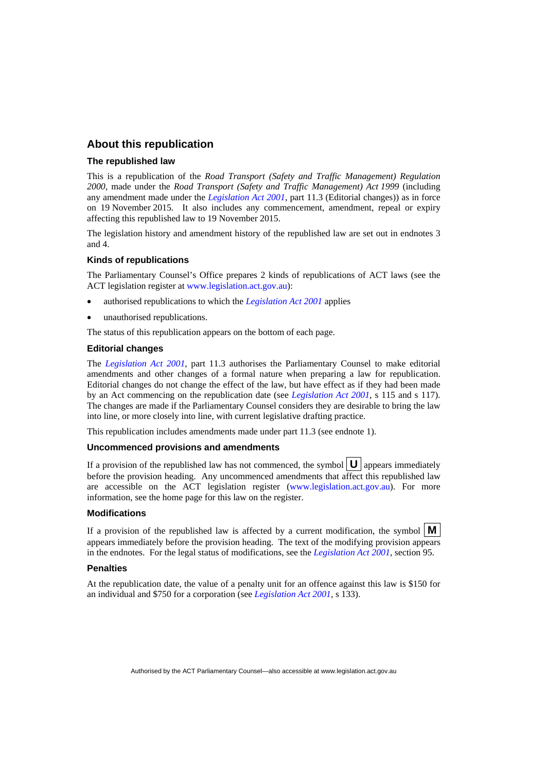## About this republication

### The republished law

This is a republication of the *Road Transport (Safety and Traffic Management) Regulation 2000*, made under the *Road Transport (Safety and Traffic Management) Act 1999* (including any amendment made under the *Legislation Act 2001*, part 11.3 (Editorial changes)) as in force on 19 November 2015. It also includes any commencement, amendment, repeal or expiry affecting this republished law to 19 November 2015.

The legislation history and amendment history of the republished law are set out in endnotes 3 and 4.

### Kinds of republications

The Parliamentary Counsel's Office prepares 2 kinds of republications of ACT laws (see the ACT legislation register at www.legislation.act.gov.au):

- authorised republications to which the *Legislation Act 2001* applies
- unauthorised republications.

The status of this republication appears on the bottom of each page.

### Editorial changes

The *Legislation Act 2001*, part 11.3 authorises the Parliamentary Counsel to make editorial amendments and other changes of a formal nature when preparing a law for republication. Editorial changes do not change the effect of the law, but have effect as if they had been made by an Act commencing on the republication date (see *Legislation Act 2001*, s 115 and s 117). The changes are made if the Parliamentary Counsel considers they are desirable to bring the law into line, or more closely into line, with current legislative drafting practice.

This republication includes amendments made under part 11.3 (see endnote 1).

### Uncommenced provisions and amendments

If a provision of the republished law has not commenced, the symbol **U** appears immediately before the provision heading. Any uncommenced amendments that affect this republished law are accessible on the ACT legislation register (www.legislation.act.gov.au). For more information, see the home page for this law on the register.

### Modifications

If a provision of the republished law is affected by a current modification, the symbol **M** appears immediately before the provision heading. The text of the modifying provision appears in the endnotes. For the legal status of modifications, see the *Legislation Act 2001*, section 95.

### Penalties

At the republication date, the value of a penalty unit for an offence against this law is $150 for an individual and $750 for a corporation (see *Legislation Act 2001*, s 133).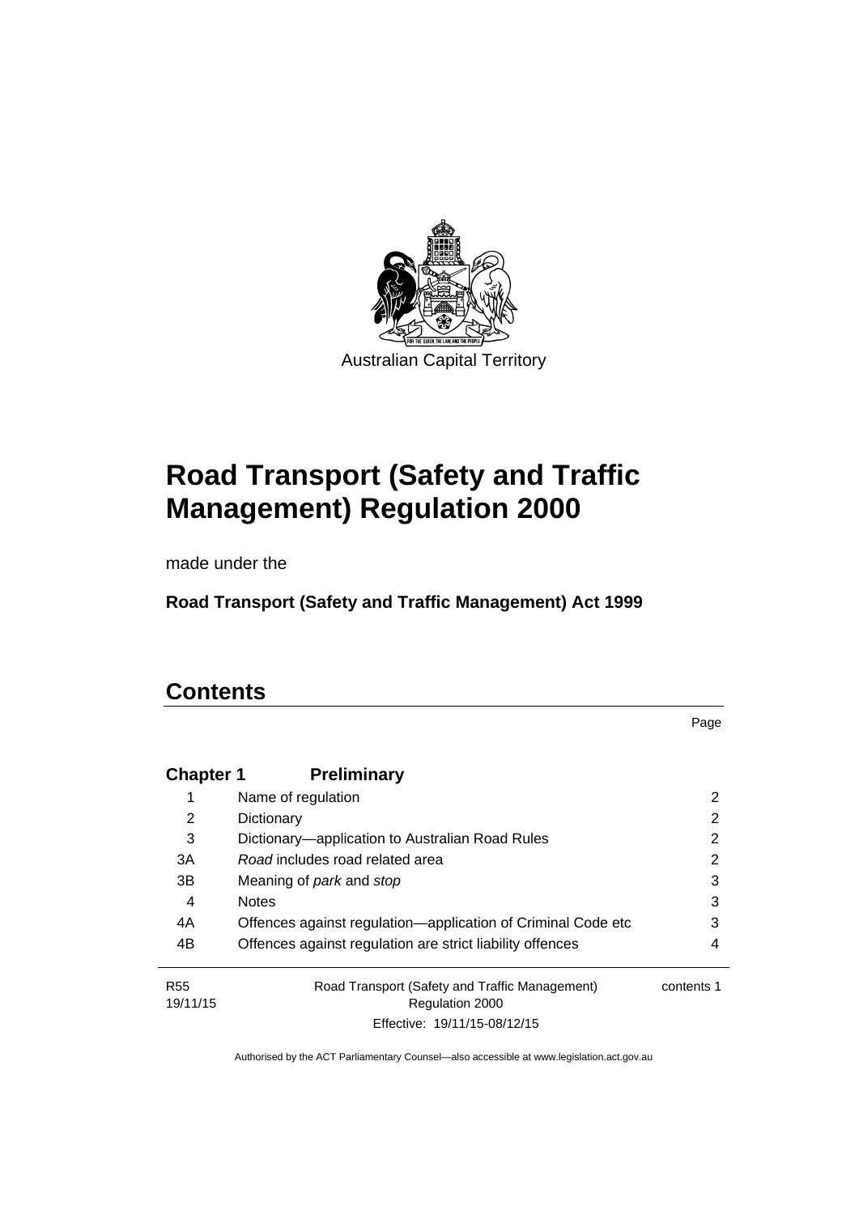Australian Capital Territory

# Road Transport (Safety and Traffic Management) Regulation 2000

made under the

**Road Transport (Safety and Traffic Management) Act 1999**

## Contents

| | | Page |
|---|---|---|
| **Chapter 1** | **Preliminary** | |
| 1 | Name of regulation | 2 |
| 2 | Dictionary | 2 |
| 3 | Dictionary—application to Australian Road Rules | 2 |
| 3A | *Road* includes road related area | 2 |
| 3B | Meaning of *park* and *stop* | 3 |
| 4 | Notes | 3 |
| 4A | Offences against regulation—application of Criminal Code etc | 3 |
| 4B | Offences against regulation are strict liability offences | 4 |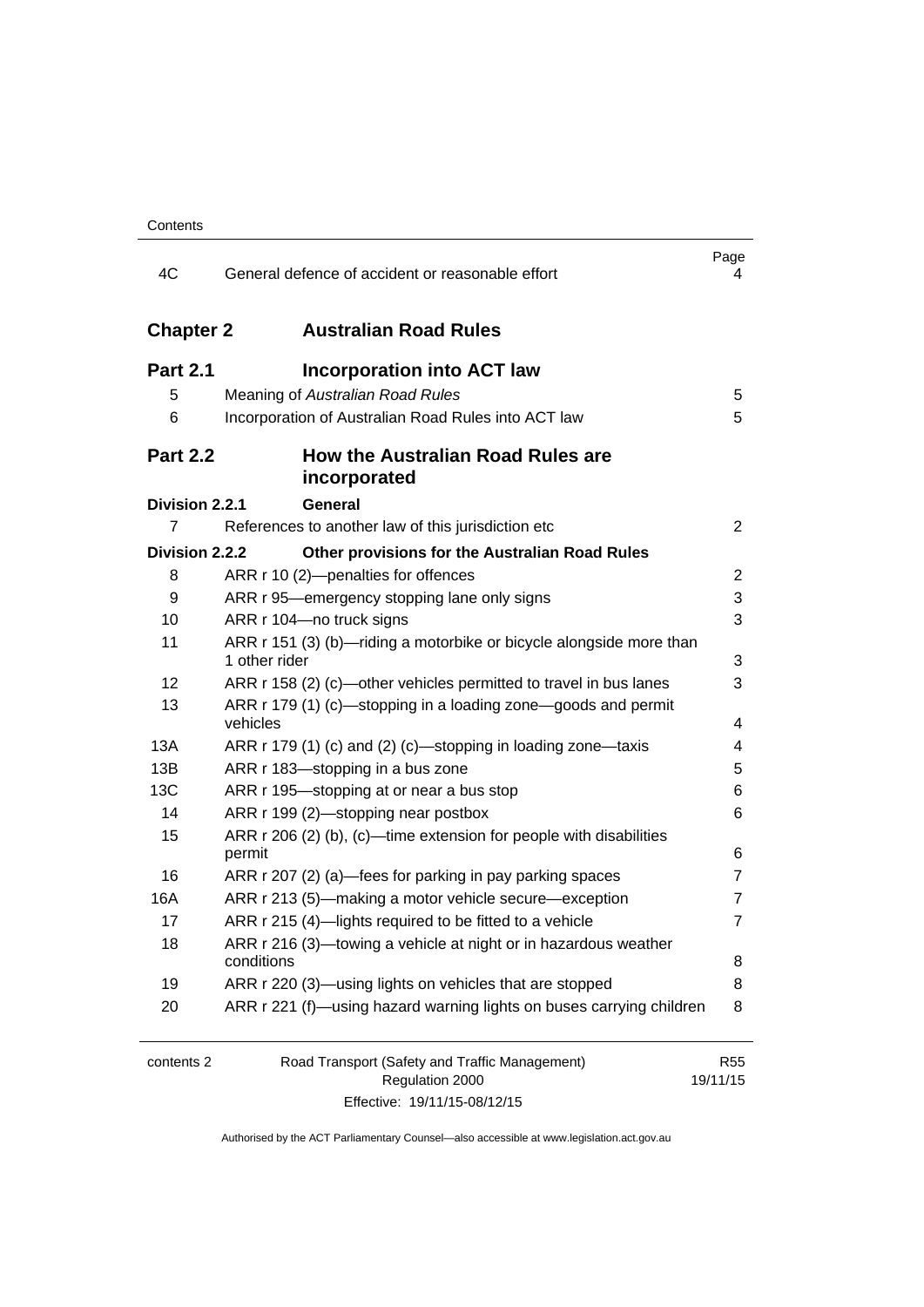| | | Page |
|---|---|---|
| 4C | General defence of accident or reasonable effort | 4 |
| **Chapter 2** | **Australian Road Rules** | |
| **Part 2.1** | **Incorporation into ACT law** | |
| 5 | Meaning of *Australian Road Rules* | 5 |
| 6 | Incorporation of Australian Road Rules into ACT law | 5 |
| **Part 2.2** | **How the Australian Road Rules are incorporated** | |
| **Division 2.2.1** | **General** | |
| 7 | References to another law of this jurisdiction etc | 2 |
| **Division 2.2.2** | **Other provisions for the Australian Road Rules** | |
| 8 | ARR r 10 (2)—penalties for offences | 2 |
| 9 | ARR r 95—emergency stopping lane only signs | 3 |
| 10 | ARR r 104—no truck signs | 3 |
| 11 | ARR r 151 (3) (b)—riding a motorbike or bicycle alongside more than 1 other rider | 3 |
| 12 | ARR r 158 (2) (c)—other vehicles permitted to travel in bus lanes | 3 |
| 13 | ARR r 179 (1) (c)—stopping in a loading zone—goods and permit vehicles | 4 |
| 13A | ARR r 179 (1) (c) and (2) (c)—stopping in loading zone—taxis | 4 |
| 13B | ARR r 183—stopping in a bus zone | 5 |
| 13C | ARR r 195—stopping at or near a bus stop | 6 |
| 14 | ARR r 199 (2)—stopping near postbox | 6 |
| 15 | ARR r 206 (2) (b), (c)—time extension for people with disabilities permit | 6 |
| 16 | ARR r 207 (2) (a)—fees for parking in pay parking spaces | 7 |
| 16A | ARR r 213 (5)—making a motor vehicle secure—exception | 7 |
| 17 | ARR r 215 (4)—lights required to be fitted to a vehicle | 7 |
| 18 | ARR r 216 (3)—towing a vehicle at night or in hazardous weather conditions | 8 |
| 19 | ARR r 220 (3)—using lights on vehicles that are stopped | 8 |
| 20 | ARR r 221 (f)—using hazard warning lights on buses carrying children | 8 |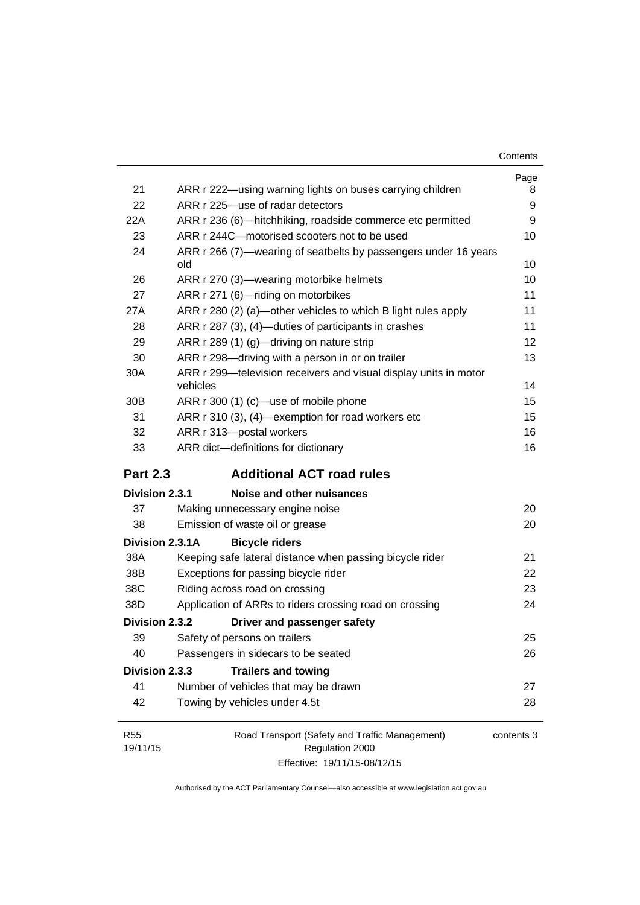| | | Page |
|---|---|---|
| 21 | ARR r 222—using warning lights on buses carrying children | 8 |
| 22 | ARR r 225—use of radar detectors | 9 |
| 22A | ARR r 236 (6)—hitchhiking, roadside commerce etc permitted | 9 |
| 23 | ARR r 244C—motorised scooters not to be used | 10 |
| 24 | ARR r 266 (7)—wearing of seatbelts by passengers under 16 years old | 10 |
| 26 | ARR r 270 (3)—wearing motorbike helmets | 10 |
| 27 | ARR r 271 (6)—riding on motorbikes | 11 |
| 27A | ARR r 280 (2) (a)—other vehicles to which B light rules apply | 11 |
| 28 | ARR r 287 (3), (4)—duties of participants in crashes | 11 |
| 29 | ARR r 289 (1) (g)—driving on nature strip | 12 |
| 30 | ARR r 298—driving with a person in or on trailer | 13 |
| 30A | ARR r 299—television receivers and visual display units in motor vehicles | 14 |
| 30B | ARR r 300 (1) (c)—use of mobile phone | 15 |
| 31 | ARR r 310 (3), (4)—exemption for road workers etc | 15 |
| 32 | ARR r 313—postal workers | 16 |
| 33 | ARR dict—definitions for dictionary | 16 |

## Part 2.3 Additional ACT road rules

**Division 2.3.1 Noise and other nuisances**

| | | |
|---|---|---|
| 37 | Making unnecessary engine noise | 20 |
| 38 | Emission of waste oil or grease | 20 |

**Division 2.3.1A Bicycle riders**

| | | |
|---|---|---|
| 38A | Keeping safe lateral distance when passing bicycle rider | 21 |
| 38B | Exceptions for passing bicycle rider | 22 |
| 38C | Riding across road on crossing | 23 |
| 38D | Application of ARRs to riders crossing road on crossing | 24 |

**Division 2.3.2 Driver and passenger safety**

| | | |
|---|---|---|
| 39 | Safety of persons on trailers | 25 |
| 40 | Passengers in sidecars to be seated | 26 |

**Division 2.3.3 Trailers and towing**

| | | |
|---|---|---|
| 41 | Number of vehicles that may be drawn | 27 |
| 42 | Towing by vehicles under 4.5t | 28 |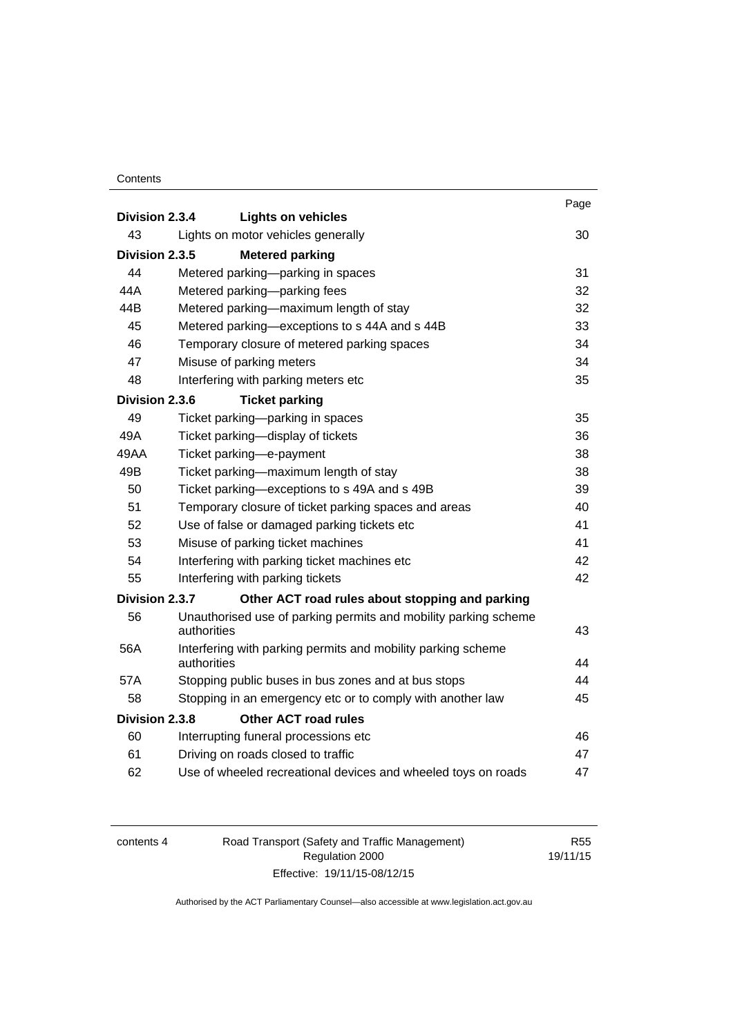| | | Page |
|---|---|---|
| **Division 2.3.4** | **Lights on vehicles** | |
| 43 | Lights on motor vehicles generally | 30 |
| **Division 2.3.5** | **Metered parking** | |
| 44 | Metered parking—parking in spaces | 31 |
| 44A | Metered parking—parking fees | 32 |
| 44B | Metered parking—maximum length of stay | 32 |
| 45 | Metered parking—exceptions to s 44A and s 44B | 33 |
| 46 | Temporary closure of metered parking spaces | 34 |
| 47 | Misuse of parking meters | 34 |
| 48 | Interfering with parking meters etc | 35 |
| **Division 2.3.6** | **Ticket parking** | |
| 49 | Ticket parking—parking in spaces | 35 |
| 49A | Ticket parking—display of tickets | 36 |
| 49AA | Ticket parking—e-payment | 38 |
| 49B | Ticket parking—maximum length of stay | 38 |
| 50 | Ticket parking—exceptions to s 49A and s 49B | 39 |
| 51 | Temporary closure of ticket parking spaces and areas | 40 |
| 52 | Use of false or damaged parking tickets etc | 41 |
| 53 | Misuse of parking ticket machines | 41 |
| 54 | Interfering with parking ticket machines etc | 42 |
| 55 | Interfering with parking tickets | 42 |
| **Division 2.3.7** | **Other ACT road rules about stopping and parking** | |
| 56 | Unauthorised use of parking permits and mobility parking scheme authorities | 43 |
| 56A | Interfering with parking permits and mobility parking scheme authorities | 44 |
| 57A | Stopping public buses in bus zones and at bus stops | 44 |
| 58 | Stopping in an emergency etc or to comply with another law | 45 |
| **Division 2.3.8** | **Other ACT road rules** | |
| 60 | Interrupting funeral processions etc | 46 |
| 61 | Driving on roads closed to traffic | 47 |
| 62 | Use of wheeled recreational devices and wheeled toys on roads | 47 |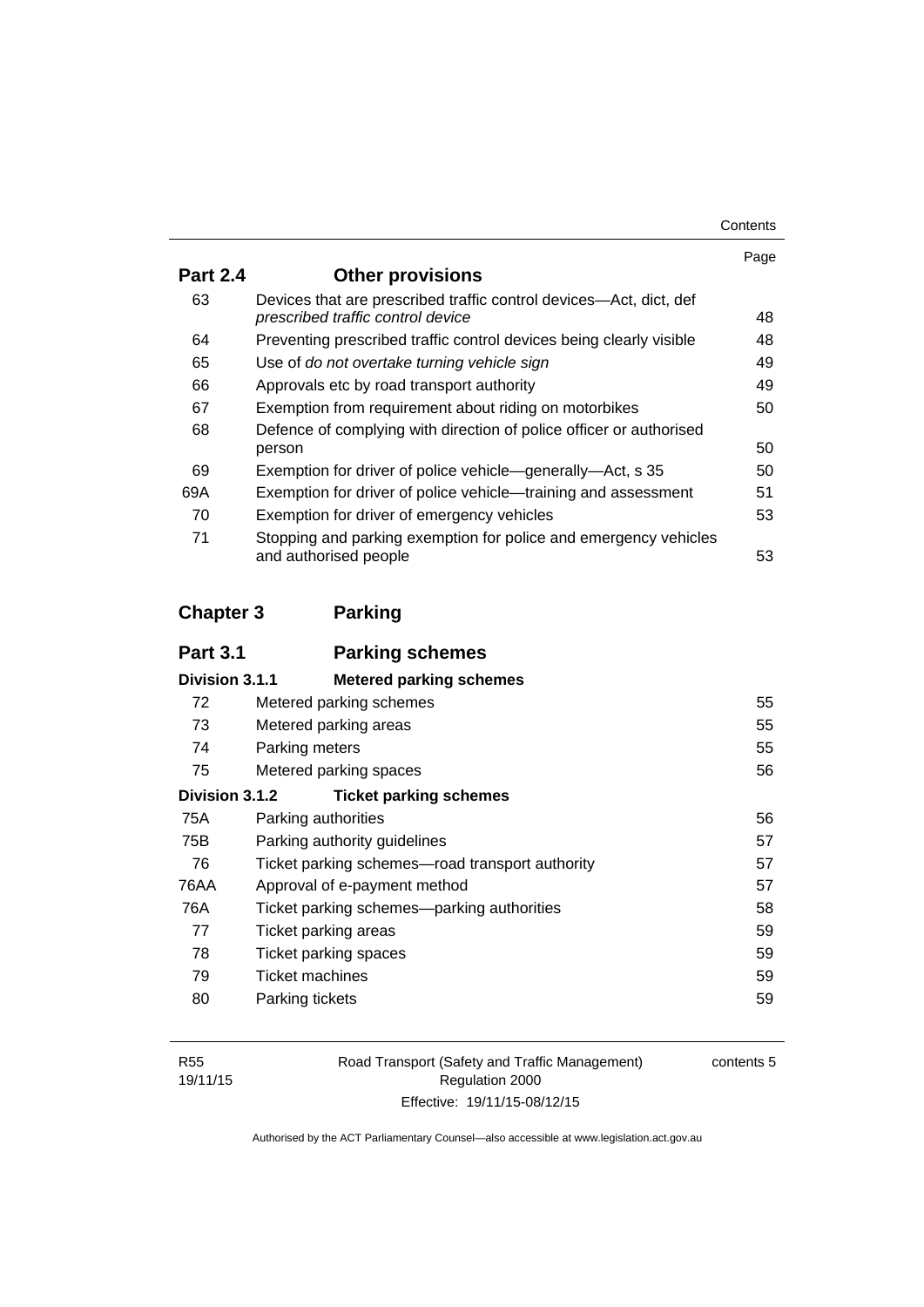| | | Page |
|---|---|---|
| **Part 2.4** | **Other provisions** | |
| 63 | Devices that are prescribed traffic control devices—Act, dict, def *prescribed traffic control device* | 48 |
| 64 | Preventing prescribed traffic control devices being clearly visible | 48 |
| 65 | Use of *do not overtake turning vehicle sign* | 49 |
| 66 | Approvals etc by road transport authority | 49 |
| 67 | Exemption from requirement about riding on motorbikes | 50 |
| 68 | Defence of complying with direction of police officer or authorised person | 50 |
| 69 | Exemption for driver of police vehicle—generally—Act, s 35 | 50 |
| 69A | Exemption for driver of police vehicle—training and assessment | 51 |
| 70 | Exemption for driver of emergency vehicles | 53 |
| 71 | Stopping and parking exemption for police and emergency vehicles and authorised people | 53 |

| | | |
|---|---|---|
| **Chapter 3** | **Parking** | |
| **Part 3.1** | **Parking schemes** | |
| **Division 3.1.1** | **Metered parking schemes** | |
| 72 | Metered parking schemes | 55 |
| 73 | Metered parking areas | 55 |
| 74 | Parking meters | 55 |
| 75 | Metered parking spaces | 56 |
| **Division 3.1.2** | **Ticket parking schemes** | |
| 75A | Parking authorities | 56 |
| 75B | Parking authority guidelines | 57 |
| 76 | Ticket parking schemes—road transport authority | 57 |
| 76AA | Approval of e-payment method | 57 |
| 76A | Ticket parking schemes—parking authorities | 58 |
| 77 | Ticket parking areas | 59 |
| 78 | Ticket parking spaces | 59 |
| 79 | Ticket machines | 59 |
| 80 | Parking tickets | 59 |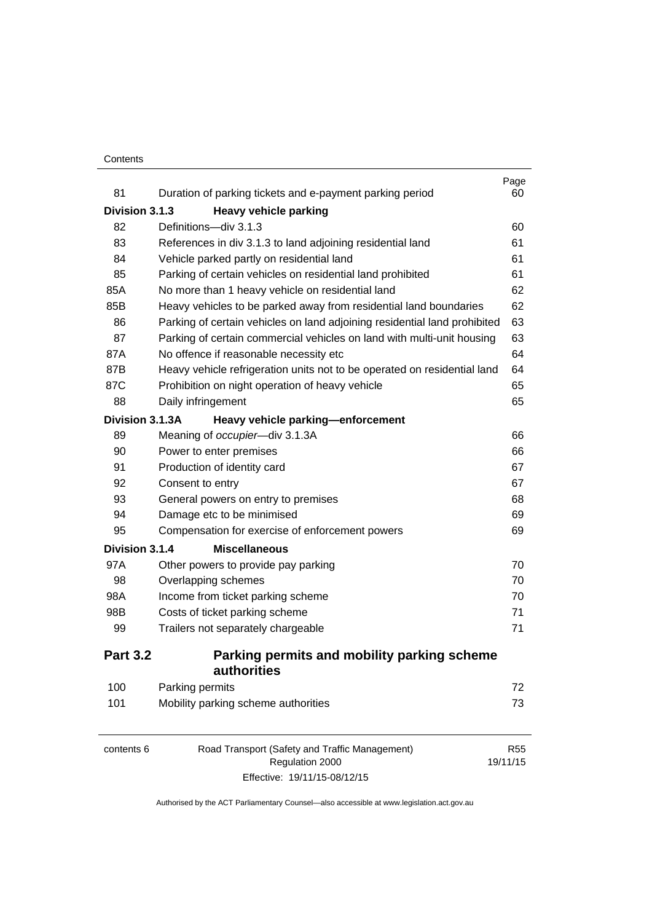| | | Page |
|---|---|---|
| 81 | Duration of parking tickets and e-payment parking period | 60 |
| **Division 3.1.3** | **Heavy vehicle parking** | |
| 82 | Definitions—div 3.1.3 | 60 |
| 83 | References in div 3.1.3 to land adjoining residential land | 61 |
| 84 | Vehicle parked partly on residential land | 61 |
| 85 | Parking of certain vehicles on residential land prohibited | 61 |
| 85A | No more than 1 heavy vehicle on residential land | 62 |
| 85B | Heavy vehicles to be parked away from residential land boundaries | 62 |
| 86 | Parking of certain vehicles on land adjoining residential land prohibited | 63 |
| 87 | Parking of certain commercial vehicles on land with multi-unit housing | 63 |
| 87A | No offence if reasonable necessity etc | 64 |
| 87B | Heavy vehicle refrigeration units not to be operated on residential land | 64 |
| 87C | Prohibition on night operation of heavy vehicle | 65 |
| 88 | Daily infringement | 65 |
| **Division 3.1.3A** | **Heavy vehicle parking—enforcement** | |
| 89 | Meaning of *occupier*—div 3.1.3A | 66 |
| 90 | Power to enter premises | 66 |
| 91 | Production of identity card | 67 |
| 92 | Consent to entry | 67 |
| 93 | General powers on entry to premises | 68 |
| 94 | Damage etc to be minimised | 69 |
| 95 | Compensation for exercise of enforcement powers | 69 |
| **Division 3.1.4** | **Miscellaneous** | |
| 97A | Other powers to provide pay parking | 70 |
| 98 | Overlapping schemes | 70 |
| 98A | Income from ticket parking scheme | 70 |
| 98B | Costs of ticket parking scheme | 71 |
| 99 | Trailers not separately chargeable | 71 |

## Part 3.2 Parking permits and mobility parking scheme authorities

| | | |
|---|---|---|
| 100 | Parking permits | 72 |
| 101 | Mobility parking scheme authorities | 73 |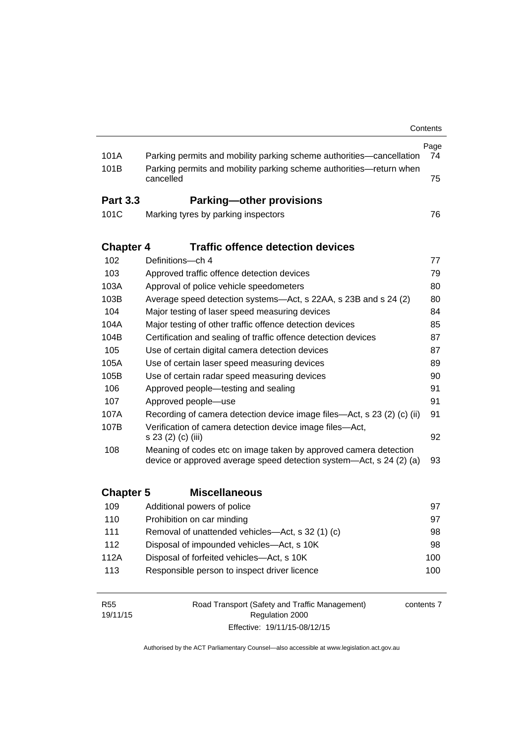| | | Page |
|---|---|---|
| 101A | Parking permits and mobility parking scheme authorities—cancellation | 74 |
| 101B | Parking permits and mobility parking scheme authorities—return when cancelled | 75 |

## Part 3.3 Parking—other provisions

| | | |
|---|---|---|
| 101C | Marking tyres by parking inspectors | 76 |

## Chapter 4 Traffic offence detection devices

| | | |
|---|---|---|
| 102 | Definitions—ch 4 | 77 |
| 103 | Approved traffic offence detection devices | 79 |
| 103A | Approval of police vehicle speedometers | 80 |
| 103B | Average speed detection systems—Act, s 22AA, s 23B and s 24 (2) | 80 |
| 104 | Major testing of laser speed measuring devices | 84 |
| 104A | Major testing of other traffic offence detection devices | 85 |
| 104B | Certification and sealing of traffic offence detection devices | 87 |
| 105 | Use of certain digital camera detection devices | 87 |
| 105A | Use of certain laser speed measuring devices | 89 |
| 105B | Use of certain radar speed measuring devices | 90 |
| 106 | Approved people—testing and sealing | 91 |
| 107 | Approved people—use | 91 |
| 107A | Recording of camera detection device image files—Act, s 23 (2) (c) (ii) | 91 |
| 107B | Verification of camera detection device image files—Act, s 23 (2) (c) (iii) | 92 |
| 108 | Meaning of codes etc on image taken by approved camera detection device or approved average speed detection system—Act, s 24 (2) (a) | 93 |

## Chapter 5 Miscellaneous

| | | |
|---|---|---|
| 109 | Additional powers of police | 97 |
| 110 | Prohibition on car minding | 97 |
| 111 | Removal of unattended vehicles—Act, s 32 (1) (c) | 98 |
| 112 | Disposal of impounded vehicles—Act, s 10K | 98 |
| 112A | Disposal of forfeited vehicles—Act, s 10K | 100 |
| 113 | Responsible person to inspect driver licence | 100 |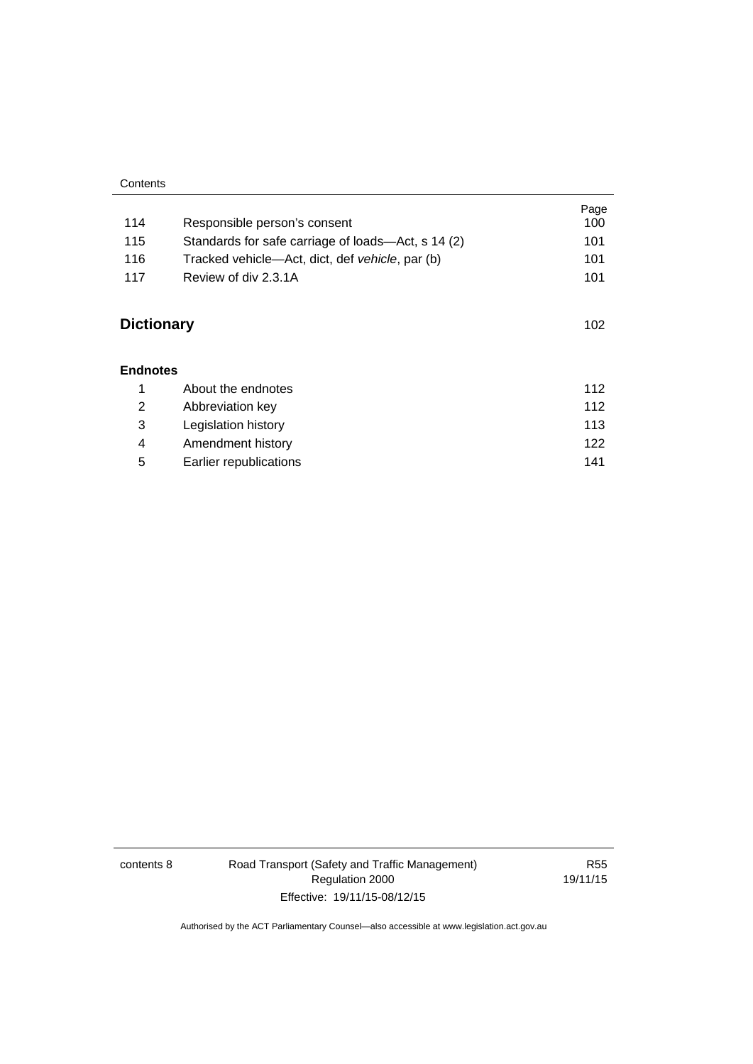| | | Page |
|---|---|---|
| 114 | Responsible person's consent | 100 |
| 115 | Standards for safe carriage of loads—Act, s 14 (2) | 101 |
| 116 | Tracked vehicle—Act, dict, def *vehicle*, par (b) | 101 |
| 117 | Review of div 2.3.1A | 101 |

**Dictionary** 102

**Endnotes**

| | | |
|---|---|---|
| 1 | About the endnotes | 112 |
| 2 | Abbreviation key | 112 |
| 3 | Legislation history | 113 |
| 4 | Amendment history | 122 |
| 5 | Earlier republications | 141 |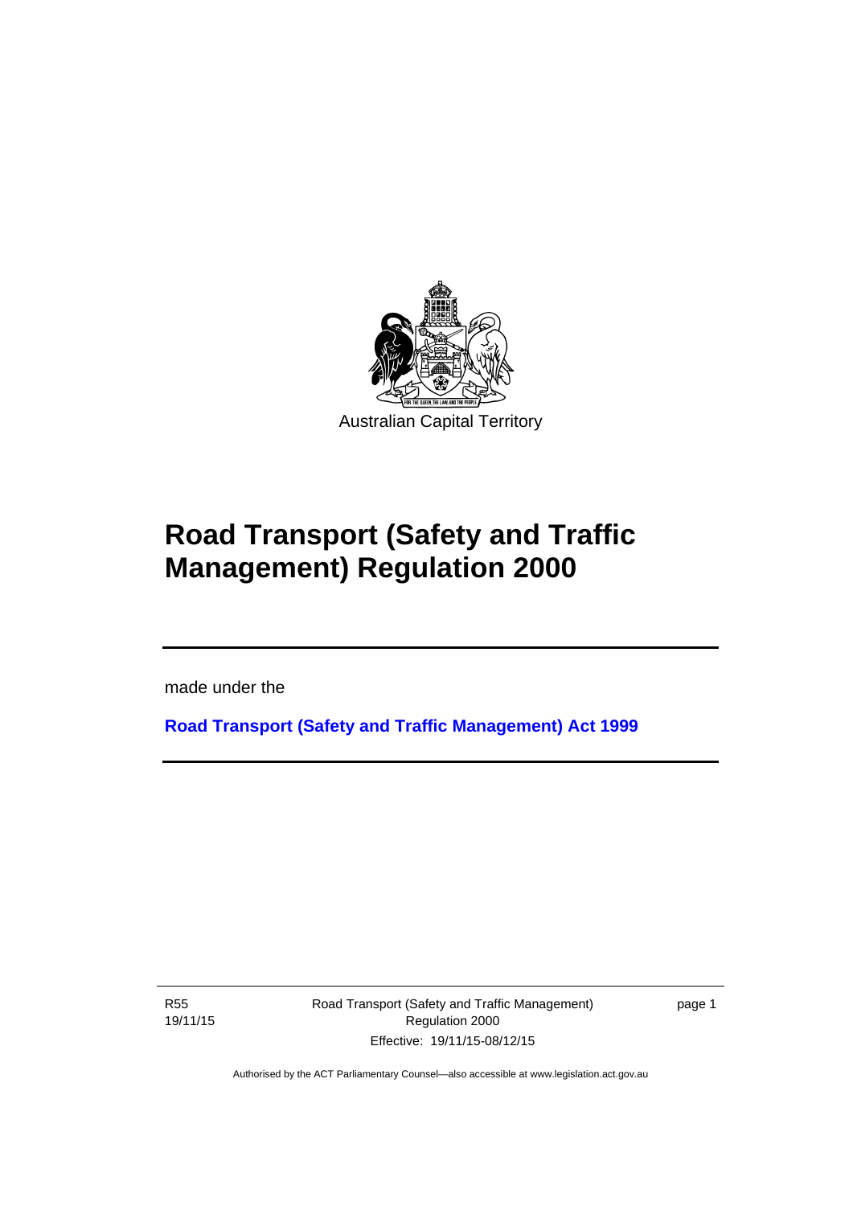Australian Capital Territory

# Road Transport (Safety and Traffic Management) Regulation 2000

made under the

**Road Transport (Safety and Traffic Management) Act 1999**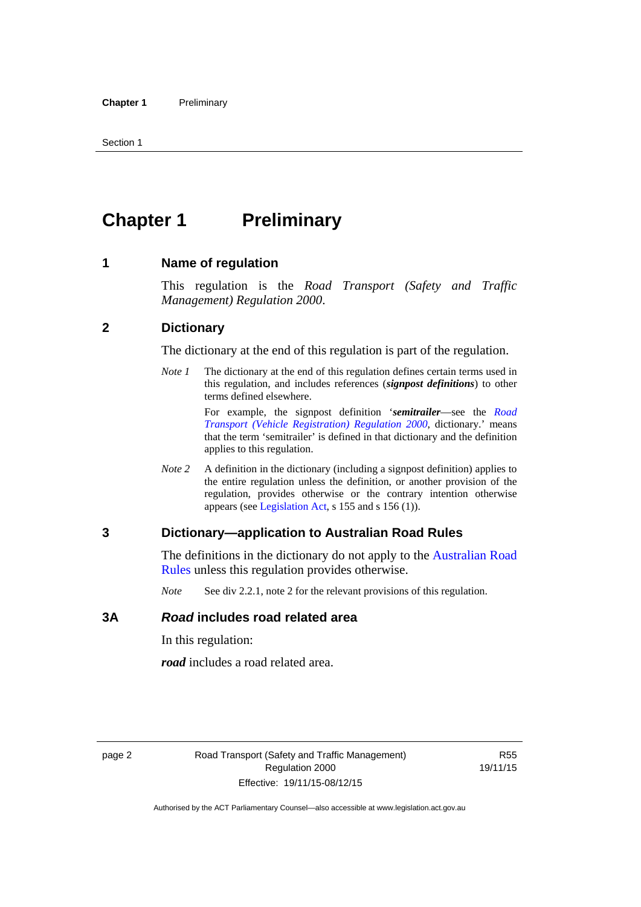# Chapter 1 Preliminary

## 1 Name of regulation

This regulation is the *Road Transport (Safety and Traffic Management) Regulation 2000*.

## 2 Dictionary

The dictionary at the end of this regulation is part of the regulation.

*Note 1* The dictionary at the end of this regulation defines certain terms used in this regulation, and includes references (***signpost definitions***) to other terms defined elsewhere.

For example, the signpost definition '***semitrailer***—see the *Road Transport (Vehicle Registration) Regulation 2000*, dictionary.' means that the term 'semitrailer' is defined in that dictionary and the definition applies to this regulation.

*Note 2* A definition in the dictionary (including a signpost definition) applies to the entire regulation unless the definition, or another provision of the regulation, provides otherwise or the contrary intention otherwise appears (see Legislation Act, s 155 and s 156 (1)).

## 3 Dictionary—application to Australian Road Rules

The definitions in the dictionary do not apply to the Australian Road Rules unless this regulation provides otherwise.

*Note* See div 2.2.1, note 2 for the relevant provisions of this regulation.

## 3A *Road* includes road related area

In this regulation:

***road*** includes a road related area.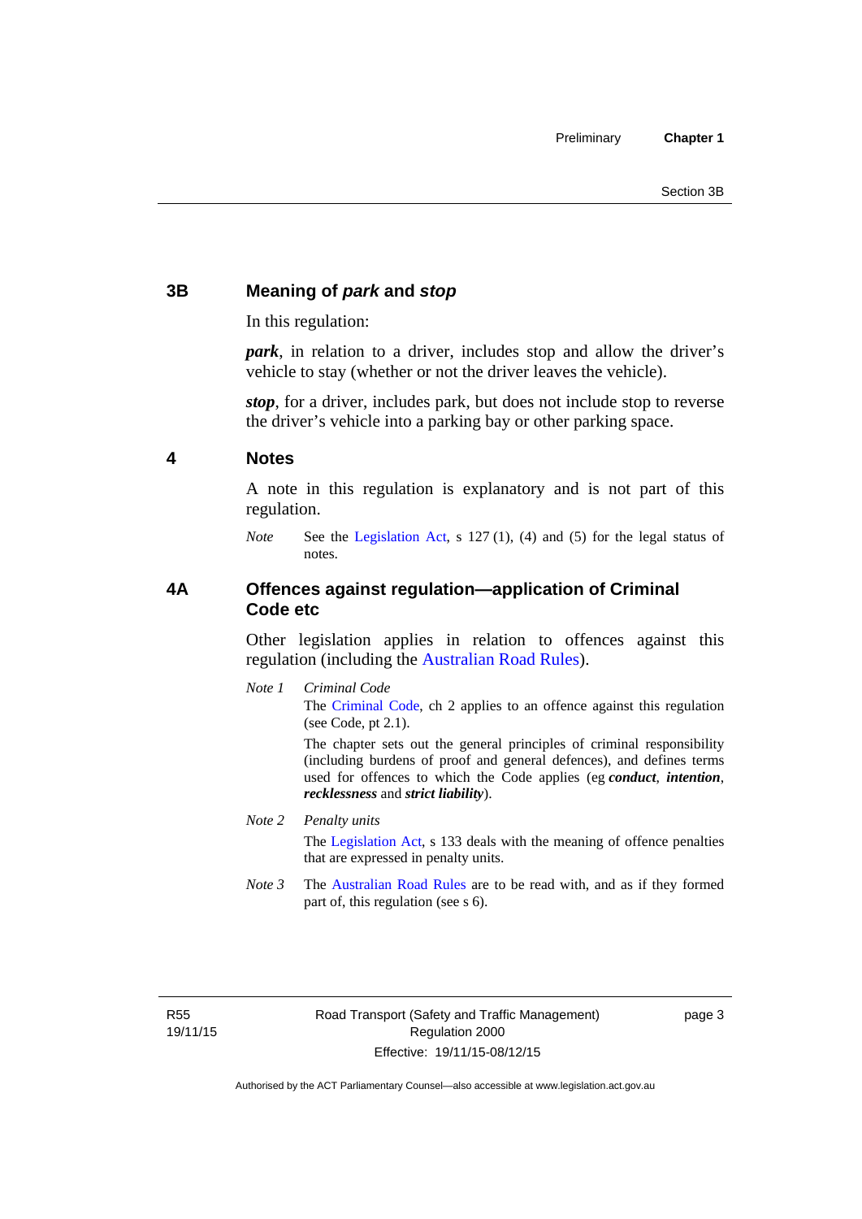## 3B Meaning of *park* and *stop*

In this regulation:

***park***, in relation to a driver, includes stop and allow the driver's vehicle to stay (whether or not the driver leaves the vehicle).

***stop***, for a driver, includes park, but does not include stop to reverse the driver's vehicle into a parking bay or other parking space.

## 4 Notes

A note in this regulation is explanatory and is not part of this regulation.

*Note* See the Legislation Act, s 127 (1), (4) and (5) for the legal status of notes.

## 4A Offences against regulation—application of Criminal Code etc

Other legislation applies in relation to offences against this regulation (including the Australian Road Rules).

*Note 1* *Criminal Code*

The Criminal Code, ch 2 applies to an offence against this regulation (see Code, pt 2.1).

The chapter sets out the general principles of criminal responsibility (including burdens of proof and general defences), and defines terms used for offences to which the Code applies (eg ***conduct***, ***intention***, ***recklessness*** and ***strict liability***).

*Note 2* *Penalty units*

The Legislation Act, s 133 deals with the meaning of offence penalties that are expressed in penalty units.

*Note 3* The Australian Road Rules are to be read with, and as if they formed part of, this regulation (see s 6).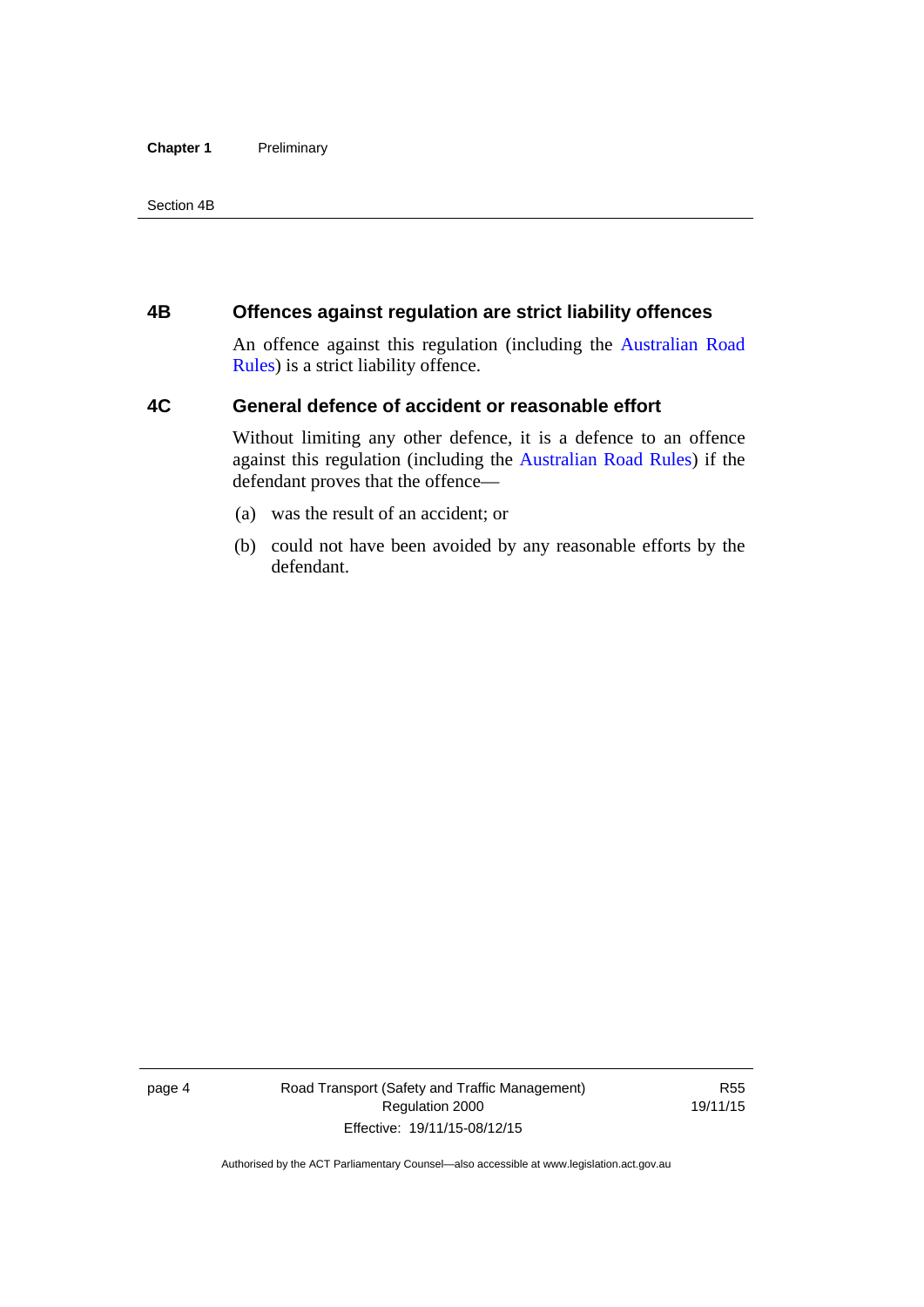## 4B Offences against regulation are strict liability offences

An offence against this regulation (including the Australian Road Rules) is a strict liability offence.

## 4C General defence of accident or reasonable effort

Without limiting any other defence, it is a defence to an offence against this regulation (including the Australian Road Rules) if the defendant proves that the offence—

(a) was the result of an accident; or

(b) could not have been avoided by any reasonable efforts by the defendant.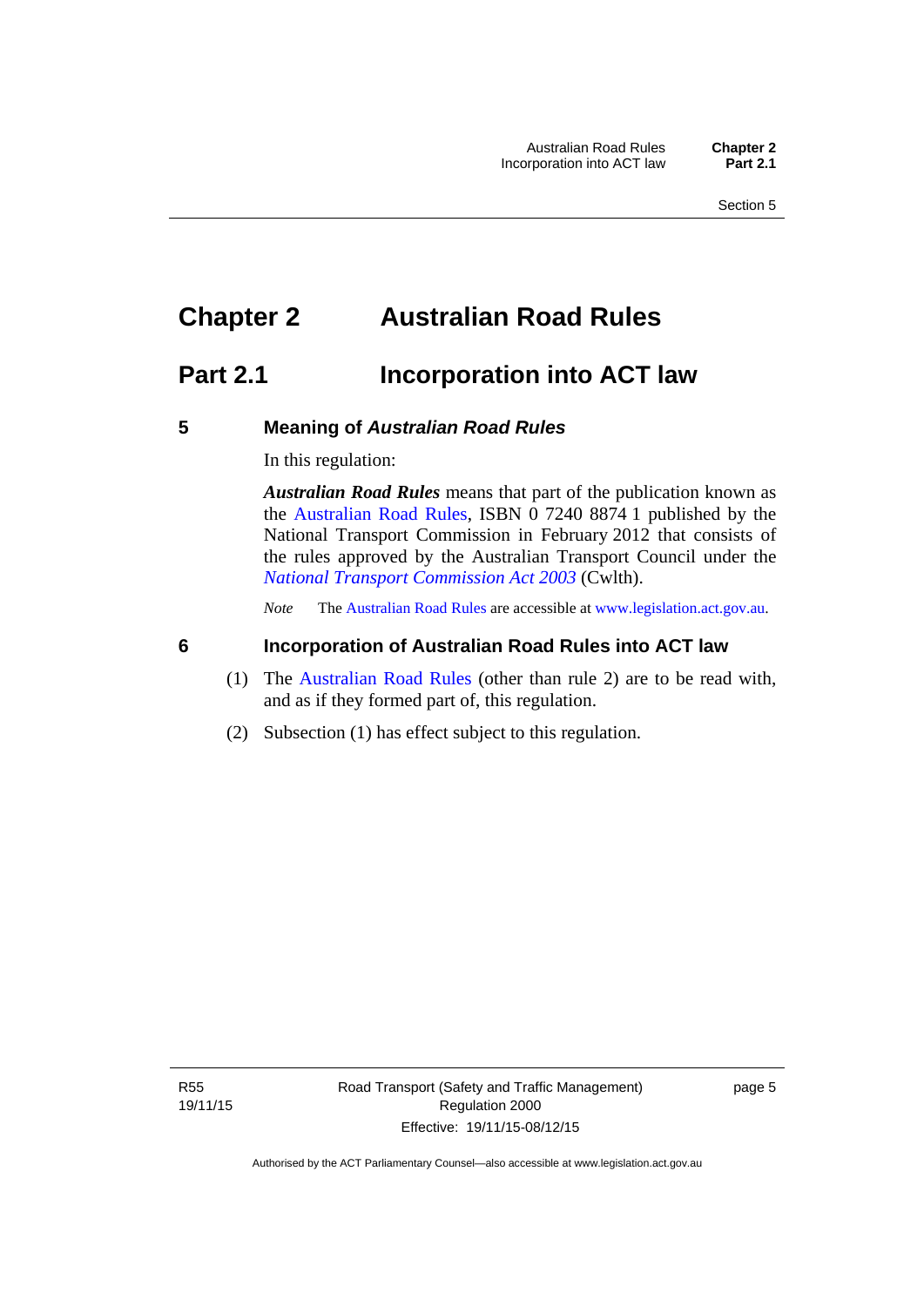# Chapter 2 Australian Road Rules

## Part 2.1 Incorporation into ACT law

### 5 Meaning of *Australian Road Rules*

In this regulation:

***Australian Road Rules*** means that part of the publication known as the Australian Road Rules, ISBN 0 7240 8874 1 published by the National Transport Commission in February 2012 that consists of the rules approved by the Australian Transport Council under the *National Transport Commission Act 2003* (Cwlth).

*Note* The Australian Road Rules are accessible at www.legislation.act.gov.au.

### 6 Incorporation of Australian Road Rules into ACT law

(1) The Australian Road Rules (other than rule 2) are to be read with, and as if they formed part of, this regulation.

(2) Subsection (1) has effect subject to this regulation.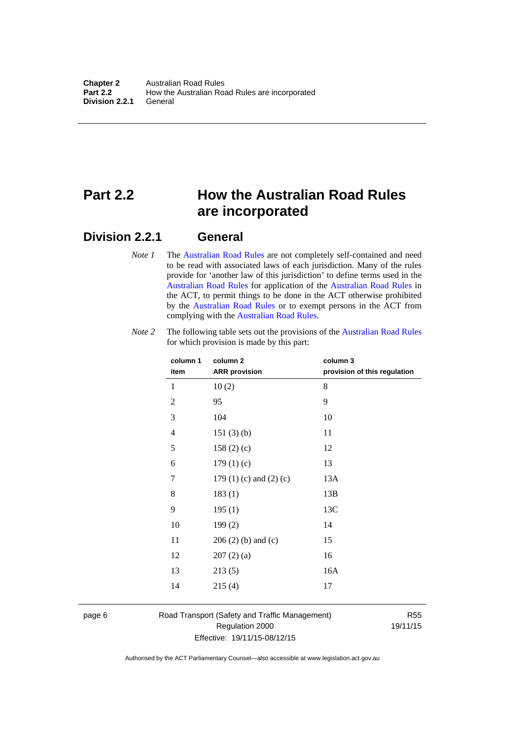# Part 2.2 How the Australian Road Rules are incorporated

## Division 2.2.1 General

*Note 1* The Australian Road Rules are not completely self-contained and need to be read with associated laws of each jurisdiction. Many of the rules provide for 'another law of this jurisdiction' to define terms used in the Australian Road Rules for application of the Australian Road Rules in the ACT, to permit things to be done in the ACT otherwise prohibited by the Australian Road Rules or to exempt persons in the ACT from complying with the Australian Road Rules.

*Note 2* The following table sets out the provisions of the Australian Road Rules for which provision is made by this part:

| column 1 item | column 2 ARR provision | column 3 provision of this regulation |
|---|---|---|
| 1 | 10 (2) | 8 |
| 2 | 95 | 9 |
| 3 | 104 | 10 |
| 4 | 151 (3) (b) | 11 |
| 5 | 158 (2) (c) | 12 |
| 6 | 179 (1) (c) | 13 |
| 7 | 179 (1) (c) and (2) (c) | 13A |
| 8 | 183 (1) | 13B |
| 9 | 195 (1) | 13C |
| 10 | 199 (2) | 14 |
| 11 | 206 (2) (b) and (c) | 15 |
| 12 | 207 (2) (a) | 16 |
| 13 | 213 (5) | 16A |
| 14 | 215 (4) | 17 |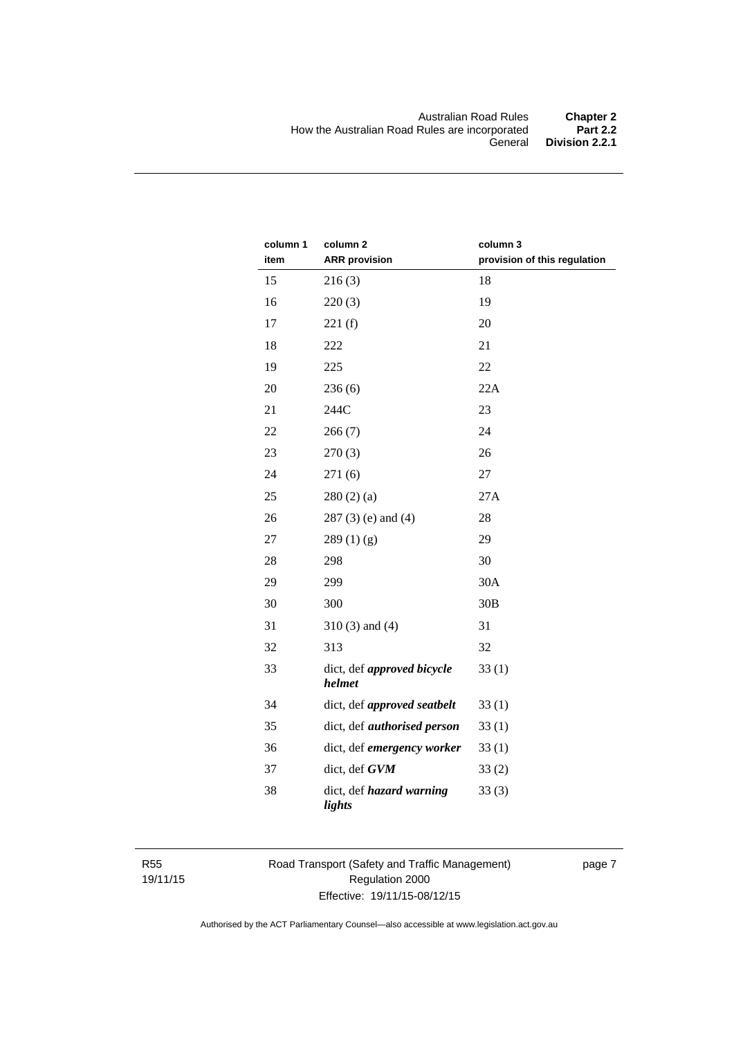| column 1 item | column 2 ARR provision | column 3 provision of this regulation |
|---|---|---|
| 15 | 216 (3) | 18 |
| 16 | 220 (3) | 19 |
| 17 | 221 (f) | 20 |
| 18 | 222 | 21 |
| 19 | 225 | 22 |
| 20 | 236 (6) | 22A |
| 21 | 244C | 23 |
| 22 | 266 (7) | 24 |
| 23 | 270 (3) | 26 |
| 24 | 271 (6) | 27 |
| 25 | 280 (2) (a) | 27A |
| 26 | 287 (3) (e) and (4) | 28 |
| 27 | 289 (1) (g) | 29 |
| 28 | 298 | 30 |
| 29 | 299 | 30A |
| 30 | 300 | 30B |
| 31 | 310 (3) and (4) | 31 |
| 32 | 313 | 32 |
| 33 | dict, def ***approved bicycle helmet*** | 33 (1) |
| 34 | dict, def ***approved seatbelt*** | 33 (1) |
| 35 | dict, def ***authorised person*** | 33 (1) |
| 36 | dict, def ***emergency worker*** | 33 (1) |
| 37 | dict, def ***GVM*** | 33 (2) |
| 38 | dict, def ***hazard warning lights*** | 33 (3) |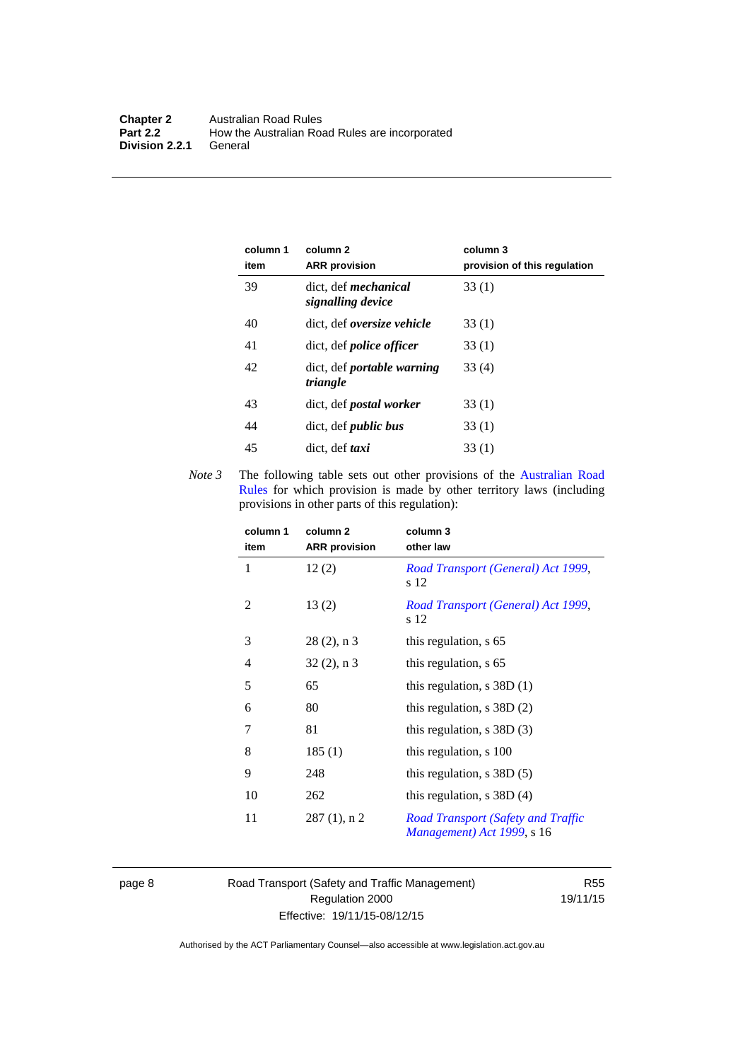| column 1 item | column 2 ARR provision | column 3 provision of this regulation |
|---|---|---|
| 39 | dict, def ***mechanical signalling device*** | 33 (1) |
| 40 | dict, def ***oversize vehicle*** | 33 (1) |
| 41 | dict, def ***police officer*** | 33 (1) |
| 42 | dict, def ***portable warning triangle*** | 33 (4) |
| 43 | dict, def ***postal worker*** | 33 (1) |
| 44 | dict, def ***public bus*** | 33 (1) |
| 45 | dict, def ***taxi*** | 33 (1) |

*Note 3* The following table sets out other provisions of the Australian Road Rules for which provision is made by other territory laws (including provisions in other parts of this regulation):

| column 1 item | column 2 ARR provision | column 3 other law |
|---|---|---|
| 1 | 12 (2) | *Road Transport (General) Act 1999*, s 12 |
| 2 | 13 (2) | *Road Transport (General) Act 1999*, s 12 |
| 3 | 28 (2), n 3 | this regulation, s 65 |
| 4 | 32 (2), n 3 | this regulation, s 65 |
| 5 | 65 | this regulation, s 38D (1) |
| 6 | 80 | this regulation, s 38D (2) |
| 7 | 81 | this regulation, s 38D (3) |
| 8 | 185 (1) | this regulation, s 100 |
| 9 | 248 | this regulation, s 38D (5) |
| 10 | 262 | this regulation, s 38D (4) |
| 11 | 287 (1), n 2 | *Road Transport (Safety and Traffic Management) Act 1999*, s 16 |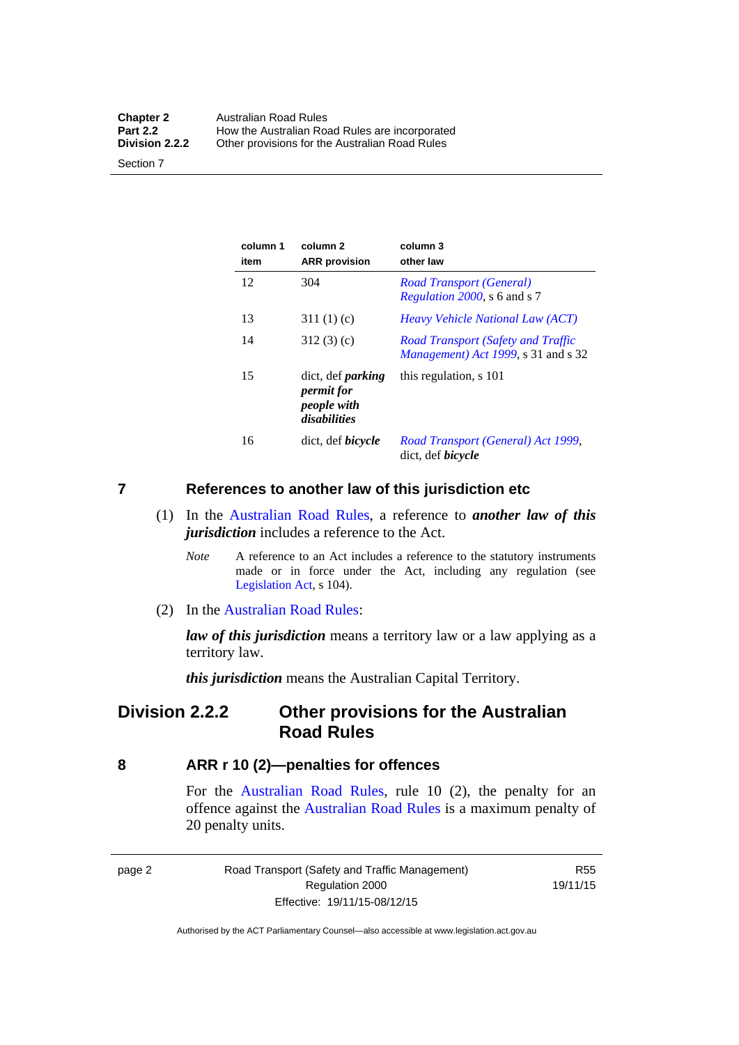| column 1 item | column 2 ARR provision | column 3 other law |
|---|---|---|
| 12 | 304 | *Road Transport (General) Regulation 2000*, s 6 and s 7 |
| 13 | 311 (1) (c) | *Heavy Vehicle National Law (ACT)* |
| 14 | 312 (3) (c) | *Road Transport (Safety and Traffic Management) Act 1999*, s 31 and s 32 |
| 15 | dict, def ***parking permit for people with disabilities*** | this regulation, s 101 |
| 16 | dict, def ***bicycle*** | *Road Transport (General) Act 1999*, dict, def ***bicycle*** |

## 7 References to another law of this jurisdiction etc

(1) In the Australian Road Rules, a reference to ***another law of this jurisdiction*** includes a reference to the Act.

*Note* A reference to an Act includes a reference to the statutory instruments made or in force under the Act, including any regulation (see Legislation Act, s 104).

(2) In the Australian Road Rules:

***law of this jurisdiction*** means a territory law or a law applying as a territory law.

***this jurisdiction*** means the Australian Capital Territory.

# Division 2.2.2 Other provisions for the Australian Road Rules

## 8 ARR r 10 (2)—penalties for offences

For the Australian Road Rules, rule 10 (2), the penalty for an offence against the Australian Road Rules is a maximum penalty of 20 penalty units.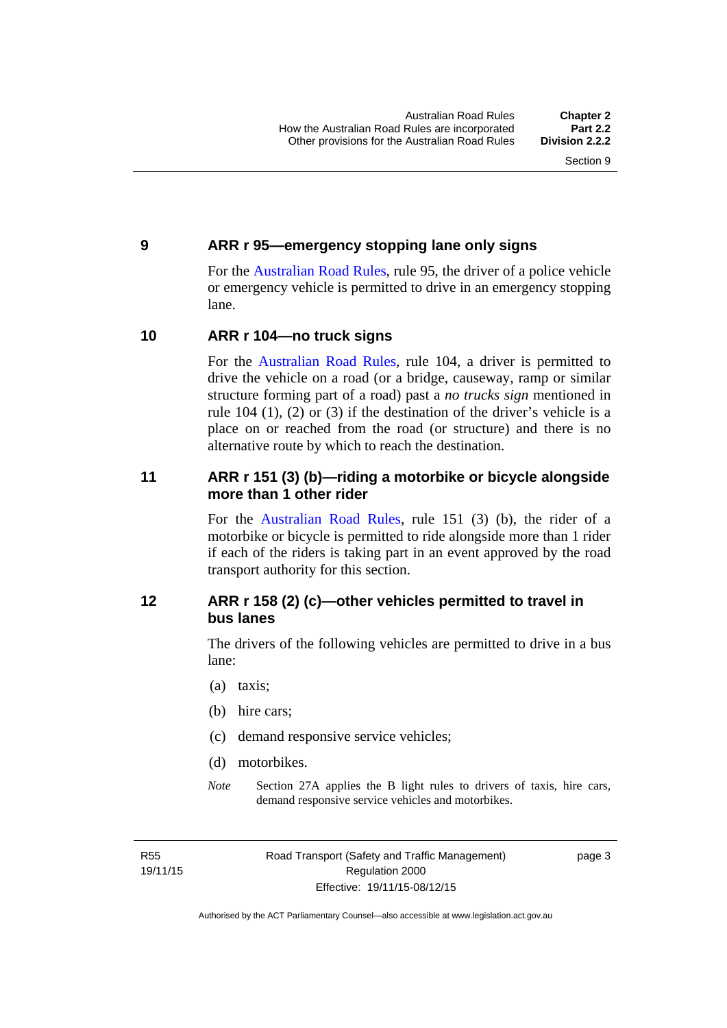## 9 ARR r 95—emergency stopping lane only signs

For the Australian Road Rules, rule 95, the driver of a police vehicle or emergency vehicle is permitted to drive in an emergency stopping lane.

## 10 ARR r 104—no truck signs

For the Australian Road Rules, rule 104, a driver is permitted to drive the vehicle on a road (or a bridge, causeway, ramp or similar structure forming part of a road) past a *no trucks sign* mentioned in rule 104 (1), (2) or (3) if the destination of the driver's vehicle is a place on or reached from the road (or structure) and there is no alternative route by which to reach the destination.

## 11 ARR r 151 (3) (b)—riding a motorbike or bicycle alongside more than 1 other rider

For the Australian Road Rules, rule 151 (3) (b), the rider of a motorbike or bicycle is permitted to ride alongside more than 1 rider if each of the riders is taking part in an event approved by the road transport authority for this section.

## 12 ARR r 158 (2) (c)—other vehicles permitted to travel in bus lanes

The drivers of the following vehicles are permitted to drive in a bus lane:

(a) taxis;

(b) hire cars;

(c) demand responsive service vehicles;

(d) motorbikes.

*Note* Section 27A applies the B light rules to drivers of taxis, hire cars, demand responsive service vehicles and motorbikes.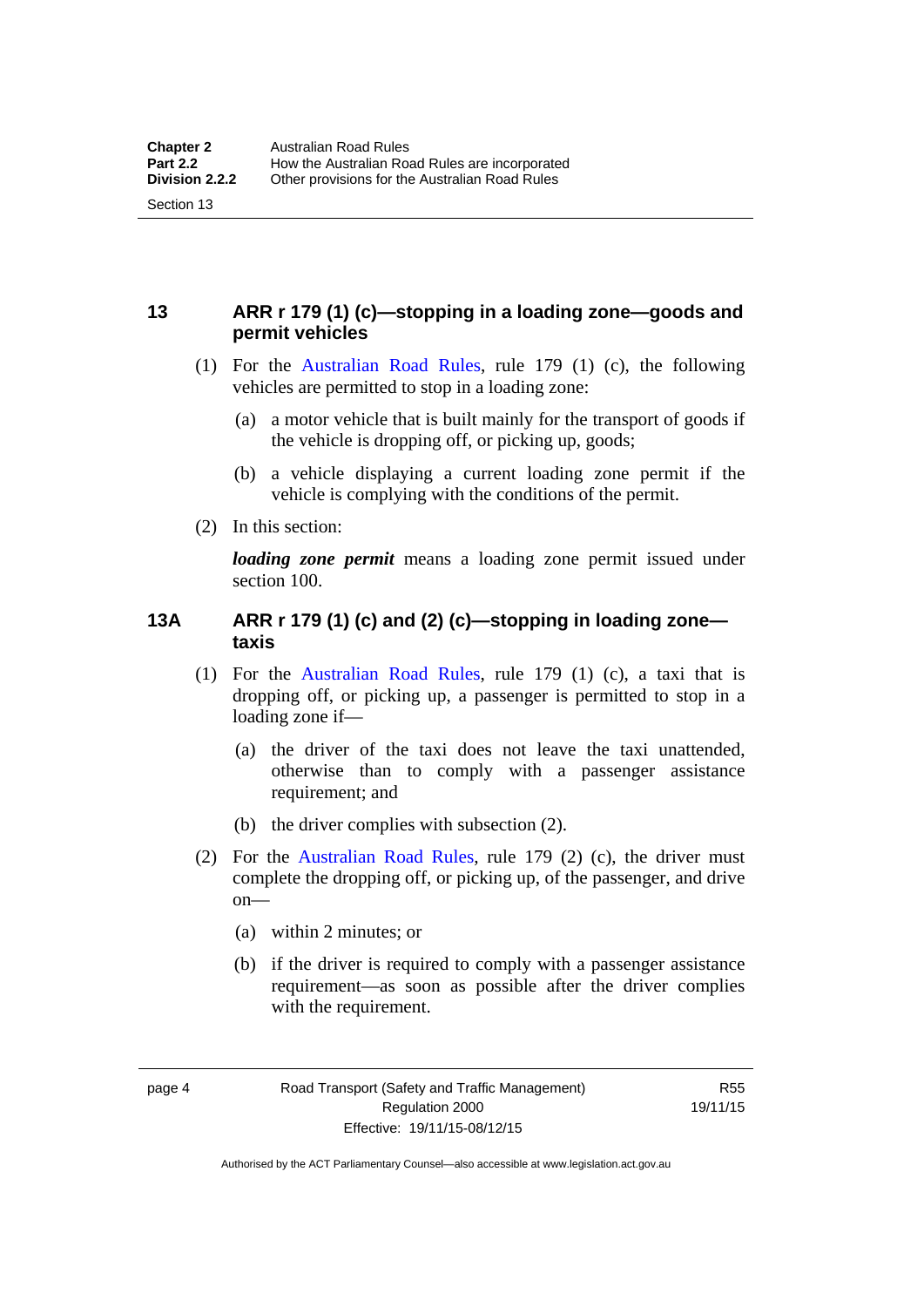## 13 ARR r 179 (1) (c)—stopping in a loading zone—goods and permit vehicles

(1) For the Australian Road Rules, rule 179 (1) (c), the following vehicles are permitted to stop in a loading zone:

(a) a motor vehicle that is built mainly for the transport of goods if the vehicle is dropping off, or picking up, goods;

(b) a vehicle displaying a current loading zone permit if the vehicle is complying with the conditions of the permit.

(2) In this section:

***loading zone permit*** means a loading zone permit issued under section 100.

## 13A ARR r 179 (1) (c) and (2) (c)—stopping in loading zone—taxis

(1) For the Australian Road Rules, rule 179 (1) (c), a taxi that is dropping off, or picking up, a passenger is permitted to stop in a loading zone if—

(a) the driver of the taxi does not leave the taxi unattended, otherwise than to comply with a passenger assistance requirement; and

(b) the driver complies with subsection (2).

(2) For the Australian Road Rules, rule 179 (2) (c), the driver must complete the dropping off, or picking up, of the passenger, and drive on—

(a) within 2 minutes; or

(b) if the driver is required to comply with a passenger assistance requirement—as soon as possible after the driver complies with the requirement.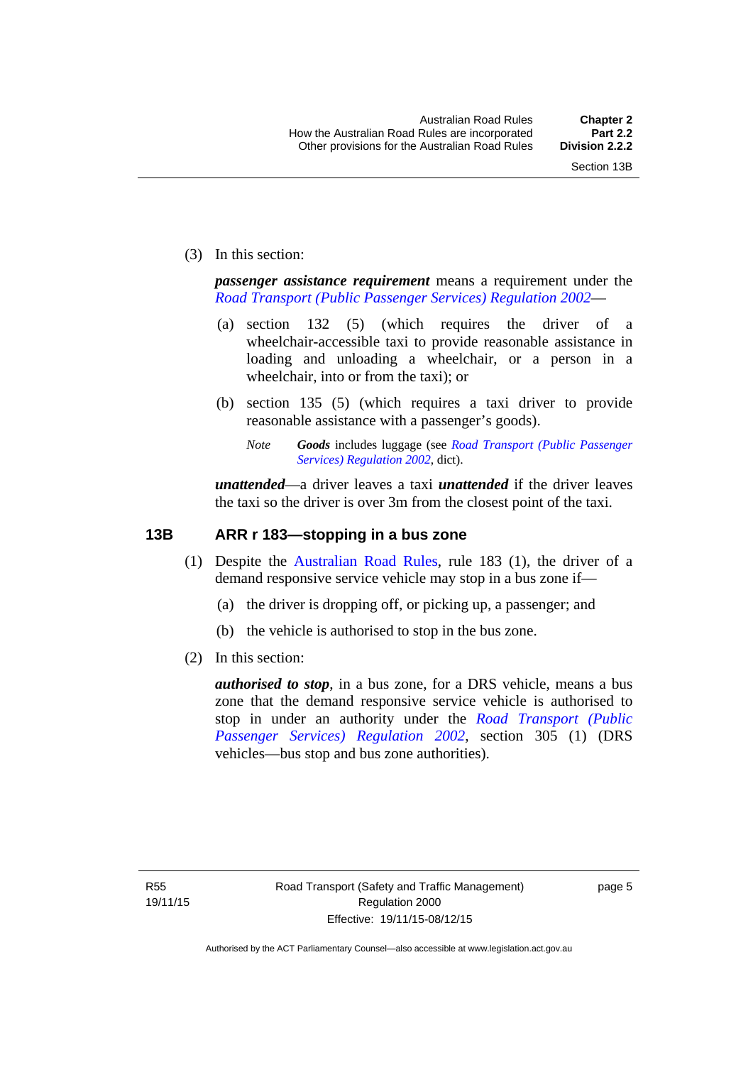(3) In this section:

***passenger assistance requirement*** means a requirement under the *Road Transport (Public Passenger Services) Regulation 2002*—

(a) section 132 (5) (which requires the driver of a wheelchair-accessible taxi to provide reasonable assistance in loading and unloading a wheelchair, or a person in a wheelchair, into or from the taxi); or

(b) section 135 (5) (which requires a taxi driver to provide reasonable assistance with a passenger's goods).

*Note* ***Goods*** includes luggage (see *Road Transport (Public Passenger Services) Regulation 2002*, dict).

***unattended***—a driver leaves a taxi ***unattended*** if the driver leaves the taxi so the driver is over 3m from the closest point of the taxi.

## 13B ARR r 183—stopping in a bus zone

(1) Despite the Australian Road Rules, rule 183 (1), the driver of a demand responsive service vehicle may stop in a bus zone if—

(a) the driver is dropping off, or picking up, a passenger; and

(b) the vehicle is authorised to stop in the bus zone.

(2) In this section:

***authorised to stop***, in a bus zone, for a DRS vehicle, means a bus zone that the demand responsive service vehicle is authorised to stop in under an authority under the *Road Transport (Public Passenger Services) Regulation 2002*, section 305 (1) (DRS vehicles—bus stop and bus zone authorities).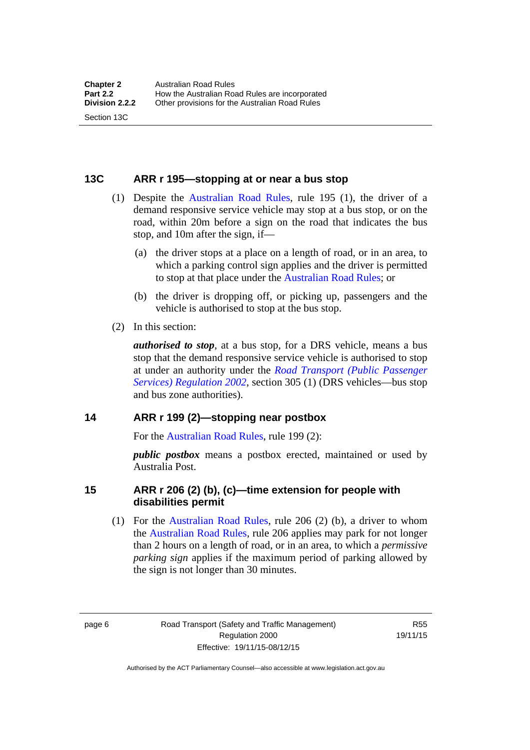### 13C ARR r 195—stopping at or near a bus stop

(1) Despite the Australian Road Rules, rule 195 (1), the driver of a demand responsive service vehicle may stop at a bus stop, or on the road, within 20m before a sign on the road that indicates the bus stop, and 10m after the sign, if—

(a) the driver stops at a place on a length of road, or in an area, to which a parking control sign applies and the driver is permitted to stop at that place under the Australian Road Rules; or

(b) the driver is dropping off, or picking up, passengers and the vehicle is authorised to stop at the bus stop.

(2) In this section:

***authorised to stop***, at a bus stop, for a DRS vehicle, means a bus stop that the demand responsive service vehicle is authorised to stop at under an authority under the *Road Transport (Public Passenger Services) Regulation 2002*, section 305 (1) (DRS vehicles—bus stop and bus zone authorities).

### 14 ARR r 199 (2)—stopping near postbox

For the Australian Road Rules, rule 199 (2):

***public postbox*** means a postbox erected, maintained or used by Australia Post.

### 15 ARR r 206 (2) (b), (c)—time extension for people with disabilities permit

(1) For the Australian Road Rules, rule 206 (2) (b), a driver to whom the Australian Road Rules, rule 206 applies may park for not longer than 2 hours on a length of road, or in an area, to which a *permissive parking sign* applies if the maximum period of parking allowed by the sign is not longer than 30 minutes.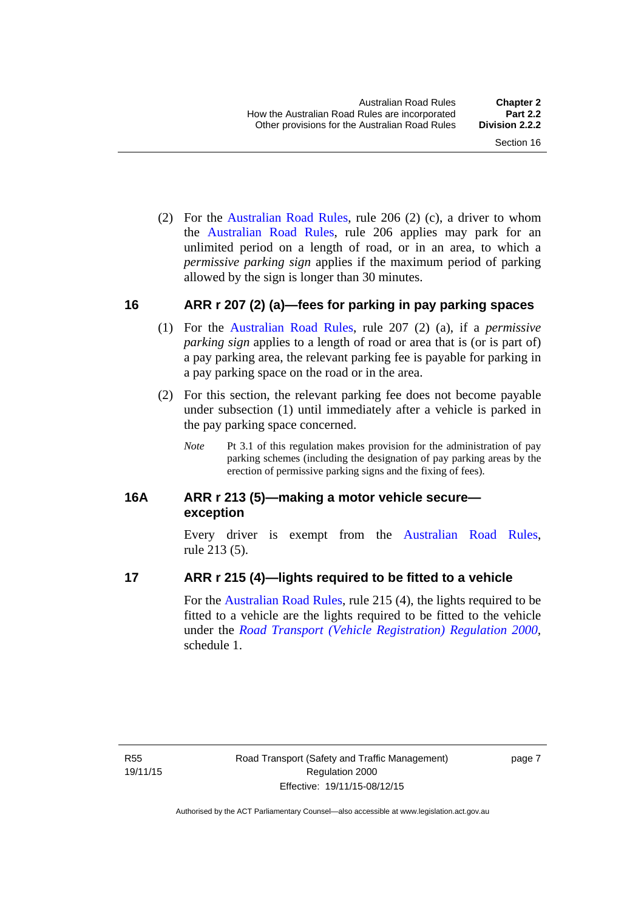(2) For the Australian Road Rules, rule 206 (2) (c), a driver to whom the Australian Road Rules, rule 206 applies may park for an unlimited period on a length of road, or in an area, to which a *permissive parking sign* applies if the maximum period of parking allowed by the sign is longer than 30 minutes.

## 16 ARR r 207 (2) (a)—fees for parking in pay parking spaces

(1) For the Australian Road Rules, rule 207 (2) (a), if a *permissive parking sign* applies to a length of road or area that is (or is part of) a pay parking area, the relevant parking fee is payable for parking in a pay parking space on the road or in the area.

(2) For this section, the relevant parking fee does not become payable under subsection (1) until immediately after a vehicle is parked in the pay parking space concerned.

*Note* Pt 3.1 of this regulation makes provision for the administration of pay parking schemes (including the designation of pay parking areas by the erection of permissive parking signs and the fixing of fees).

## 16A ARR r 213 (5)—making a motor vehicle secure—exception

Every driver is exempt from the Australian Road Rules, rule 213 (5).

## 17 ARR r 215 (4)—lights required to be fitted to a vehicle

For the Australian Road Rules, rule 215 (4), the lights required to be fitted to a vehicle are the lights required to be fitted to the vehicle under the *Road Transport (Vehicle Registration) Regulation 2000*, schedule 1.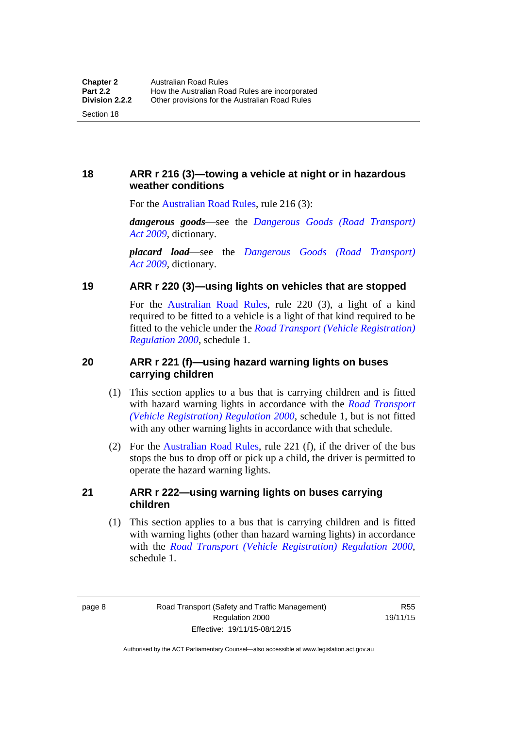## 18 ARR r 216 (3)—towing a vehicle at night or in hazardous weather conditions

For the Australian Road Rules, rule 216 (3):

***dangerous goods***—see the *Dangerous Goods (Road Transport) Act 2009*, dictionary.

***placard load***—see the *Dangerous Goods (Road Transport) Act 2009*, dictionary.

## 19 ARR r 220 (3)—using lights on vehicles that are stopped

For the Australian Road Rules, rule 220 (3), a light of a kind required to be fitted to a vehicle is a light of that kind required to be fitted to the vehicle under the *Road Transport (Vehicle Registration) Regulation 2000*, schedule 1.

## 20 ARR r 221 (f)—using hazard warning lights on buses carrying children

(1) This section applies to a bus that is carrying children and is fitted with hazard warning lights in accordance with the *Road Transport (Vehicle Registration) Regulation 2000*, schedule 1, but is not fitted with any other warning lights in accordance with that schedule.

(2) For the Australian Road Rules, rule 221 (f), if the driver of the bus stops the bus to drop off or pick up a child, the driver is permitted to operate the hazard warning lights.

## 21 ARR r 222—using warning lights on buses carrying children

(1) This section applies to a bus that is carrying children and is fitted with warning lights (other than hazard warning lights) in accordance with the *Road Transport (Vehicle Registration) Regulation 2000*, schedule 1.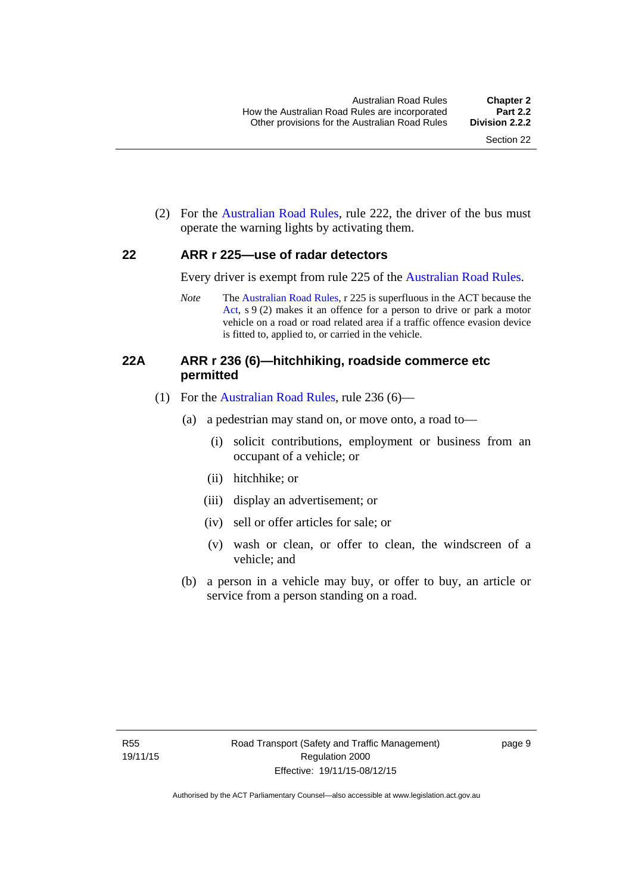(2) For the Australian Road Rules, rule 222, the driver of the bus must operate the warning lights by activating them.

## 22 ARR r 225—use of radar detectors

Every driver is exempt from rule 225 of the Australian Road Rules.

*Note* The Australian Road Rules, r 225 is superfluous in the ACT because the Act, s 9 (2) makes it an offence for a person to drive or park a motor vehicle on a road or road related area if a traffic offence evasion device is fitted to, applied to, or carried in the vehicle.

## 22A ARR r 236 (6)—hitchhiking, roadside commerce etc permitted

(1) For the Australian Road Rules, rule 236 (6)—

(a) a pedestrian may stand on, or move onto, a road to—

(i) solicit contributions, employment or business from an occupant of a vehicle; or

(ii) hitchhike; or

(iii) display an advertisement; or

(iv) sell or offer articles for sale; or

(v) wash or clean, or offer to clean, the windscreen of a vehicle; and

(b) a person in a vehicle may buy, or offer to buy, an article or service from a person standing on a road.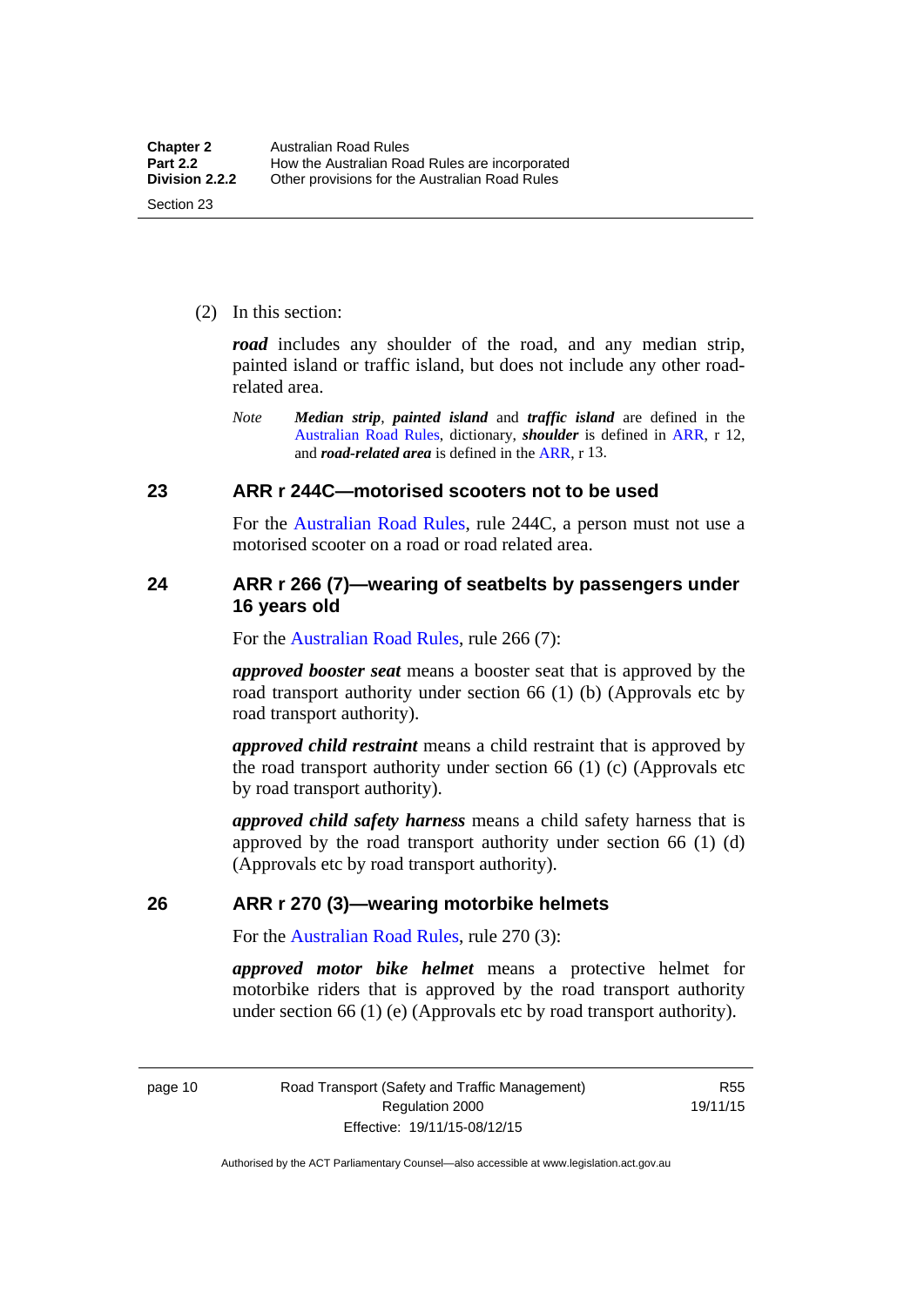(2) In this section:

***road*** includes any shoulder of the road, and any median strip, painted island or traffic island, but does not include any other road-related area.

*Note* ***Median strip***, ***painted island*** and ***traffic island*** are defined in the Australian Road Rules, dictionary, ***shoulder*** is defined in ARR, r 12, and ***road-related area*** is defined in the ARR, r 13.

## 23 ARR r 244C—motorised scooters not to be used

For the Australian Road Rules, rule 244C, a person must not use a motorised scooter on a road or road related area.

## 24 ARR r 266 (7)—wearing of seatbelts by passengers under 16 years old

For the Australian Road Rules, rule 266 (7):

***approved booster seat*** means a booster seat that is approved by the road transport authority under section 66 (1) (b) (Approvals etc by road transport authority).

***approved child restraint*** means a child restraint that is approved by the road transport authority under section 66 (1) (c) (Approvals etc by road transport authority).

***approved child safety harness*** means a child safety harness that is approved by the road transport authority under section 66 (1) (d) (Approvals etc by road transport authority).

## 26 ARR r 270 (3)—wearing motorbike helmets

For the Australian Road Rules, rule 270 (3):

***approved motor bike helmet*** means a protective helmet for motorbike riders that is approved by the road transport authority under section 66 (1) (e) (Approvals etc by road transport authority).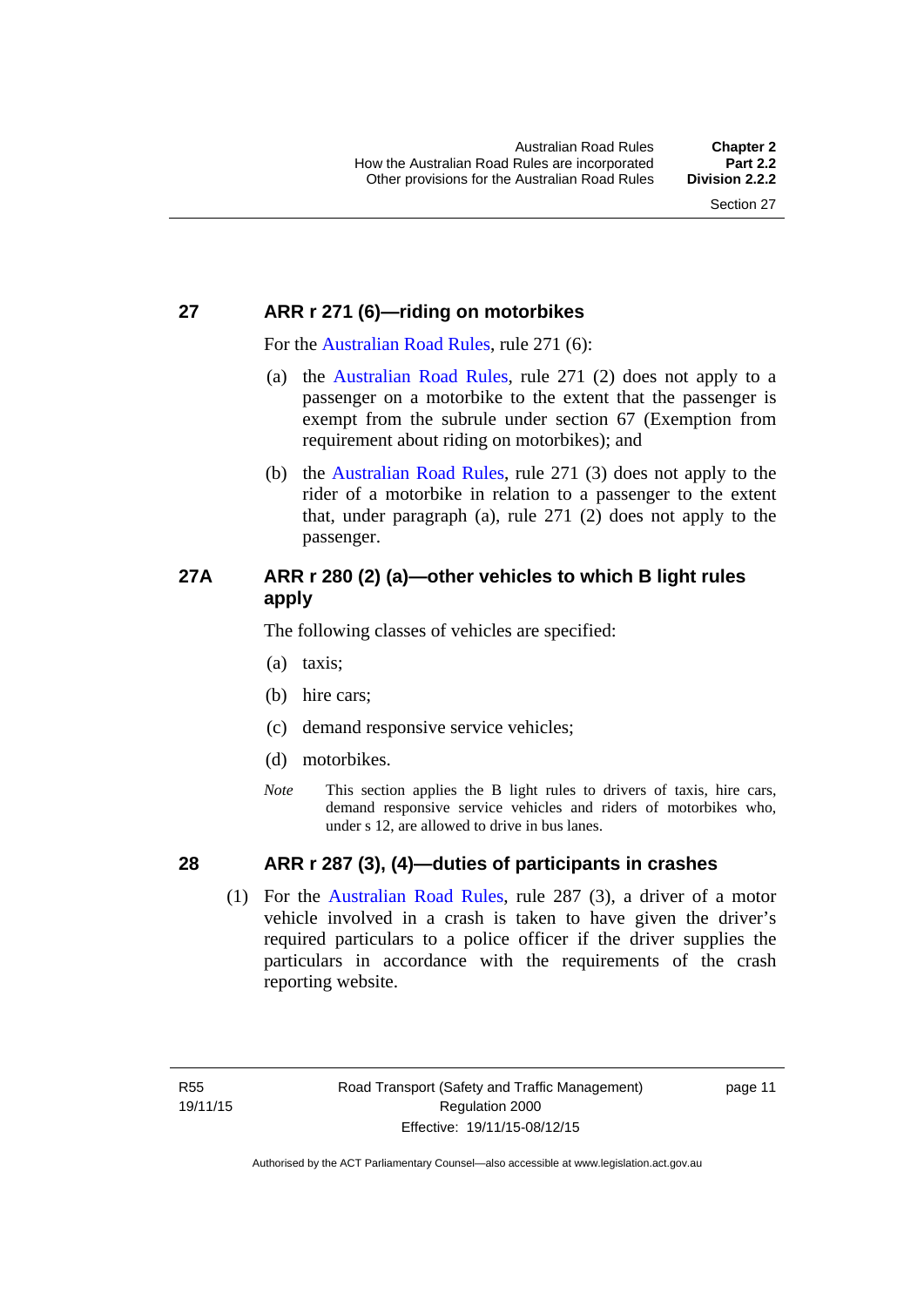## 27 ARR r 271 (6)—riding on motorbikes

For the Australian Road Rules, rule 271 (6):

(a) the Australian Road Rules, rule 271 (2) does not apply to a passenger on a motorbike to the extent that the passenger is exempt from the subrule under section 67 (Exemption from requirement about riding on motorbikes); and

(b) the Australian Road Rules, rule 271 (3) does not apply to the rider of a motorbike in relation to a passenger to the extent that, under paragraph (a), rule 271 (2) does not apply to the passenger.

## 27A ARR r 280 (2) (a)—other vehicles to which B light rules apply

The following classes of vehicles are specified:

(a) taxis;

(b) hire cars;

(c) demand responsive service vehicles;

(d) motorbikes.

*Note* This section applies the B light rules to drivers of taxis, hire cars, demand responsive service vehicles and riders of motorbikes who, under s 12, are allowed to drive in bus lanes.

## 28 ARR r 287 (3), (4)—duties of participants in crashes

(1) For the Australian Road Rules, rule 287 (3), a driver of a motor vehicle involved in a crash is taken to have given the driver's required particulars to a police officer if the driver supplies the particulars in accordance with the requirements of the crash reporting website.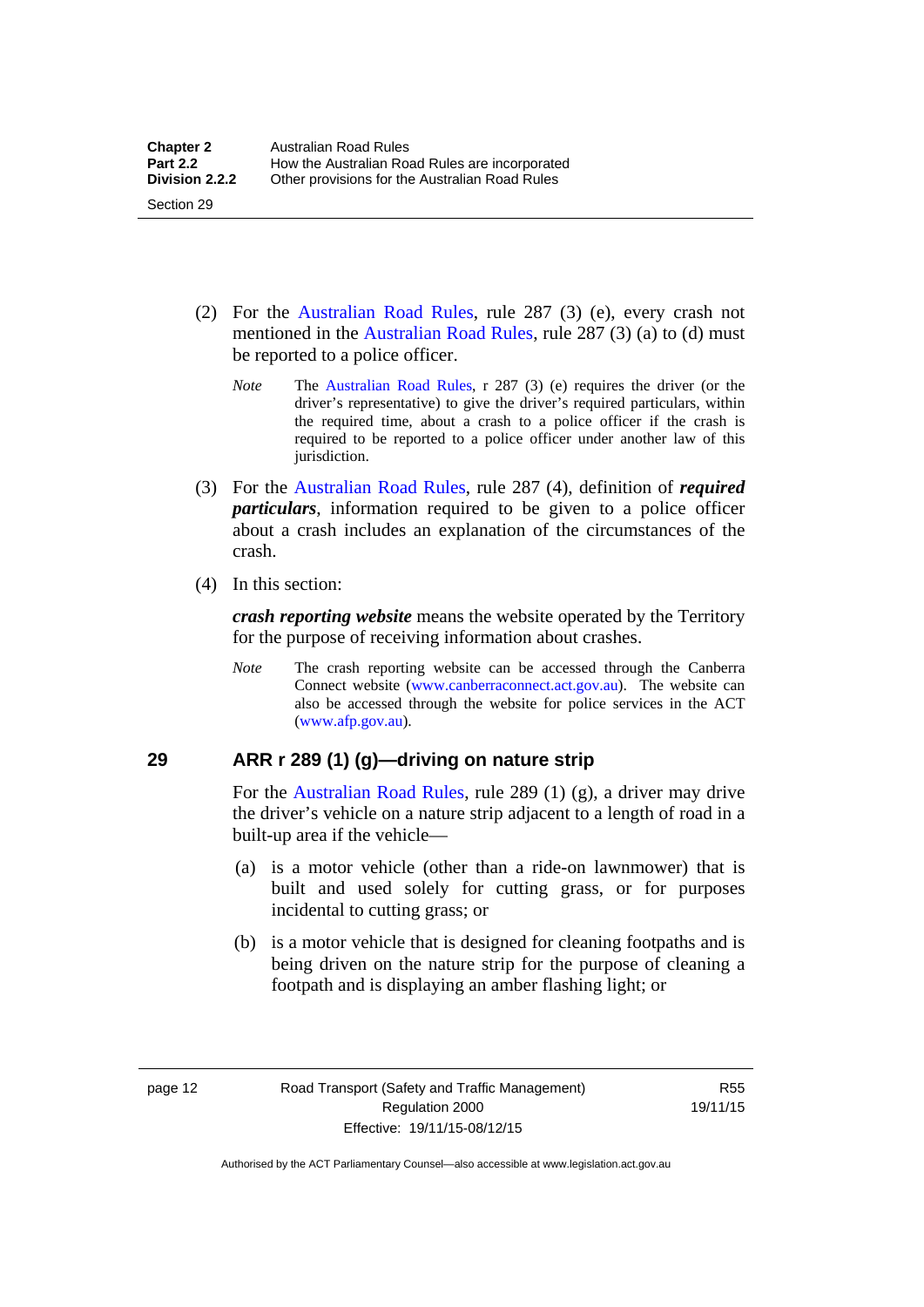(2) For the Australian Road Rules, rule 287 (3) (e), every crash not mentioned in the Australian Road Rules, rule 287 (3) (a) to (d) must be reported to a police officer.

*Note* The Australian Road Rules, r 287 (3) (e) requires the driver (or the driver's representative) to give the driver's required particulars, within the required time, about a crash to a police officer if the crash is required to be reported to a police officer under another law of this jurisdiction.

(3) For the Australian Road Rules, rule 287 (4), definition of ***required particulars***, information required to be given to a police officer about a crash includes an explanation of the circumstances of the crash.

(4) In this section:

***crash reporting website*** means the website operated by the Territory for the purpose of receiving information about crashes.

*Note* The crash reporting website can be accessed through the Canberra Connect website (www.canberraconnect.act.gov.au). The website can also be accessed through the website for police services in the ACT (www.afp.gov.au).

## 29 ARR r 289 (1) (g)—driving on nature strip

For the Australian Road Rules, rule 289 (1) (g), a driver may drive the driver's vehicle on a nature strip adjacent to a length of road in a built-up area if the vehicle—

(a) is a motor vehicle (other than a ride-on lawnmower) that is built and used solely for cutting grass, or for purposes incidental to cutting grass; or

(b) is a motor vehicle that is designed for cleaning footpaths and is being driven on the nature strip for the purpose of cleaning a footpath and is displaying an amber flashing light; or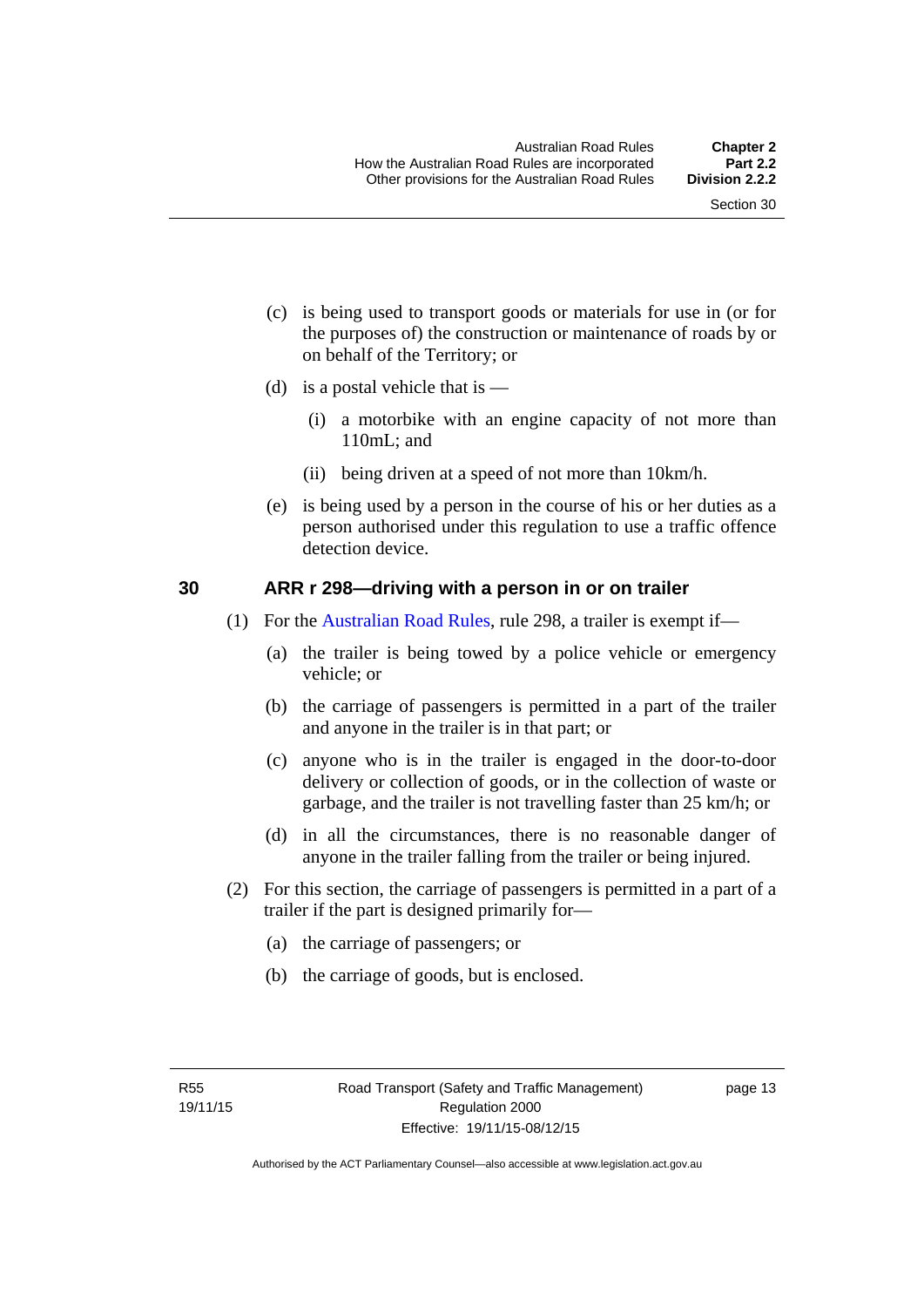(c) is being used to transport goods or materials for use in (or for the purposes of) the construction or maintenance of roads by or on behalf of the Territory; or

(d) is a postal vehicle that is —

(i) a motorbike with an engine capacity of not more than 110mL; and

(ii) being driven at a speed of not more than 10km/h.

(e) is being used by a person in the course of his or her duties as a person authorised under this regulation to use a traffic offence detection device.

## 30 ARR r 298—driving with a person in or on trailer

(1) For the Australian Road Rules, rule 298, a trailer is exempt if—

(a) the trailer is being towed by a police vehicle or emergency vehicle; or

(b) the carriage of passengers is permitted in a part of the trailer and anyone in the trailer is in that part; or

(c) anyone who is in the trailer is engaged in the door-to-door delivery or collection of goods, or in the collection of waste or garbage, and the trailer is not travelling faster than 25 km/h; or

(d) in all the circumstances, there is no reasonable danger of anyone in the trailer falling from the trailer or being injured.

(2) For this section, the carriage of passengers is permitted in a part of a trailer if the part is designed primarily for—

(a) the carriage of passengers; or

(b) the carriage of goods, but is enclosed.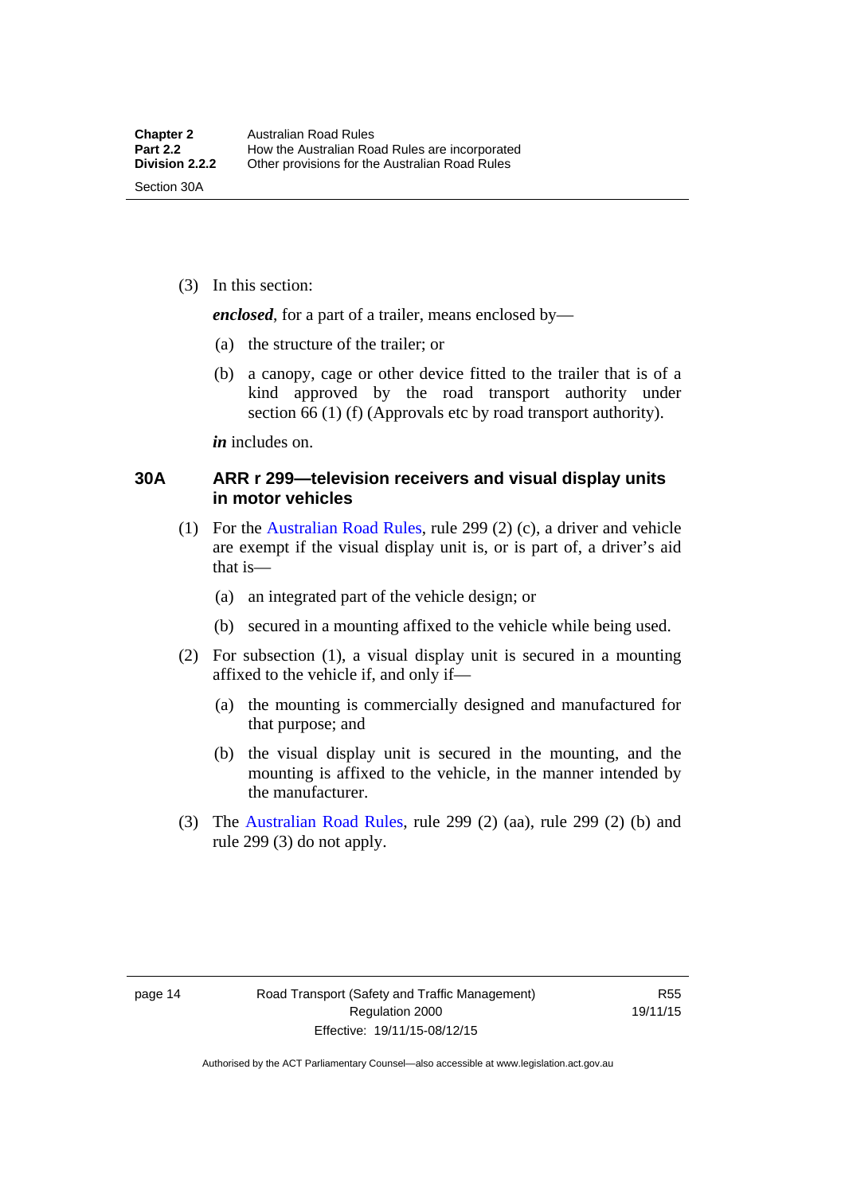(3) In this section:

***enclosed***, for a part of a trailer, means enclosed by—

(a) the structure of the trailer; or

(b) a canopy, cage or other device fitted to the trailer that is of a kind approved by the road transport authority under section 66 (1) (f) (Approvals etc by road transport authority).

***in*** includes on.

### 30A ARR r 299—television receivers and visual display units in motor vehicles

(1) For the Australian Road Rules, rule 299 (2) (c), a driver and vehicle are exempt if the visual display unit is, or is part of, a driver's aid that is—

(a) an integrated part of the vehicle design; or

(b) secured in a mounting affixed to the vehicle while being used.

(2) For subsection (1), a visual display unit is secured in a mounting affixed to the vehicle if, and only if—

(a) the mounting is commercially designed and manufactured for that purpose; and

(b) the visual display unit is secured in the mounting, and the mounting is affixed to the vehicle, in the manner intended by the manufacturer.

(3) The Australian Road Rules, rule 299 (2) (aa), rule 299 (2) (b) and rule 299 (3) do not apply.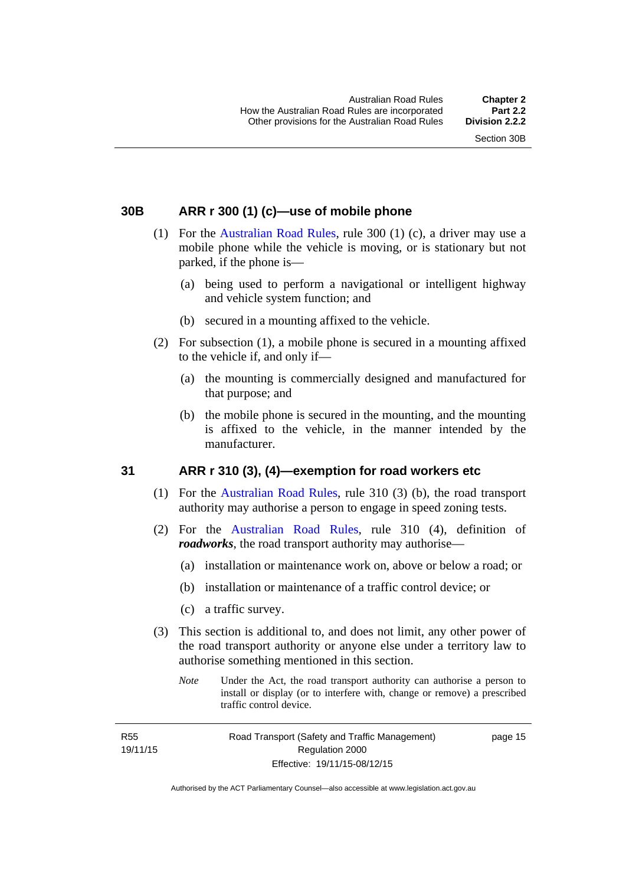## 30B ARR r 300 (1) (c)—use of mobile phone

(1) For the Australian Road Rules, rule 300 (1) (c), a driver may use a mobile phone while the vehicle is moving, or is stationary but not parked, if the phone is—

(a) being used to perform a navigational or intelligent highway and vehicle system function; and

(b) secured in a mounting affixed to the vehicle.

(2) For subsection (1), a mobile phone is secured in a mounting affixed to the vehicle if, and only if—

(a) the mounting is commercially designed and manufactured for that purpose; and

(b) the mobile phone is secured in the mounting, and the mounting is affixed to the vehicle, in the manner intended by the manufacturer.

## 31 ARR r 310 (3), (4)—exemption for road workers etc

(1) For the Australian Road Rules, rule 310 (3) (b), the road transport authority may authorise a person to engage in speed zoning tests.

(2) For the Australian Road Rules, rule 310 (4), definition of ***roadworks***, the road transport authority may authorise—

(a) installation or maintenance work on, above or below a road; or

(b) installation or maintenance of a traffic control device; or

(c) a traffic survey.

(3) This section is additional to, and does not limit, any other power of the road transport authority or anyone else under a territory law to authorise something mentioned in this section.

*Note* Under the Act, the road transport authority can authorise a person to install or display (or to interfere with, change or remove) a prescribed traffic control device.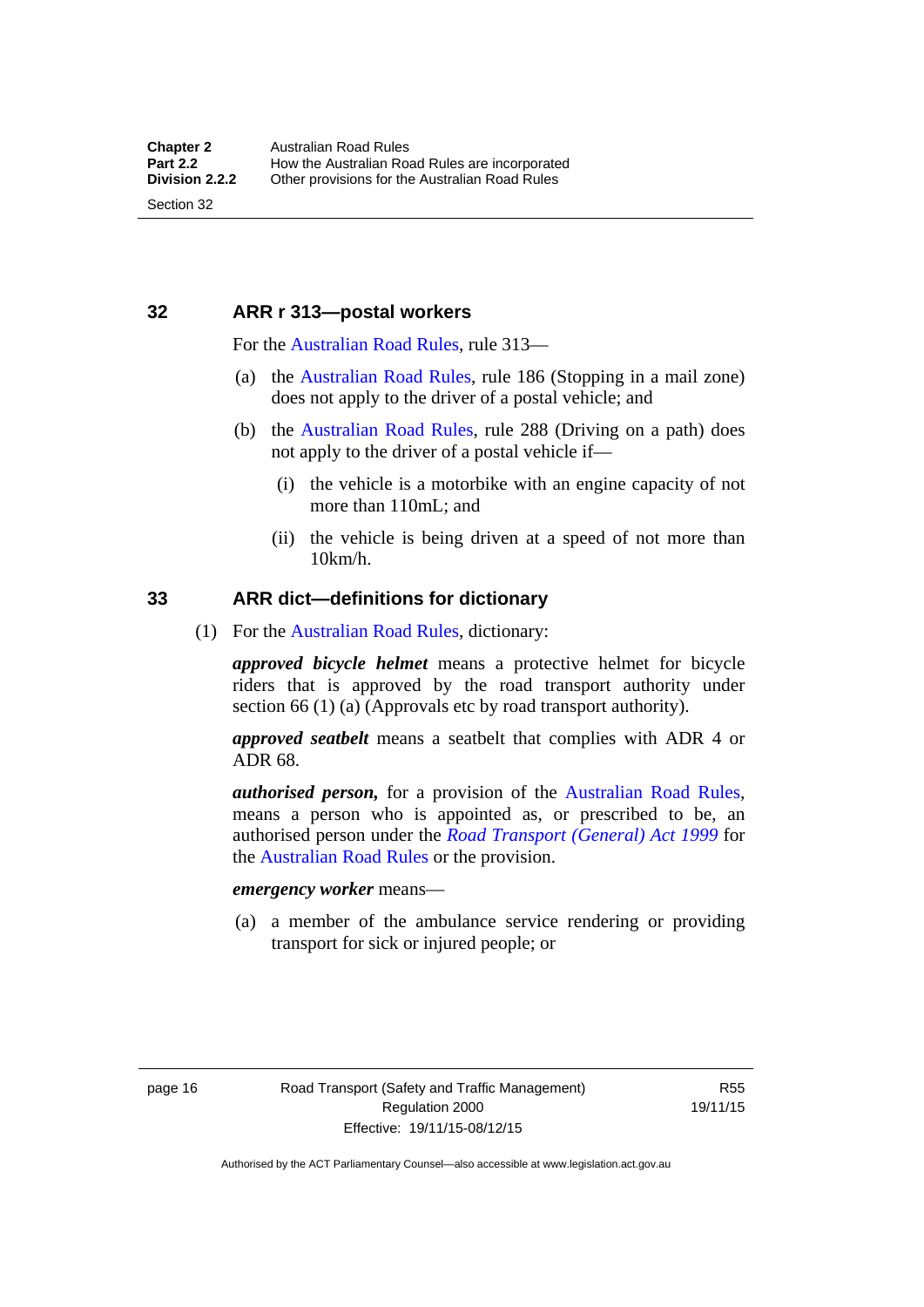## 32 ARR r 313—postal workers

For the Australian Road Rules, rule 313—

(a) the Australian Road Rules, rule 186 (Stopping in a mail zone) does not apply to the driver of a postal vehicle; and

(b) the Australian Road Rules, rule 288 (Driving on a path) does not apply to the driver of a postal vehicle if—

  (i) the vehicle is a motorbike with an engine capacity of not more than 110mL; and

  (ii) the vehicle is being driven at a speed of not more than 10km/h.

## 33 ARR dict—definitions for dictionary

(1) For the Australian Road Rules, dictionary:

***approved bicycle helmet*** means a protective helmet for bicycle riders that is approved by the road transport authority under section 66 (1) (a) (Approvals etc by road transport authority).

***approved seatbelt*** means a seatbelt that complies with ADR 4 or ADR 68.

***authorised person,*** for a provision of the Australian Road Rules, means a person who is appointed as, or prescribed to be, an authorised person under the *Road Transport (General) Act 1999* for the Australian Road Rules or the provision.

***emergency worker*** means—

(a) a member of the ambulance service rendering or providing transport for sick or injured people; or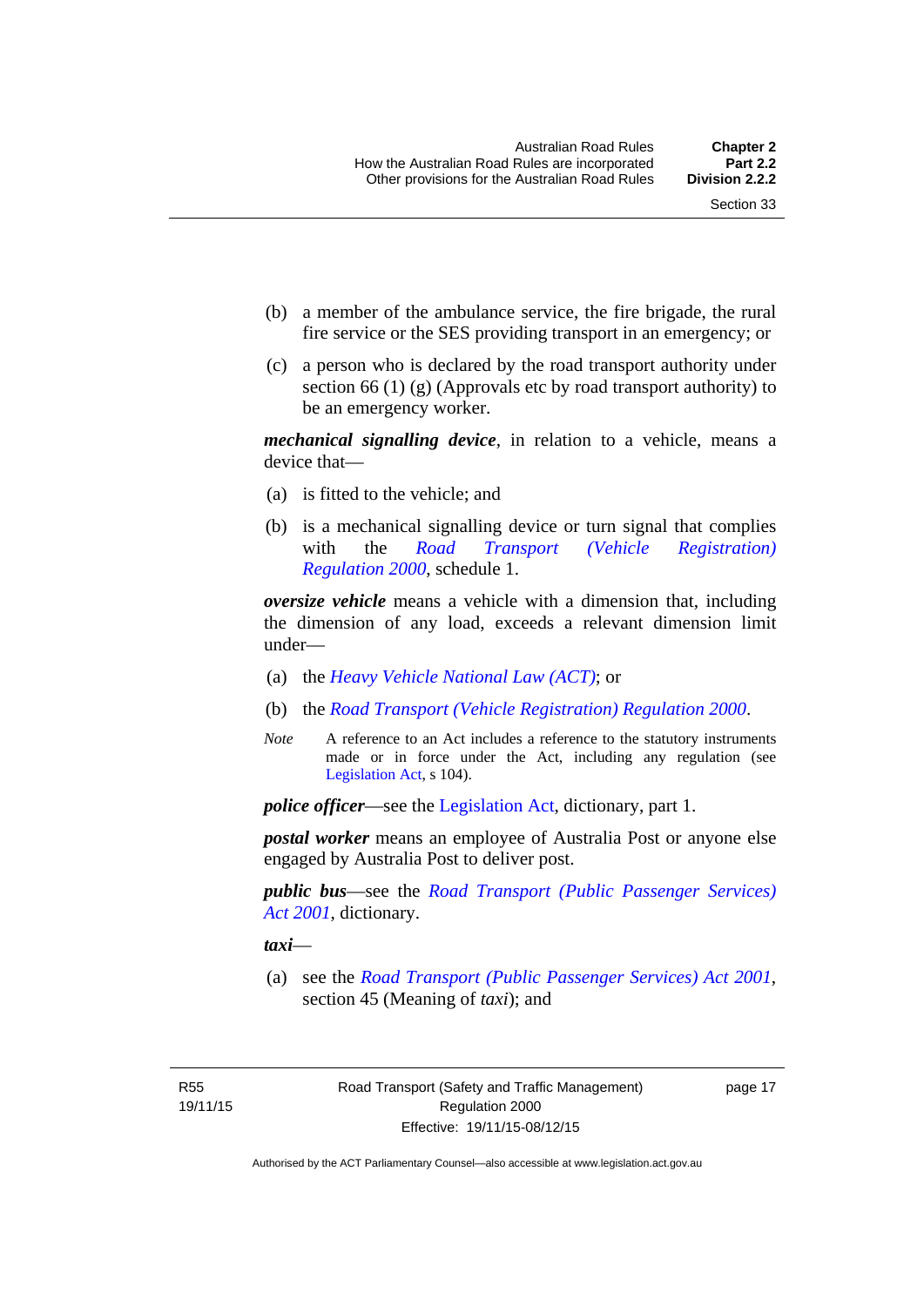(b) a member of the ambulance service, the fire brigade, the rural fire service or the SES providing transport in an emergency; or

(c) a person who is declared by the road transport authority under section 66 (1) (g) (Approvals etc by road transport authority) to be an emergency worker.

***mechanical signalling device***, in relation to a vehicle, means a device that—

(a) is fitted to the vehicle; and

(b) is a mechanical signalling device or turn signal that complies with the *Road Transport (Vehicle Registration) Regulation 2000*, schedule 1.

***oversize vehicle*** means a vehicle with a dimension that, including the dimension of any load, exceeds a relevant dimension limit under—

(a) the *Heavy Vehicle National Law (ACT)*; or

(b) the *Road Transport (Vehicle Registration) Regulation 2000*.

*Note* A reference to an Act includes a reference to the statutory instruments made or in force under the Act, including any regulation (see Legislation Act, s 104).

***police officer***—see the Legislation Act, dictionary, part 1.

***postal worker*** means an employee of Australia Post or anyone else engaged by Australia Post to deliver post.

***public bus***—see the *Road Transport (Public Passenger Services) Act 2001*, dictionary.

***taxi***—

(a) see the *Road Transport (Public Passenger Services) Act 2001*, section 45 (Meaning of *taxi*); and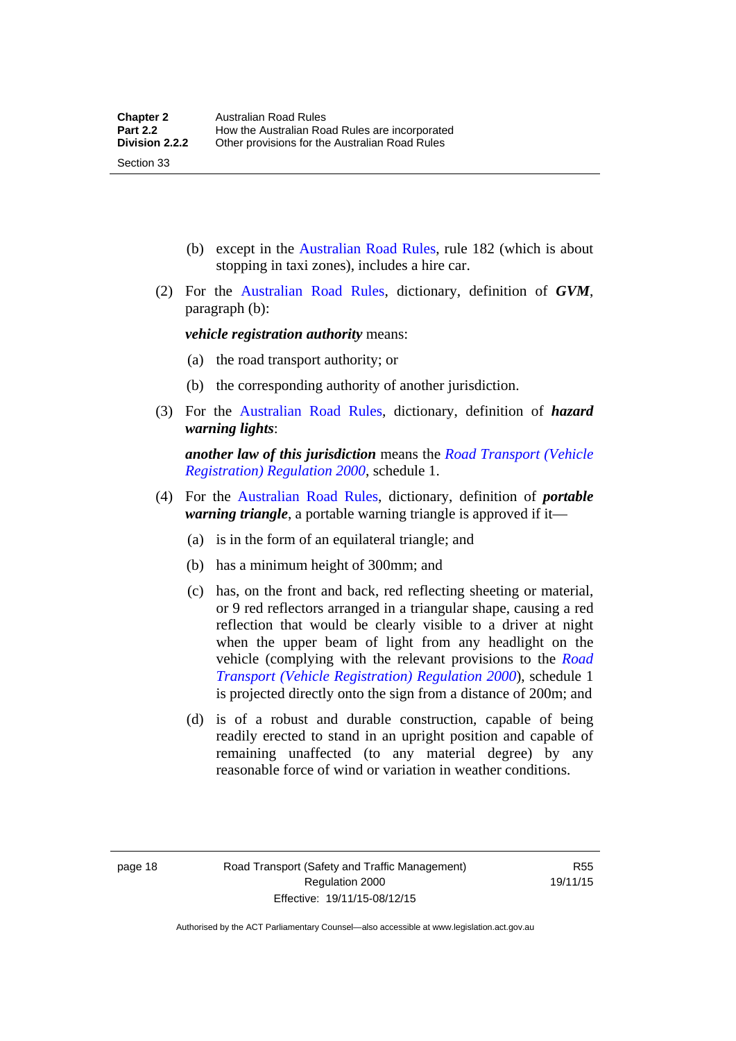(b) except in the Australian Road Rules, rule 182 (which is about stopping in taxi zones), includes a hire car.

(2) For the Australian Road Rules, dictionary, definition of ***GVM***, paragraph (b):

***vehicle registration authority*** means:

(a) the road transport authority; or

(b) the corresponding authority of another jurisdiction.

(3) For the Australian Road Rules, dictionary, definition of ***hazard warning lights***:

***another law of this jurisdiction*** means the *Road Transport (Vehicle Registration) Regulation 2000*, schedule 1.

(4) For the Australian Road Rules, dictionary, definition of ***portable warning triangle***, a portable warning triangle is approved if it—

(a) is in the form of an equilateral triangle; and

(b) has a minimum height of 300mm; and

(c) has, on the front and back, red reflecting sheeting or material, or 9 red reflectors arranged in a triangular shape, causing a red reflection that would be clearly visible to a driver at night when the upper beam of light from any headlight on the vehicle (complying with the relevant provisions to the *Road Transport (Vehicle Registration) Regulation 2000*), schedule 1 is projected directly onto the sign from a distance of 200m; and

(d) is of a robust and durable construction, capable of being readily erected to stand in an upright position and capable of remaining unaffected (to any material degree) by any reasonable force of wind or variation in weather conditions.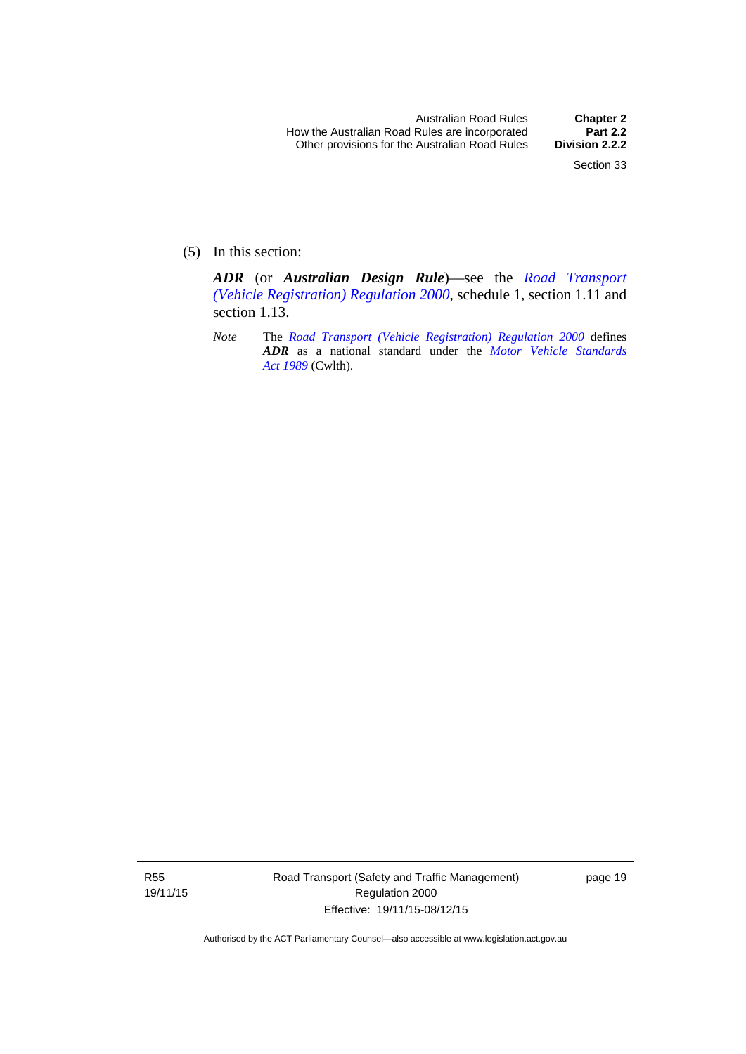(5) In this section:

***ADR*** (or ***Australian Design Rule***)—see the *Road Transport (Vehicle Registration) Regulation 2000*, schedule 1, section 1.11 and section 1.13.

*Note* The *Road Transport (Vehicle Registration) Regulation 2000* defines ***ADR*** as a national standard under the *Motor Vehicle Standards Act 1989* (Cwlth).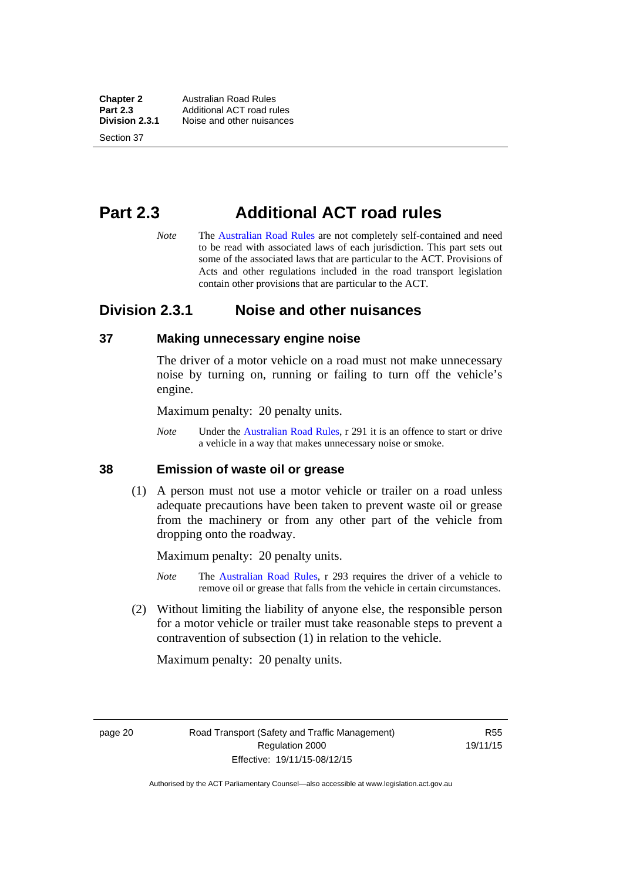# Part 2.3 Additional ACT road rules

*Note* The Australian Road Rules are not completely self-contained and need to be read with associated laws of each jurisdiction. This part sets out some of the associated laws that are particular to the ACT. Provisions of Acts and other regulations included in the road transport legislation contain other provisions that are particular to the ACT.

## Division 2.3.1 Noise and other nuisances

### 37 Making unnecessary engine noise

The driver of a motor vehicle on a road must not make unnecessary noise by turning on, running or failing to turn off the vehicle's engine.

Maximum penalty: 20 penalty units.

*Note* Under the Australian Road Rules, r 291 it is an offence to start or drive a vehicle in a way that makes unnecessary noise or smoke.

### 38 Emission of waste oil or grease

(1) A person must not use a motor vehicle or trailer on a road unless adequate precautions have been taken to prevent waste oil or grease from the machinery or from any other part of the vehicle from dropping onto the roadway.

Maximum penalty: 20 penalty units.

*Note* The Australian Road Rules, r 293 requires the driver of a vehicle to remove oil or grease that falls from the vehicle in certain circumstances.

(2) Without limiting the liability of anyone else, the responsible person for a motor vehicle or trailer must take reasonable steps to prevent a contravention of subsection (1) in relation to the vehicle.

Maximum penalty: 20 penalty units.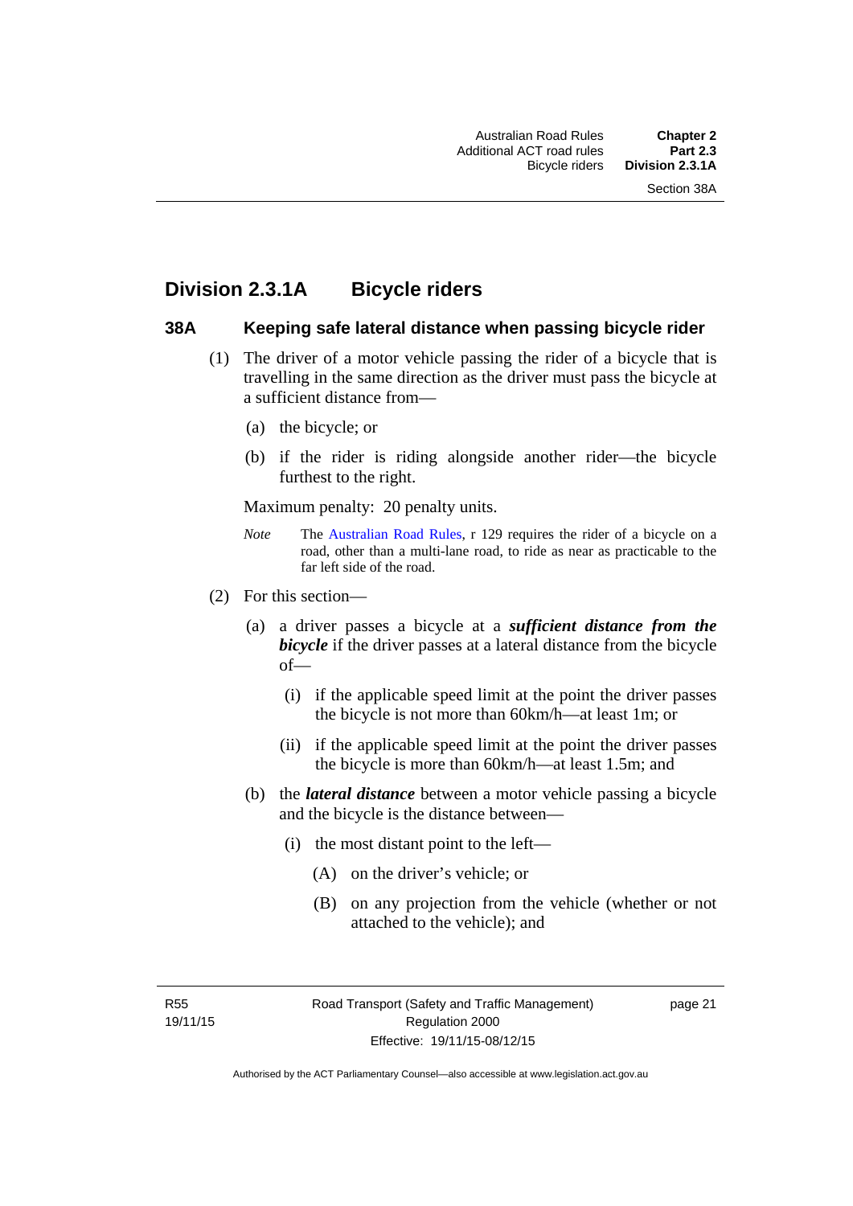## Division 2.3.1A Bicycle riders

### 38A Keeping safe lateral distance when passing bicycle rider

(1) The driver of a motor vehicle passing the rider of a bicycle that is travelling in the same direction as the driver must pass the bicycle at a sufficient distance from—

(a) the bicycle; or

(b) if the rider is riding alongside another rider—the bicycle furthest to the right.

Maximum penalty: 20 penalty units.

*Note* The Australian Road Rules, r 129 requires the rider of a bicycle on a road, other than a multi-lane road, to ride as near as practicable to the far left side of the road.

(2) For this section—

(a) a driver passes a bicycle at a ***sufficient distance from the bicycle*** if the driver passes at a lateral distance from the bicycle of—

(i) if the applicable speed limit at the point the driver passes the bicycle is not more than 60km/h—at least 1m; or

(ii) if the applicable speed limit at the point the driver passes the bicycle is more than 60km/h—at least 1.5m; and

(b) the ***lateral distance*** between a motor vehicle passing a bicycle and the bicycle is the distance between—

(i) the most distant point to the left—

(A) on the driver's vehicle; or

(B) on any projection from the vehicle (whether or not attached to the vehicle); and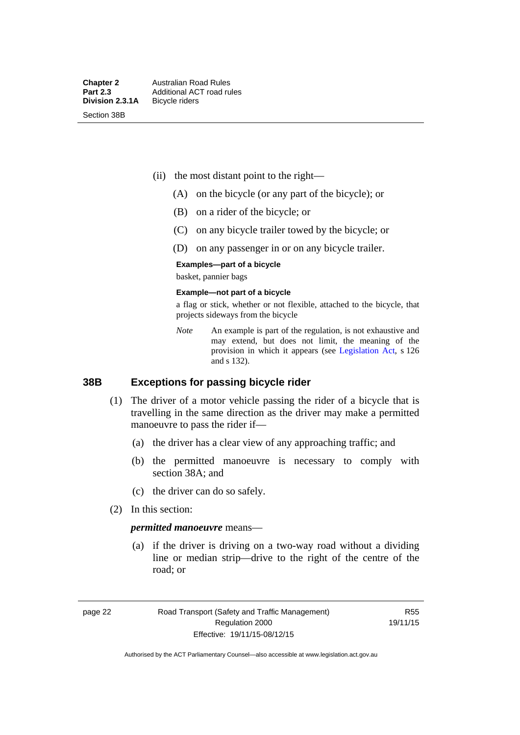(ii) the most distant point to the right—

(A) on the bicycle (or any part of the bicycle); or

(B) on a rider of the bicycle; or

(C) on any bicycle trailer towed by the bicycle; or

(D) on any passenger in or on any bicycle trailer.

**Examples—part of a bicycle**

basket, pannier bags

**Example—not part of a bicycle**

a flag or stick, whether or not flexible, attached to the bicycle, that projects sideways from the bicycle

*Note* An example is part of the regulation, is not exhaustive and may extend, but does not limit, the meaning of the provision in which it appears (see Legislation Act, s 126 and s 132).

### 38B Exceptions for passing bicycle rider

(1) The driver of a motor vehicle passing the rider of a bicycle that is travelling in the same direction as the driver may make a permitted manoeuvre to pass the rider if—

(a) the driver has a clear view of any approaching traffic; and

(b) the permitted manoeuvre is necessary to comply with section 38A; and

(c) the driver can do so safely.

(2) In this section:

***permitted manoeuvre*** means—

(a) if the driver is driving on a two-way road without a dividing line or median strip—drive to the right of the centre of the road; or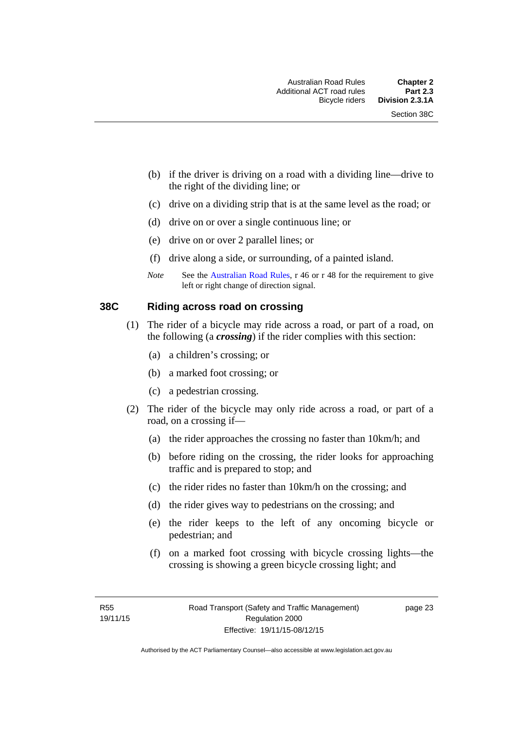(b) if the driver is driving on a road with a dividing line—drive to the right of the dividing line; or

(c) drive on a dividing strip that is at the same level as the road; or

(d) drive on or over a single continuous line; or

(e) drive on or over 2 parallel lines; or

(f) drive along a side, or surrounding, of a painted island.

*Note* See the Australian Road Rules, r 46 or r 48 for the requirement to give left or right change of direction signal.

### 38C Riding across road on crossing

(1) The rider of a bicycle may ride across a road, or part of a road, on the following (a ***crossing***) if the rider complies with this section:

(a) a children's crossing; or

(b) a marked foot crossing; or

(c) a pedestrian crossing.

(2) The rider of the bicycle may only ride across a road, or part of a road, on a crossing if—

(a) the rider approaches the crossing no faster than 10km/h; and

(b) before riding on the crossing, the rider looks for approaching traffic and is prepared to stop; and

(c) the rider rides no faster than 10km/h on the crossing; and

(d) the rider gives way to pedestrians on the crossing; and

(e) the rider keeps to the left of any oncoming bicycle or pedestrian; and

(f) on a marked foot crossing with bicycle crossing lights—the crossing is showing a green bicycle crossing light; and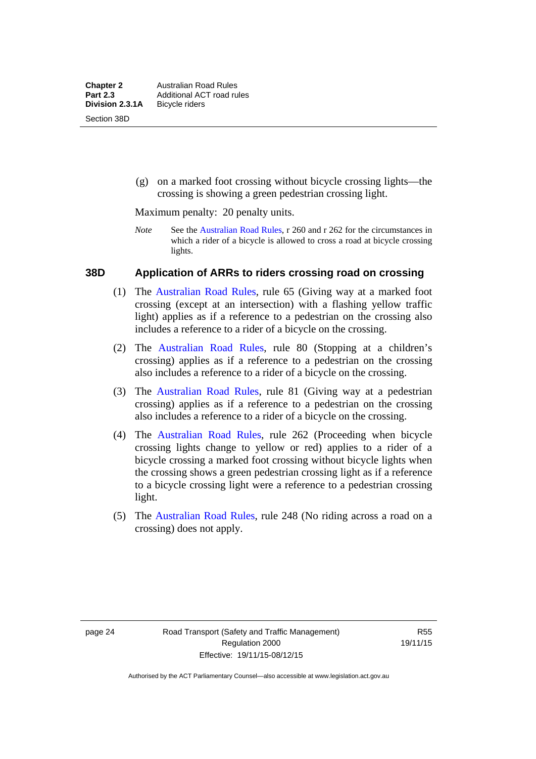(g) on a marked foot crossing without bicycle crossing lights—the crossing is showing a green pedestrian crossing light.

Maximum penalty: 20 penalty units.

*Note* See the Australian Road Rules, r 260 and r 262 for the circumstances in which a rider of a bicycle is allowed to cross a road at bicycle crossing lights.

### 38D Application of ARRs to riders crossing road on crossing

(1) The Australian Road Rules, rule 65 (Giving way at a marked foot crossing (except at an intersection) with a flashing yellow traffic light) applies as if a reference to a pedestrian on the crossing also includes a reference to a rider of a bicycle on the crossing.

(2) The Australian Road Rules, rule 80 (Stopping at a children's crossing) applies as if a reference to a pedestrian on the crossing also includes a reference to a rider of a bicycle on the crossing.

(3) The Australian Road Rules, rule 81 (Giving way at a pedestrian crossing) applies as if a reference to a pedestrian on the crossing also includes a reference to a rider of a bicycle on the crossing.

(4) The Australian Road Rules, rule 262 (Proceeding when bicycle crossing lights change to yellow or red) applies to a rider of a bicycle crossing a marked foot crossing without bicycle lights when the crossing shows a green pedestrian crossing light as if a reference to a bicycle crossing light were a reference to a pedestrian crossing light.

(5) The Australian Road Rules, rule 248 (No riding across a road on a crossing) does not apply.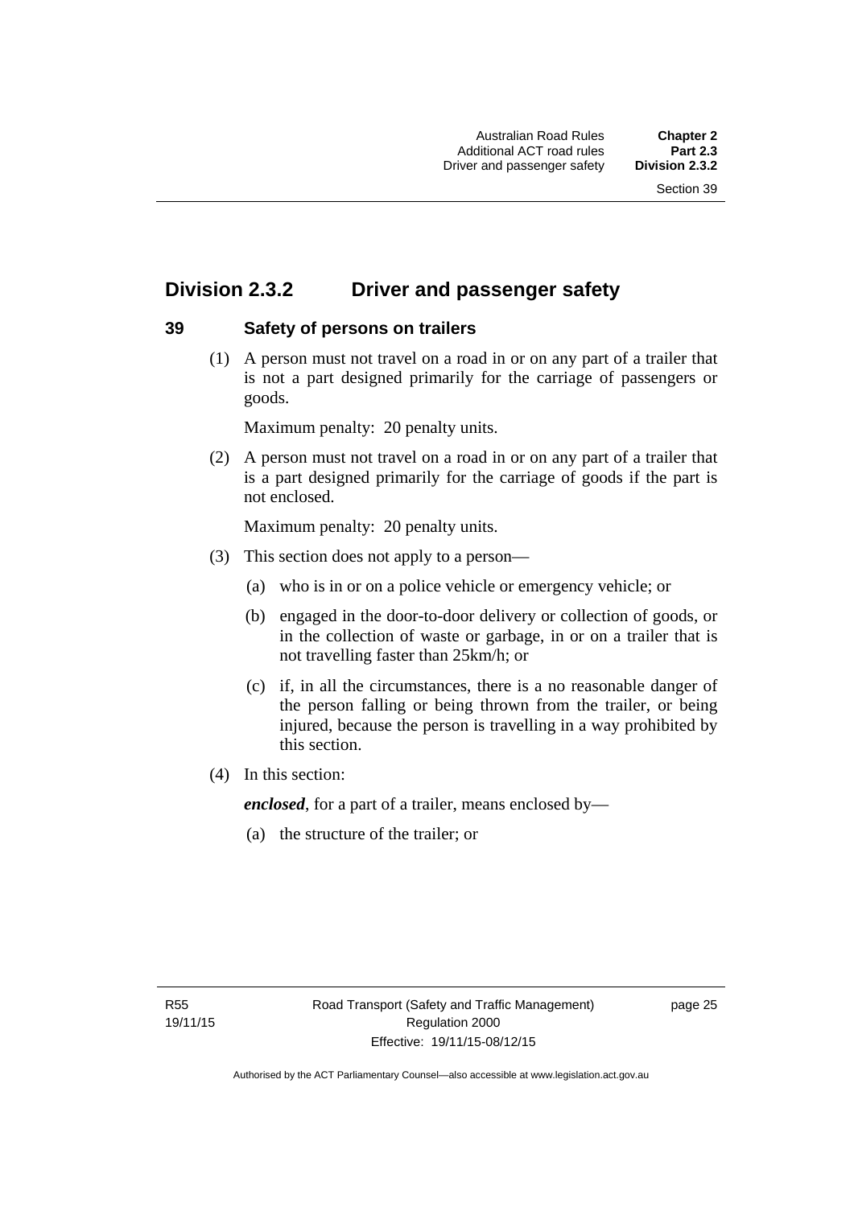## Division 2.3.2 Driver and passenger safety

### 39 Safety of persons on trailers

(1) A person must not travel on a road in or on any part of a trailer that is not a part designed primarily for the carriage of passengers or goods.

Maximum penalty: 20 penalty units.

(2) A person must not travel on a road in or on any part of a trailer that is a part designed primarily for the carriage of goods if the part is not enclosed.

Maximum penalty: 20 penalty units.

(3) This section does not apply to a person—

(a) who is in or on a police vehicle or emergency vehicle; or

(b) engaged in the door-to-door delivery or collection of goods, or in the collection of waste or garbage, in or on a trailer that is not travelling faster than 25km/h; or

(c) if, in all the circumstances, there is a no reasonable danger of the person falling or being thrown from the trailer, or being injured, because the person is travelling in a way prohibited by this section.

(4) In this section:

***enclosed***, for a part of a trailer, means enclosed by—

(a) the structure of the trailer; or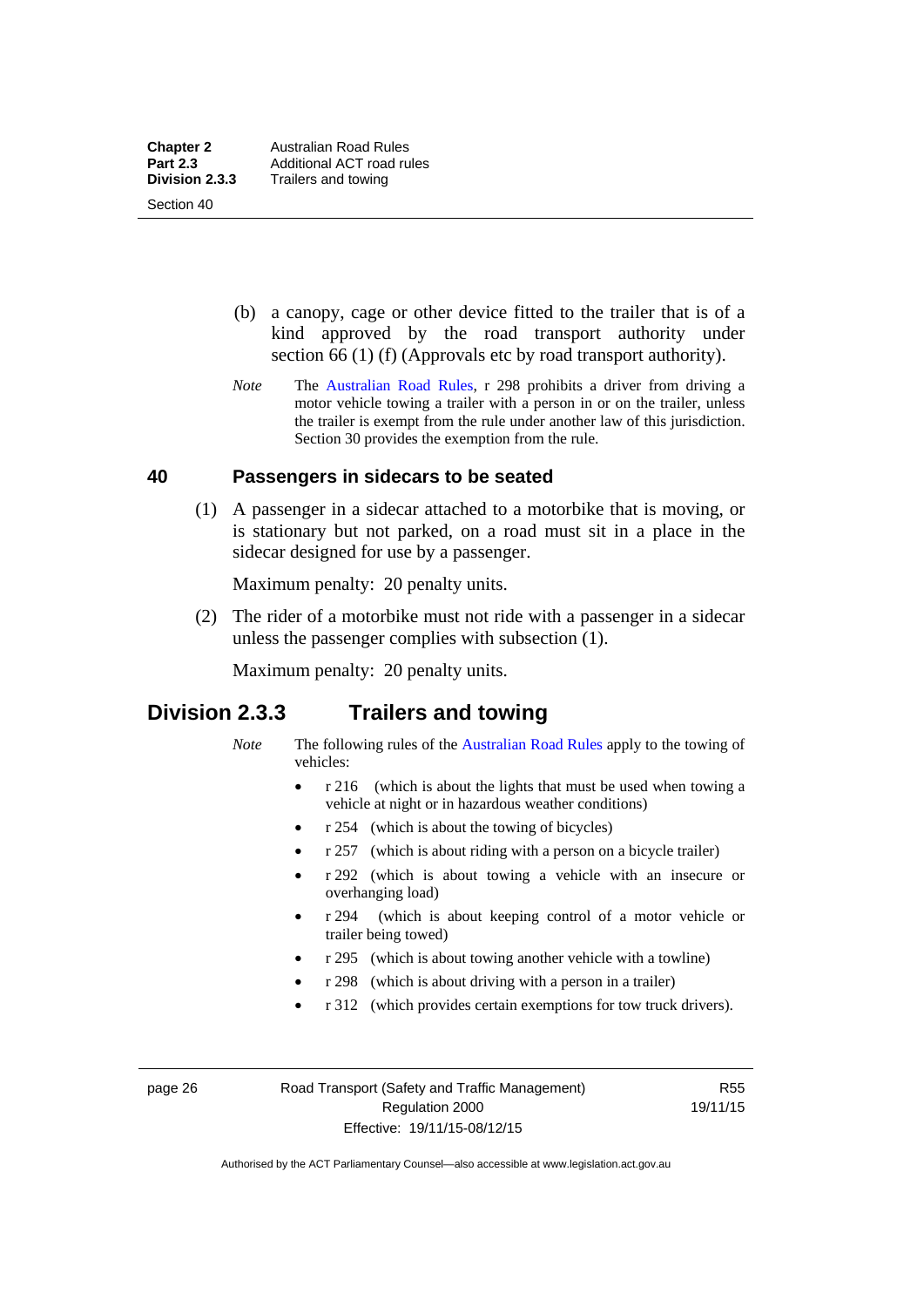(b) a canopy, cage or other device fitted to the trailer that is of a kind approved by the road transport authority under section 66 (1) (f) (Approvals etc by road transport authority).

*Note* The Australian Road Rules, r 298 prohibits a driver from driving a motor vehicle towing a trailer with a person in or on the trailer, unless the trailer is exempt from the rule under another law of this jurisdiction. Section 30 provides the exemption from the rule.

### 40 Passengers in sidecars to be seated

(1) A passenger in a sidecar attached to a motorbike that is moving, or is stationary but not parked, on a road must sit in a place in the sidecar designed for use by a passenger.

Maximum penalty: 20 penalty units.

(2) The rider of a motorbike must not ride with a passenger in a sidecar unless the passenger complies with subsection (1).

Maximum penalty: 20 penalty units.

## Division 2.3.3 Trailers and towing

*Note* The following rules of the Australian Road Rules apply to the towing of vehicles:

- r 216 (which is about the lights that must be used when towing a vehicle at night or in hazardous weather conditions)
- r 254 (which is about the towing of bicycles)
- r 257 (which is about riding with a person on a bicycle trailer)
- r 292 (which is about towing a vehicle with an insecure or overhanging load)
- r 294 (which is about keeping control of a motor vehicle or trailer being towed)
- r 295 (which is about towing another vehicle with a towline)
- r 298 (which is about driving with a person in a trailer)
- r 312 (which provides certain exemptions for tow truck drivers).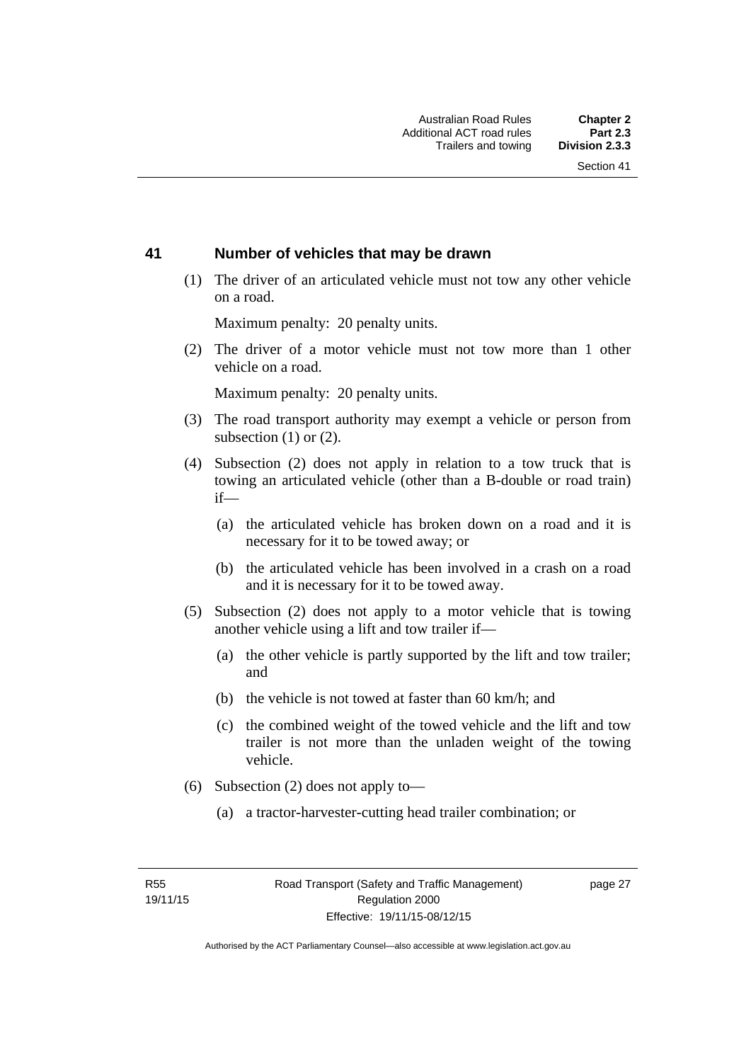## 41 Number of vehicles that may be drawn

(1) The driver of an articulated vehicle must not tow any other vehicle on a road.

Maximum penalty: 20 penalty units.

(2) The driver of a motor vehicle must not tow more than 1 other vehicle on a road.

Maximum penalty: 20 penalty units.

(3) The road transport authority may exempt a vehicle or person from subsection (1) or (2).

(4) Subsection (2) does not apply in relation to a tow truck that is towing an articulated vehicle (other than a B-double or road train) if—

(a) the articulated vehicle has broken down on a road and it is necessary for it to be towed away; or

(b) the articulated vehicle has been involved in a crash on a road and it is necessary for it to be towed away.

(5) Subsection (2) does not apply to a motor vehicle that is towing another vehicle using a lift and tow trailer if—

(a) the other vehicle is partly supported by the lift and tow trailer; and

(b) the vehicle is not towed at faster than 60 km/h; and

(c) the combined weight of the towed vehicle and the lift and tow trailer is not more than the unladen weight of the towing vehicle.

(6) Subsection (2) does not apply to—

(a) a tractor-harvester-cutting head trailer combination; or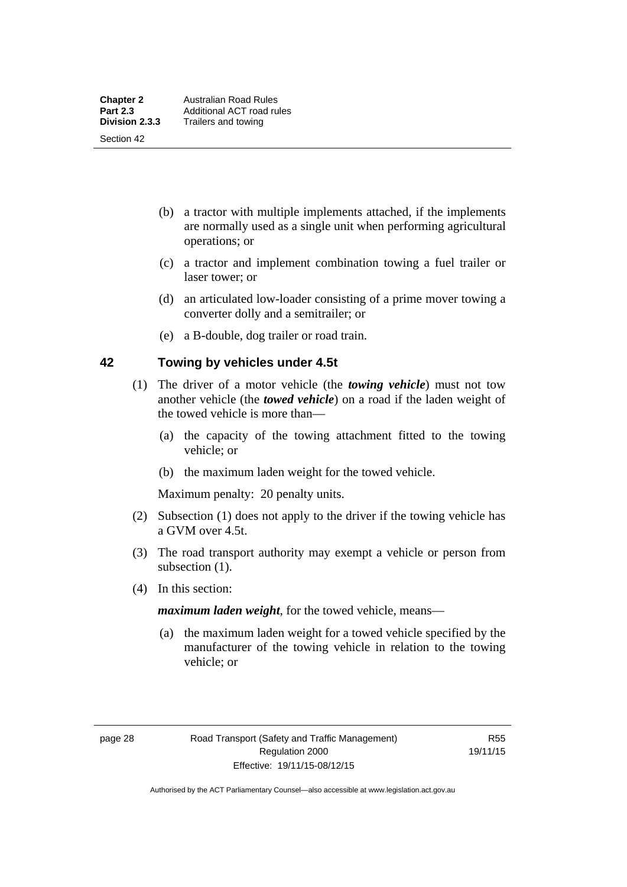- (b) a tractor with multiple implements attached, if the implements are normally used as a single unit when performing agricultural operations; or
- (c) a tractor and implement combination towing a fuel trailer or laser tower; or
- (d) an articulated low-loader consisting of a prime mover towing a converter dolly and a semitrailer; or
- (e) a B-double, dog trailer or road train.

## 42 Towing by vehicles under 4.5t

(1) The driver of a motor vehicle (the ***towing vehicle***) must not tow another vehicle (the ***towed vehicle***) on a road if the laden weight of the towed vehicle is more than—

- (a) the capacity of the towing attachment fitted to the towing vehicle; or
- (b) the maximum laden weight for the towed vehicle.

Maximum penalty: 20 penalty units.

(2) Subsection (1) does not apply to the driver if the towing vehicle has a GVM over 4.5t.

(3) The road transport authority may exempt a vehicle or person from subsection (1).

(4) In this section:

***maximum laden weight***, for the towed vehicle, means—

- (a) the maximum laden weight for a towed vehicle specified by the manufacturer of the towing vehicle in relation to the towing vehicle; or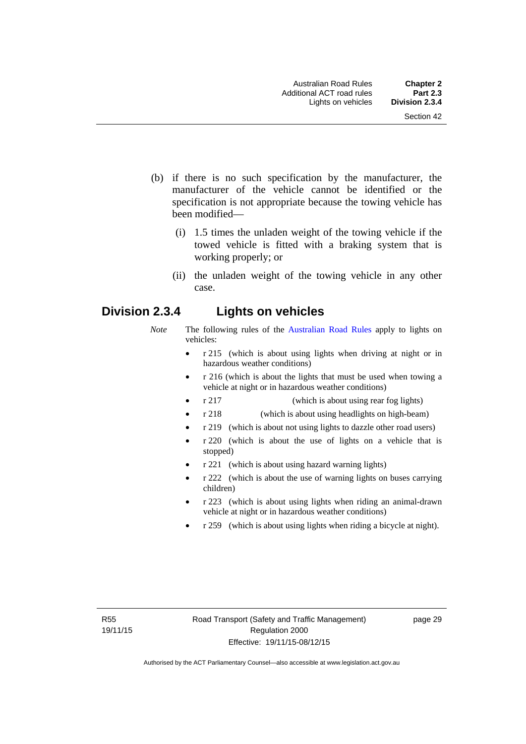(b) if there is no such specification by the manufacturer, the manufacturer of the vehicle cannot be identified or the specification is not appropriate because the towing vehicle has been modified—

   (i) 1.5 times the unladen weight of the towing vehicle if the towed vehicle is fitted with a braking system that is working properly; or

   (ii) the unladen weight of the towing vehicle in any other case.

## Division 2.3.4 Lights on vehicles

*Note* The following rules of the Australian Road Rules apply to lights on vehicles:

- r 215 (which is about using lights when driving at night or in hazardous weather conditions)
- r 216 (which is about the lights that must be used when towing a vehicle at night or in hazardous weather conditions)
- r 217 (which is about using rear fog lights)
- r 218 (which is about using headlights on high-beam)
- r 219 (which is about not using lights to dazzle other road users)
- r 220 (which is about the use of lights on a vehicle that is stopped)
- r 221 (which is about using hazard warning lights)
- r 222 (which is about the use of warning lights on buses carrying children)
- r 223 (which is about using lights when riding an animal-drawn vehicle at night or in hazardous weather conditions)
- r 259 (which is about using lights when riding a bicycle at night).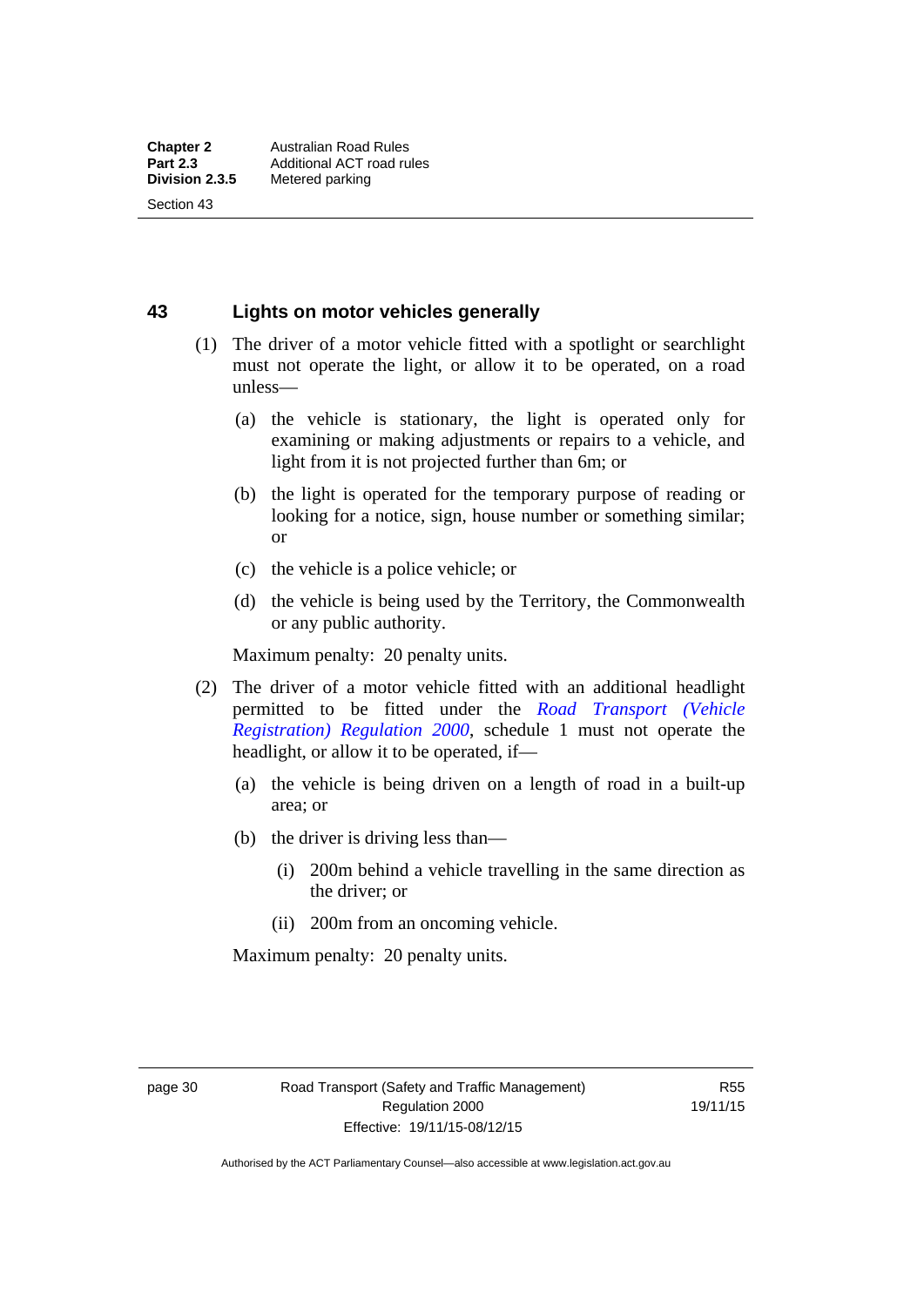## 43 Lights on motor vehicles generally

(1) The driver of a motor vehicle fitted with a spotlight or searchlight must not operate the light, or allow it to be operated, on a road unless—

(a) the vehicle is stationary, the light is operated only for examining or making adjustments or repairs to a vehicle, and light from it is not projected further than 6m; or

(b) the light is operated for the temporary purpose of reading or looking for a notice, sign, house number or something similar; or

(c) the vehicle is a police vehicle; or

(d) the vehicle is being used by the Territory, the Commonwealth or any public authority.

Maximum penalty: 20 penalty units.

(2) The driver of a motor vehicle fitted with an additional headlight permitted to be fitted under the *Road Transport (Vehicle Registration) Regulation 2000*, schedule 1 must not operate the headlight, or allow it to be operated, if—

(a) the vehicle is being driven on a length of road in a built-up area; or

(b) the driver is driving less than—

(i) 200m behind a vehicle travelling in the same direction as the driver; or

(ii) 200m from an oncoming vehicle.

Maximum penalty: 20 penalty units.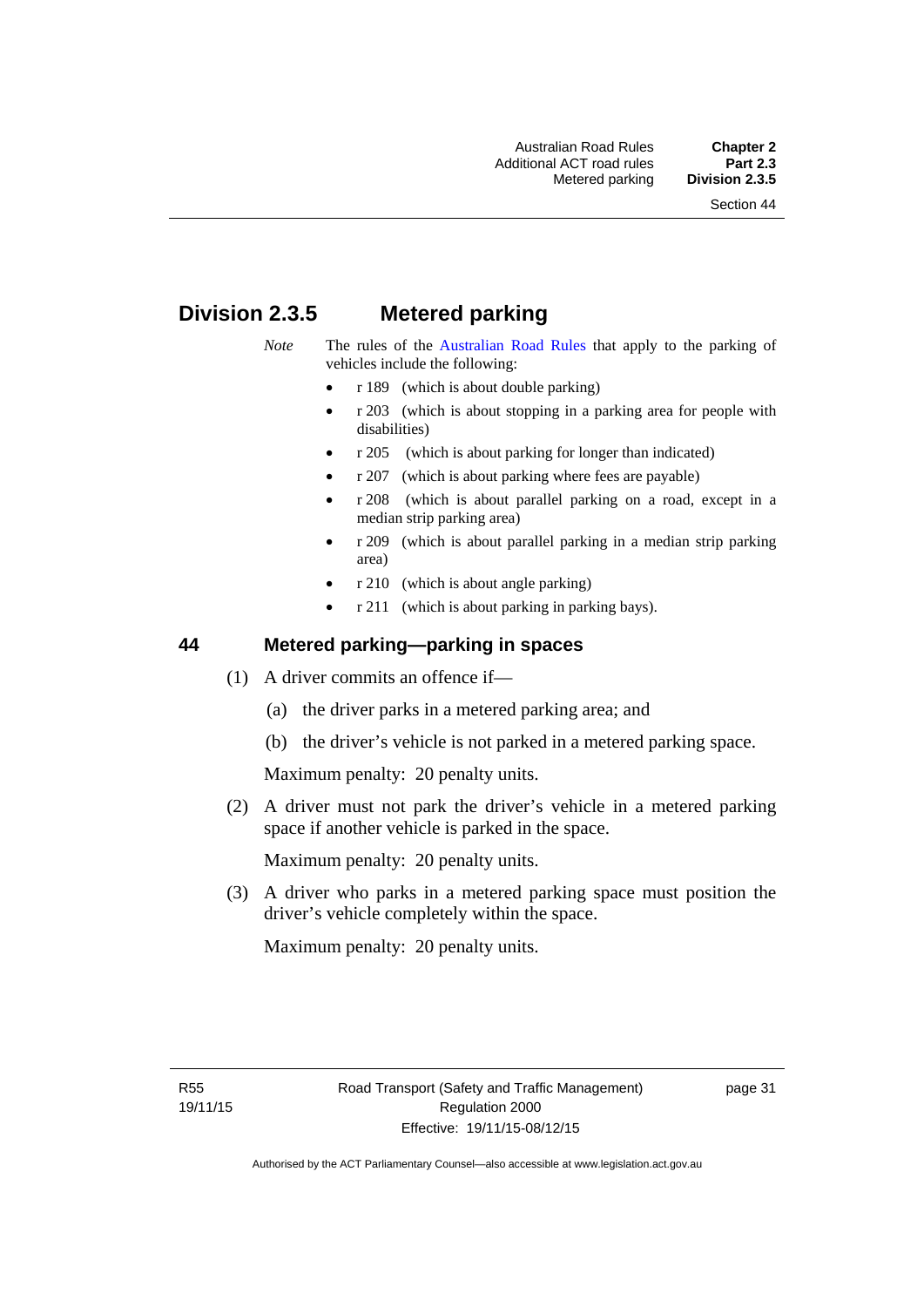## Division 2.3.5 Metered parking

*Note* The rules of the Australian Road Rules that apply to the parking of vehicles include the following:

- r 189 (which is about double parking)
- r 203 (which is about stopping in a parking area for people with disabilities)
- r 205 (which is about parking for longer than indicated)
- r 207 (which is about parking where fees are payable)
- r 208 (which is about parallel parking on a road, except in a median strip parking area)
- r 209 (which is about parallel parking in a median strip parking area)
- r 210 (which is about angle parking)
- r 211 (which is about parking in parking bays).

### 44 Metered parking—parking in spaces

(1) A driver commits an offence if—

(a) the driver parks in a metered parking area; and

(b) the driver's vehicle is not parked in a metered parking space.

Maximum penalty: 20 penalty units.

(2) A driver must not park the driver's vehicle in a metered parking space if another vehicle is parked in the space.

Maximum penalty: 20 penalty units.

(3) A driver who parks in a metered parking space must position the driver's vehicle completely within the space.

Maximum penalty: 20 penalty units.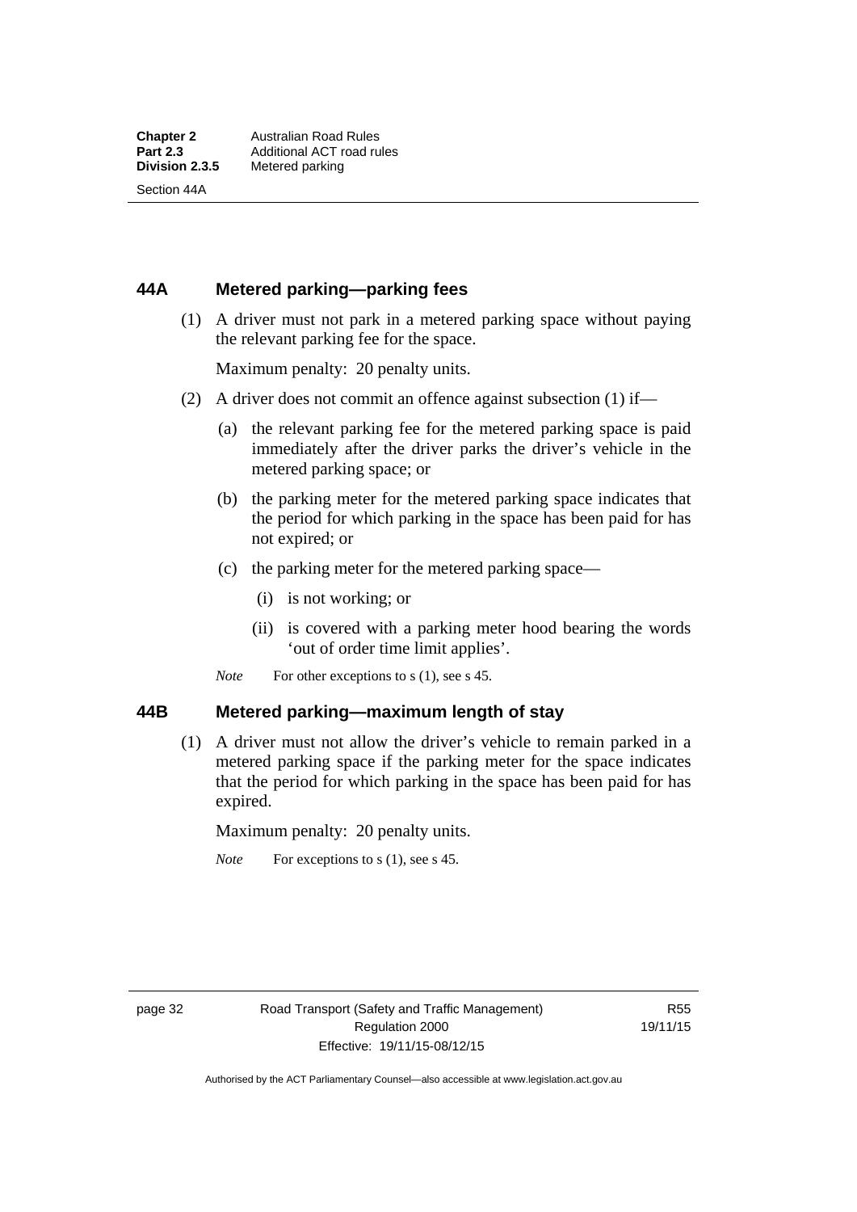## 44A Metered parking—parking fees

(1) A driver must not park in a metered parking space without paying the relevant parking fee for the space.

Maximum penalty: 20 penalty units.

(2) A driver does not commit an offence against subsection (1) if—

(a) the relevant parking fee for the metered parking space is paid immediately after the driver parks the driver's vehicle in the metered parking space; or

(b) the parking meter for the metered parking space indicates that the period for which parking in the space has been paid for has not expired; or

(c) the parking meter for the metered parking space—

(i) is not working; or

(ii) is covered with a parking meter hood bearing the words 'out of order time limit applies'.

*Note* For other exceptions to s (1), see s 45.

## 44B Metered parking—maximum length of stay

(1) A driver must not allow the driver's vehicle to remain parked in a metered parking space if the parking meter for the space indicates that the period for which parking in the space has been paid for has expired.

Maximum penalty: 20 penalty units.

*Note* For exceptions to s (1), see s 45.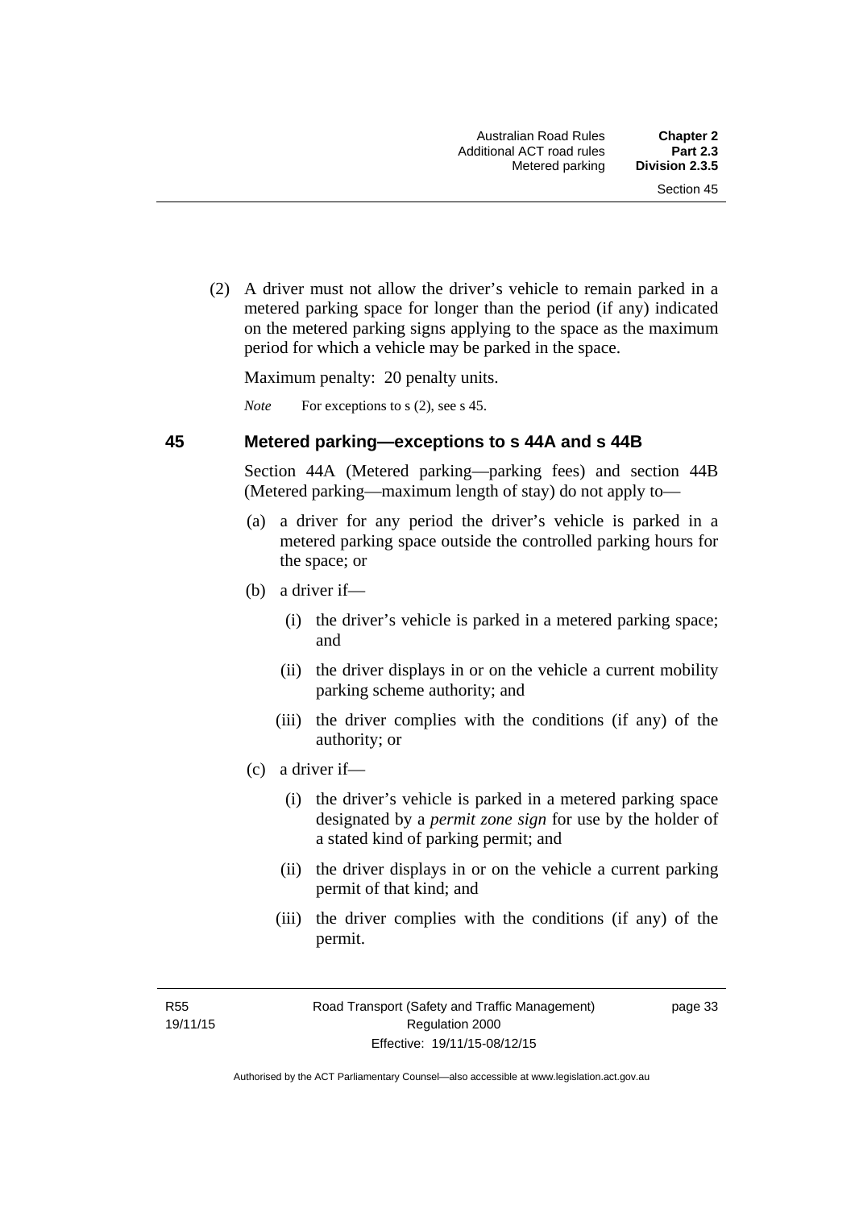(2) A driver must not allow the driver's vehicle to remain parked in a metered parking space for longer than the period (if any) indicated on the metered parking signs applying to the space as the maximum period for which a vehicle may be parked in the space.

Maximum penalty: 20 penalty units.

*Note* For exceptions to s (2), see s 45.

## 45 Metered parking—exceptions to s 44A and s 44B

Section 44A (Metered parking—parking fees) and section 44B (Metered parking—maximum length of stay) do not apply to—

(a) a driver for any period the driver's vehicle is parked in a metered parking space outside the controlled parking hours for the space; or

(b) a driver if—

(i) the driver's vehicle is parked in a metered parking space; and

(ii) the driver displays in or on the vehicle a current mobility parking scheme authority; and

(iii) the driver complies with the conditions (if any) of the authority; or

(c) a driver if—

(i) the driver's vehicle is parked in a metered parking space designated by a ***permit zone sign*** for use by the holder of a stated kind of parking permit; and

(ii) the driver displays in or on the vehicle a current parking permit of that kind; and

(iii) the driver complies with the conditions (if any) of the permit.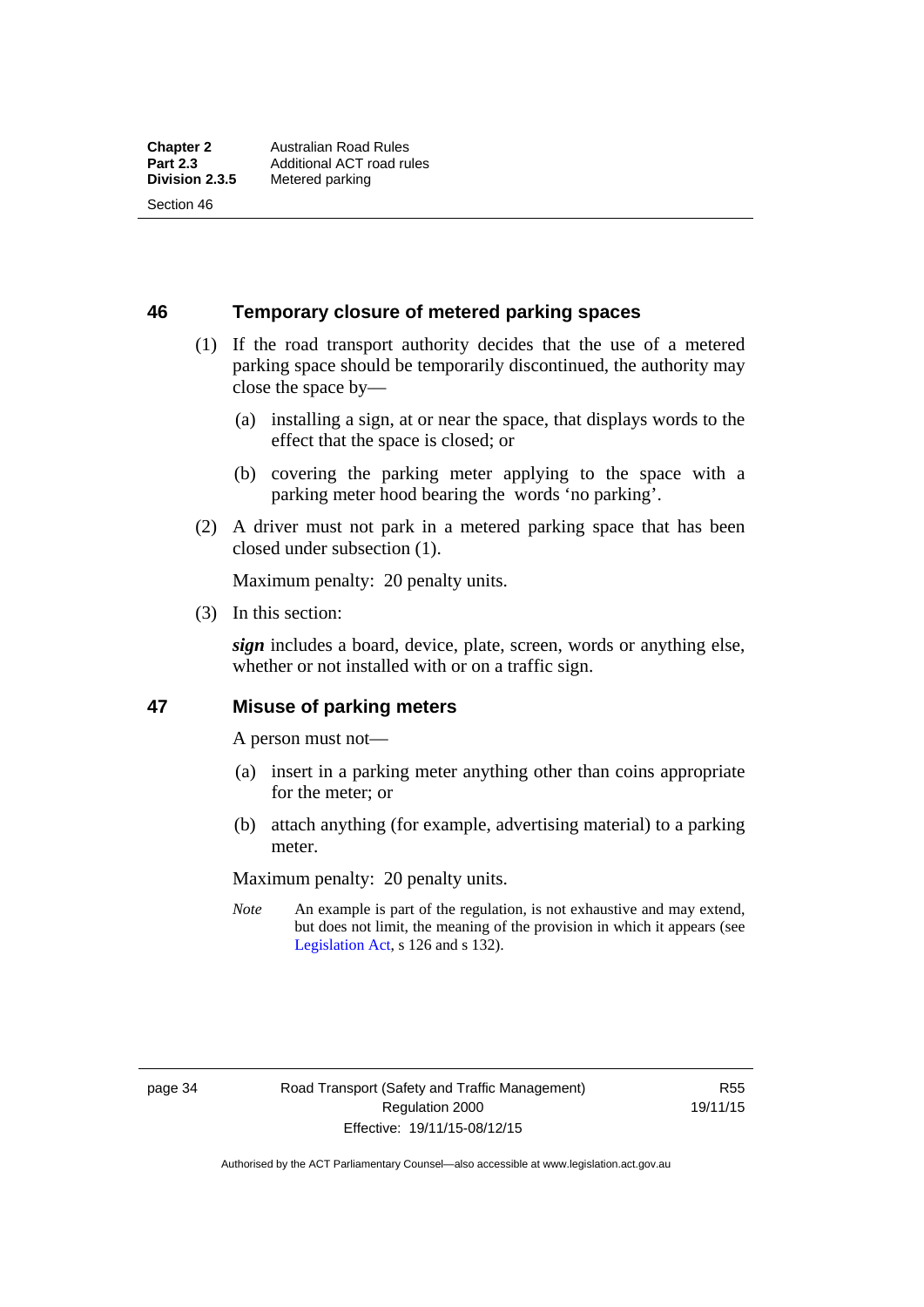## 46 Temporary closure of metered parking spaces

(1) If the road transport authority decides that the use of a metered parking space should be temporarily discontinued, the authority may close the space by—

(a) installing a sign, at or near the space, that displays words to the effect that the space is closed; or

(b) covering the parking meter applying to the space with a parking meter hood bearing the words 'no parking'.

(2) A driver must not park in a metered parking space that has been closed under subsection (1).

Maximum penalty: 20 penalty units.

(3) In this section:

***sign*** includes a board, device, plate, screen, words or anything else, whether or not installed with or on a traffic sign.

## 47 Misuse of parking meters

A person must not—

(a) insert in a parking meter anything other than coins appropriate for the meter; or

(b) attach anything (for example, advertising material) to a parking meter.

Maximum penalty: 20 penalty units.

*Note* An example is part of the regulation, is not exhaustive and may extend, but does not limit, the meaning of the provision in which it appears (see Legislation Act, s 126 and s 132).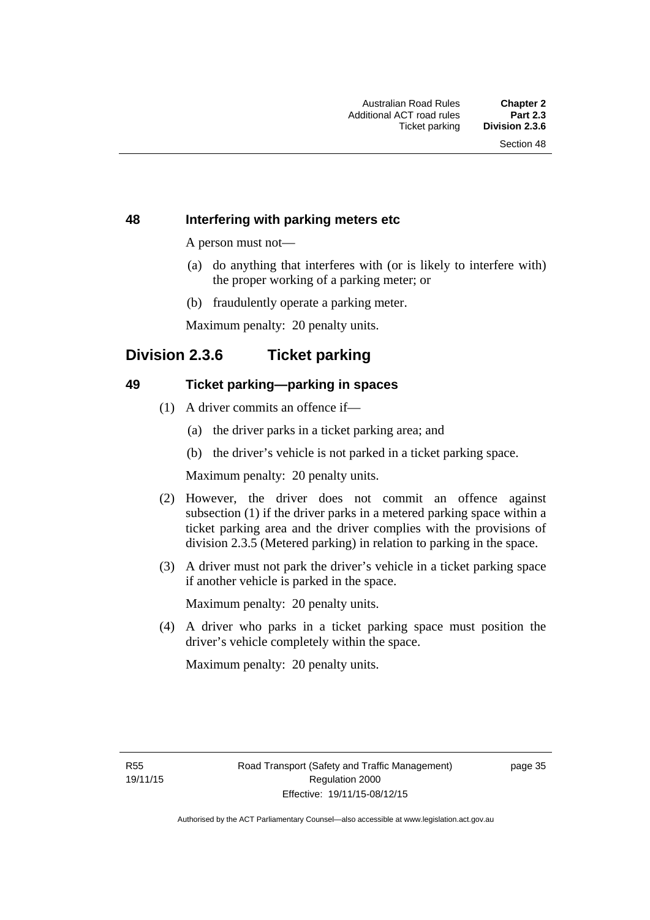### 48 Interfering with parking meters etc

A person must not—

(a) do anything that interferes with (or is likely to interfere with) the proper working of a parking meter; or

(b) fraudulently operate a parking meter.

Maximum penalty: 20 penalty units.

## Division 2.3.6 Ticket parking

### 49 Ticket parking—parking in spaces

(1) A driver commits an offence if—

(a) the driver parks in a ticket parking area; and

(b) the driver's vehicle is not parked in a ticket parking space.

Maximum penalty: 20 penalty units.

(2) However, the driver does not commit an offence against subsection (1) if the driver parks in a metered parking space within a ticket parking area and the driver complies with the provisions of division 2.3.5 (Metered parking) in relation to parking in the space.

(3) A driver must not park the driver's vehicle in a ticket parking space if another vehicle is parked in the space.

Maximum penalty: 20 penalty units.

(4) A driver who parks in a ticket parking space must position the driver's vehicle completely within the space.

Maximum penalty: 20 penalty units.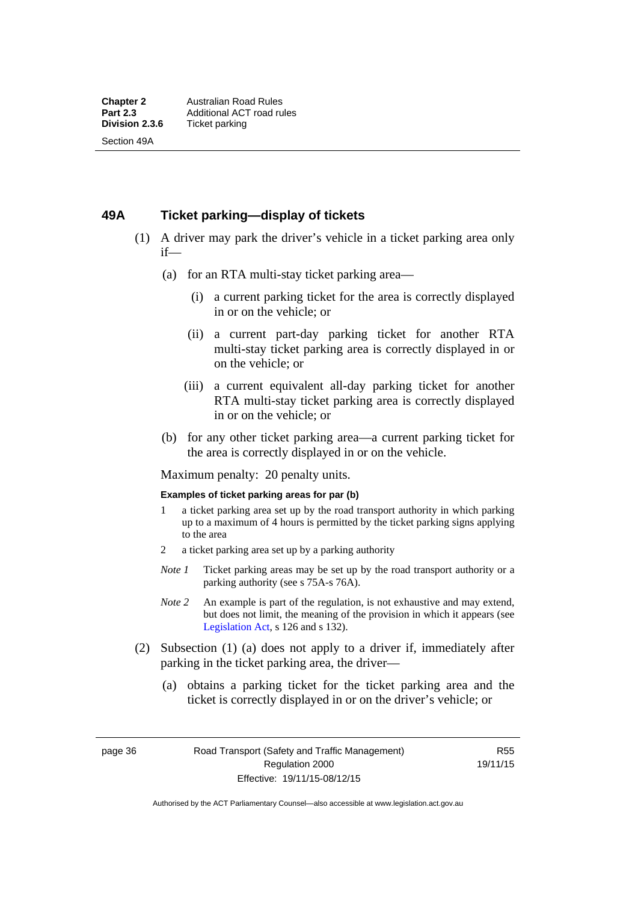## 49A Ticket parking—display of tickets

(1) A driver may park the driver's vehicle in a ticket parking area only if—

- (a) for an RTA multi-stay ticket parking area—
  - (i) a current parking ticket for the area is correctly displayed in or on the vehicle; or
  - (ii) a current part-day parking ticket for another RTA multi-stay ticket parking area is correctly displayed in or on the vehicle; or
  - (iii) a current equivalent all-day parking ticket for another RTA multi-stay ticket parking area is correctly displayed in or on the vehicle; or
- (b) for any other ticket parking area—a current parking ticket for the area is correctly displayed in or on the vehicle.

Maximum penalty: 20 penalty units.

**Examples of ticket parking areas for par (b)**

1. a ticket parking area set up by the road transport authority in which parking up to a maximum of 4 hours is permitted by the ticket parking signs applying to the area
2. a ticket parking area set up by a parking authority

*Note 1* Ticket parking areas may be set up by the road transport authority or a parking authority (see s 75A-s 76A).

*Note 2* An example is part of the regulation, is not exhaustive and may extend, but does not limit, the meaning of the provision in which it appears (see Legislation Act, s 126 and s 132).

(2) Subsection (1) (a) does not apply to a driver if, immediately after parking in the ticket parking area, the driver—

- (a) obtains a parking ticket for the ticket parking area and the ticket is correctly displayed in or on the driver's vehicle; or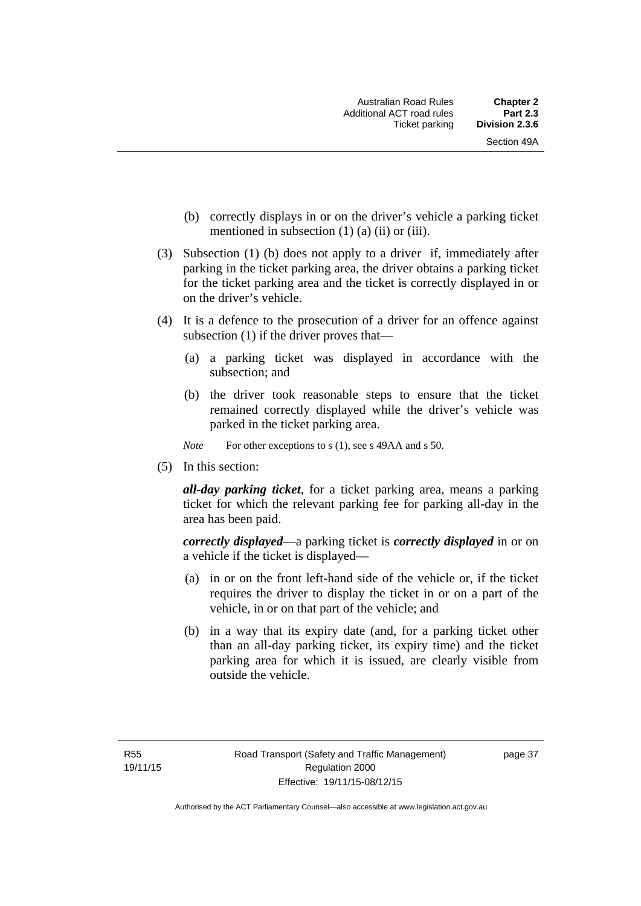(b) correctly displays in or on the driver's vehicle a parking ticket mentioned in subsection (1) (a) (ii) or (iii).

(3) Subsection (1) (b) does not apply to a driver if, immediately after parking in the ticket parking area, the driver obtains a parking ticket for the ticket parking area and the ticket is correctly displayed in or on the driver's vehicle.

(4) It is a defence to the prosecution of a driver for an offence against subsection (1) if the driver proves that—

(a) a parking ticket was displayed in accordance with the subsection; and

(b) the driver took reasonable steps to ensure that the ticket remained correctly displayed while the driver's vehicle was parked in the ticket parking area.

*Note* For other exceptions to s (1), see s 49AA and s 50.

(5) In this section:

***all-day parking ticket***, for a ticket parking area, means a parking ticket for which the relevant parking fee for parking all-day in the area has been paid.

***correctly displayed***—a parking ticket is ***correctly displayed*** in or on a vehicle if the ticket is displayed—

(a) in or on the front left-hand side of the vehicle or, if the ticket requires the driver to display the ticket in or on a part of the vehicle, in or on that part of the vehicle; and

(b) in a way that its expiry date (and, for a parking ticket other than an all-day parking ticket, its expiry time) and the ticket parking area for which it is issued, are clearly visible from outside the vehicle.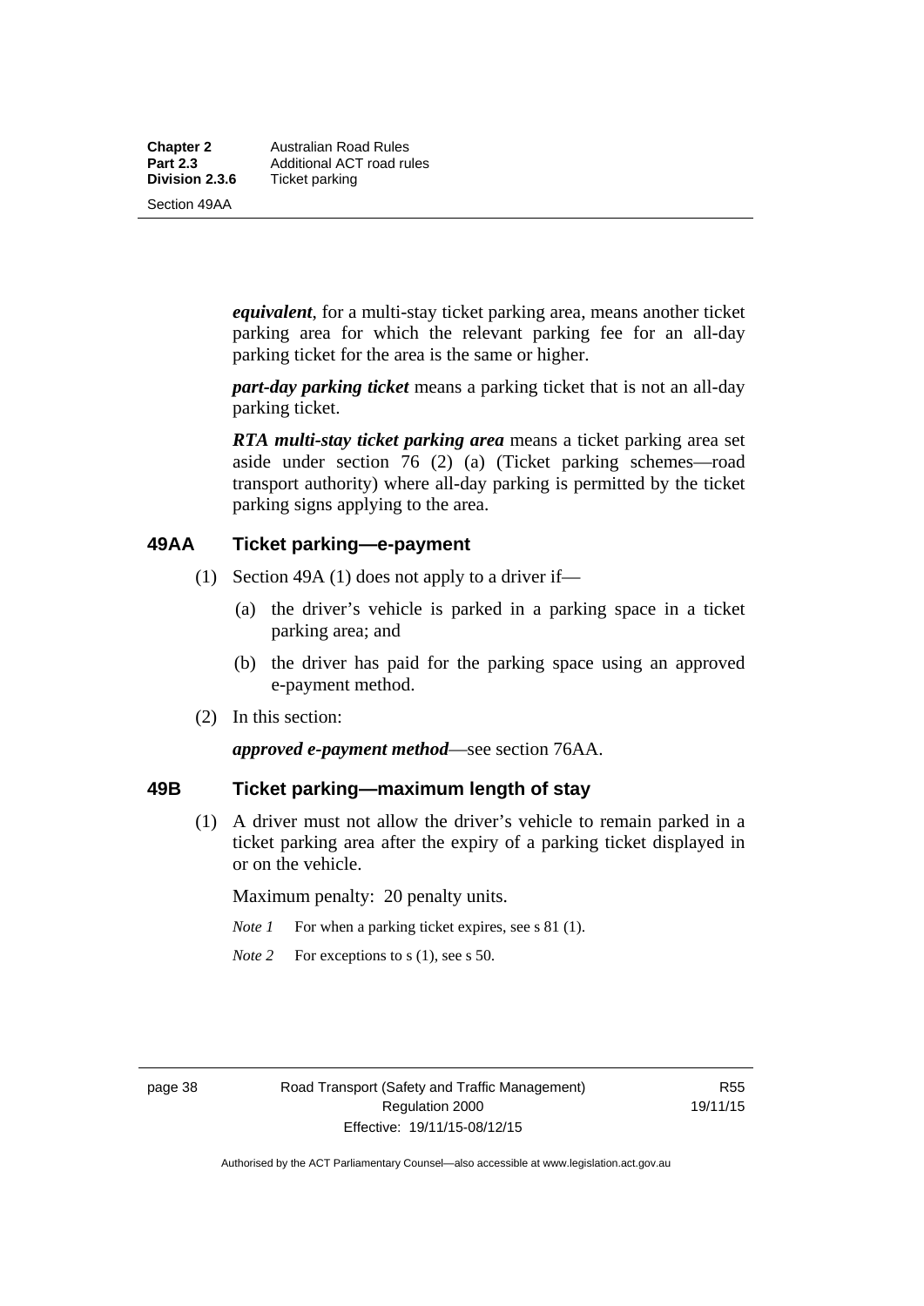***equivalent***, for a multi-stay ticket parking area, means another ticket parking area for which the relevant parking fee for an all-day parking ticket for the area is the same or higher.

***part-day parking ticket*** means a parking ticket that is not an all-day parking ticket.

***RTA multi-stay ticket parking area*** means a ticket parking area set aside under section 76 (2) (a) (Ticket parking schemes—road transport authority) where all-day parking is permitted by the ticket parking signs applying to the area.

### 49AA Ticket parking—e-payment

(1) Section 49A (1) does not apply to a driver if—

(a) the driver's vehicle is parked in a parking space in a ticket parking area; and

(b) the driver has paid for the parking space using an approved e-payment method.

(2) In this section:

***approved e-payment method***—see section 76AA.

### 49B Ticket parking—maximum length of stay

(1) A driver must not allow the driver's vehicle to remain parked in a ticket parking area after the expiry of a parking ticket displayed in or on the vehicle.

Maximum penalty: 20 penalty units.

*Note 1* For when a parking ticket expires, see s 81 (1).

*Note 2* For exceptions to s (1), see s 50.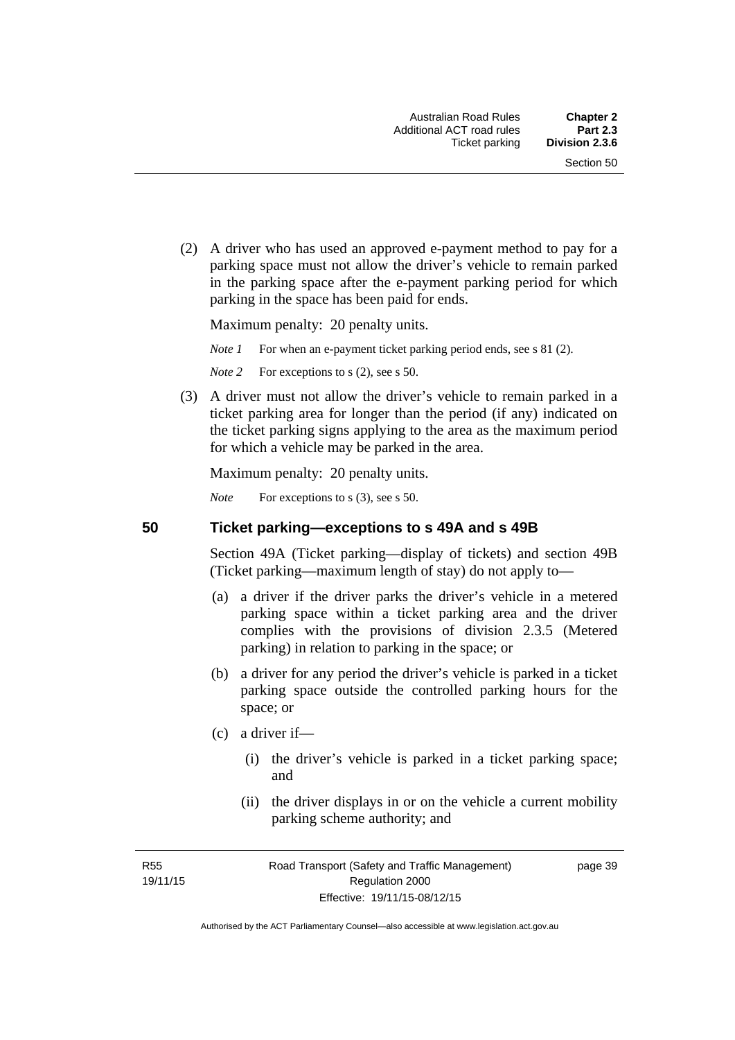(2) A driver who has used an approved e-payment method to pay for a parking space must not allow the driver's vehicle to remain parked in the parking space after the e-payment parking period for which parking in the space has been paid for ends.

Maximum penalty: 20 penalty units.

*Note 1* For when an e-payment ticket parking period ends, see s 81 (2).

*Note 2* For exceptions to s (2), see s 50.

(3) A driver must not allow the driver's vehicle to remain parked in a ticket parking area for longer than the period (if any) indicated on the ticket parking signs applying to the area as the maximum period for which a vehicle may be parked in the area.

Maximum penalty: 20 penalty units.

*Note* For exceptions to s (3), see s 50.

## 50 Ticket parking—exceptions to s 49A and s 49B

Section 49A (Ticket parking—display of tickets) and section 49B (Ticket parking—maximum length of stay) do not apply to—

(a) a driver if the driver parks the driver's vehicle in a metered parking space within a ticket parking area and the driver complies with the provisions of division 2.3.5 (Metered parking) in relation to parking in the space; or

(b) a driver for any period the driver's vehicle is parked in a ticket parking space outside the controlled parking hours for the space; or

(c) a driver if—

(i) the driver's vehicle is parked in a ticket parking space; and

(ii) the driver displays in or on the vehicle a current mobility parking scheme authority; and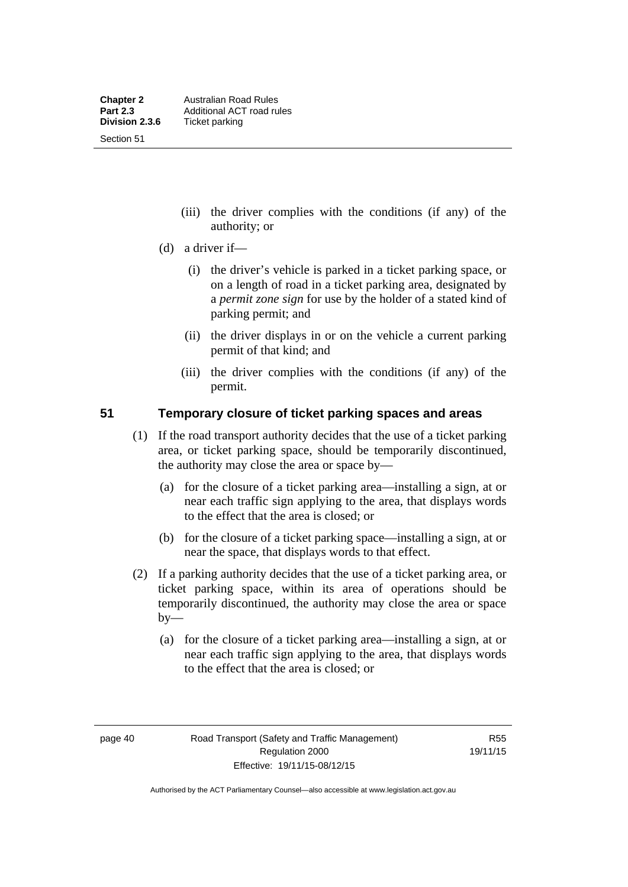(iii) the driver complies with the conditions (if any) of the authority; or

(d) a driver if—

(i) the driver's vehicle is parked in a ticket parking space, or on a length of road in a ticket parking area, designated by a *permit zone sign* for use by the holder of a stated kind of parking permit; and

(ii) the driver displays in or on the vehicle a current parking permit of that kind; and

(iii) the driver complies with the conditions (if any) of the permit.

## 51 Temporary closure of ticket parking spaces and areas

(1) If the road transport authority decides that the use of a ticket parking area, or ticket parking space, should be temporarily discontinued, the authority may close the area or space by—

(a) for the closure of a ticket parking area—installing a sign, at or near each traffic sign applying to the area, that displays words to the effect that the area is closed; or

(b) for the closure of a ticket parking space—installing a sign, at or near the space, that displays words to that effect.

(2) If a parking authority decides that the use of a ticket parking area, or ticket parking space, within its area of operations should be temporarily discontinued, the authority may close the area or space by—

(a) for the closure of a ticket parking area—installing a sign, at or near each traffic sign applying to the area, that displays words to the effect that the area is closed; or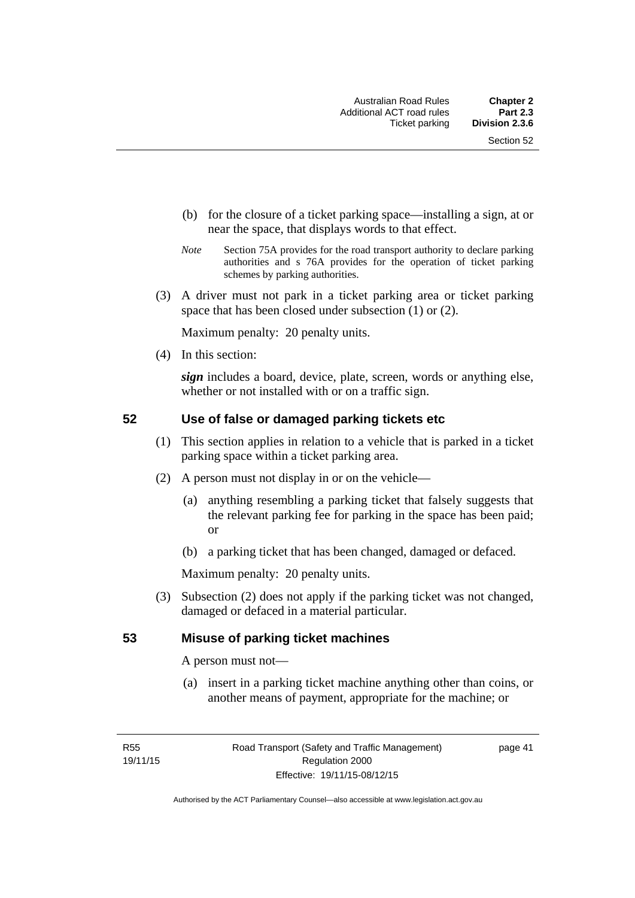(b) for the closure of a ticket parking space—installing a sign, at or near the space, that displays words to that effect.

*Note* Section 75A provides for the road transport authority to declare parking authorities and s 76A provides for the operation of ticket parking schemes by parking authorities.

(3) A driver must not park in a ticket parking area or ticket parking space that has been closed under subsection (1) or (2).

Maximum penalty: 20 penalty units.

(4) In this section:

***sign*** includes a board, device, plate, screen, words or anything else, whether or not installed with or on a traffic sign.

## 52 Use of false or damaged parking tickets etc

(1) This section applies in relation to a vehicle that is parked in a ticket parking space within a ticket parking area.

(2) A person must not display in or on the vehicle—

(a) anything resembling a parking ticket that falsely suggests that the relevant parking fee for parking in the space has been paid; or

(b) a parking ticket that has been changed, damaged or defaced.

Maximum penalty: 20 penalty units.

(3) Subsection (2) does not apply if the parking ticket was not changed, damaged or defaced in a material particular.

## 53 Misuse of parking ticket machines

A person must not—

(a) insert in a parking ticket machine anything other than coins, or another means of payment, appropriate for the machine; or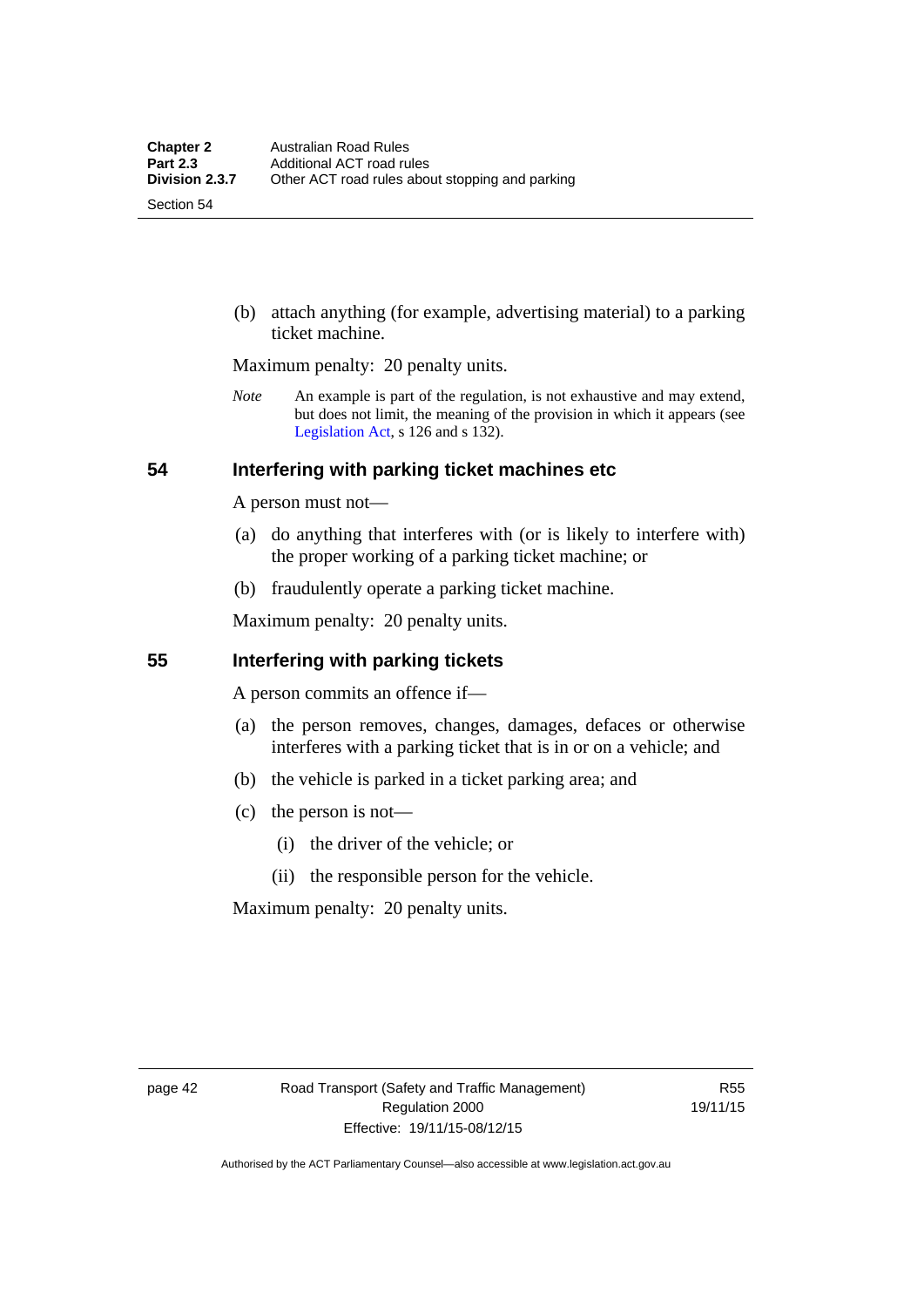(b) attach anything (for example, advertising material) to a parking ticket machine.

Maximum penalty: 20 penalty units.

*Note* An example is part of the regulation, is not exhaustive and may extend, but does not limit, the meaning of the provision in which it appears (see Legislation Act, s 126 and s 132).

## 54 Interfering with parking ticket machines etc

A person must not—

(a) do anything that interferes with (or is likely to interfere with) the proper working of a parking ticket machine; or

(b) fraudulently operate a parking ticket machine.

Maximum penalty: 20 penalty units.

## 55 Interfering with parking tickets

A person commits an offence if—

(a) the person removes, changes, damages, defaces or otherwise interferes with a parking ticket that is in or on a vehicle; and

(b) the vehicle is parked in a ticket parking area; and

(c) the person is not—

(i) the driver of the vehicle; or

(ii) the responsible person for the vehicle.

Maximum penalty: 20 penalty units.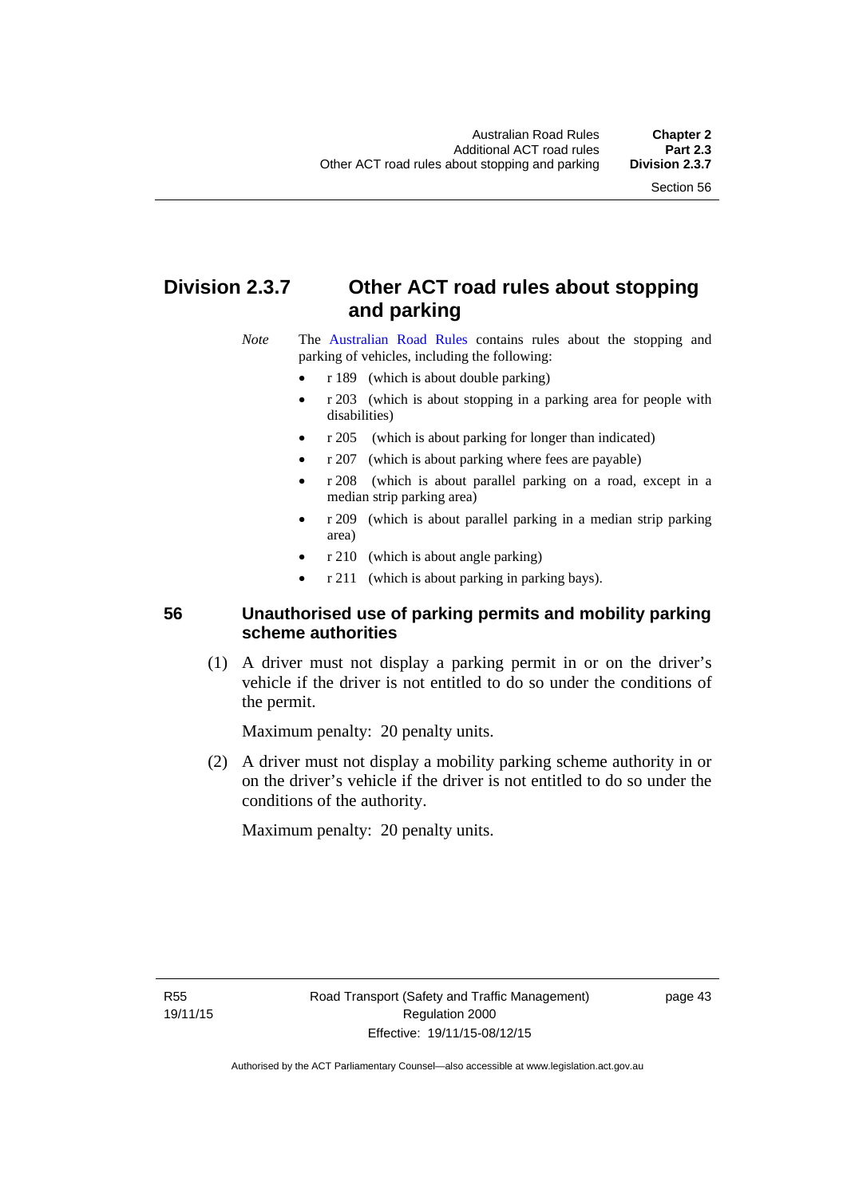## Division 2.3.7 Other ACT road rules about stopping and parking

*Note* The Australian Road Rules contains rules about the stopping and parking of vehicles, including the following:

- r 189 (which is about double parking)
- r 203 (which is about stopping in a parking area for people with disabilities)
- r 205 (which is about parking for longer than indicated)
- r 207 (which is about parking where fees are payable)
- r 208 (which is about parallel parking on a road, except in a median strip parking area)
- r 209 (which is about parallel parking in a median strip parking area)
- r 210 (which is about angle parking)
- r 211 (which is about parking in parking bays).

### 56 Unauthorised use of parking permits and mobility parking scheme authorities

(1) A driver must not display a parking permit in or on the driver's vehicle if the driver is not entitled to do so under the conditions of the permit.

Maximum penalty: 20 penalty units.

(2) A driver must not display a mobility parking scheme authority in or on the driver's vehicle if the driver is not entitled to do so under the conditions of the authority.

Maximum penalty: 20 penalty units.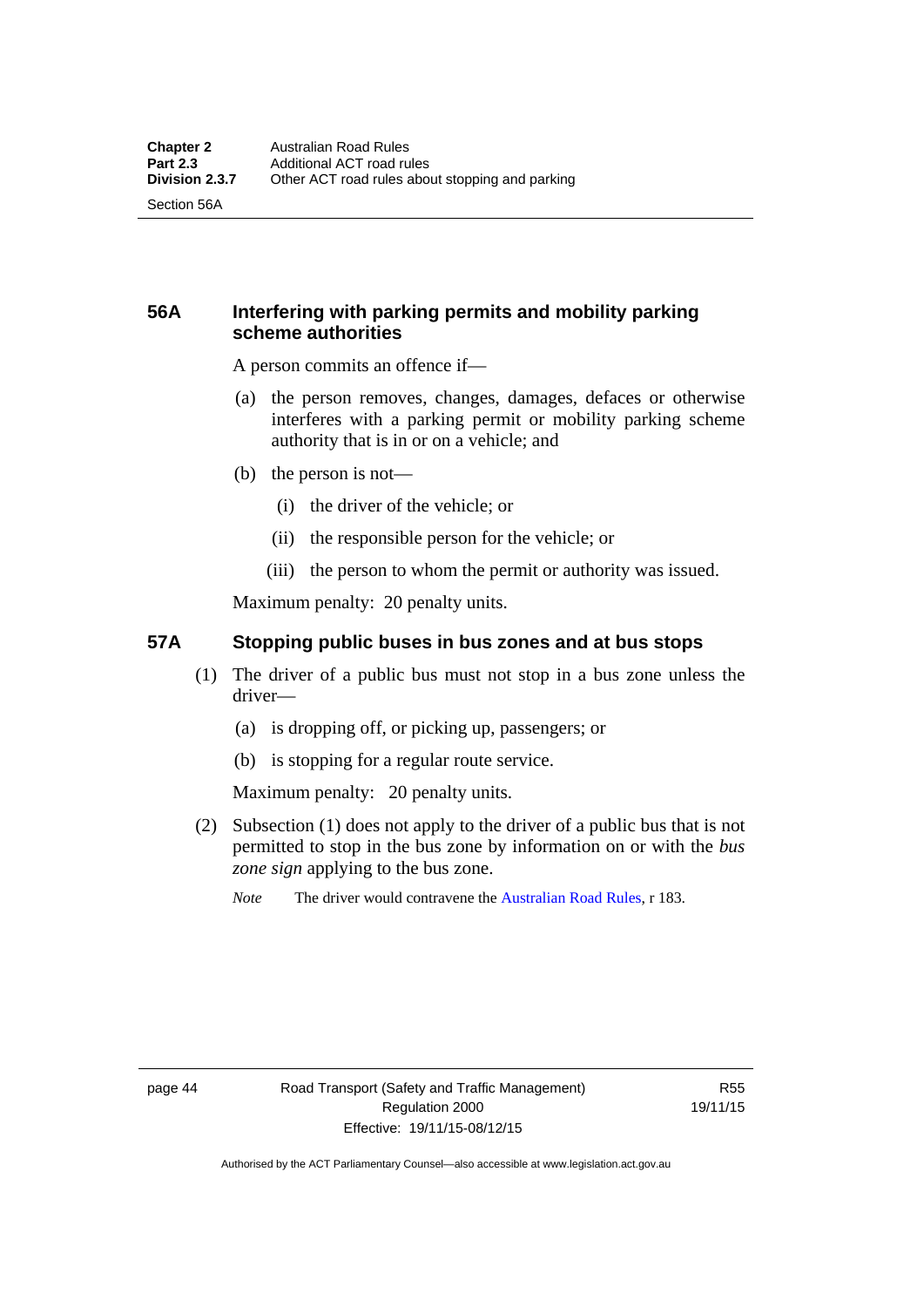## 56A Interfering with parking permits and mobility parking scheme authorities

A person commits an offence if—

(a) the person removes, changes, damages, defaces or otherwise interferes with a parking permit or mobility parking scheme authority that is in or on a vehicle; and

(b) the person is not—

(i) the driver of the vehicle; or

(ii) the responsible person for the vehicle; or

(iii) the person to whom the permit or authority was issued.

Maximum penalty: 20 penalty units.

## 57A Stopping public buses in bus zones and at bus stops

(1) The driver of a public bus must not stop in a bus zone unless the driver—

(a) is dropping off, or picking up, passengers; or

(b) is stopping for a regular route service.

Maximum penalty: 20 penalty units.

(2) Subsection (1) does not apply to the driver of a public bus that is not permitted to stop in the bus zone by information on or with the ***bus zone sign*** applying to the bus zone.

*Note* The driver would contravene the Australian Road Rules, r 183.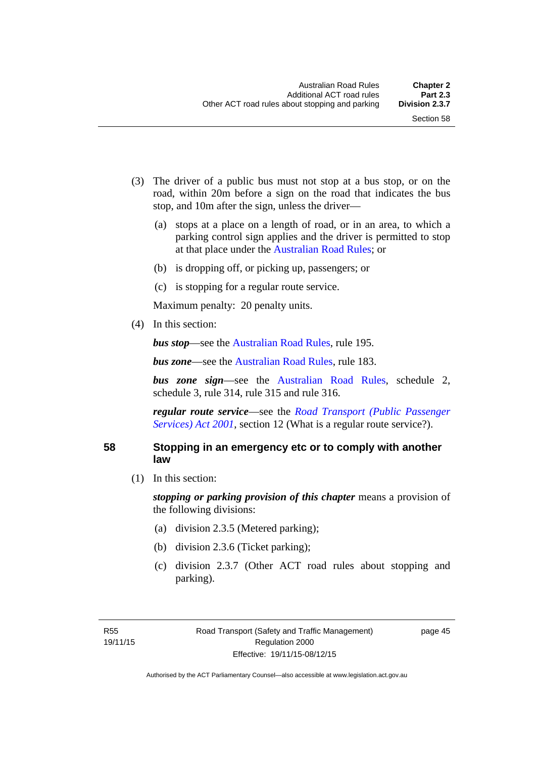(3) The driver of a public bus must not stop at a bus stop, or on the road, within 20m before a sign on the road that indicates the bus stop, and 10m after the sign, unless the driver—

(a) stops at a place on a length of road, or in an area, to which a parking control sign applies and the driver is permitted to stop at that place under the Australian Road Rules; or

(b) is dropping off, or picking up, passengers; or

(c) is stopping for a regular route service.

Maximum penalty: 20 penalty units.

(4) In this section:

***bus stop***—see the Australian Road Rules, rule 195.

***bus zone***—see the Australian Road Rules, rule 183.

***bus zone sign***—see the Australian Road Rules, schedule 2, schedule 3, rule 314, rule 315 and rule 316.

***regular route service***—see the *Road Transport (Public Passenger Services) Act 2001*, section 12 (What is a regular route service?).

## 58 Stopping in an emergency etc or to comply with another law

(1) In this section:

***stopping or parking provision of this chapter*** means a provision of the following divisions:

(a) division 2.3.5 (Metered parking);

(b) division 2.3.6 (Ticket parking);

(c) division 2.3.7 (Other ACT road rules about stopping and parking).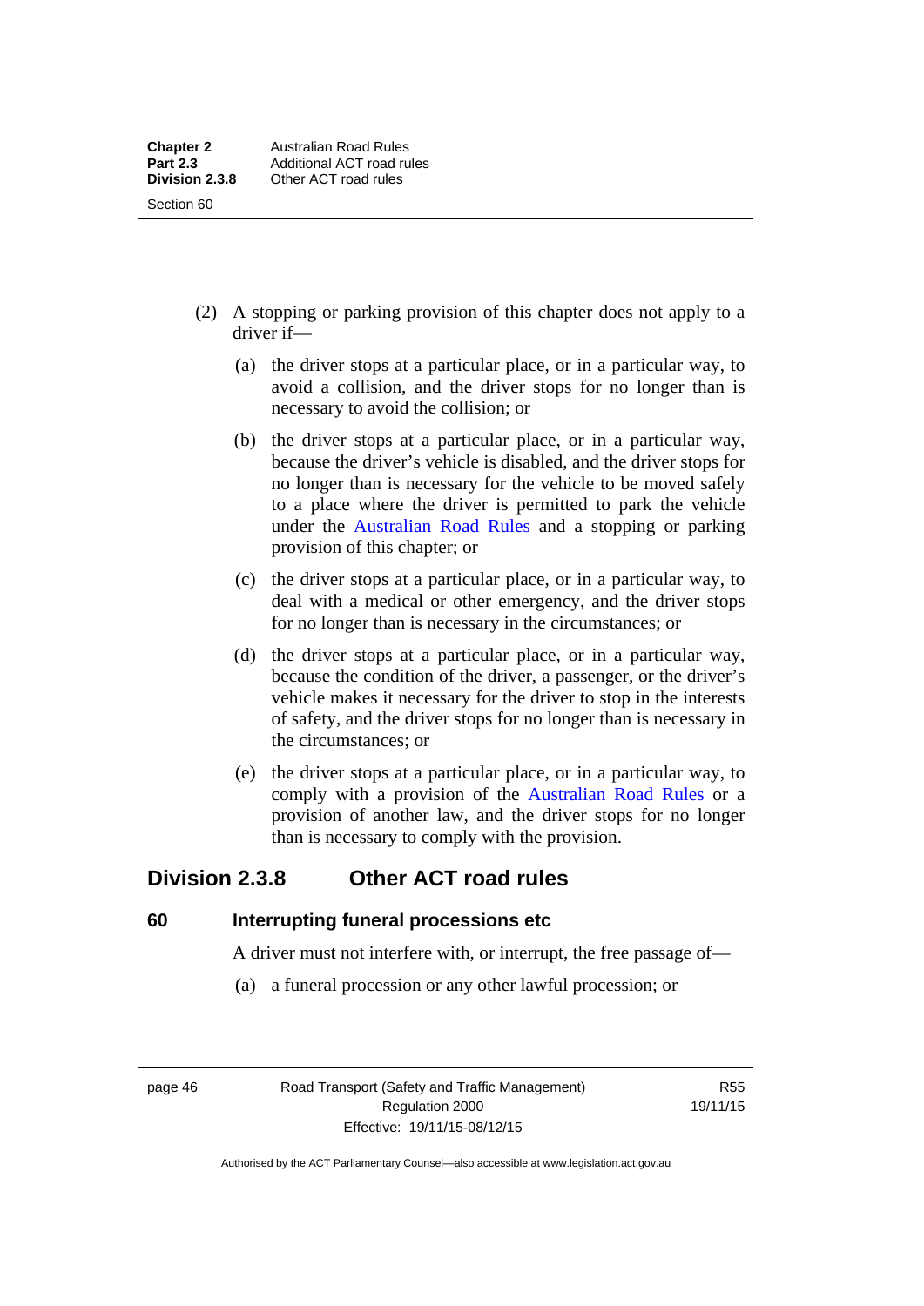(2) A stopping or parking provision of this chapter does not apply to a driver if—

(a) the driver stops at a particular place, or in a particular way, to avoid a collision, and the driver stops for no longer than is necessary to avoid the collision; or

(b) the driver stops at a particular place, or in a particular way, because the driver's vehicle is disabled, and the driver stops for no longer than is necessary for the vehicle to be moved safely to a place where the driver is permitted to park the vehicle under the Australian Road Rules and a stopping or parking provision of this chapter; or

(c) the driver stops at a particular place, or in a particular way, to deal with a medical or other emergency, and the driver stops for no longer than is necessary in the circumstances; or

(d) the driver stops at a particular place, or in a particular way, because the condition of the driver, a passenger, or the driver's vehicle makes it necessary for the driver to stop in the interests of safety, and the driver stops for no longer than is necessary in the circumstances; or

(e) the driver stops at a particular place, or in a particular way, to comply with a provision of the Australian Road Rules or a provision of another law, and the driver stops for no longer than is necessary to comply with the provision.

## Division 2.3.8 Other ACT road rules

### 60 Interrupting funeral processions etc

A driver must not interfere with, or interrupt, the free passage of—

(a) a funeral procession or any other lawful procession; or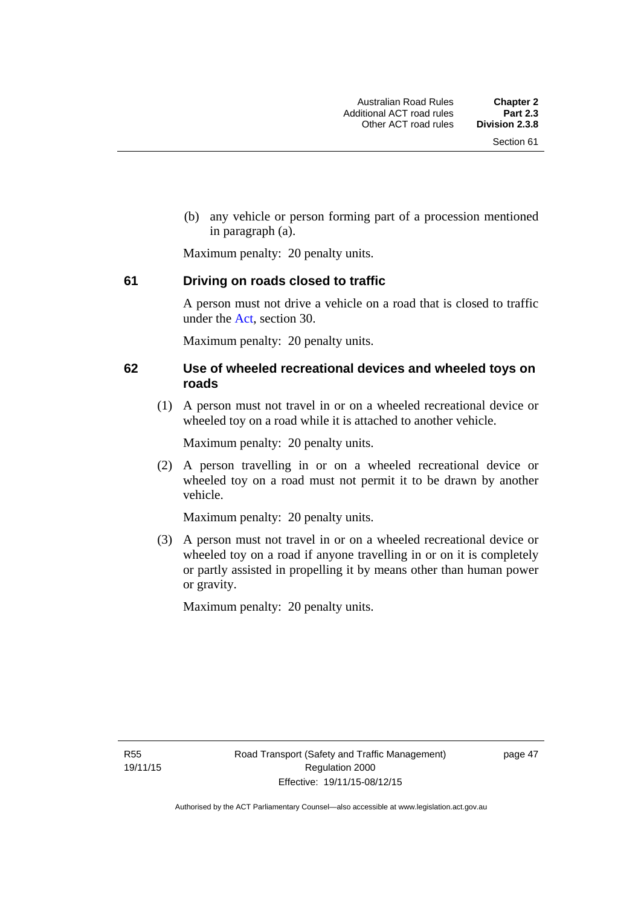(b) any vehicle or person forming part of a procession mentioned in paragraph (a).

Maximum penalty: 20 penalty units.

### 61 Driving on roads closed to traffic

A person must not drive a vehicle on a road that is closed to traffic under the Act, section 30.

Maximum penalty: 20 penalty units.

### 62 Use of wheeled recreational devices and wheeled toys on roads

(1) A person must not travel in or on a wheeled recreational device or wheeled toy on a road while it is attached to another vehicle.

Maximum penalty: 20 penalty units.

(2) A person travelling in or on a wheeled recreational device or wheeled toy on a road must not permit it to be drawn by another vehicle.

Maximum penalty: 20 penalty units.

(3) A person must not travel in or on a wheeled recreational device or wheeled toy on a road if anyone travelling in or on it is completely or partly assisted in propelling it by means other than human power or gravity.

Maximum penalty: 20 penalty units.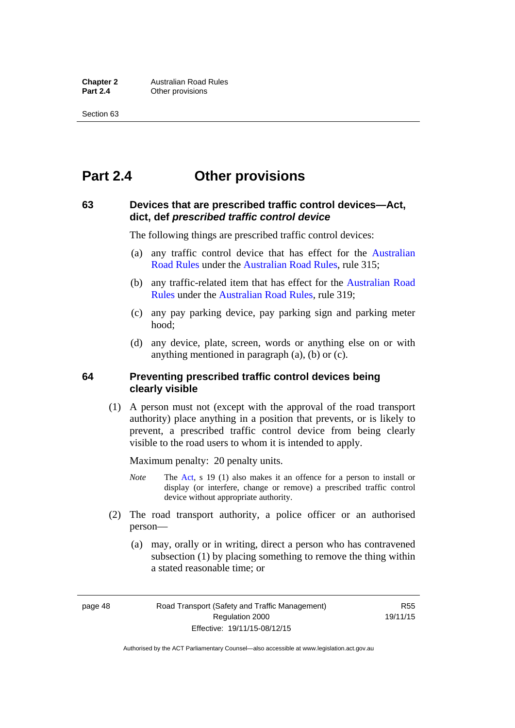# Part 2.4 Other provisions

## 63 Devices that are prescribed traffic control devices—Act, dict, def *prescribed traffic control device*

The following things are prescribed traffic control devices:

(a) any traffic control device that has effect for the Australian Road Rules under the Australian Road Rules, rule 315;

(b) any traffic-related item that has effect for the Australian Road Rules under the Australian Road Rules, rule 319;

(c) any pay parking device, pay parking sign and parking meter hood;

(d) any device, plate, screen, words or anything else on or with anything mentioned in paragraph (a), (b) or (c).

## 64 Preventing prescribed traffic control devices being clearly visible

(1) A person must not (except with the approval of the road transport authority) place anything in a position that prevents, or is likely to prevent, a prescribed traffic control device from being clearly visible to the road users to whom it is intended to apply.

Maximum penalty: 20 penalty units.

*Note* The Act, s 19 (1) also makes it an offence for a person to install or display (or interfere, change or remove) a prescribed traffic control device without appropriate authority.

(2) The road transport authority, a police officer or an authorised person—

(a) may, orally or in writing, direct a person who has contravened subsection (1) by placing something to remove the thing within a stated reasonable time; or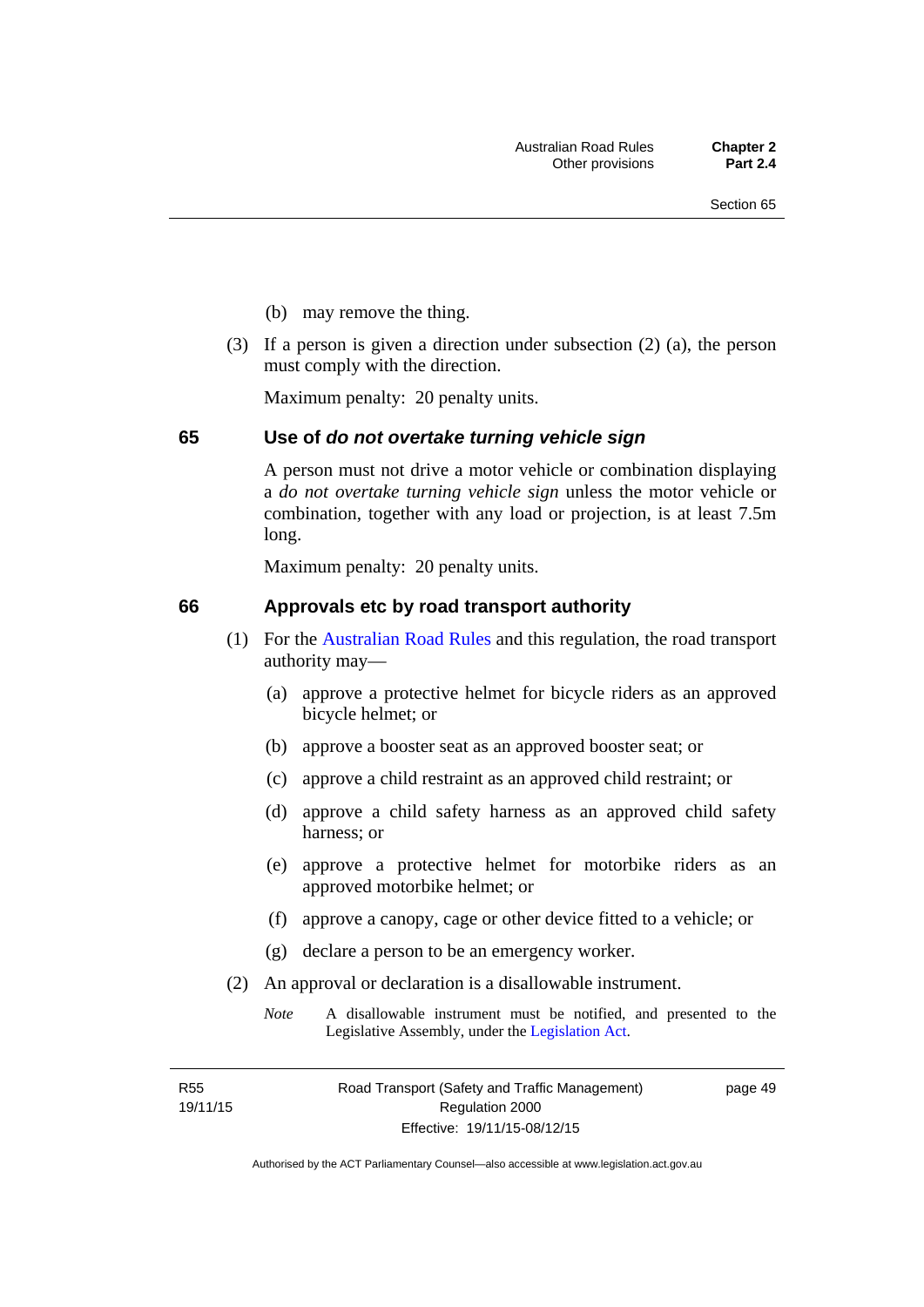(b) may remove the thing.

(3) If a person is given a direction under subsection (2) (a), the person must comply with the direction.

Maximum penalty: 20 penalty units.

## 65 Use of *do not overtake turning vehicle sign*

A person must not drive a motor vehicle or combination displaying a *do not overtake turning vehicle sign* unless the motor vehicle or combination, together with any load or projection, is at least 7.5m long.

Maximum penalty: 20 penalty units.

## 66 Approvals etc by road transport authority

(1) For the Australian Road Rules and this regulation, the road transport authority may—

(a) approve a protective helmet for bicycle riders as an approved bicycle helmet; or

(b) approve a booster seat as an approved booster seat; or

(c) approve a child restraint as an approved child restraint; or

(d) approve a child safety harness as an approved child safety harness; or

(e) approve a protective helmet for motorbike riders as an approved motorbike helmet; or

(f) approve a canopy, cage or other device fitted to a vehicle; or

(g) declare a person to be an emergency worker.

(2) An approval or declaration is a disallowable instrument.

*Note* A disallowable instrument must be notified, and presented to the Legislative Assembly, under the Legislation Act.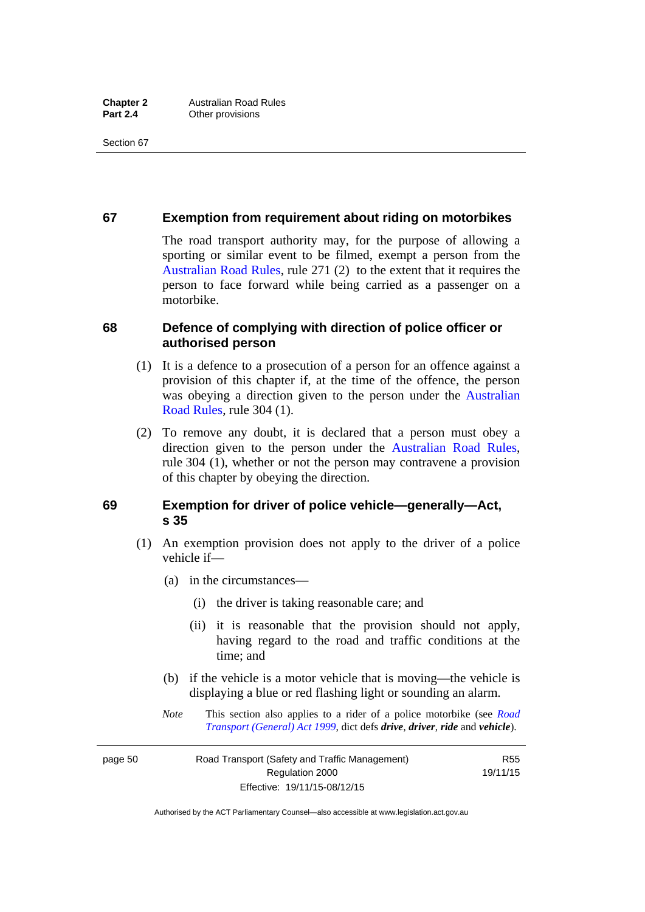### 67 Exemption from requirement about riding on motorbikes

The road transport authority may, for the purpose of allowing a sporting or similar event to be filmed, exempt a person from the Australian Road Rules, rule 271 (2) to the extent that it requires the person to face forward while being carried as a passenger on a motorbike.

### 68 Defence of complying with direction of police officer or authorised person

(1) It is a defence to a prosecution of a person for an offence against a provision of this chapter if, at the time of the offence, the person was obeying a direction given to the person under the Australian Road Rules, rule 304 (1).

(2) To remove any doubt, it is declared that a person must obey a direction given to the person under the Australian Road Rules, rule 304 (1), whether or not the person may contravene a provision of this chapter by obeying the direction.

### 69 Exemption for driver of police vehicle—generally—Act, s 35

(1) An exemption provision does not apply to the driver of a police vehicle if—

(a) in the circumstances—

(i) the driver is taking reasonable care; and

(ii) it is reasonable that the provision should not apply, having regard to the road and traffic conditions at the time; and

(b) if the vehicle is a motor vehicle that is moving—the vehicle is displaying a blue or red flashing light or sounding an alarm.

*Note* This section also applies to a rider of a police motorbike (see *Road Transport (General) Act 1999*, dict defs ***drive***, ***driver***, ***ride*** and ***vehicle***).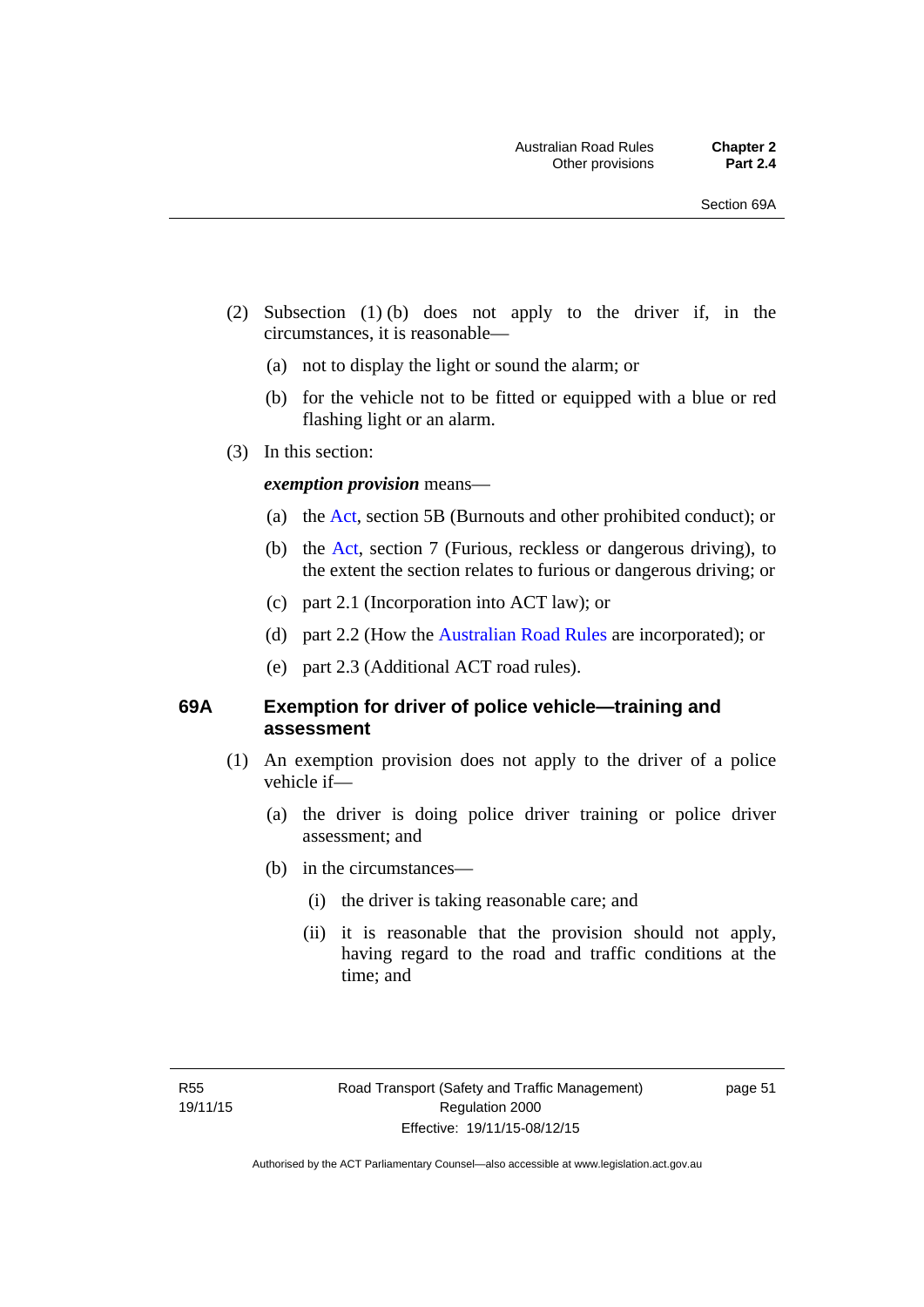(2) Subsection (1) (b) does not apply to the driver if, in the circumstances, it is reasonable—

(a) not to display the light or sound the alarm; or

(b) for the vehicle not to be fitted or equipped with a blue or red flashing light or an alarm.

(3) In this section:

***exemption provision*** means—

(a) the Act, section 5B (Burnouts and other prohibited conduct); or

(b) the Act, section 7 (Furious, reckless or dangerous driving), to the extent the section relates to furious or dangerous driving; or

(c) part 2.1 (Incorporation into ACT law); or

(d) part 2.2 (How the Australian Road Rules are incorporated); or

(e) part 2.3 (Additional ACT road rules).

### 69A Exemption for driver of police vehicle—training and assessment

(1) An exemption provision does not apply to the driver of a police vehicle if—

(a) the driver is doing police driver training or police driver assessment; and

(b) in the circumstances—

(i) the driver is taking reasonable care; and

(ii) it is reasonable that the provision should not apply, having regard to the road and traffic conditions at the time; and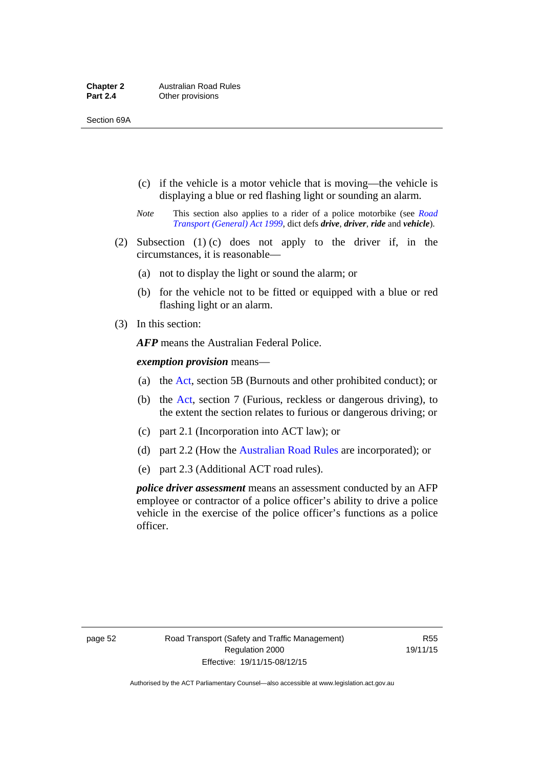(c) if the vehicle is a motor vehicle that is moving—the vehicle is displaying a blue or red flashing light or sounding an alarm.

*Note* This section also applies to a rider of a police motorbike (see *Road Transport (General) Act 1999*, dict defs ***drive***, ***driver***, ***ride*** and ***vehicle***).

(2) Subsection (1) (c) does not apply to the driver if, in the circumstances, it is reasonable—

(a) not to display the light or sound the alarm; or

(b) for the vehicle not to be fitted or equipped with a blue or red flashing light or an alarm.

(3) In this section:

***AFP*** means the Australian Federal Police.

***exemption provision*** means—

(a) the Act, section 5B (Burnouts and other prohibited conduct); or

(b) the Act, section 7 (Furious, reckless or dangerous driving), to the extent the section relates to furious or dangerous driving; or

(c) part 2.1 (Incorporation into ACT law); or

(d) part 2.2 (How the Australian Road Rules are incorporated); or

(e) part 2.3 (Additional ACT road rules).

***police driver assessment*** means an assessment conducted by an AFP employee or contractor of a police officer's ability to drive a police vehicle in the exercise of the police officer's functions as a police officer.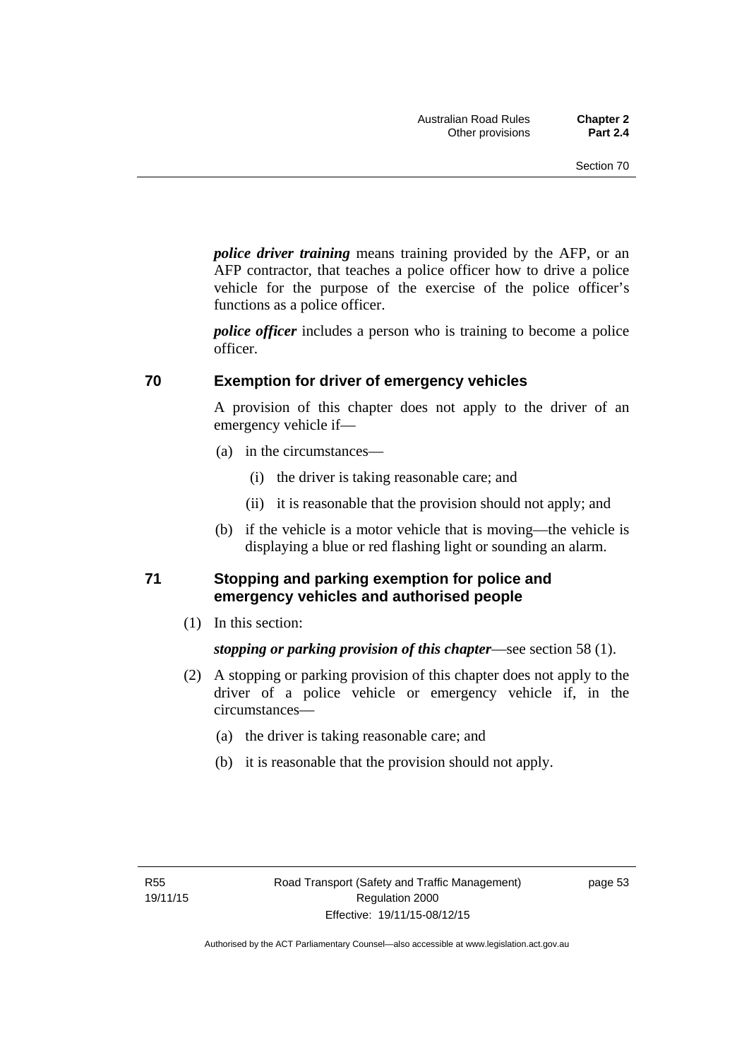***police driver training*** means training provided by the AFP, or an AFP contractor, that teaches a police officer how to drive a police vehicle for the purpose of the exercise of the police officer's functions as a police officer.

***police officer*** includes a person who is training to become a police officer.

## 70 Exemption for driver of emergency vehicles

A provision of this chapter does not apply to the driver of an emergency vehicle if—

- (a) in the circumstances—
  - (i) the driver is taking reasonable care; and
  - (ii) it is reasonable that the provision should not apply; and
- (b) if the vehicle is a motor vehicle that is moving—the vehicle is displaying a blue or red flashing light or sounding an alarm.

## 71 Stopping and parking exemption for police and emergency vehicles and authorised people

(1) In this section:

***stopping or parking provision of this chapter***—see section 58 (1).

(2) A stopping or parking provision of this chapter does not apply to the driver of a police vehicle or emergency vehicle if, in the circumstances—

- (a) the driver is taking reasonable care; and
- (b) it is reasonable that the provision should not apply.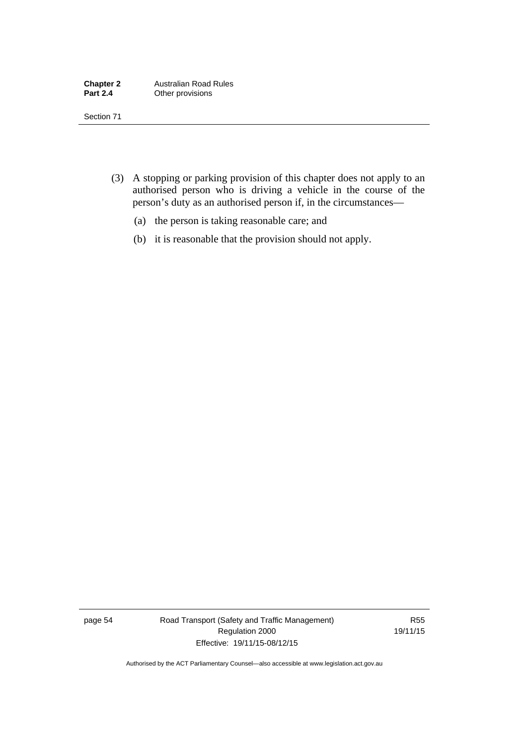(3) A stopping or parking provision of this chapter does not apply to an authorised person who is driving a vehicle in the course of the person's duty as an authorised person if, in the circumstances—

(a) the person is taking reasonable care; and

(b) it is reasonable that the provision should not apply.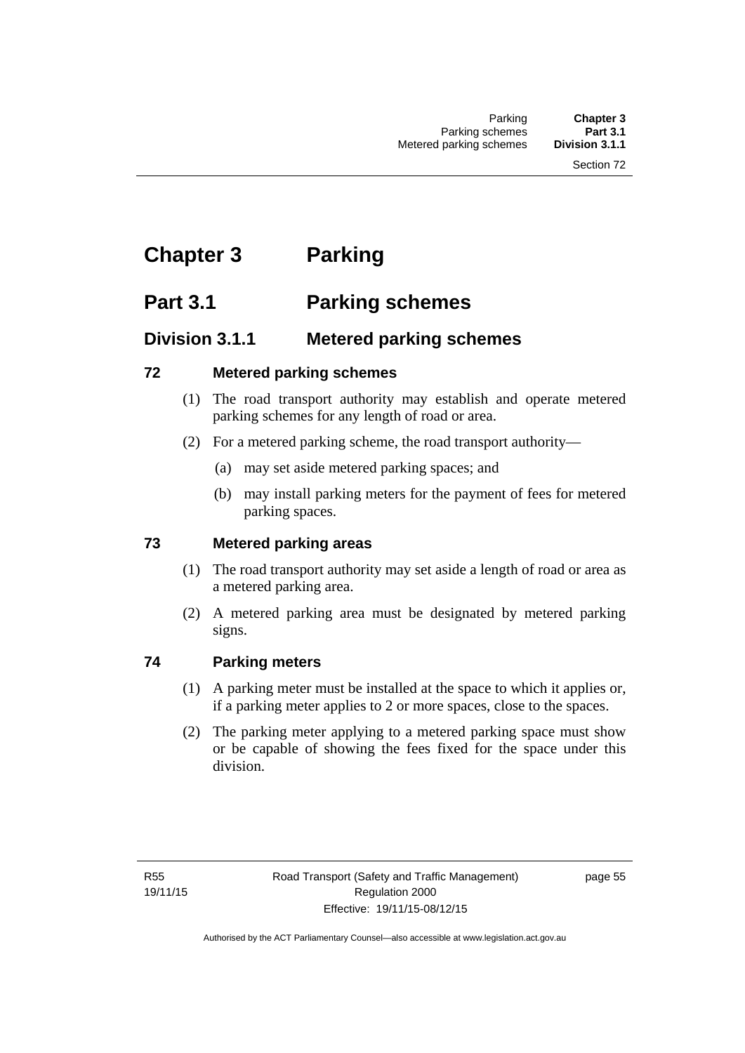# Chapter 3 Parking

## Part 3.1 Parking schemes

### Division 3.1.1 Metered parking schemes

#### 72 Metered parking schemes

(1) The road transport authority may establish and operate metered parking schemes for any length of road or area.

(2) For a metered parking scheme, the road transport authority—

(a) may set aside metered parking spaces; and

(b) may install parking meters for the payment of fees for metered parking spaces.

#### 73 Metered parking areas

(1) The road transport authority may set aside a length of road or area as a metered parking area.

(2) A metered parking area must be designated by metered parking signs.

#### 74 Parking meters

(1) A parking meter must be installed at the space to which it applies or, if a parking meter applies to 2 or more spaces, close to the spaces.

(2) The parking meter applying to a metered parking space must show or be capable of showing the fees fixed for the space under this division.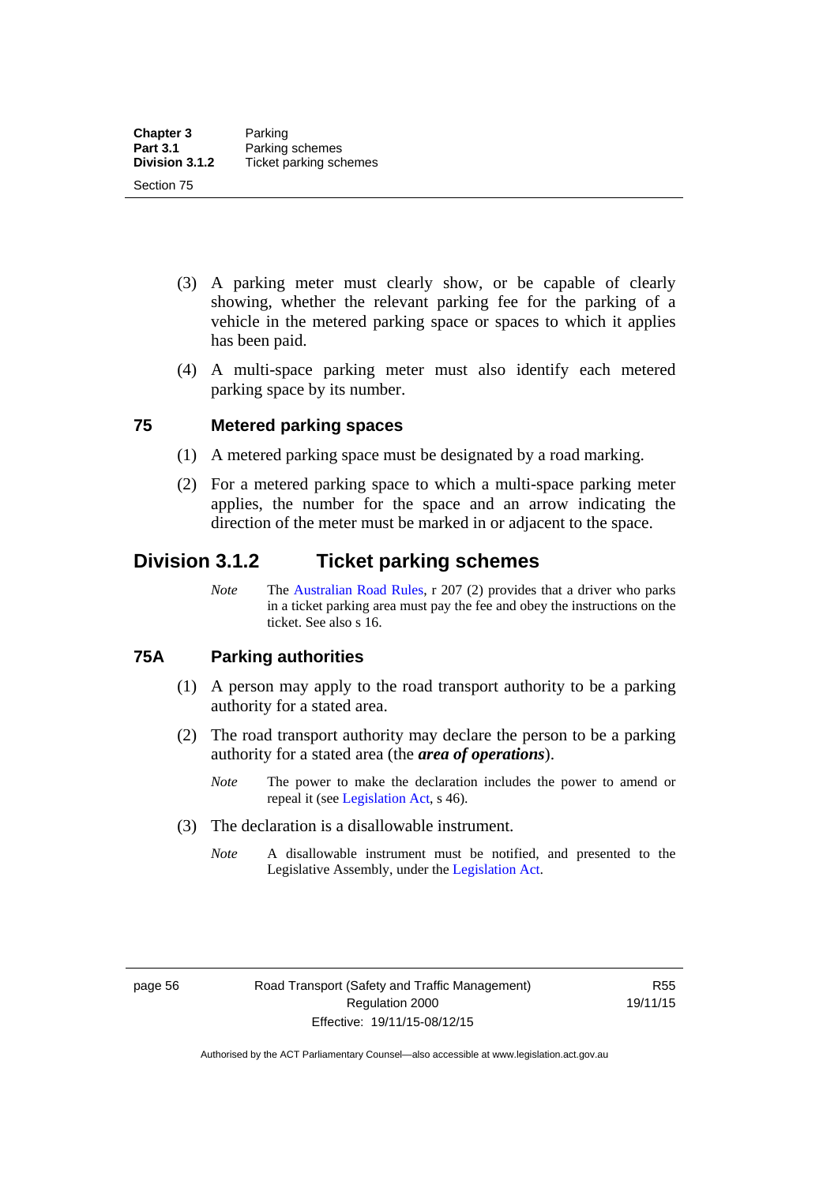(3) A parking meter must clearly show, or be capable of clearly showing, whether the relevant parking fee for the parking of a vehicle in the metered parking space or spaces to which it applies has been paid.

(4) A multi-space parking meter must also identify each metered parking space by its number.

### 75 Metered parking spaces

(1) A metered parking space must be designated by a road marking.

(2) For a metered parking space to which a multi-space parking meter applies, the number for the space and an arrow indicating the direction of the meter must be marked in or adjacent to the space.

## Division 3.1.2 Ticket parking schemes

*Note* The Australian Road Rules, r 207 (2) provides that a driver who parks in a ticket parking area must pay the fee and obey the instructions on the ticket. See also s 16.

### 75A Parking authorities

(1) A person may apply to the road transport authority to be a parking authority for a stated area.

(2) The road transport authority may declare the person to be a parking authority for a stated area (the ***area of operations***).

*Note* The power to make the declaration includes the power to amend or repeal it (see Legislation Act, s 46).

(3) The declaration is a disallowable instrument.

*Note* A disallowable instrument must be notified, and presented to the Legislative Assembly, under the Legislation Act.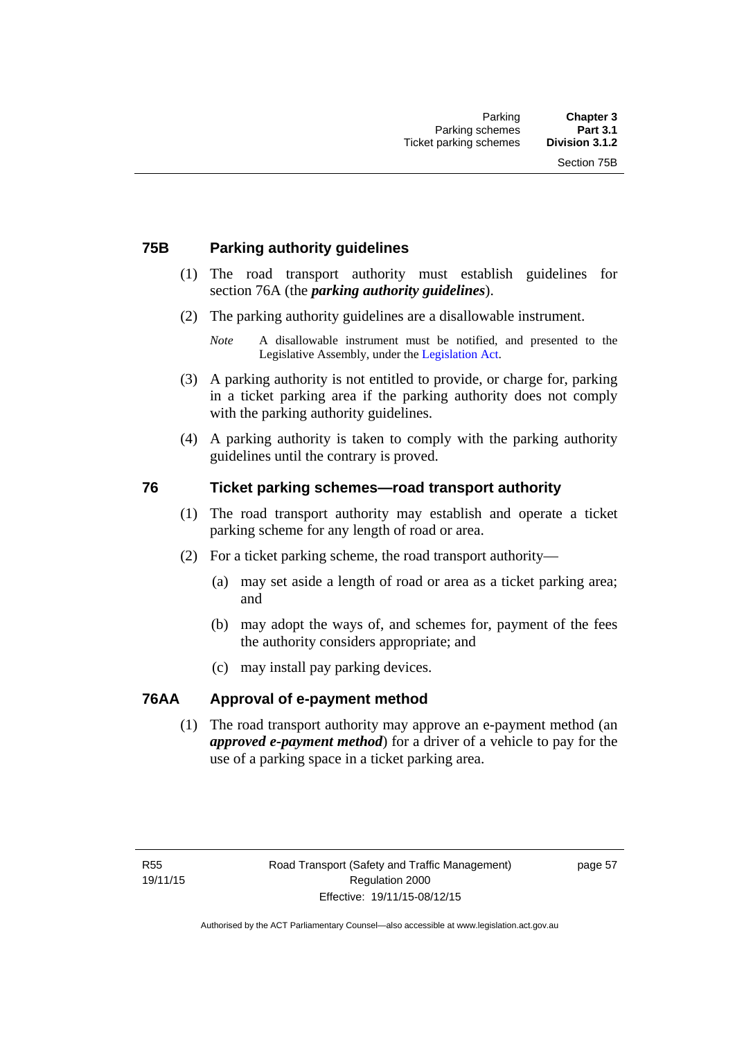### 75B Parking authority guidelines

(1) The road transport authority must establish guidelines for section 76A (the ***parking authority guidelines***).

(2) The parking authority guidelines are a disallowable instrument.

*Note* A disallowable instrument must be notified, and presented to the Legislative Assembly, under the Legislation Act.

(3) A parking authority is not entitled to provide, or charge for, parking in a ticket parking area if the parking authority does not comply with the parking authority guidelines.

(4) A parking authority is taken to comply with the parking authority guidelines until the contrary is proved.

### 76 Ticket parking schemes—road transport authority

(1) The road transport authority may establish and operate a ticket parking scheme for any length of road or area.

(2) For a ticket parking scheme, the road transport authority—

(a) may set aside a length of road or area as a ticket parking area; and

(b) may adopt the ways of, and schemes for, payment of the fees the authority considers appropriate; and

(c) may install pay parking devices.

### 76AA Approval of e-payment method

(1) The road transport authority may approve an e-payment method (an ***approved e-payment method***) for a driver of a vehicle to pay for the use of a parking space in a ticket parking area.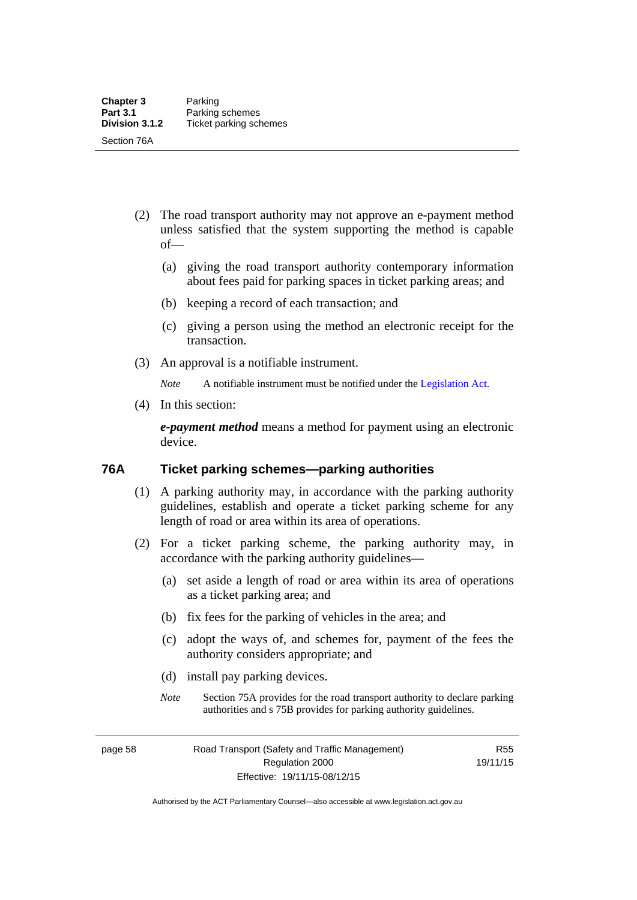(2) The road transport authority may not approve an e-payment method unless satisfied that the system supporting the method is capable of—

(a) giving the road transport authority contemporary information about fees paid for parking spaces in ticket parking areas; and

(b) keeping a record of each transaction; and

(c) giving a person using the method an electronic receipt for the transaction.

(3) An approval is a notifiable instrument.

*Note* A notifiable instrument must be notified under the Legislation Act.

(4) In this section:

***e-payment method*** means a method for payment using an electronic device.

### 76A Ticket parking schemes—parking authorities

(1) A parking authority may, in accordance with the parking authority guidelines, establish and operate a ticket parking scheme for any length of road or area within its area of operations.

(2) For a ticket parking scheme, the parking authority may, in accordance with the parking authority guidelines—

(a) set aside a length of road or area within its area of operations as a ticket parking area; and

(b) fix fees for the parking of vehicles in the area; and

(c) adopt the ways of, and schemes for, payment of the fees the authority considers appropriate; and

(d) install pay parking devices.

*Note* Section 75A provides for the road transport authority to declare parking authorities and s 75B provides for parking authority guidelines.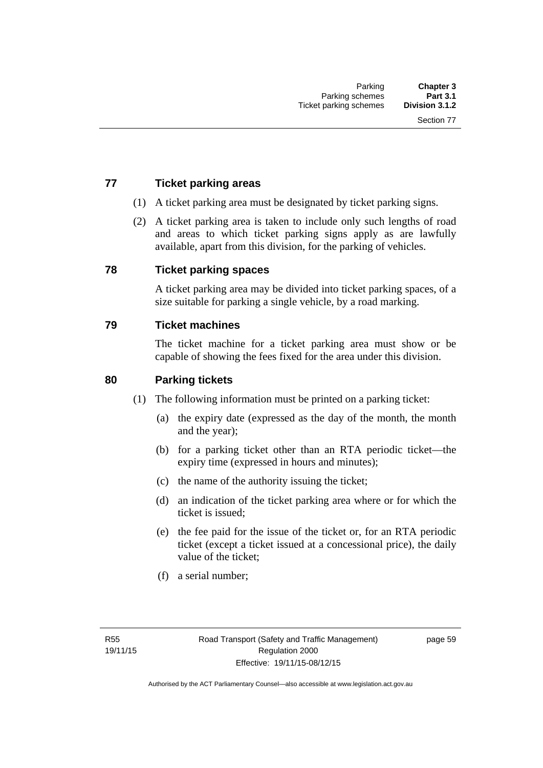## 77 Ticket parking areas

(1) A ticket parking area must be designated by ticket parking signs.

(2) A ticket parking area is taken to include only such lengths of road and areas to which ticket parking signs apply as are lawfully available, apart from this division, for the parking of vehicles.

## 78 Ticket parking spaces

A ticket parking area may be divided into ticket parking spaces, of a size suitable for parking a single vehicle, by a road marking.

## 79 Ticket machines

The ticket machine for a ticket parking area must show or be capable of showing the fees fixed for the area under this division.

## 80 Parking tickets

(1) The following information must be printed on a parking ticket:

(a) the expiry date (expressed as the day of the month, the month and the year);

(b) for a parking ticket other than an RTA periodic ticket—the expiry time (expressed in hours and minutes);

(c) the name of the authority issuing the ticket;

(d) an indication of the ticket parking area where or for which the ticket is issued;

(e) the fee paid for the issue of the ticket or, for an RTA periodic ticket (except a ticket issued at a concessional price), the daily value of the ticket;

(f) a serial number;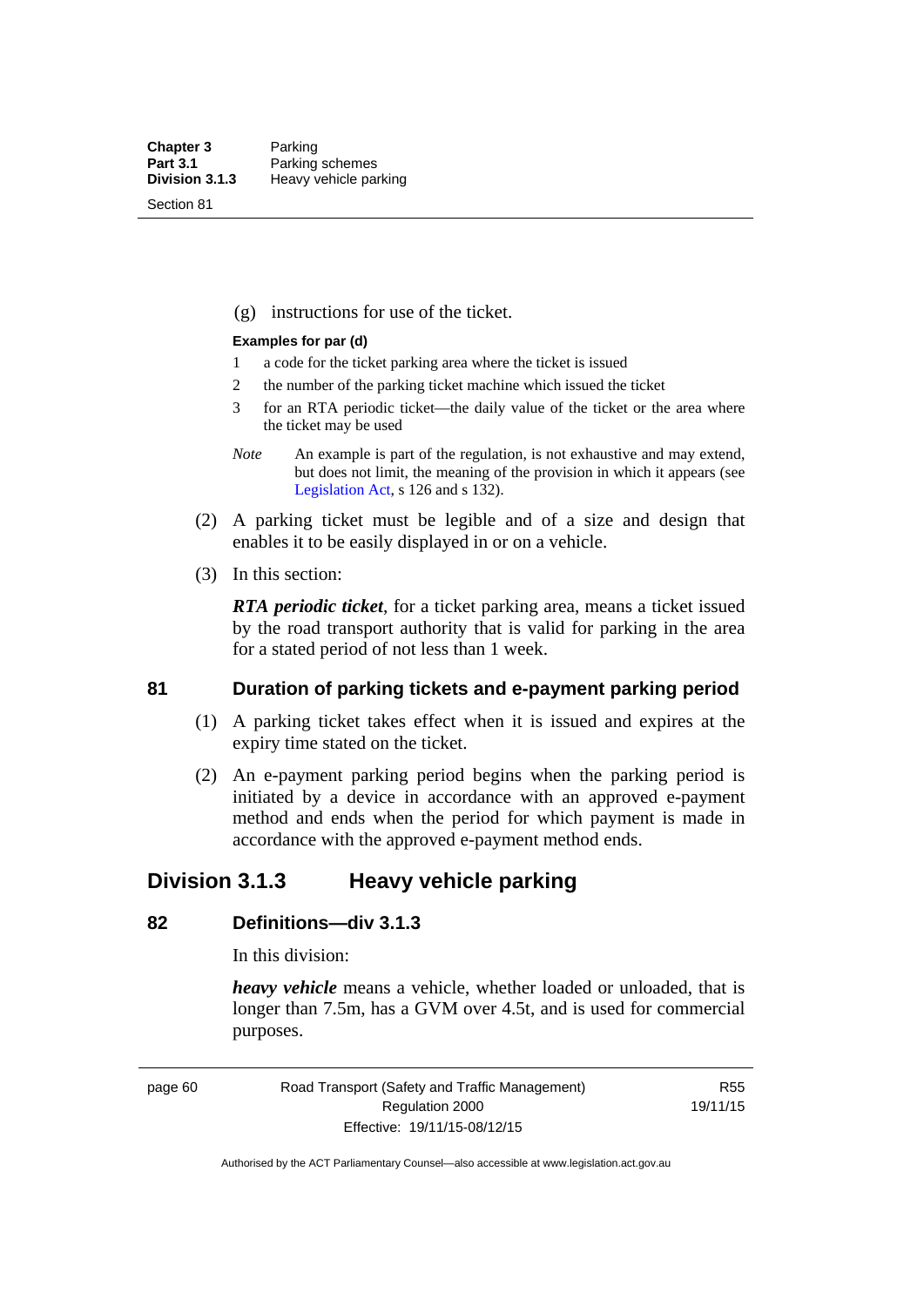(g) instructions for use of the ticket.

**Examples for par (d)**

1. a code for the ticket parking area where the ticket is issued
2. the number of the parking ticket machine which issued the ticket
3. for an RTA periodic ticket—the daily value of the ticket or the area where the ticket may be used

*Note* An example is part of the regulation, is not exhaustive and may extend, but does not limit, the meaning of the provision in which it appears (see Legislation Act, s 126 and s 132).

(2) A parking ticket must be legible and of a size and design that enables it to be easily displayed in or on a vehicle.

(3) In this section:

***RTA periodic ticket***, for a ticket parking area, means a ticket issued by the road transport authority that is valid for parking in the area for a stated period of not less than 1 week.

### 81 Duration of parking tickets and e-payment parking period

(1) A parking ticket takes effect when it is issued and expires at the expiry time stated on the ticket.

(2) An e-payment parking period begins when the parking period is initiated by a device in accordance with an approved e-payment method and ends when the period for which payment is made in accordance with the approved e-payment method ends.

## Division 3.1.3 Heavy vehicle parking

### 82 Definitions—div 3.1.3

In this division:

***heavy vehicle*** means a vehicle, whether loaded or unloaded, that is longer than 7.5m, has a GVM over 4.5t, and is used for commercial purposes.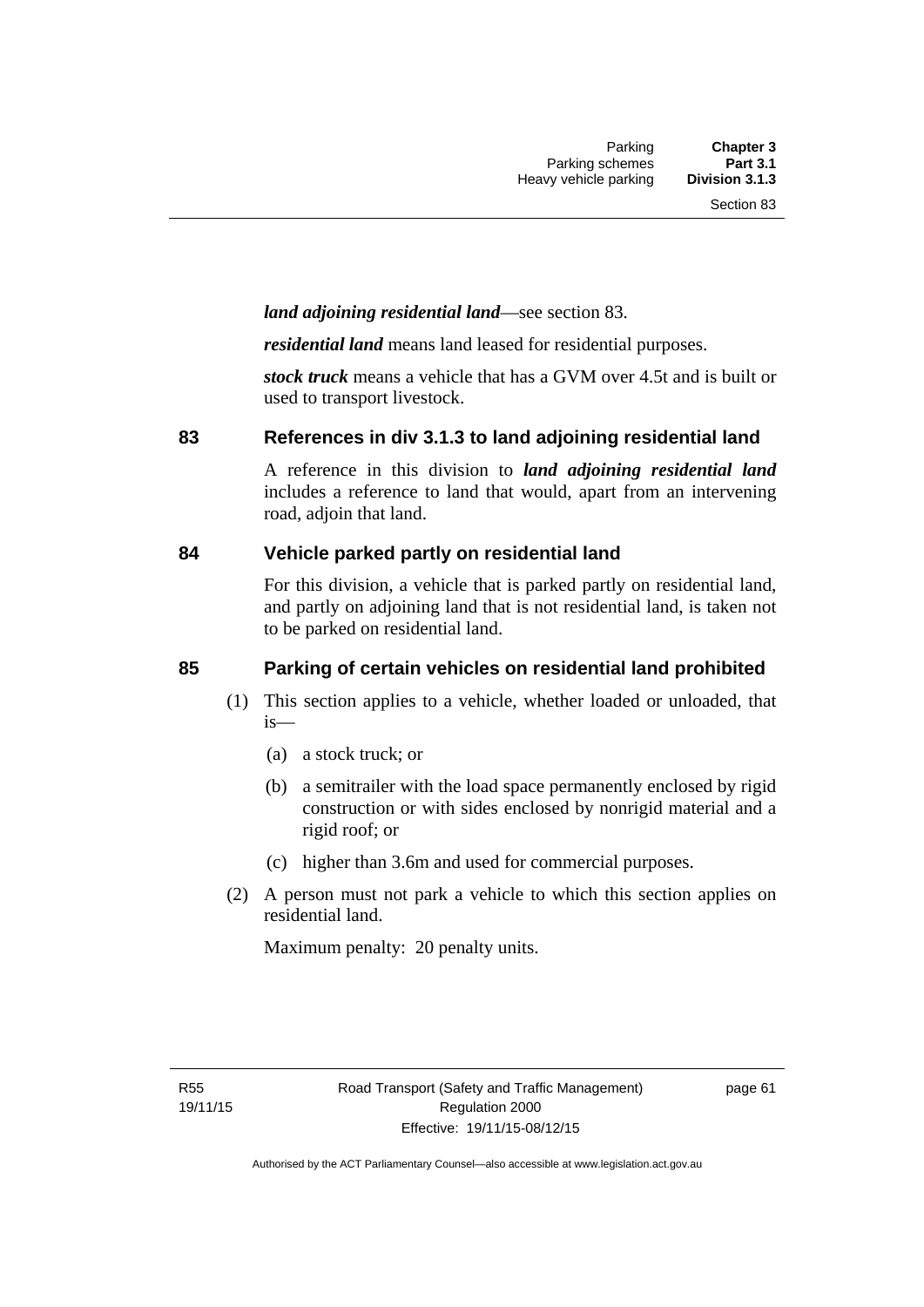***land adjoining residential land***—see section 83.

***residential land*** means land leased for residential purposes.

***stock truck*** means a vehicle that has a GVM over 4.5t and is built or used to transport livestock.

## 83 References in div 3.1.3 to land adjoining residential land

A reference in this division to ***land adjoining residential land*** includes a reference to land that would, apart from an intervening road, adjoin that land.

## 84 Vehicle parked partly on residential land

For this division, a vehicle that is parked partly on residential land, and partly on adjoining land that is not residential land, is taken not to be parked on residential land.

## 85 Parking of certain vehicles on residential land prohibited

(1) This section applies to a vehicle, whether loaded or unloaded, that is—

   (a) a stock truck; or

   (b) a semitrailer with the load space permanently enclosed by rigid construction or with sides enclosed by nonrigid material and a rigid roof; or

   (c) higher than 3.6m and used for commercial purposes.

(2) A person must not park a vehicle to which this section applies on residential land.

Maximum penalty: 20 penalty units.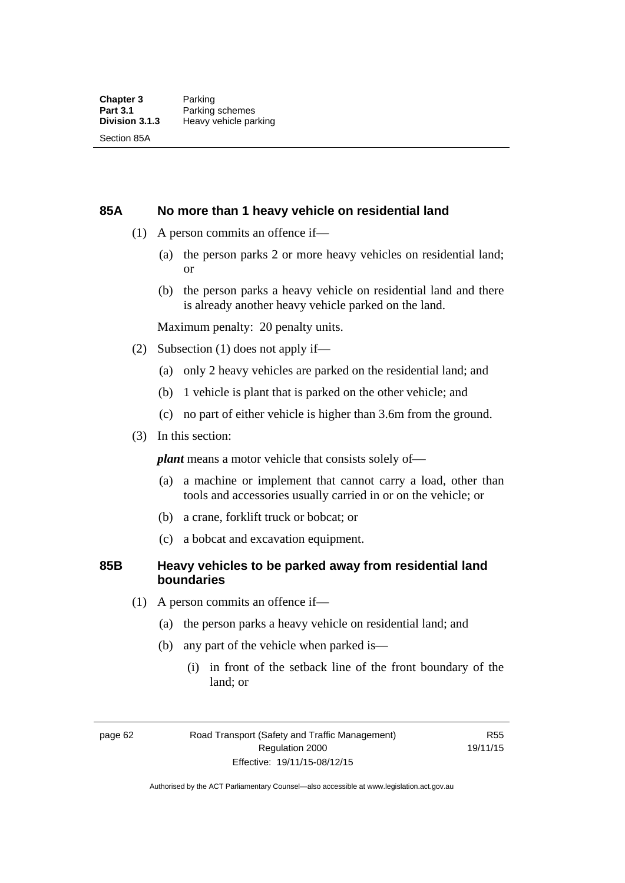## 85A No more than 1 heavy vehicle on residential land

(1) A person commits an offence if—

(a) the person parks 2 or more heavy vehicles on residential land; or

(b) the person parks a heavy vehicle on residential land and there is already another heavy vehicle parked on the land.

Maximum penalty: 20 penalty units.

(2) Subsection (1) does not apply if—

(a) only 2 heavy vehicles are parked on the residential land; and

(b) 1 vehicle is plant that is parked on the other vehicle; and

(c) no part of either vehicle is higher than 3.6m from the ground.

(3) In this section:

***plant*** means a motor vehicle that consists solely of—

(a) a machine or implement that cannot carry a load, other than tools and accessories usually carried in or on the vehicle; or

(b) a crane, forklift truck or bobcat; or

(c) a bobcat and excavation equipment.

## 85B Heavy vehicles to be parked away from residential land boundaries

(1) A person commits an offence if—

(a) the person parks a heavy vehicle on residential land; and

(b) any part of the vehicle when parked is—

(i) in front of the setback line of the front boundary of the land; or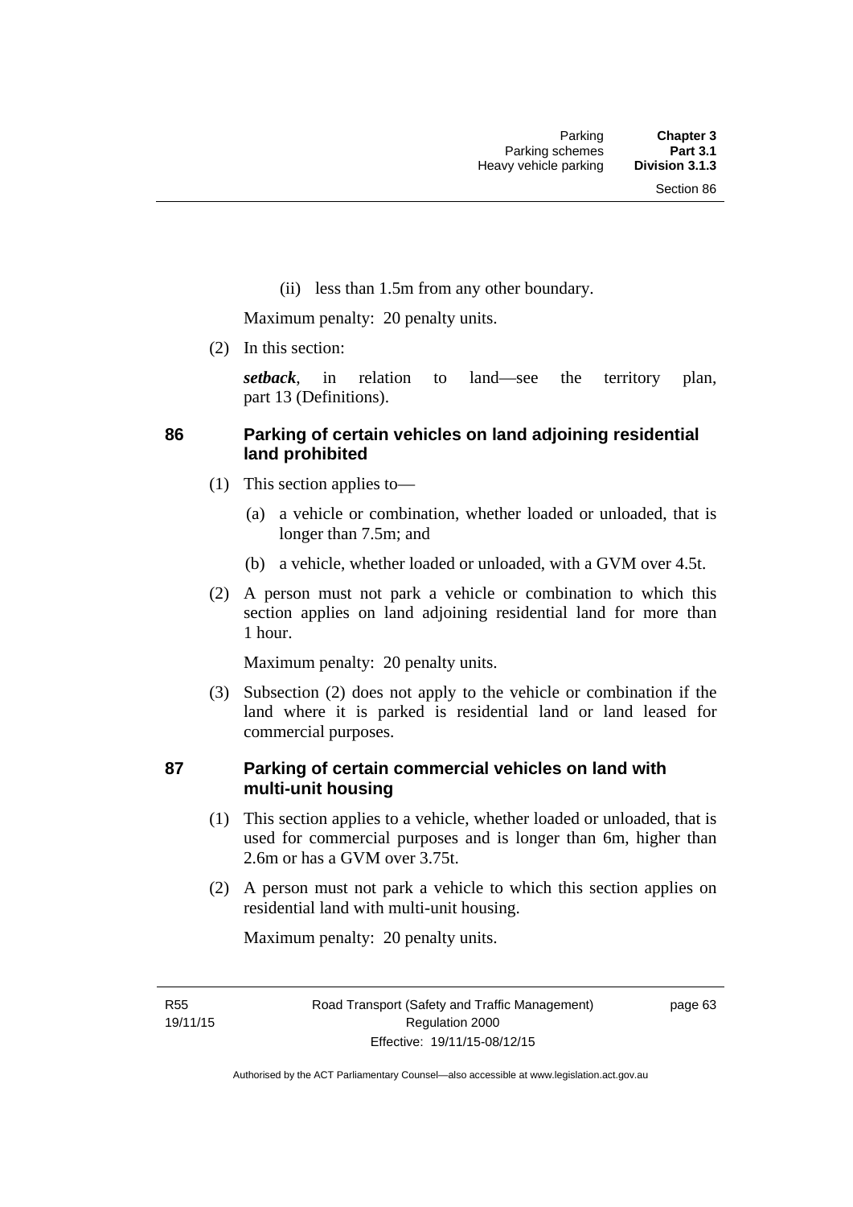(ii) less than 1.5m from any other boundary.

Maximum penalty: 20 penalty units.

(2) In this section:

***setback***, in relation to land—see the territory plan, part 13 (Definitions).

### 86 Parking of certain vehicles on land adjoining residential land prohibited

(1) This section applies to—

(a) a vehicle or combination, whether loaded or unloaded, that is longer than 7.5m; and

(b) a vehicle, whether loaded or unloaded, with a GVM over 4.5t.

(2) A person must not park a vehicle or combination to which this section applies on land adjoining residential land for more than 1 hour.

Maximum penalty: 20 penalty units.

(3) Subsection (2) does not apply to the vehicle or combination if the land where it is parked is residential land or land leased for commercial purposes.

### 87 Parking of certain commercial vehicles on land with multi-unit housing

(1) This section applies to a vehicle, whether loaded or unloaded, that is used for commercial purposes and is longer than 6m, higher than 2.6m or has a GVM over 3.75t.

(2) A person must not park a vehicle to which this section applies on residential land with multi-unit housing.

Maximum penalty: 20 penalty units.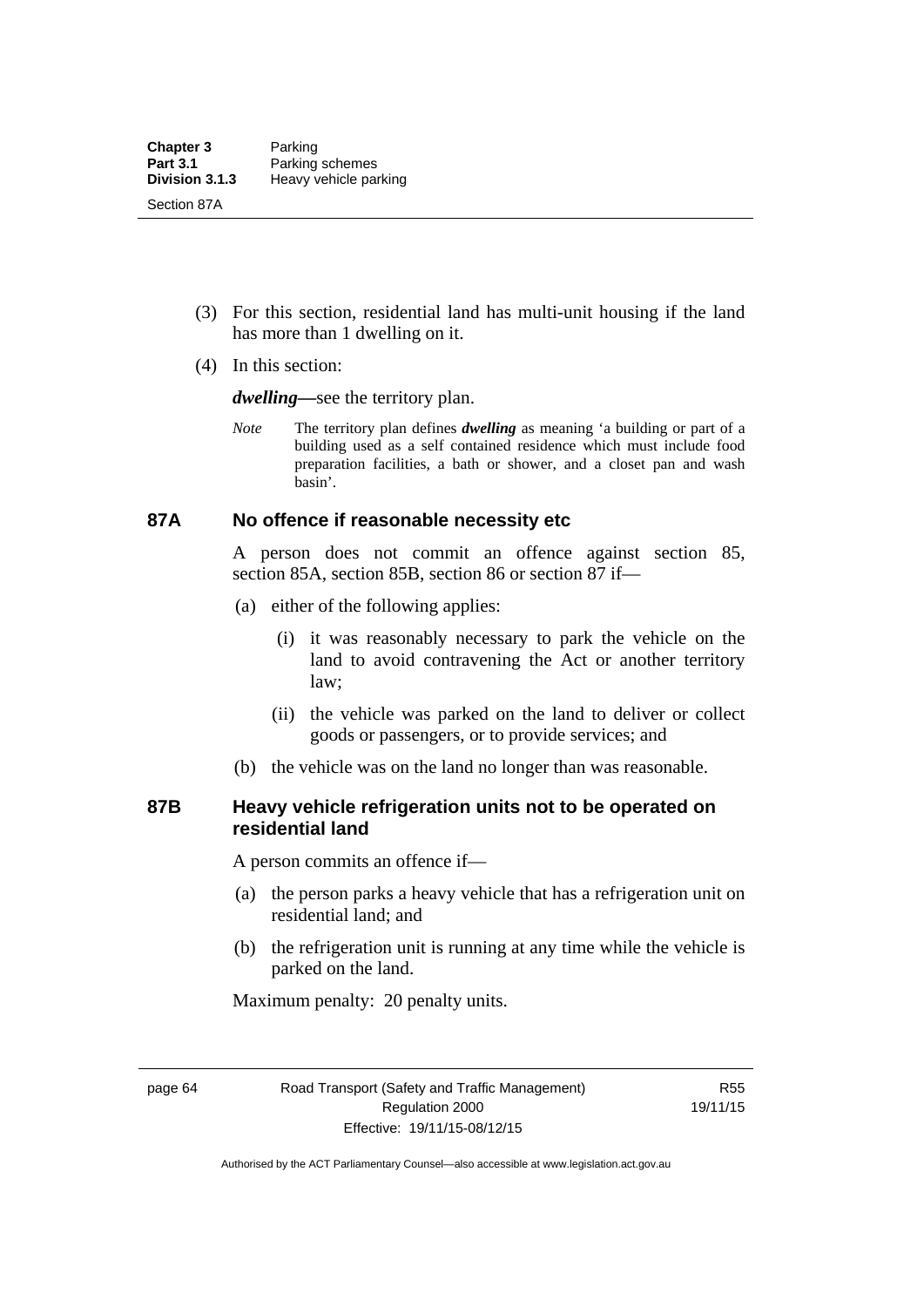(3) For this section, residential land has multi-unit housing if the land has more than 1 dwelling on it.

(4) In this section:

***dwelling***—see the territory plan.

*Note* The territory plan defines ***dwelling*** as meaning 'a building or part of a building used as a self contained residence which must include food preparation facilities, a bath or shower, and a closet pan and wash basin'.

### 87A No offence if reasonable necessity etc

A person does not commit an offence against section 85, section 85A, section 85B, section 86 or section 87 if—

(a) either of the following applies:

(i) it was reasonably necessary to park the vehicle on the land to avoid contravening the Act or another territory law;

(ii) the vehicle was parked on the land to deliver or collect goods or passengers, or to provide services; and

(b) the vehicle was on the land no longer than was reasonable.

### 87B Heavy vehicle refrigeration units not to be operated on residential land

A person commits an offence if—

(a) the person parks a heavy vehicle that has a refrigeration unit on residential land; and

(b) the refrigeration unit is running at any time while the vehicle is parked on the land.

Maximum penalty: 20 penalty units.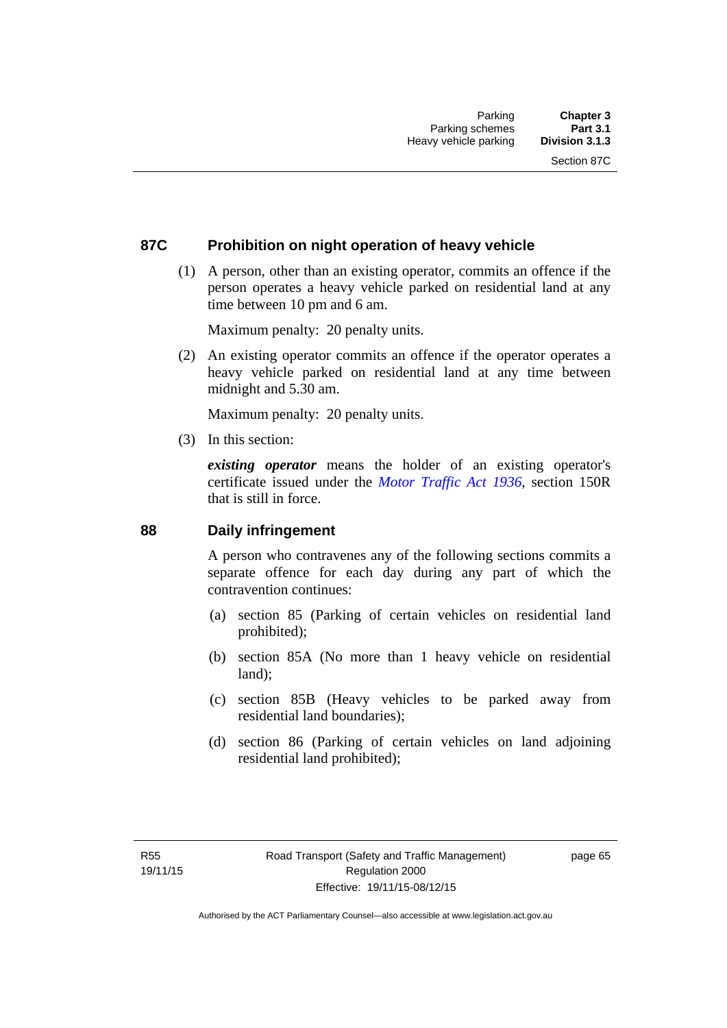### 87C Prohibition on night operation of heavy vehicle

(1) A person, other than an existing operator, commits an offence if the person operates a heavy vehicle parked on residential land at any time between 10 pm and 6 am.

Maximum penalty: 20 penalty units.

(2) An existing operator commits an offence if the operator operates a heavy vehicle parked on residential land at any time between midnight and 5.30 am.

Maximum penalty: 20 penalty units.

(3) In this section:

***existing operator*** means the holder of an existing operator's certificate issued under the *Motor Traffic Act 1936*, section 150R that is still in force.

### 88 Daily infringement

A person who contravenes any of the following sections commits a separate offence for each day during any part of which the contravention continues:

(a) section 85 (Parking of certain vehicles on residential land prohibited);

(b) section 85A (No more than 1 heavy vehicle on residential land);

(c) section 85B (Heavy vehicles to be parked away from residential land boundaries);

(d) section 86 (Parking of certain vehicles on land adjoining residential land prohibited);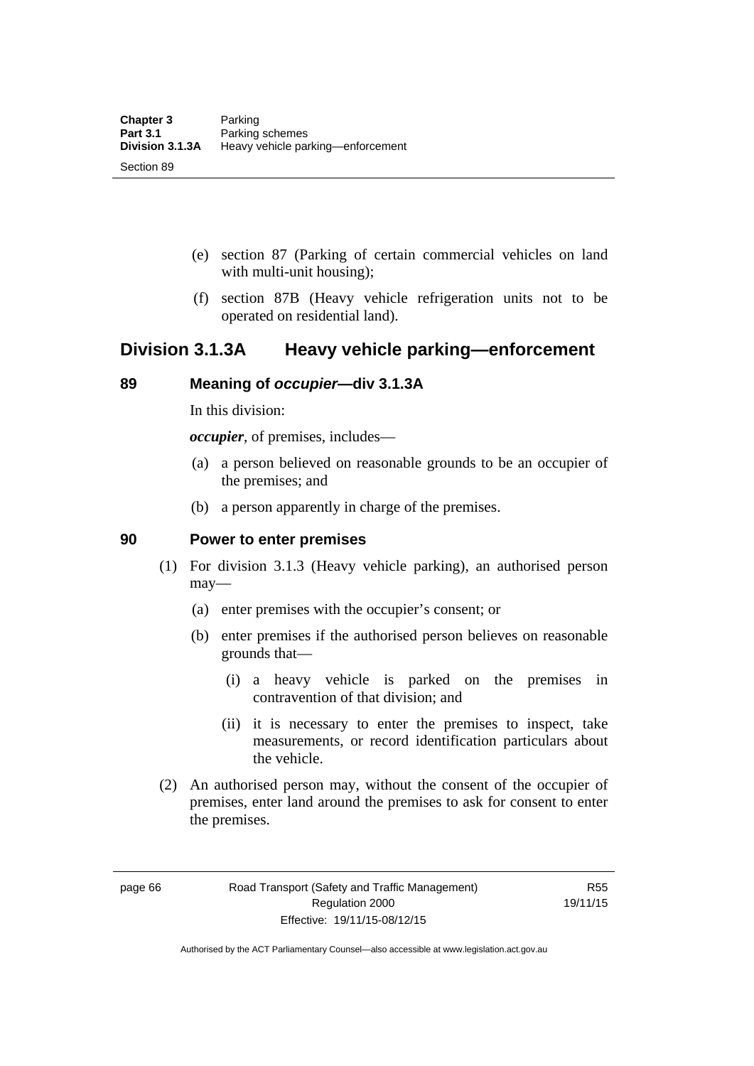(e) section 87 (Parking of certain commercial vehicles on land with multi-unit housing);

(f) section 87B (Heavy vehicle refrigeration units not to be operated on residential land).

## Division 3.1.3A Heavy vehicle parking—enforcement

### 89 Meaning of *occupier*—div 3.1.3A

In this division:

***occupier***, of premises, includes—

(a) a person believed on reasonable grounds to be an occupier of the premises; and

(b) a person apparently in charge of the premises.

### 90 Power to enter premises

(1) For division 3.1.3 (Heavy vehicle parking), an authorised person may—

(a) enter premises with the occupier's consent; or

(b) enter premises if the authorised person believes on reasonable grounds that—

(i) a heavy vehicle is parked on the premises in contravention of that division; and

(ii) it is necessary to enter the premises to inspect, take measurements, or record identification particulars about the vehicle.

(2) An authorised person may, without the consent of the occupier of premises, enter land around the premises to ask for consent to enter the premises.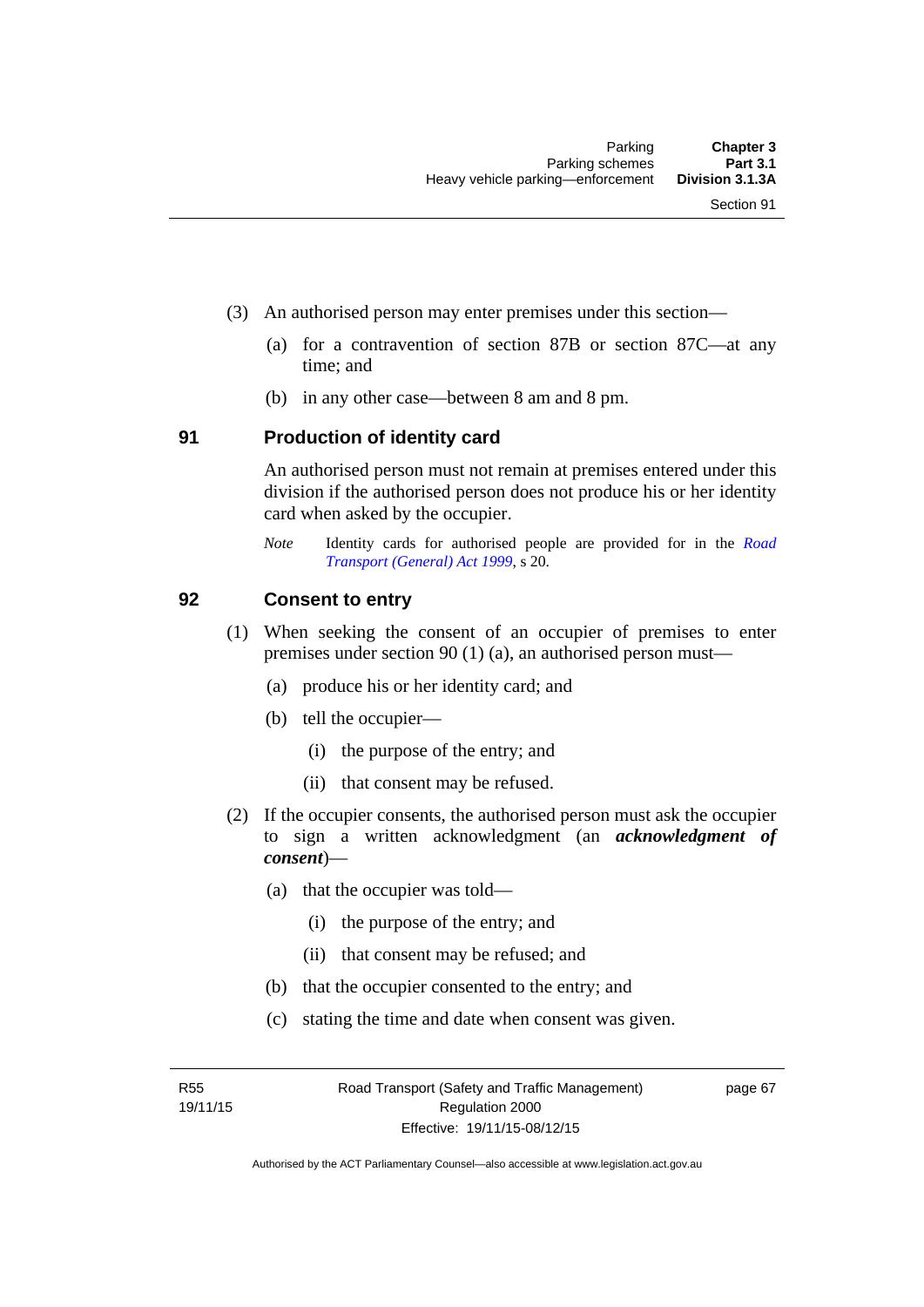(3) An authorised person may enter premises under this section—

(a) for a contravention of section 87B or section 87C—at any time; and

(b) in any other case—between 8 am and 8 pm.

## 91 Production of identity card

An authorised person must not remain at premises entered under this division if the authorised person does not produce his or her identity card when asked by the occupier.

*Note* Identity cards for authorised people are provided for in the *Road Transport (General) Act 1999*, s 20.

## 92 Consent to entry

(1) When seeking the consent of an occupier of premises to enter premises under section 90 (1) (a), an authorised person must—

(a) produce his or her identity card; and

(b) tell the occupier—

(i) the purpose of the entry; and

(ii) that consent may be refused.

(2) If the occupier consents, the authorised person must ask the occupier to sign a written acknowledgment (an ***acknowledgment of consent***)—

(a) that the occupier was told—

(i) the purpose of the entry; and

(ii) that consent may be refused; and

(b) that the occupier consented to the entry; and

(c) stating the time and date when consent was given.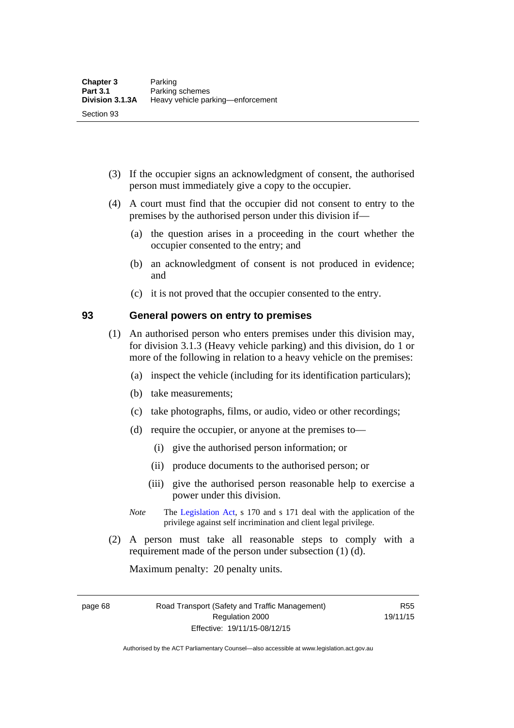(3) If the occupier signs an acknowledgment of consent, the authorised person must immediately give a copy to the occupier.

(4) A court must find that the occupier did not consent to entry to the premises by the authorised person under this division if—

(a) the question arises in a proceeding in the court whether the occupier consented to the entry; and

(b) an acknowledgment of consent is not produced in evidence; and

(c) it is not proved that the occupier consented to the entry.

## 93 General powers on entry to premises

(1) An authorised person who enters premises under this division may, for division 3.1.3 (Heavy vehicle parking) and this division, do 1 or more of the following in relation to a heavy vehicle on the premises:

(a) inspect the vehicle (including for its identification particulars);

(b) take measurements;

(c) take photographs, films, or audio, video or other recordings;

(d) require the occupier, or anyone at the premises to—

(i) give the authorised person information; or

(ii) produce documents to the authorised person; or

(iii) give the authorised person reasonable help to exercise a power under this division.

*Note* The Legislation Act, s 170 and s 171 deal with the application of the privilege against self incrimination and client legal privilege.

(2) A person must take all reasonable steps to comply with a requirement made of the person under subsection (1) (d).

Maximum penalty: 20 penalty units.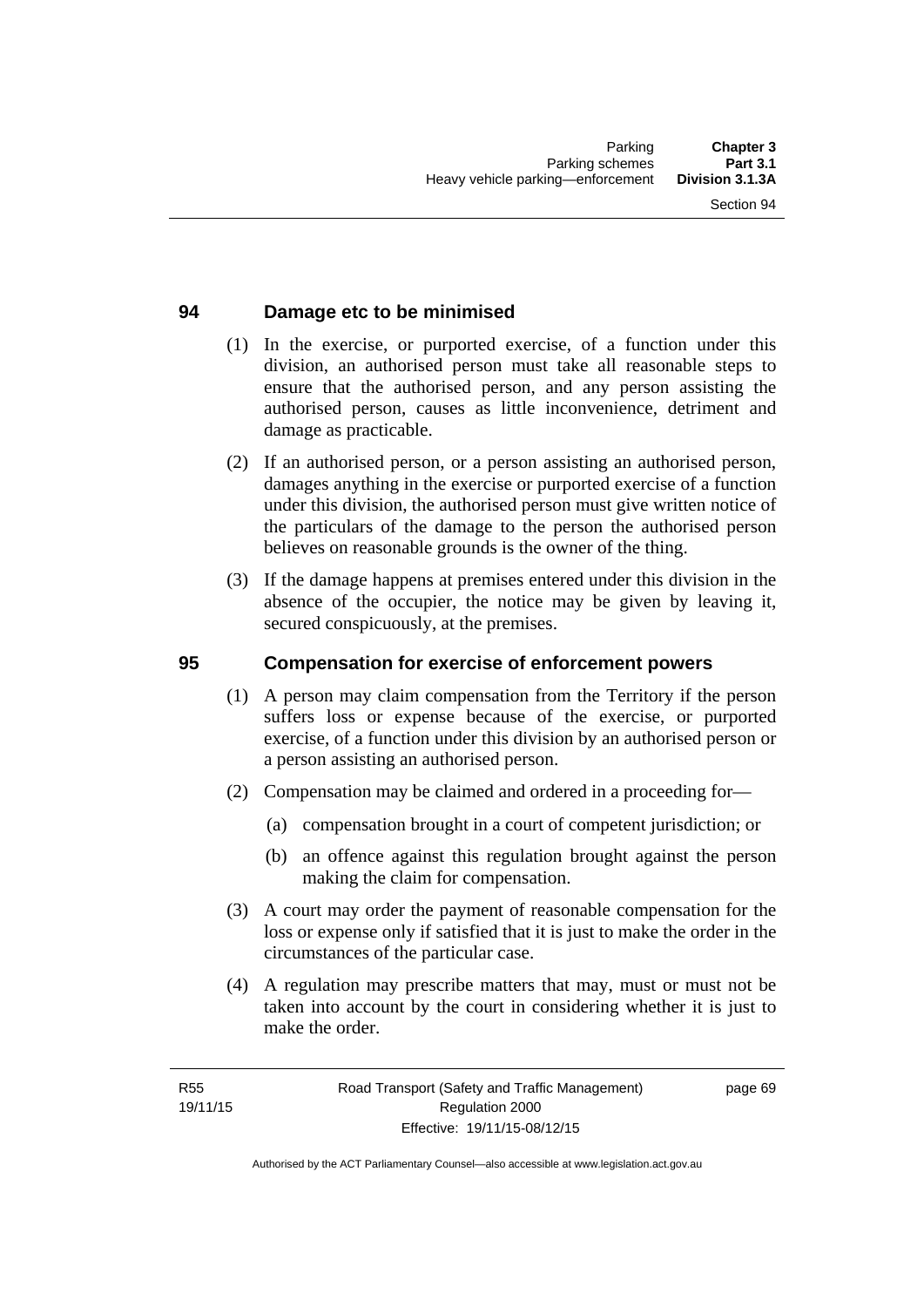## 94 Damage etc to be minimised

(1) In the exercise, or purported exercise, of a function under this division, an authorised person must take all reasonable steps to ensure that the authorised person, and any person assisting the authorised person, causes as little inconvenience, detriment and damage as practicable.

(2) If an authorised person, or a person assisting an authorised person, damages anything in the exercise or purported exercise of a function under this division, the authorised person must give written notice of the particulars of the damage to the person the authorised person believes on reasonable grounds is the owner of the thing.

(3) If the damage happens at premises entered under this division in the absence of the occupier, the notice may be given by leaving it, secured conspicuously, at the premises.

## 95 Compensation for exercise of enforcement powers

(1) A person may claim compensation from the Territory if the person suffers loss or expense because of the exercise, or purported exercise, of a function under this division by an authorised person or a person assisting an authorised person.

(2) Compensation may be claimed and ordered in a proceeding for—

(a) compensation brought in a court of competent jurisdiction; or

(b) an offence against this regulation brought against the person making the claim for compensation.

(3) A court may order the payment of reasonable compensation for the loss or expense only if satisfied that it is just to make the order in the circumstances of the particular case.

(4) A regulation may prescribe matters that may, must or must not be taken into account by the court in considering whether it is just to make the order.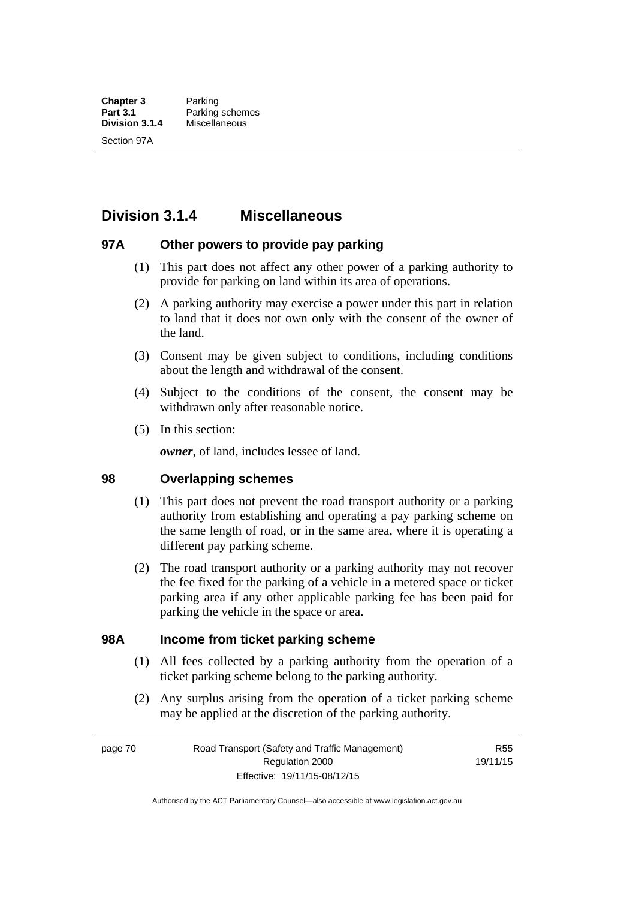## Division 3.1.4 Miscellaneous

### 97A Other powers to provide pay parking

(1) This part does not affect any other power of a parking authority to provide for parking on land within its area of operations.

(2) A parking authority may exercise a power under this part in relation to land that it does not own only with the consent of the owner of the land.

(3) Consent may be given subject to conditions, including conditions about the length and withdrawal of the consent.

(4) Subject to the conditions of the consent, the consent may be withdrawn only after reasonable notice.

(5) In this section:

***owner***, of land, includes lessee of land.

### 98 Overlapping schemes

(1) This part does not prevent the road transport authority or a parking authority from establishing and operating a pay parking scheme on the same length of road, or in the same area, where it is operating a different pay parking scheme.

(2) The road transport authority or a parking authority may not recover the fee fixed for the parking of a vehicle in a metered space or ticket parking area if any other applicable parking fee has been paid for parking the vehicle in the space or area.

### 98A Income from ticket parking scheme

(1) All fees collected by a parking authority from the operation of a ticket parking scheme belong to the parking authority.

(2) Any surplus arising from the operation of a ticket parking scheme may be applied at the discretion of the parking authority.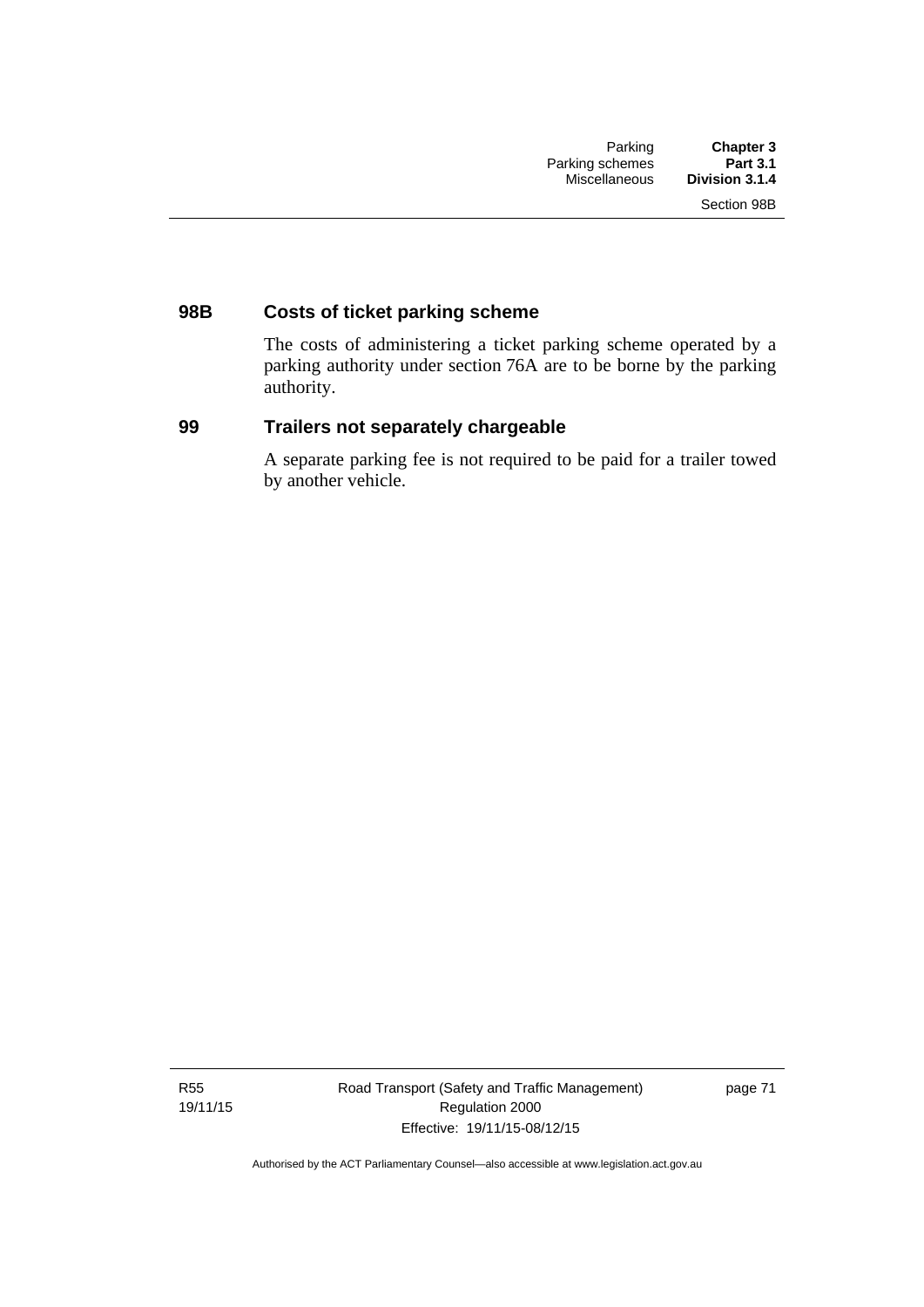### 98B Costs of ticket parking scheme

The costs of administering a ticket parking scheme operated by a parking authority under section 76A are to be borne by the parking authority.

### 99 Trailers not separately chargeable

A separate parking fee is not required to be paid for a trailer towed by another vehicle.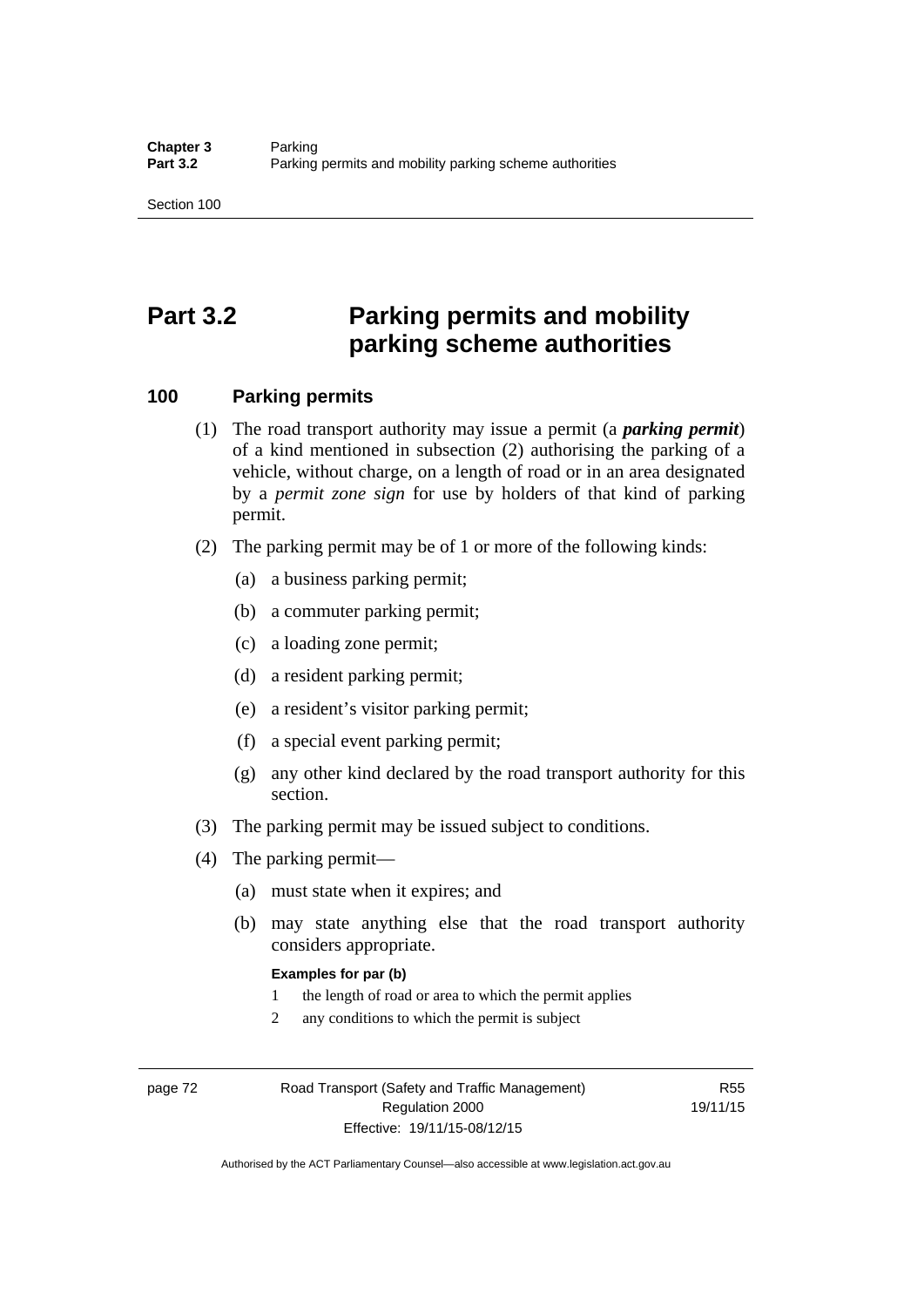# Part 3.2 Parking permits and mobility parking scheme authorities

## 100 Parking permits

(1) The road transport authority may issue a permit (a ***parking permit***) of a kind mentioned in subsection (2) authorising the parking of a vehicle, without charge, on a length of road or in an area designated by a *permit zone sign* for use by holders of that kind of parking permit.

(2) The parking permit may be of 1 or more of the following kinds:

(a) a business parking permit;

(b) a commuter parking permit;

(c) a loading zone permit;

(d) a resident parking permit;

(e) a resident's visitor parking permit;

(f) a special event parking permit;

(g) any other kind declared by the road transport authority for this section.

(3) The parking permit may be issued subject to conditions.

(4) The parking permit—

(a) must state when it expires; and

(b) may state anything else that the road transport authority considers appropriate.

**Examples for par (b)**

1 the length of road or area to which the permit applies

2 any conditions to which the permit is subject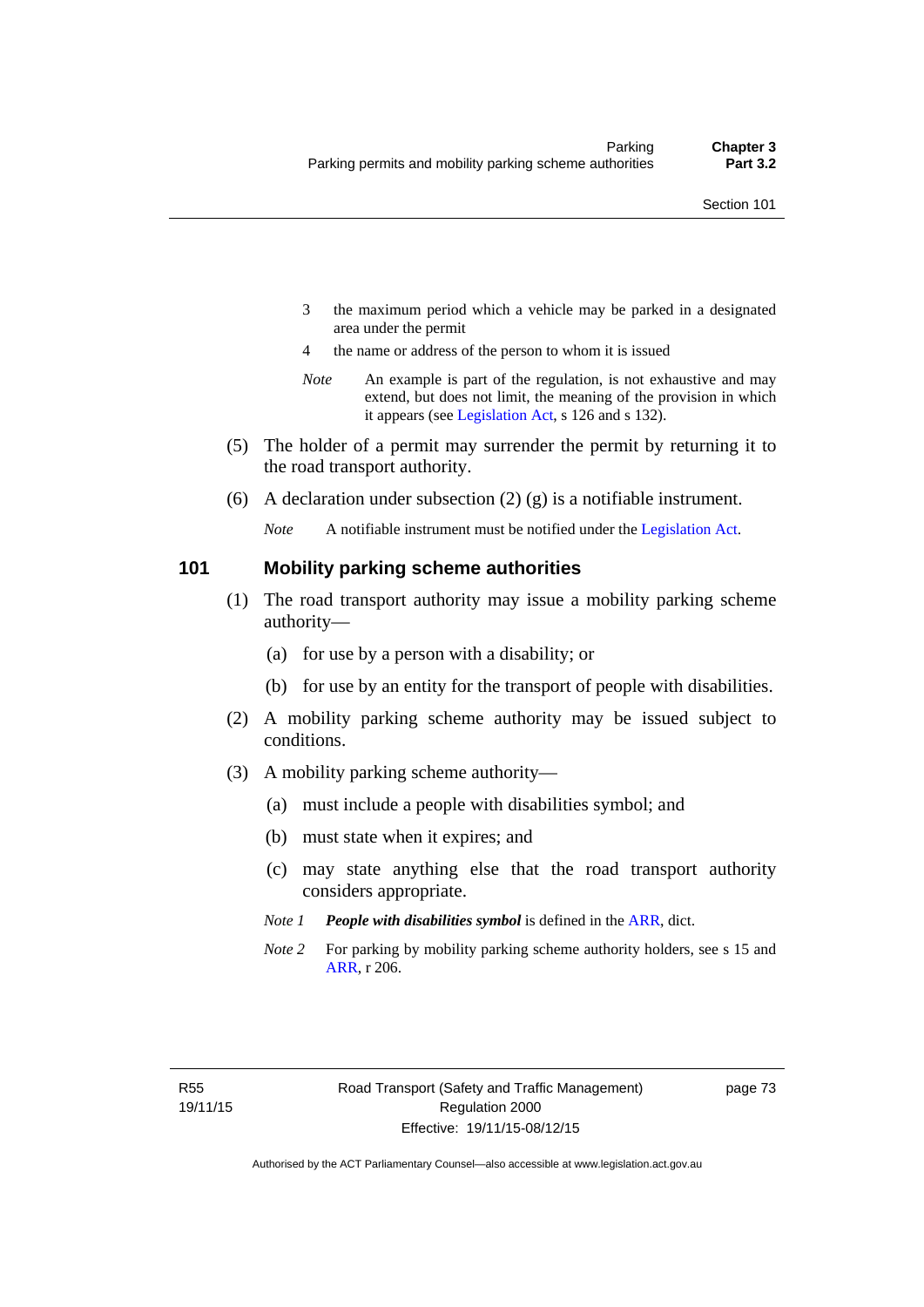3 the maximum period which a vehicle may be parked in a designated area under the permit

4 the name or address of the person to whom it is issued

*Note* An example is part of the regulation, is not exhaustive and may extend, but does not limit, the meaning of the provision in which it appears (see Legislation Act, s 126 and s 132).

(5) The holder of a permit may surrender the permit by returning it to the road transport authority.

(6) A declaration under subsection (2) (g) is a notifiable instrument.

*Note* A notifiable instrument must be notified under the Legislation Act.

## 101 Mobility parking scheme authorities

(1) The road transport authority may issue a mobility parking scheme authority—

(a) for use by a person with a disability; or

(b) for use by an entity for the transport of people with disabilities.

(2) A mobility parking scheme authority may be issued subject to conditions.

(3) A mobility parking scheme authority—

(a) must include a people with disabilities symbol; and

(b) must state when it expires; and

(c) may state anything else that the road transport authority considers appropriate.

*Note 1* ***People with disabilities symbol*** is defined in the ARR, dict.

*Note 2* For parking by mobility parking scheme authority holders, see s 15 and ARR, r 206.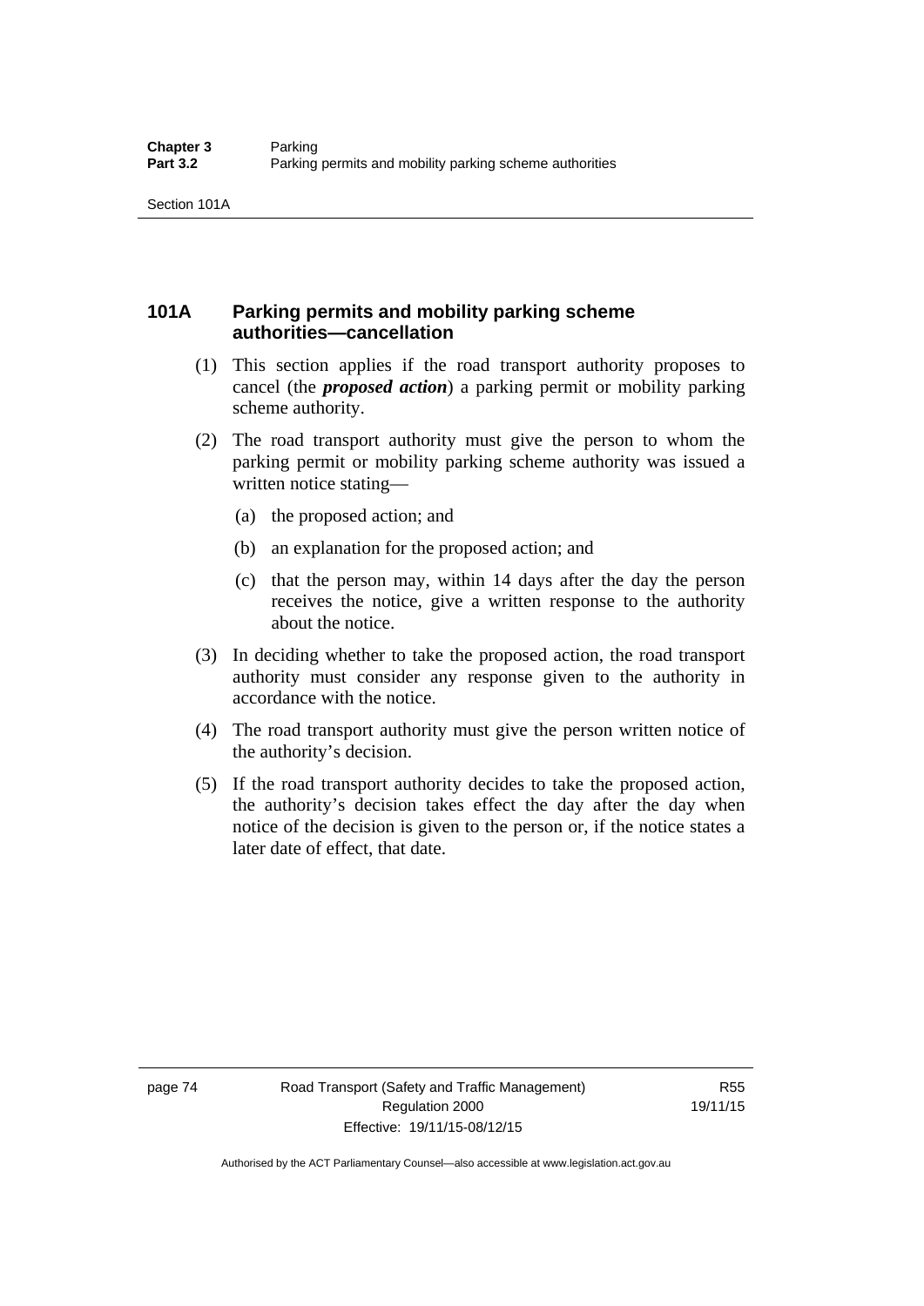## 101A Parking permits and mobility parking scheme authorities—cancellation

(1) This section applies if the road transport authority proposes to cancel (the ***proposed action***) a parking permit or mobility parking scheme authority.

(2) The road transport authority must give the person to whom the parking permit or mobility parking scheme authority was issued a written notice stating—

(a) the proposed action; and

(b) an explanation for the proposed action; and

(c) that the person may, within 14 days after the day the person receives the notice, give a written response to the authority about the notice.

(3) In deciding whether to take the proposed action, the road transport authority must consider any response given to the authority in accordance with the notice.

(4) The road transport authority must give the person written notice of the authority's decision.

(5) If the road transport authority decides to take the proposed action, the authority's decision takes effect the day after the day when notice of the decision is given to the person or, if the notice states a later date of effect, that date.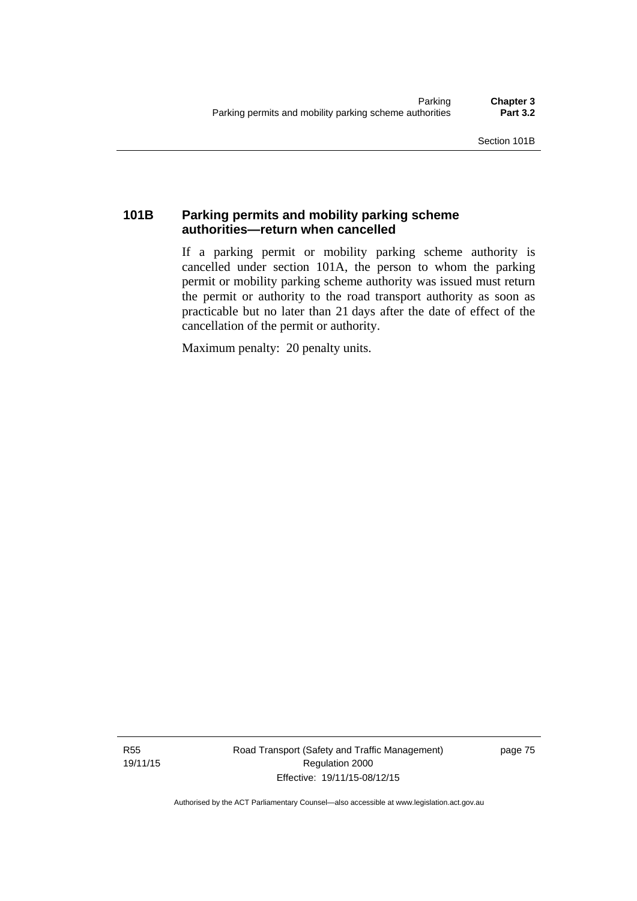### 101B Parking permits and mobility parking scheme authorities—return when cancelled

If a parking permit or mobility parking scheme authority is cancelled under section 101A, the person to whom the parking permit or mobility parking scheme authority was issued must return the permit or authority to the road transport authority as soon as practicable but no later than 21 days after the date of effect of the cancellation of the permit or authority.

Maximum penalty: 20 penalty units.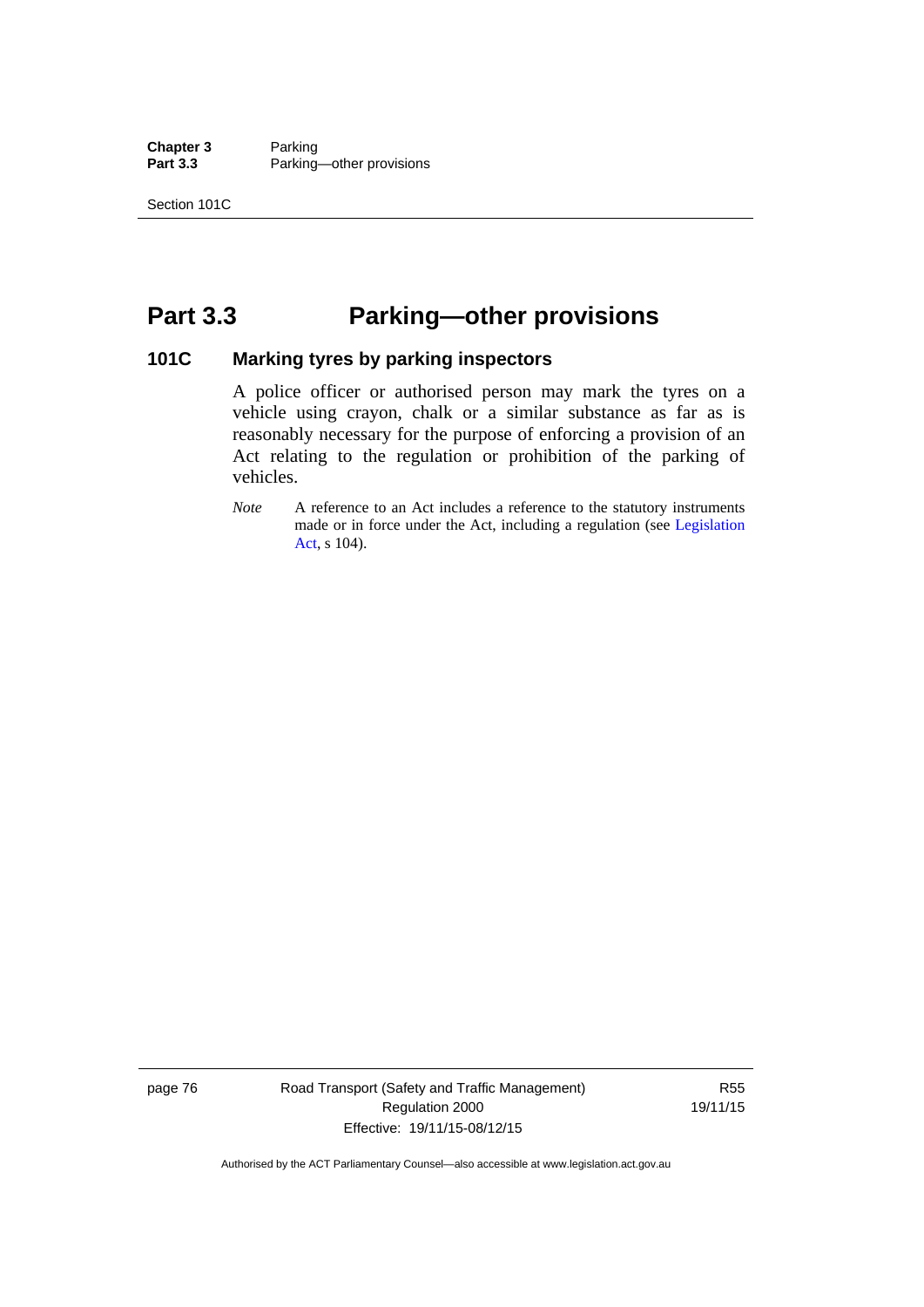# Part 3.3 Parking—other provisions

## 101C Marking tyres by parking inspectors

A police officer or authorised person may mark the tyres on a vehicle using crayon, chalk or a similar substance as far as is reasonably necessary for the purpose of enforcing a provision of an Act relating to the regulation or prohibition of the parking of vehicles.

*Note* A reference to an Act includes a reference to the statutory instruments made or in force under the Act, including a regulation (see Legislation Act, s 104).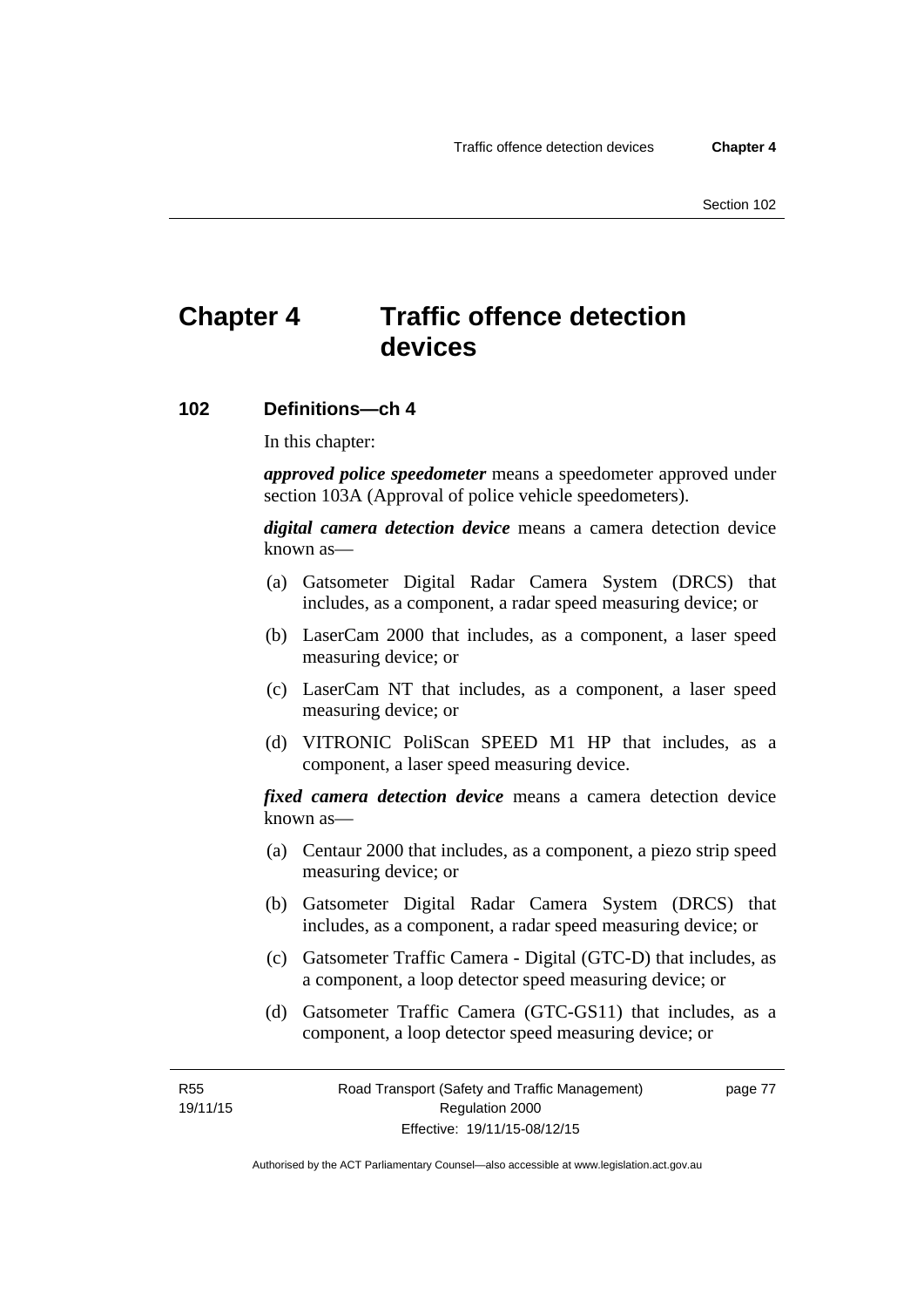# Chapter 4 Traffic offence detection devices

## 102 Definitions—ch 4

In this chapter:

***approved police speedometer*** means a speedometer approved under section 103A (Approval of police vehicle speedometers).

***digital camera detection device*** means a camera detection device known as—

(a) Gatsometer Digital Radar Camera System (DRCS) that includes, as a component, a radar speed measuring device; or

(b) LaserCam 2000 that includes, as a component, a laser speed measuring device; or

(c) LaserCam NT that includes, as a component, a laser speed measuring device; or

(d) VITRONIC PoliScan SPEED M1 HP that includes, as a component, a laser speed measuring device.

***fixed camera detection device*** means a camera detection device known as—

(a) Centaur 2000 that includes, as a component, a piezo strip speed measuring device; or

(b) Gatsometer Digital Radar Camera System (DRCS) that includes, as a component, a radar speed measuring device; or

(c) Gatsometer Traffic Camera - Digital (GTC-D) that includes, as a component, a loop detector speed measuring device; or

(d) Gatsometer Traffic Camera (GTC-GS11) that includes, as a component, a loop detector speed measuring device; or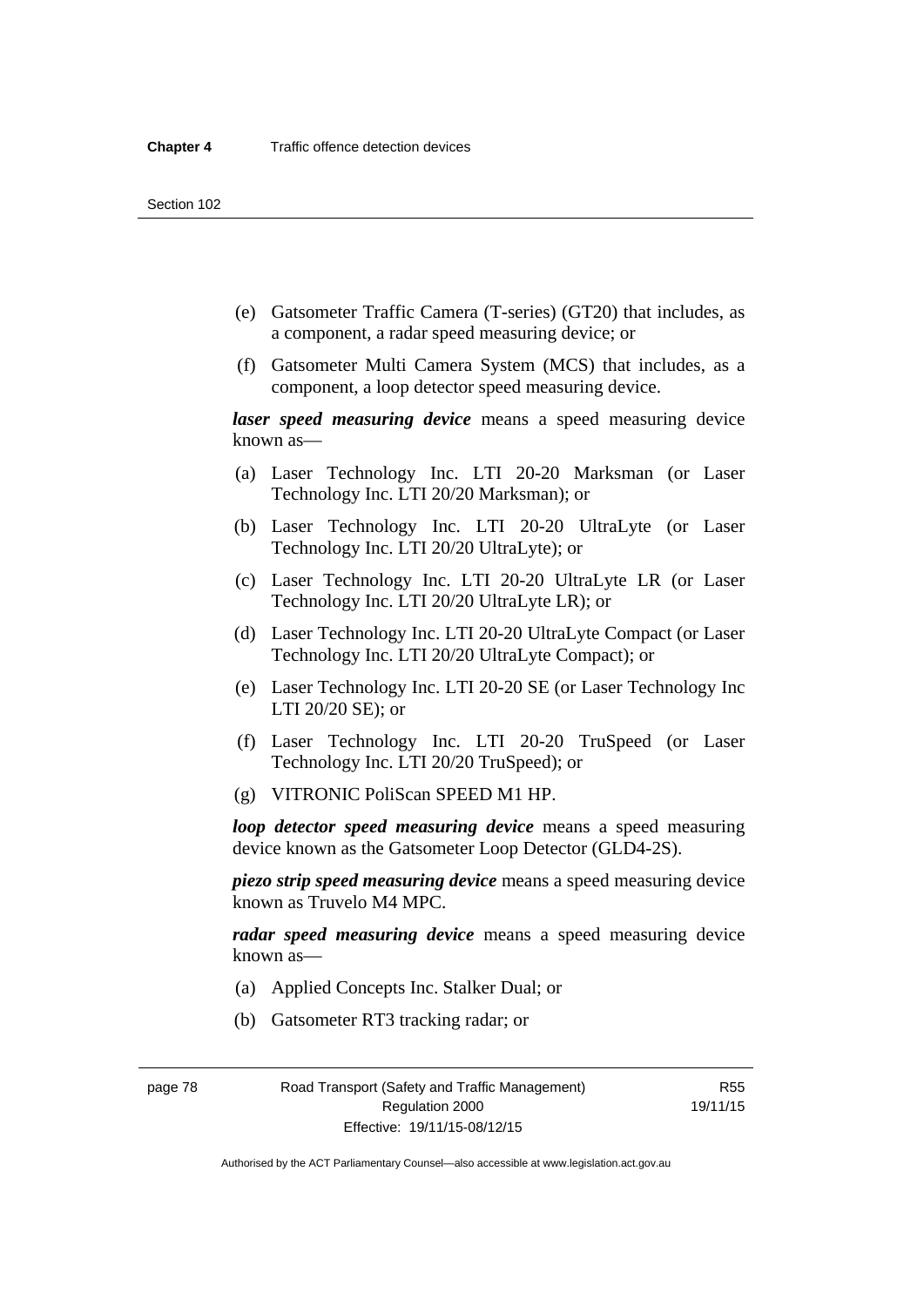(e) Gatsometer Traffic Camera (T-series) (GT20) that includes, as a component, a radar speed measuring device; or

(f) Gatsometer Multi Camera System (MCS) that includes, as a component, a loop detector speed measuring device.

***laser speed measuring device*** means a speed measuring device known as—

(a) Laser Technology Inc. LTI 20-20 Marksman (or Laser Technology Inc. LTI 20/20 Marksman); or

(b) Laser Technology Inc. LTI 20-20 UltraLyte (or Laser Technology Inc. LTI 20/20 UltraLyte); or

(c) Laser Technology Inc. LTI 20-20 UltraLyte LR (or Laser Technology Inc. LTI 20/20 UltraLyte LR); or

(d) Laser Technology Inc. LTI 20-20 UltraLyte Compact (or Laser Technology Inc. LTI 20/20 UltraLyte Compact); or

(e) Laser Technology Inc. LTI 20-20 SE (or Laser Technology Inc LTI 20/20 SE); or

(f) Laser Technology Inc. LTI 20-20 TruSpeed (or Laser Technology Inc. LTI 20/20 TruSpeed); or

(g) VITRONIC PoliScan SPEED M1 HP.

***loop detector speed measuring device*** means a speed measuring device known as the Gatsometer Loop Detector (GLD4-2S).

***piezo strip speed measuring device*** means a speed measuring device known as Truvelo M4 MPC.

***radar speed measuring device*** means a speed measuring device known as—

(a) Applied Concepts Inc. Stalker Dual; or

(b) Gatsometer RT3 tracking radar; or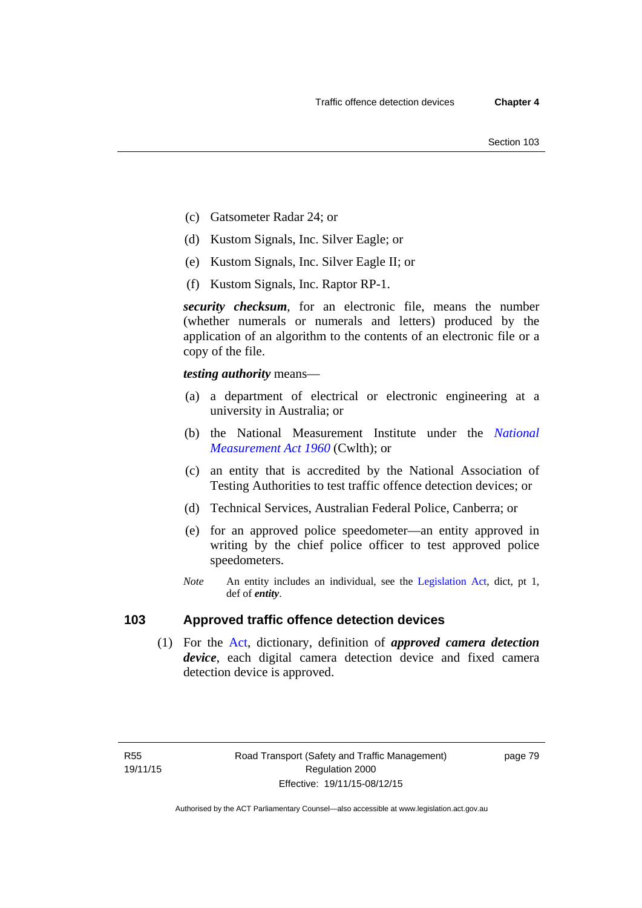(c) Gatsometer Radar 24; or

(d) Kustom Signals, Inc. Silver Eagle; or

(e) Kustom Signals, Inc. Silver Eagle II; or

(f) Kustom Signals, Inc. Raptor RP-1.

***security checksum***, for an electronic file, means the number (whether numerals or numerals and letters) produced by the application of an algorithm to the contents of an electronic file or a copy of the file.

***testing authority*** means—

(a) a department of electrical or electronic engineering at a university in Australia; or

(b) the National Measurement Institute under the *National Measurement Act 1960* (Cwlth); or

(c) an entity that is accredited by the National Association of Testing Authorities to test traffic offence detection devices; or

(d) Technical Services, Australian Federal Police, Canberra; or

(e) for an approved police speedometer—an entity approved in writing by the chief police officer to test approved police speedometers.

*Note* An entity includes an individual, see the Legislation Act, dict, pt 1, def of ***entity***.

## 103 Approved traffic offence detection devices

(1) For the Act, dictionary, definition of ***approved camera detection device***, each digital camera detection device and fixed camera detection device is approved.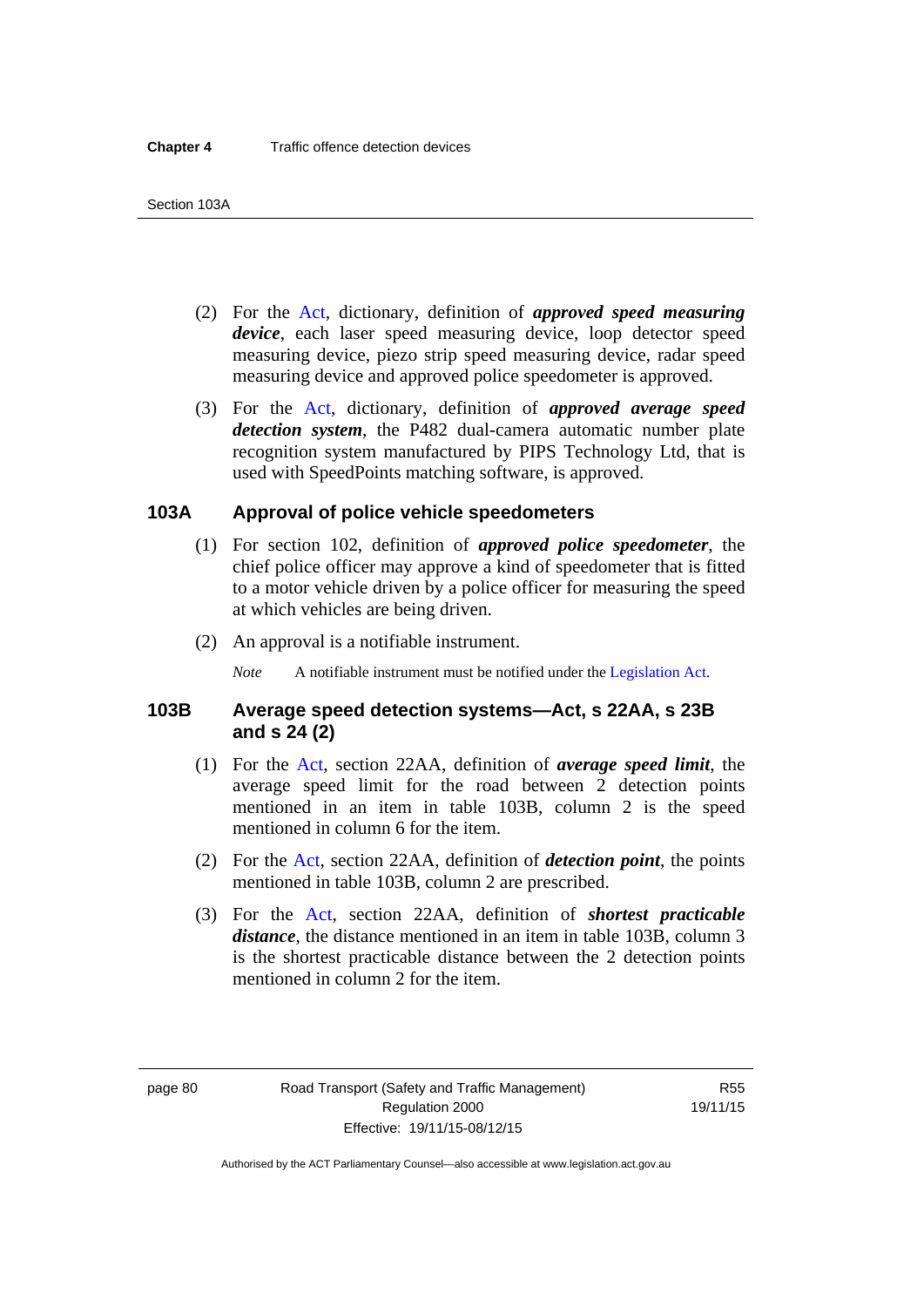(2) For the Act, dictionary, definition of ***approved speed measuring device***, each laser speed measuring device, loop detector speed measuring device, piezo strip speed measuring device, radar speed measuring device and approved police speedometer is approved.

(3) For the Act, dictionary, definition of ***approved average speed detection system***, the P482 dual-camera automatic number plate recognition system manufactured by PIPS Technology Ltd, that is used with SpeedPoints matching software, is approved.

## 103A Approval of police vehicle speedometers

(1) For section 102, definition of ***approved police speedometer***, the chief police officer may approve a kind of speedometer that is fitted to a motor vehicle driven by a police officer for measuring the speed at which vehicles are being driven.

(2) An approval is a notifiable instrument.

*Note* A notifiable instrument must be notified under the Legislation Act.

## 103B Average speed detection systems—Act, s 22AA, s 23B and s 24 (2)

(1) For the Act, section 22AA, definition of ***average speed limit***, the average speed limit for the road between 2 detection points mentioned in an item in table 103B, column 2 is the speed mentioned in column 6 for the item.

(2) For the Act, section 22AA, definition of ***detection point***, the points mentioned in table 103B, column 2 are prescribed.

(3) For the Act, section 22AA, definition of ***shortest practicable distance***, the distance mentioned in an item in table 103B, column 3 is the shortest practicable distance between the 2 detection points mentioned in column 2 for the item.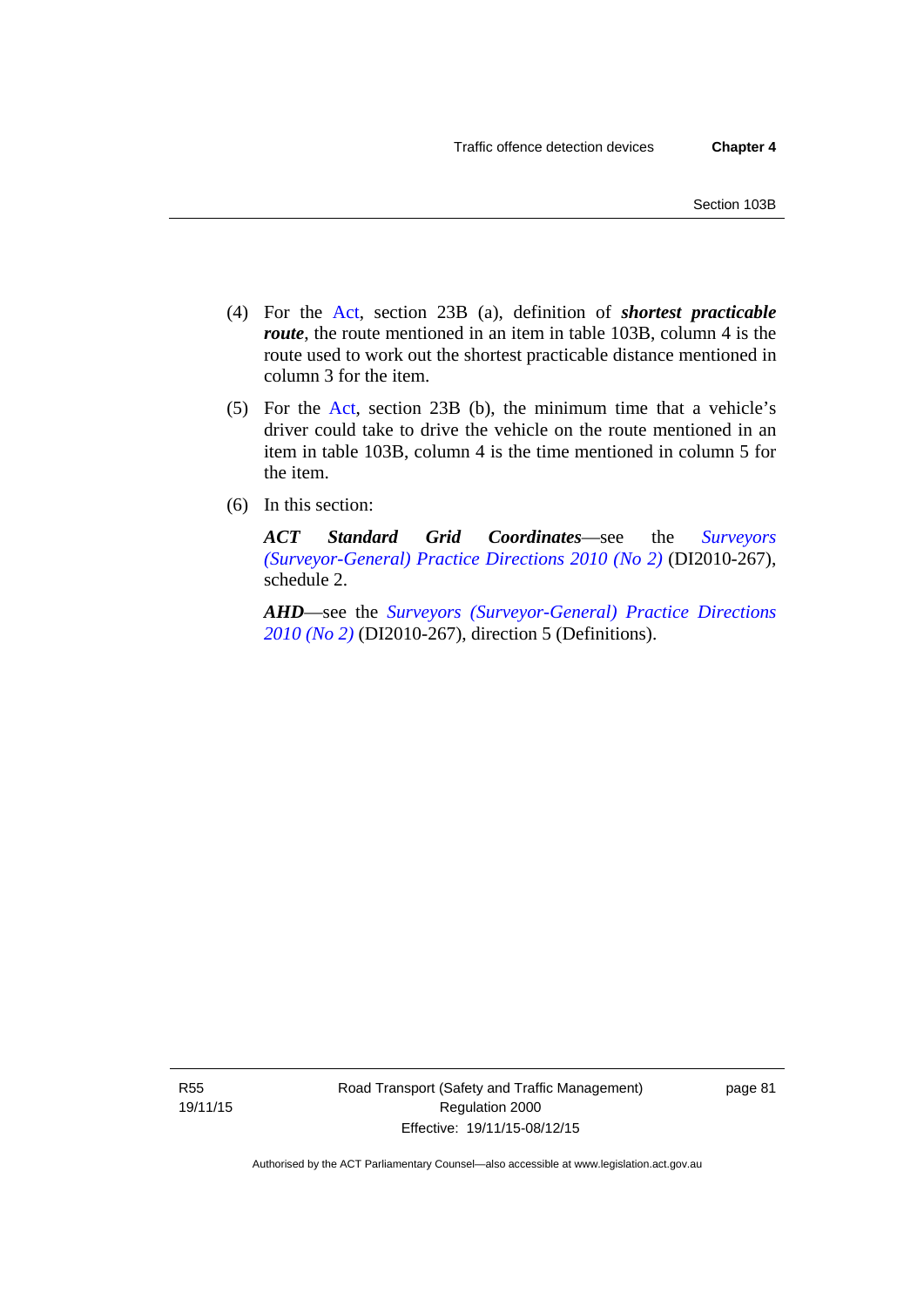(4) For the Act, section 23B (a), definition of ***shortest practicable route***, the route mentioned in an item in table 103B, column 4 is the route used to work out the shortest practicable distance mentioned in column 3 for the item.

(5) For the Act, section 23B (b), the minimum time that a vehicle's driver could take to drive the vehicle on the route mentioned in an item in table 103B, column 4 is the time mentioned in column 5 for the item.

(6) In this section:

***ACT Standard Grid Coordinates***—see the *Surveyors (Surveyor-General) Practice Directions 2010 (No 2)* (DI2010-267), schedule 2.

***AHD***—see the *Surveyors (Surveyor-General) Practice Directions 2010 (No 2)* (DI2010-267), direction 5 (Definitions).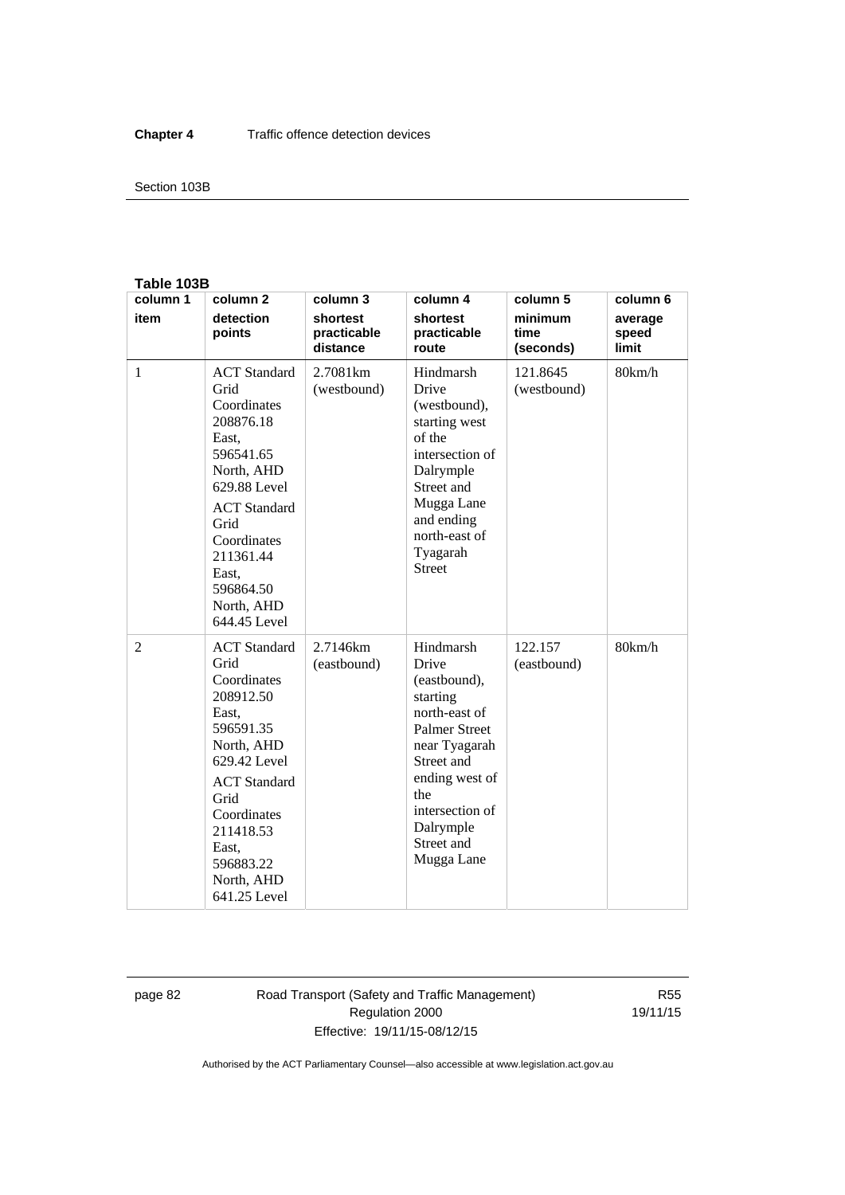**Table 103B**

| column 1<br>item | column 2<br>detection points | column 3<br>shortest practicable distance | column 4<br>shortest practicable route | column 5<br>minimum time (seconds) | column 6<br>average speed limit |
|---|---|---|---|---|---|
| 1 | ACT Standard Grid Coordinates 208876.18 East, 596541.65 North, AHD 629.88 Level<br>ACT Standard Grid Coordinates 211361.44 East, 596864.50 North, AHD 644.45 Level | 2.7081km (westbound) | Hindmarsh Drive (westbound), starting west of the intersection of Dalrymple Street and Mugga Lane and ending north-east of Tyagarah Street | 121.8645 (westbound) | 80km/h |
| 2 | ACT Standard Grid Coordinates 208912.50 East, 596591.35 North, AHD 629.42 Level<br>ACT Standard Grid Coordinates 211418.53 East, 596883.22 North, AHD 641.25 Level | 2.7146km (eastbound) | Hindmarsh Drive (eastbound), starting north-east of Palmer Street near Tyagarah Street and ending west of the intersection of Dalrymple Street and Mugga Lane | 122.157 (eastbound) | 80km/h |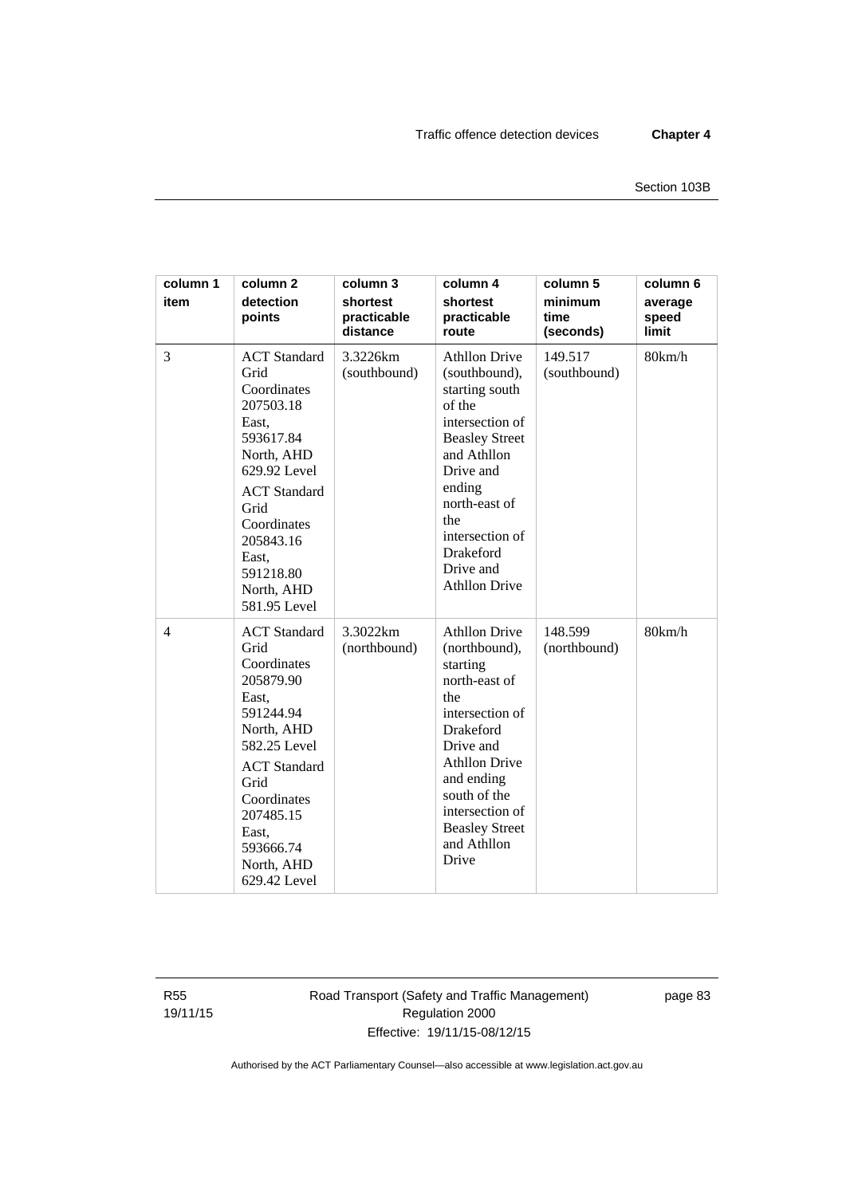| column 1 item | column 2 detection points | column 3 shortest practicable distance | column 4 shortest practicable route | column 5 minimum time (seconds) | column 6 average speed limit |
|---|---|---|---|---|---|
| 3 | ACT Standard Grid Coordinates 207503.18 East, 593617.84 North, AHD 629.92 Level<br><br>ACT Standard Grid Coordinates 205843.16 East, 591218.80 North, AHD 581.95 Level | 3.3226km (southbound) | Athllon Drive (southbound), starting south of the intersection of Beasley Street and Athllon Drive and ending north-east of the intersection of Drakeford Drive and Athllon Drive | 149.517 (southbound) | 80km/h |
| 4 | ACT Standard Grid Coordinates 205879.90 East, 591244.94 North, AHD 582.25 Level<br><br>ACT Standard Grid Coordinates 207485.15 East, 593666.74 North, AHD 629.42 Level | 3.3022km (northbound) | Athllon Drive (northbound), starting north-east of the intersection of Drakeford Drive and Athllon Drive and ending south of the intersection of Beasley Street and Athllon Drive | 148.599 (northbound) | 80km/h |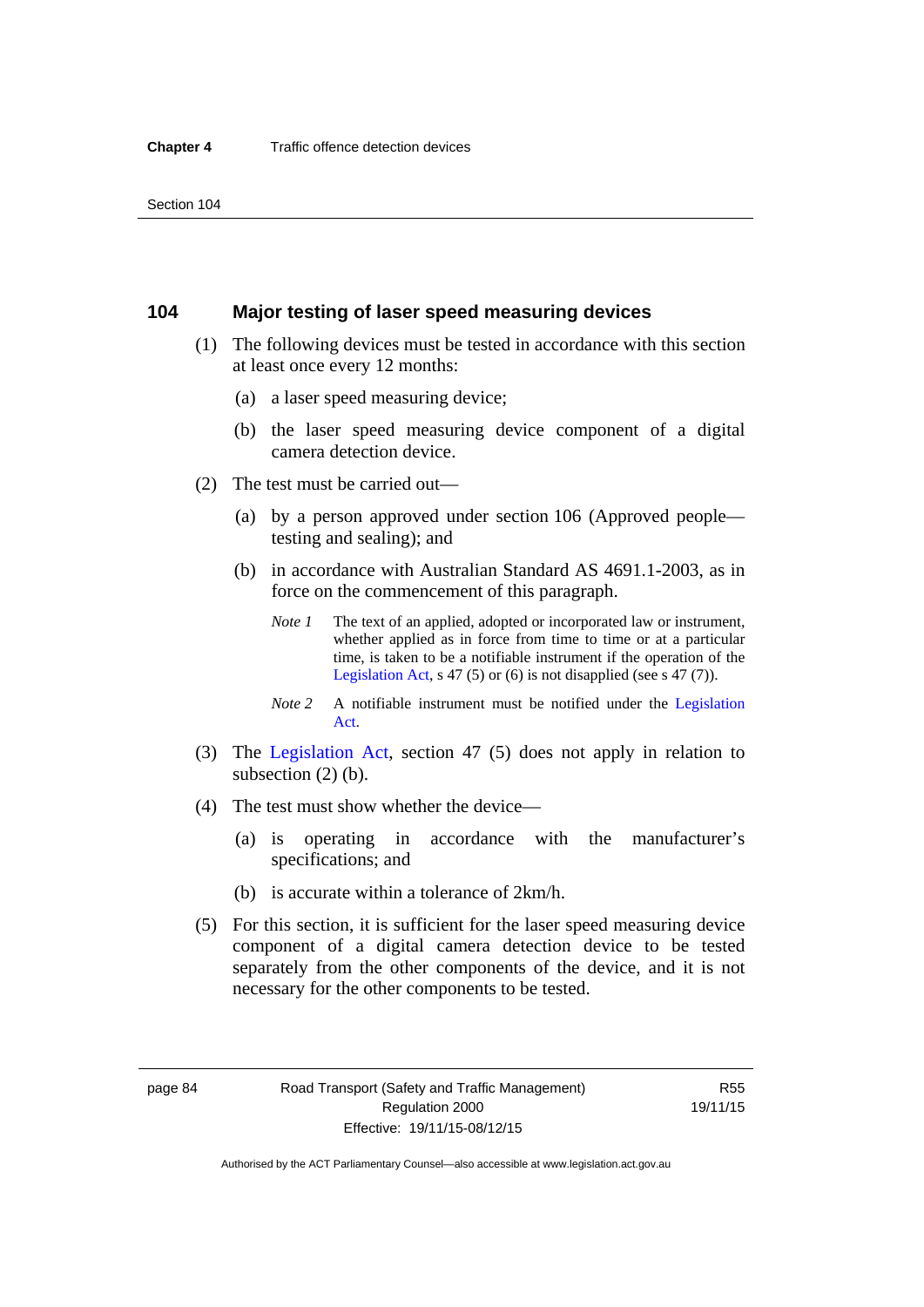## 104 Major testing of laser speed measuring devices

(1) The following devices must be tested in accordance with this section at least once every 12 months:

(a) a laser speed measuring device;

(b) the laser speed measuring device component of a digital camera detection device.

(2) The test must be carried out—

(a) by a person approved under section 106 (Approved people—testing and sealing); and

(b) in accordance with Australian Standard AS 4691.1-2003, as in force on the commencement of this paragraph.

*Note 1* The text of an applied, adopted or incorporated law or instrument, whether applied as in force from time to time or at a particular time, is taken to be a notifiable instrument if the operation of the Legislation Act, s 47 (5) or (6) is not disapplied (see s 47 (7)).

*Note 2* A notifiable instrument must be notified under the Legislation Act.

(3) The Legislation Act, section 47 (5) does not apply in relation to subsection (2) (b).

(4) The test must show whether the device—

(a) is operating in accordance with the manufacturer's specifications; and

(b) is accurate within a tolerance of 2km/h.

(5) For this section, it is sufficient for the laser speed measuring device component of a digital camera detection device to be tested separately from the other components of the device, and it is not necessary for the other components to be tested.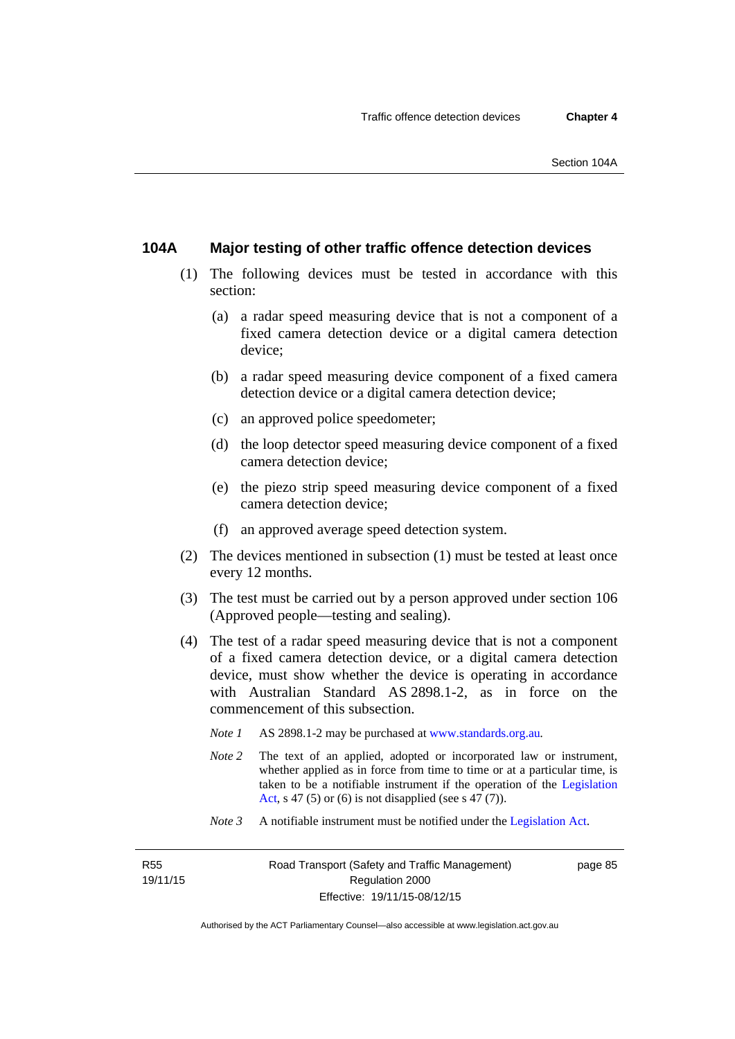## 104A Major testing of other traffic offence detection devices

(1) The following devices must be tested in accordance with this section:

(a) a radar speed measuring device that is not a component of a fixed camera detection device or a digital camera detection device;

(b) a radar speed measuring device component of a fixed camera detection device or a digital camera detection device;

(c) an approved police speedometer;

(d) the loop detector speed measuring device component of a fixed camera detection device;

(e) the piezo strip speed measuring device component of a fixed camera detection device;

(f) an approved average speed detection system.

(2) The devices mentioned in subsection (1) must be tested at least once every 12 months.

(3) The test must be carried out by a person approved under section 106 (Approved people—testing and sealing).

(4) The test of a radar speed measuring device that is not a component of a fixed camera detection device, or a digital camera detection device, must show whether the device is operating in accordance with Australian Standard AS 2898.1-2, as in force on the commencement of this subsection.

*Note 1* AS 2898.1-2 may be purchased at www.standards.org.au.

*Note 2* The text of an applied, adopted or incorporated law or instrument, whether applied as in force from time to time or at a particular time, is taken to be a notifiable instrument if the operation of the Legislation Act, s 47 (5) or (6) is not disapplied (see s 47 (7)).

*Note 3* A notifiable instrument must be notified under the Legislation Act.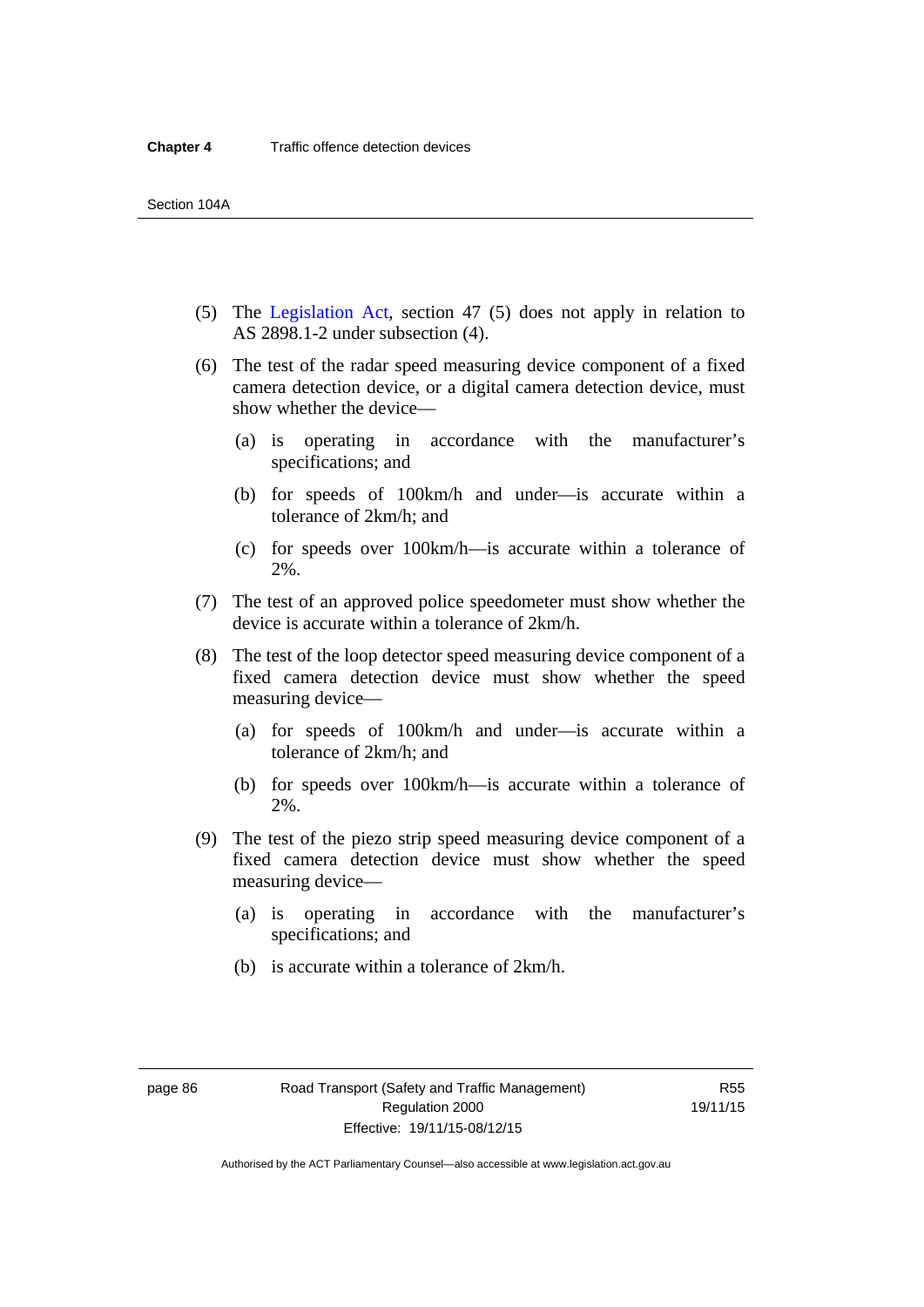(5) The Legislation Act, section 47 (5) does not apply in relation to AS 2898.1-2 under subsection (4).

(6) The test of the radar speed measuring device component of a fixed camera detection device, or a digital camera detection device, must show whether the device—

(a) is operating in accordance with the manufacturer's specifications; and

(b) for speeds of 100km/h and under—is accurate within a tolerance of 2km/h; and

(c) for speeds over 100km/h—is accurate within a tolerance of 2%.

(7) The test of an approved police speedometer must show whether the device is accurate within a tolerance of 2km/h.

(8) The test of the loop detector speed measuring device component of a fixed camera detection device must show whether the speed measuring device—

(a) for speeds of 100km/h and under—is accurate within a tolerance of 2km/h; and

(b) for speeds over 100km/h—is accurate within a tolerance of 2%.

(9) The test of the piezo strip speed measuring device component of a fixed camera detection device must show whether the speed measuring device—

(a) is operating in accordance with the manufacturer's specifications; and

(b) is accurate within a tolerance of 2km/h.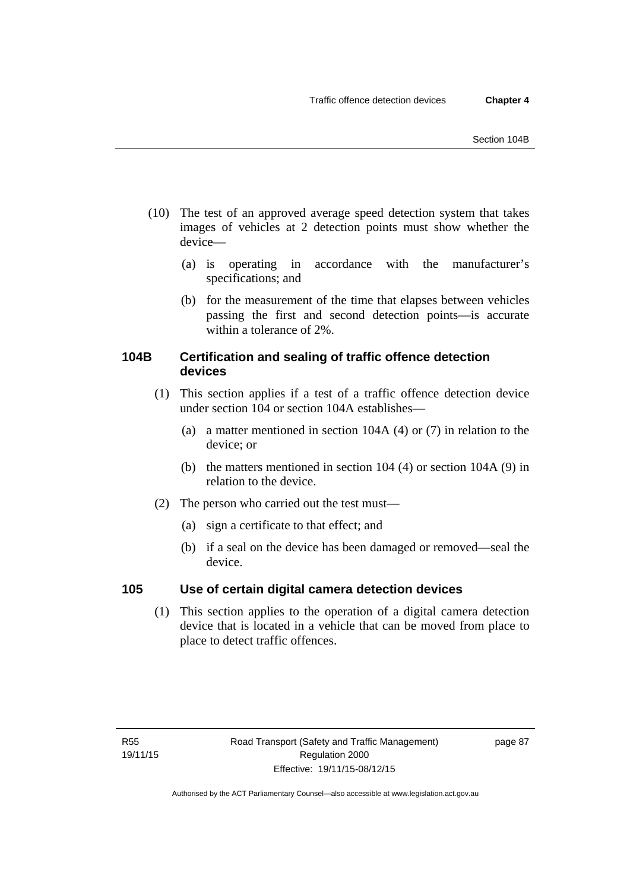(10) The test of an approved average speed detection system that takes images of vehicles at 2 detection points must show whether the device—

   (a) is operating in accordance with the manufacturer's specifications; and

   (b) for the measurement of the time that elapses between vehicles passing the first and second detection points—is accurate within a tolerance of 2%.

### 104B Certification and sealing of traffic offence detection devices

(1) This section applies if a test of a traffic offence detection device under section 104 or section 104A establishes—

   (a) a matter mentioned in section 104A (4) or (7) in relation to the device; or

   (b) the matters mentioned in section 104 (4) or section 104A (9) in relation to the device.

(2) The person who carried out the test must—

   (a) sign a certificate to that effect; and

   (b) if a seal on the device has been damaged or removed—seal the device.

### 105 Use of certain digital camera detection devices

(1) This section applies to the operation of a digital camera detection device that is located in a vehicle that can be moved from place to place to detect traffic offences.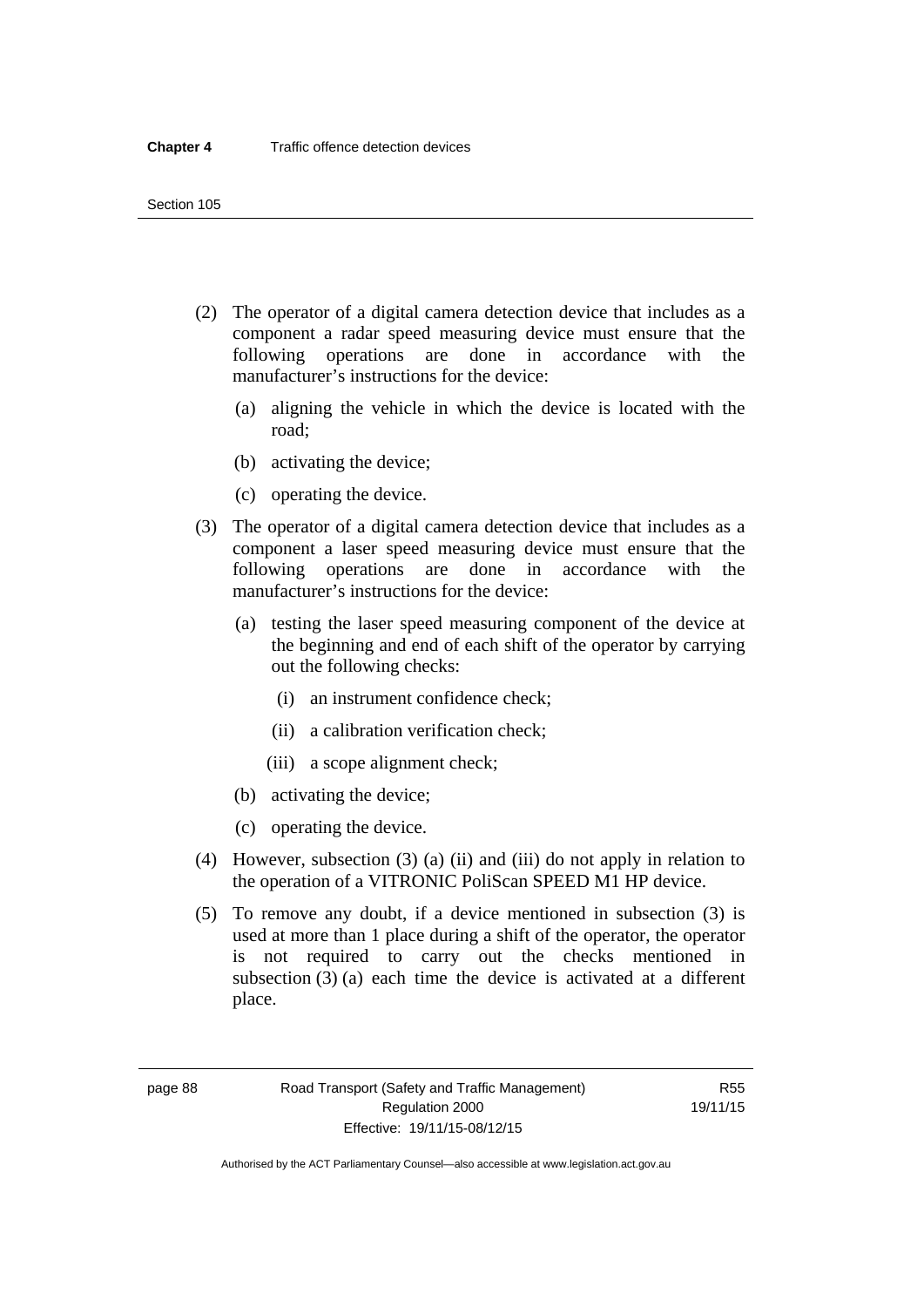(2) The operator of a digital camera detection device that includes as a component a radar speed measuring device must ensure that the following operations are done in accordance with the manufacturer's instructions for the device:

   (a) aligning the vehicle in which the device is located with the road;

   (b) activating the device;

   (c) operating the device.

(3) The operator of a digital camera detection device that includes as a component a laser speed measuring device must ensure that the following operations are done in accordance with the manufacturer's instructions for the device:

   (a) testing the laser speed measuring component of the device at the beginning and end of each shift of the operator by carrying out the following checks:

      (i) an instrument confidence check;

      (ii) a calibration verification check;

      (iii) a scope alignment check;

   (b) activating the device;

   (c) operating the device.

(4) However, subsection (3) (a) (ii) and (iii) do not apply in relation to the operation of a VITRONIC PoliScan SPEED M1 HP device.

(5) To remove any doubt, if a device mentioned in subsection (3) is used at more than 1 place during a shift of the operator, the operator is not required to carry out the checks mentioned in subsection (3) (a) each time the device is activated at a different place.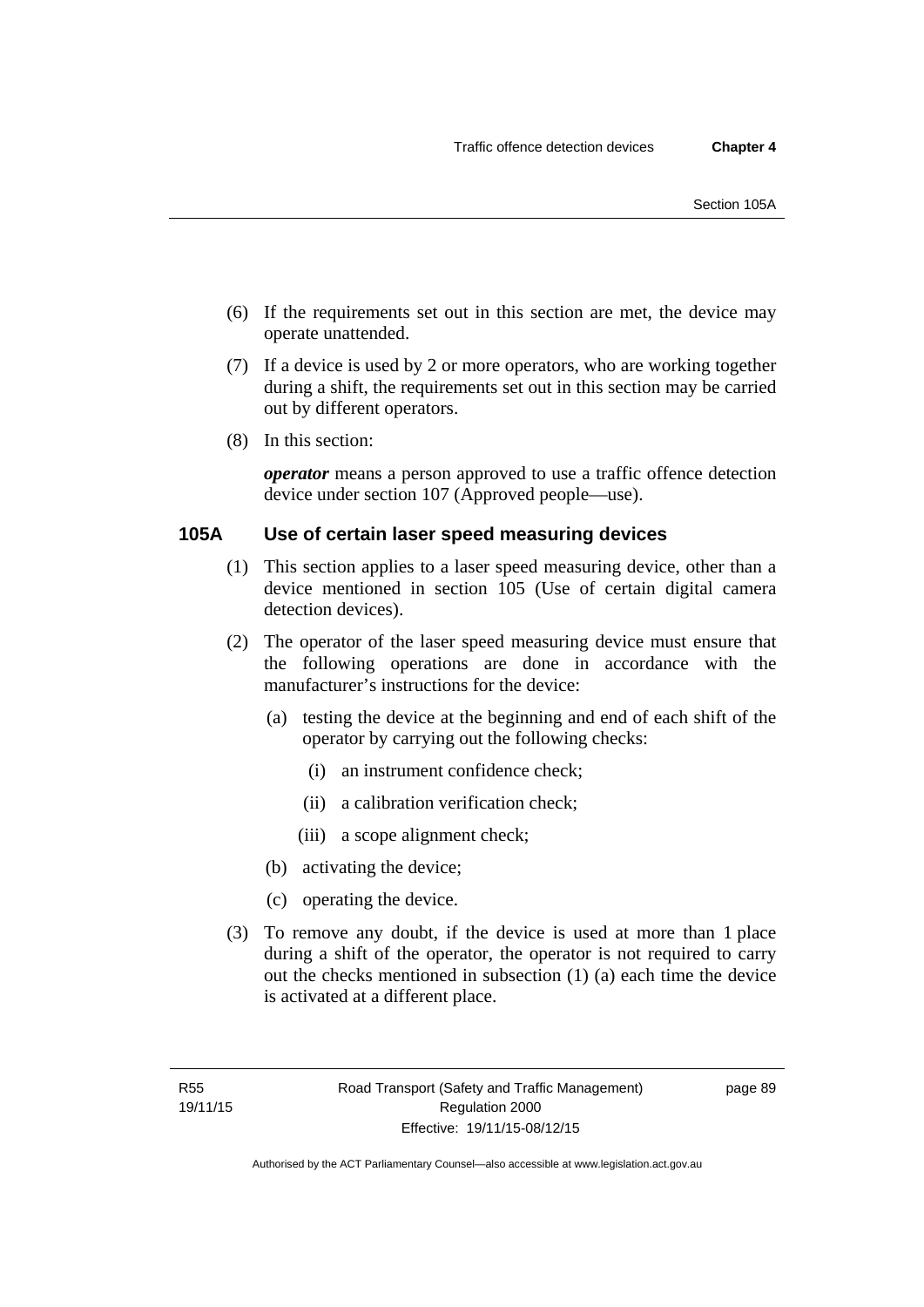(6) If the requirements set out in this section are met, the device may operate unattended.

(7) If a device is used by 2 or more operators, who are working together during a shift, the requirements set out in this section may be carried out by different operators.

(8) In this section:

***operator*** means a person approved to use a traffic offence detection device under section 107 (Approved people—use).

### 105A Use of certain laser speed measuring devices

(1) This section applies to a laser speed measuring device, other than a device mentioned in section 105 (Use of certain digital camera detection devices).

(2) The operator of the laser speed measuring device must ensure that the following operations are done in accordance with the manufacturer's instructions for the device:

(a) testing the device at the beginning and end of each shift of the operator by carrying out the following checks:

(i) an instrument confidence check;

(ii) a calibration verification check;

(iii) a scope alignment check;

(b) activating the device;

(c) operating the device.

(3) To remove any doubt, if the device is used at more than 1 place during a shift of the operator, the operator is not required to carry out the checks mentioned in subsection (1) (a) each time the device is activated at a different place.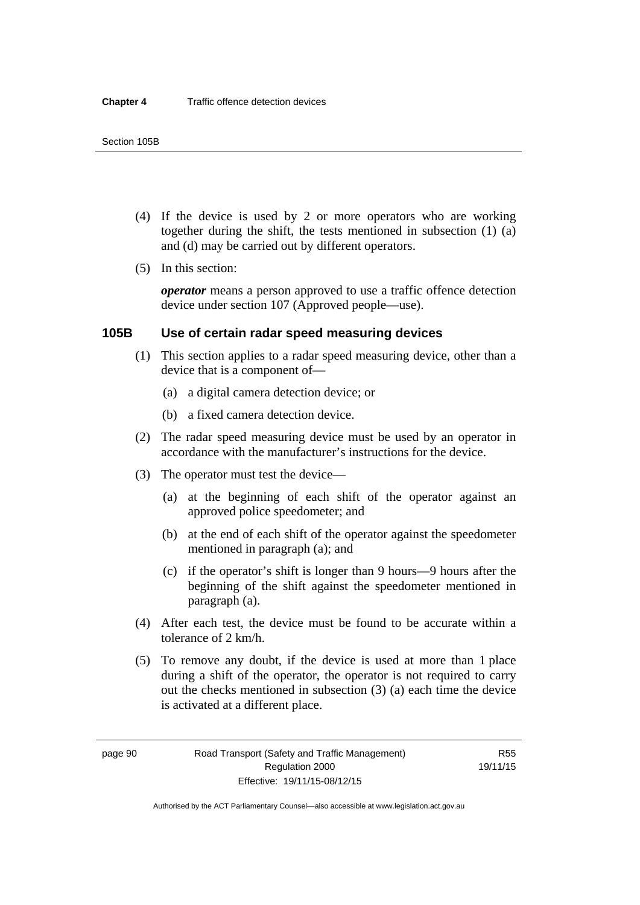(4) If the device is used by 2 or more operators who are working together during the shift, the tests mentioned in subsection (1) (a) and (d) may be carried out by different operators.

(5) In this section:

***operator*** means a person approved to use a traffic offence detection device under section 107 (Approved people—use).

### 105B Use of certain radar speed measuring devices

(1) This section applies to a radar speed measuring device, other than a device that is a component of—

(a) a digital camera detection device; or

(b) a fixed camera detection device.

(2) The radar speed measuring device must be used by an operator in accordance with the manufacturer's instructions for the device.

(3) The operator must test the device—

(a) at the beginning of each shift of the operator against an approved police speedometer; and

(b) at the end of each shift of the operator against the speedometer mentioned in paragraph (a); and

(c) if the operator's shift is longer than 9 hours—9 hours after the beginning of the shift against the speedometer mentioned in paragraph (a).

(4) After each test, the device must be found to be accurate within a tolerance of 2 km/h.

(5) To remove any doubt, if the device is used at more than 1 place during a shift of the operator, the operator is not required to carry out the checks mentioned in subsection (3) (a) each time the device is activated at a different place.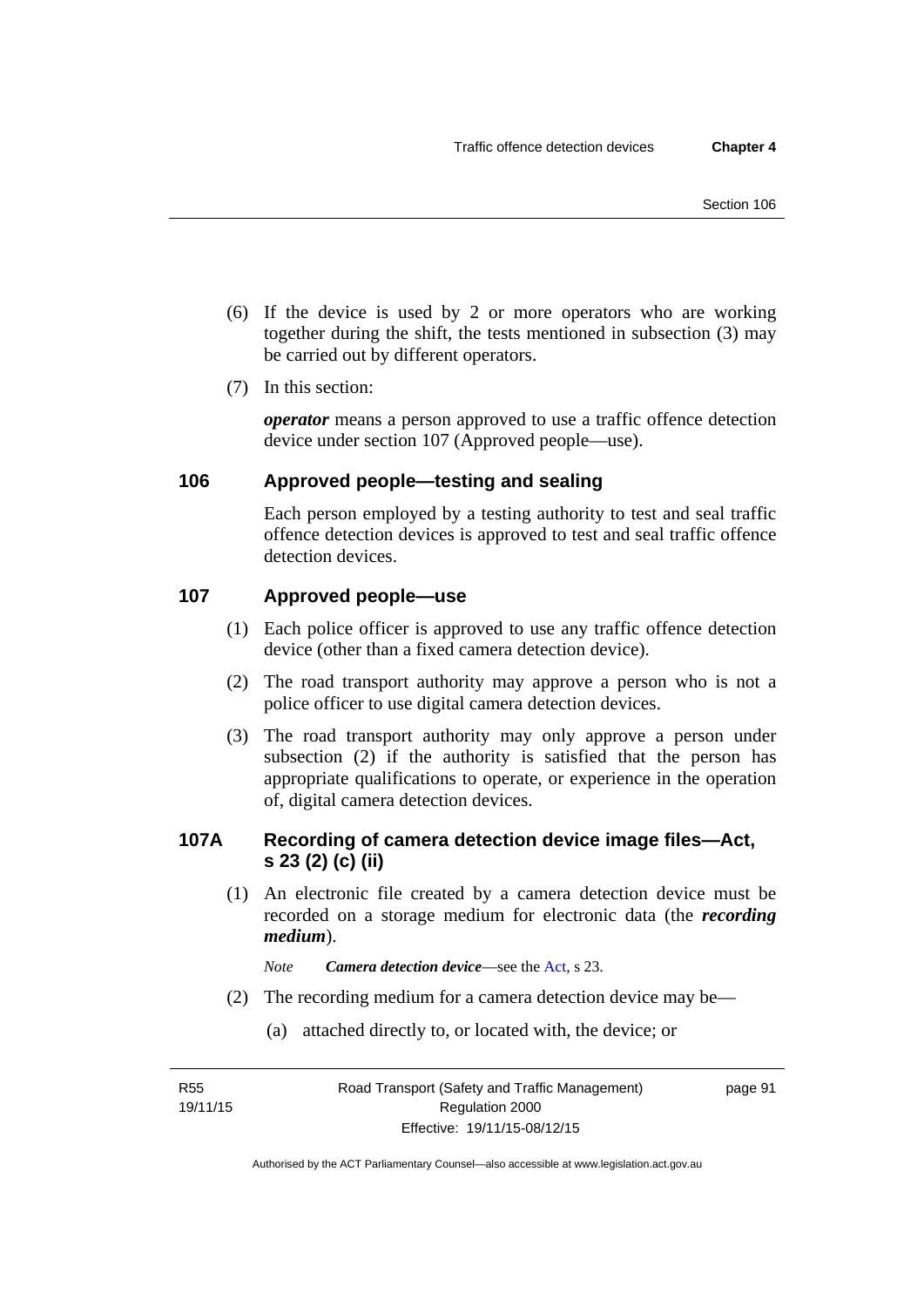(6) If the device is used by 2 or more operators who are working together during the shift, the tests mentioned in subsection (3) may be carried out by different operators.

(7) In this section:

***operator*** means a person approved to use a traffic offence detection device under section 107 (Approved people—use).

## 106 Approved people—testing and sealing

Each person employed by a testing authority to test and seal traffic offence detection devices is approved to test and seal traffic offence detection devices.

## 107 Approved people—use

(1) Each police officer is approved to use any traffic offence detection device (other than a fixed camera detection device).

(2) The road transport authority may approve a person who is not a police officer to use digital camera detection devices.

(3) The road transport authority may only approve a person under subsection (2) if the authority is satisfied that the person has appropriate qualifications to operate, or experience in the operation of, digital camera detection devices.

## 107A Recording of camera detection device image files—Act, s 23 (2) (c) (ii)

(1) An electronic file created by a camera detection device must be recorded on a storage medium for electronic data (the ***recording medium***).

*Note* ***Camera detection device***—see the Act, s 23.

(2) The recording medium for a camera detection device may be—

(a) attached directly to, or located with, the device; or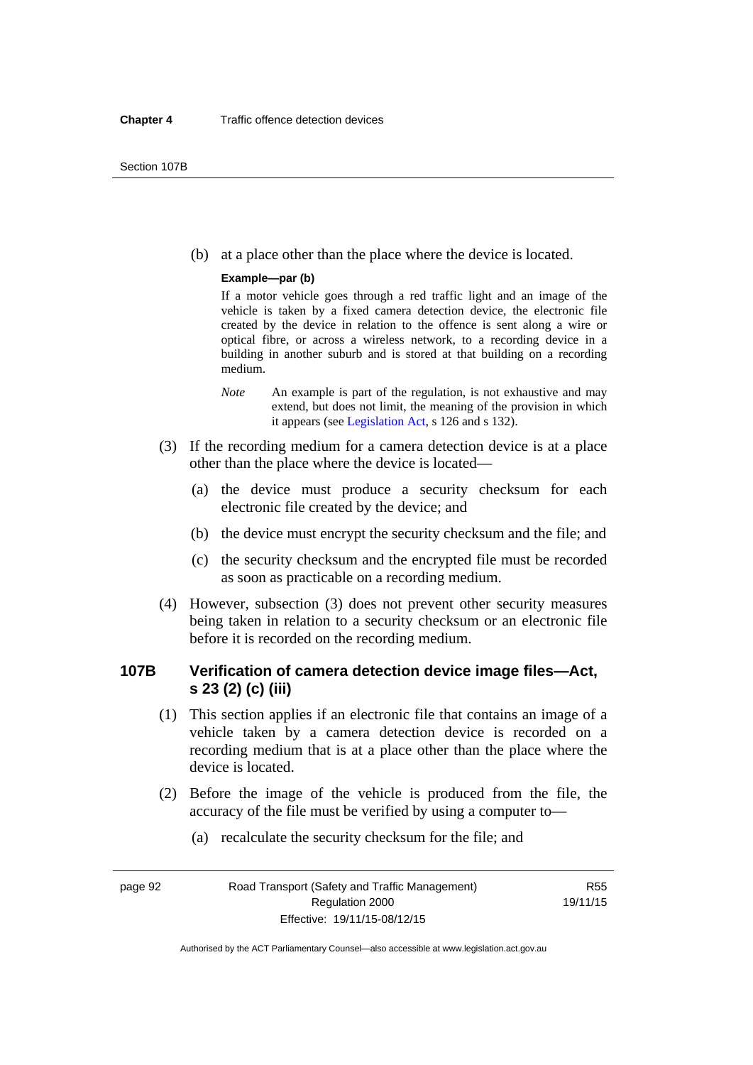(b) at a place other than the place where the device is located.

**Example—par (b)**

If a motor vehicle goes through a red traffic light and an image of the vehicle is taken by a fixed camera detection device, the electronic file created by the device in relation to the offence is sent along a wire or optical fibre, or across a wireless network, to a recording device in a building in another suburb and is stored at that building on a recording medium.

*Note* An example is part of the regulation, is not exhaustive and may extend, but does not limit, the meaning of the provision in which it appears (see Legislation Act, s 126 and s 132).

(3) If the recording medium for a camera detection device is at a place other than the place where the device is located—

(a) the device must produce a security checksum for each electronic file created by the device; and

(b) the device must encrypt the security checksum and the file; and

(c) the security checksum and the encrypted file must be recorded as soon as practicable on a recording medium.

(4) However, subsection (3) does not prevent other security measures being taken in relation to a security checksum or an electronic file before it is recorded on the recording medium.

### 107B Verification of camera detection device image files—Act, s 23 (2) (c) (iii)

(1) This section applies if an electronic file that contains an image of a vehicle taken by a camera detection device is recorded on a recording medium that is at a place other than the place where the device is located.

(2) Before the image of the vehicle is produced from the file, the accuracy of the file must be verified by using a computer to—

(a) recalculate the security checksum for the file; and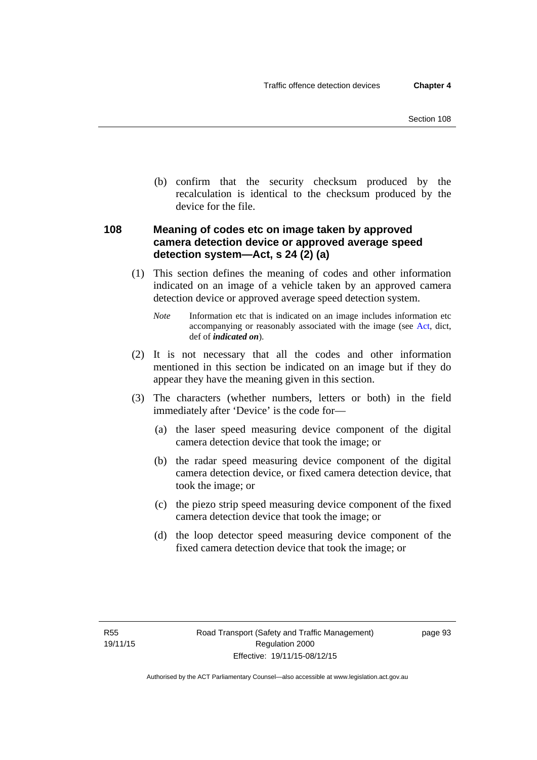(b) confirm that the security checksum produced by the recalculation is identical to the checksum produced by the device for the file.

## 108 Meaning of codes etc on image taken by approved camera detection device or approved average speed detection system—Act, s 24 (2) (a)

(1) This section defines the meaning of codes and other information indicated on an image of a vehicle taken by an approved camera detection device or approved average speed detection system.

*Note* Information etc that is indicated on an image includes information etc accompanying or reasonably associated with the image (see Act, dict, def of ***indicated on***).

(2) It is not necessary that all the codes and other information mentioned in this section be indicated on an image but if they do appear they have the meaning given in this section.

(3) The characters (whether numbers, letters or both) in the field immediately after 'Device' is the code for—

(a) the laser speed measuring device component of the digital camera detection device that took the image; or

(b) the radar speed measuring device component of the digital camera detection device, or fixed camera detection device, that took the image; or

(c) the piezo strip speed measuring device component of the fixed camera detection device that took the image; or

(d) the loop detector speed measuring device component of the fixed camera detection device that took the image; or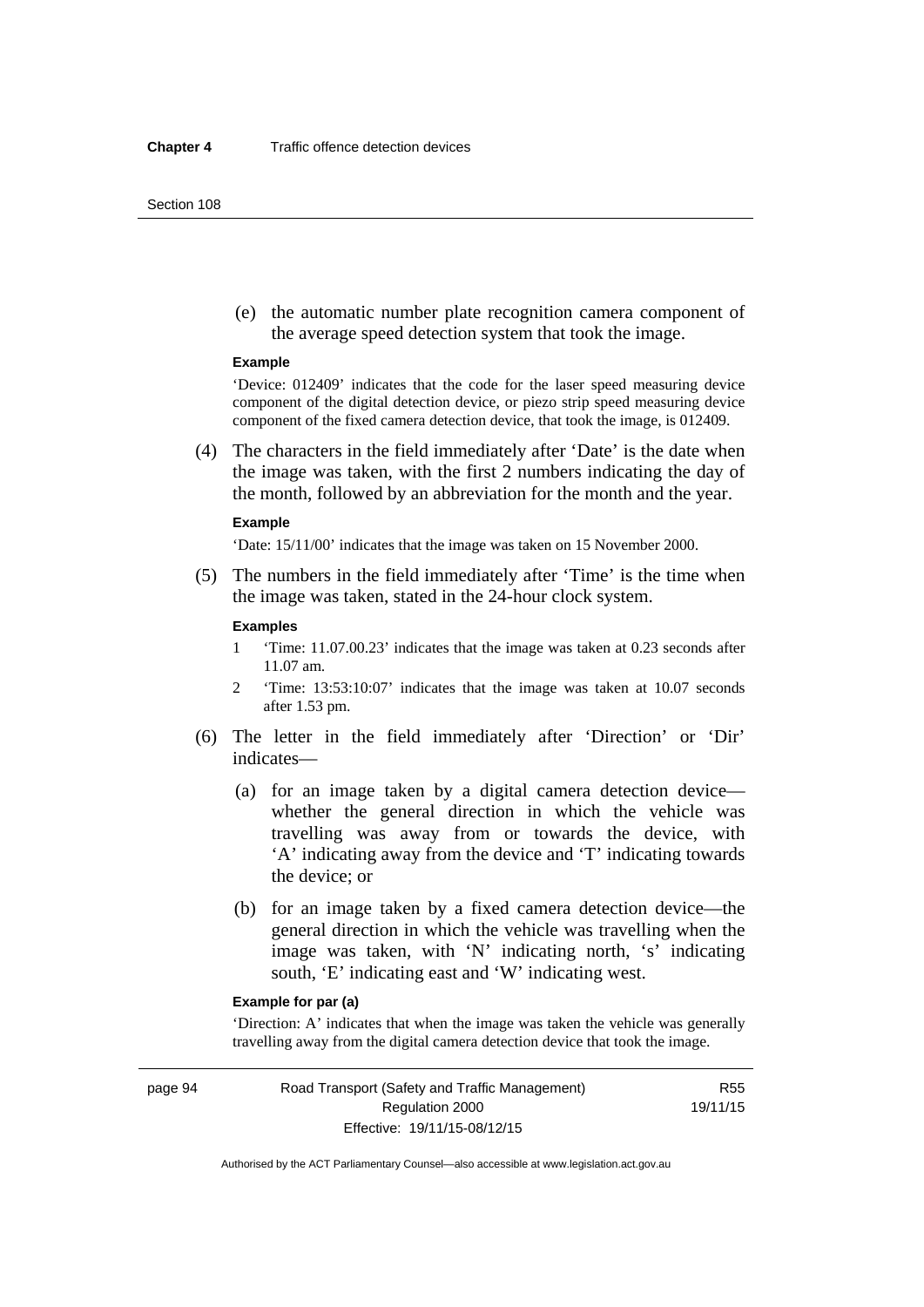(e) the automatic number plate recognition camera component of the average speed detection system that took the image.

**Example**

'Device: 012409' indicates that the code for the laser speed measuring device component of the digital detection device, or piezo strip speed measuring device component of the fixed camera detection device, that took the image, is 012409.

(4) The characters in the field immediately after 'Date' is the date when the image was taken, with the first 2 numbers indicating the day of the month, followed by an abbreviation for the month and the year.

**Example**

'Date: 15/11/00' indicates that the image was taken on 15 November 2000.

(5) The numbers in the field immediately after 'Time' is the time when the image was taken, stated in the 24-hour clock system.

**Examples**

1 'Time: 11.07.00.23' indicates that the image was taken at 0.23 seconds after 11.07 am.

2 'Time: 13:53:10:07' indicates that the image was taken at 10.07 seconds after 1.53 pm.

(6) The letter in the field immediately after 'Direction' or 'Dir' indicates—

(a) for an image taken by a digital camera detection device—whether the general direction in which the vehicle was travelling was away from or towards the device, with 'A' indicating away from the device and 'T' indicating towards the device; or

(b) for an image taken by a fixed camera detection device—the general direction in which the vehicle was travelling when the image was taken, with 'N' indicating north, 's' indicating south, 'E' indicating east and 'W' indicating west.

**Example for par (a)**

'Direction: A' indicates that when the image was taken the vehicle was generally travelling away from the digital camera detection device that took the image.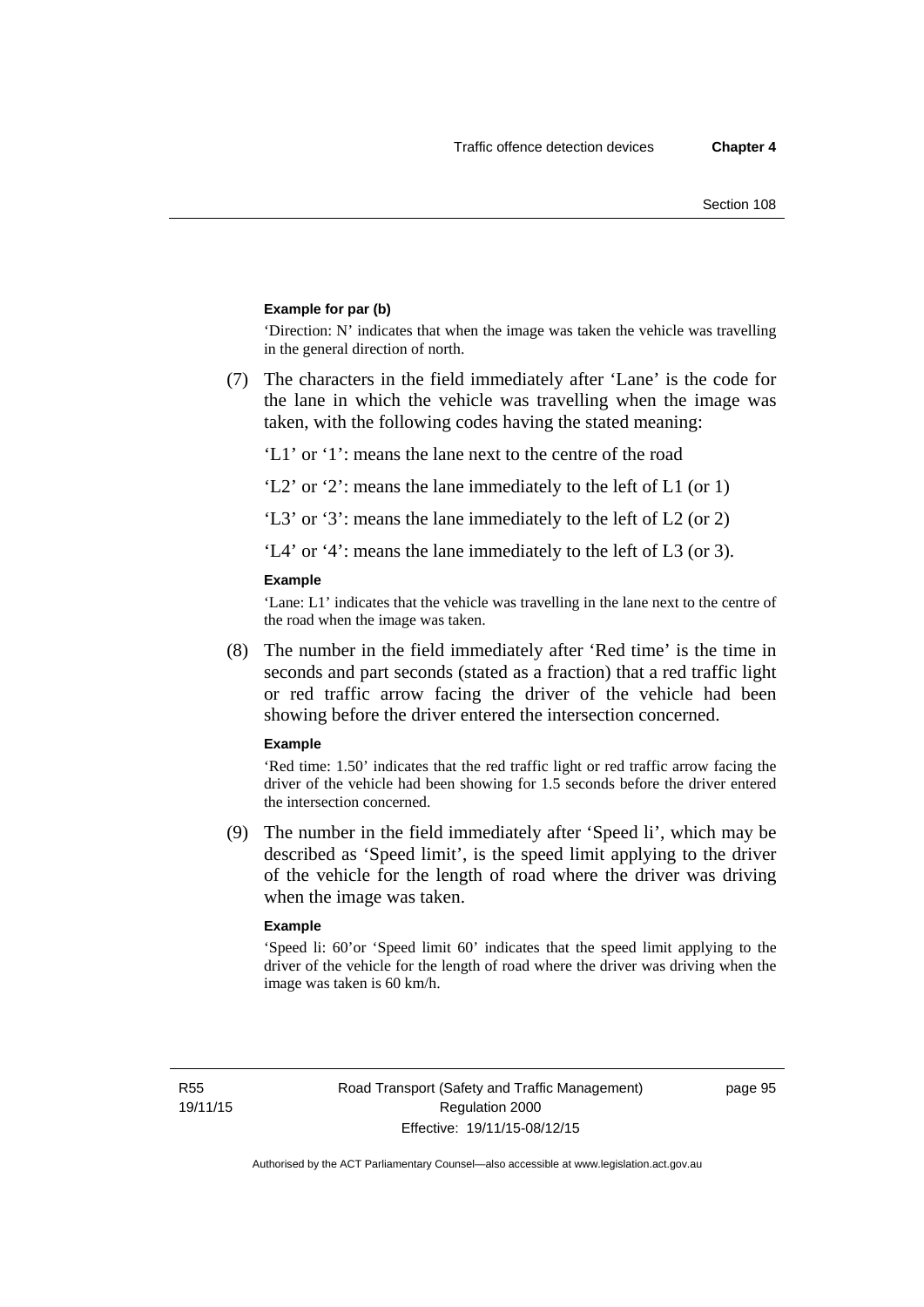**Example for par (b)**

'Direction: N' indicates that when the image was taken the vehicle was travelling in the general direction of north.

(7) The characters in the field immediately after 'Lane' is the code for the lane in which the vehicle was travelling when the image was taken, with the following codes having the stated meaning:

'L1' or '1': means the lane next to the centre of the road

'L2' or '2': means the lane immediately to the left of L1 (or 1)

'L3' or '3': means the lane immediately to the left of L2 (or 2)

'L4' or '4': means the lane immediately to the left of L3 (or 3).

**Example**

'Lane: L1' indicates that the vehicle was travelling in the lane next to the centre of the road when the image was taken.

(8) The number in the field immediately after 'Red time' is the time in seconds and part seconds (stated as a fraction) that a red traffic light or red traffic arrow facing the driver of the vehicle had been showing before the driver entered the intersection concerned.

**Example**

'Red time: 1.50' indicates that the red traffic light or red traffic arrow facing the driver of the vehicle had been showing for 1.5 seconds before the driver entered the intersection concerned.

(9) The number in the field immediately after 'Speed li', which may be described as 'Speed limit', is the speed limit applying to the driver of the vehicle for the length of road where the driver was driving when the image was taken.

**Example**

'Speed li: 60'or 'Speed limit 60' indicates that the speed limit applying to the driver of the vehicle for the length of road where the driver was driving when the image was taken is 60 km/h.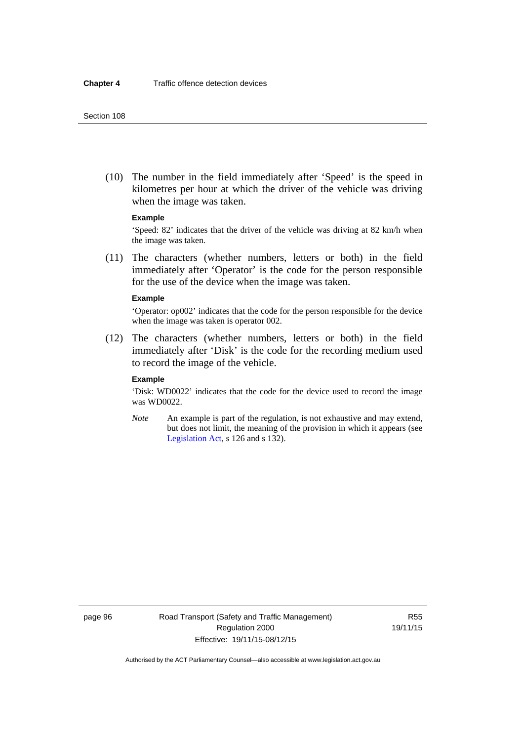(10) The number in the field immediately after 'Speed' is the speed in kilometres per hour at which the driver of the vehicle was driving when the image was taken.

**Example**

'Speed: 82' indicates that the driver of the vehicle was driving at 82 km/h when the image was taken.

(11) The characters (whether numbers, letters or both) in the field immediately after 'Operator' is the code for the person responsible for the use of the device when the image was taken.

**Example**

'Operator: op002' indicates that the code for the person responsible for the device when the image was taken is operator 002.

(12) The characters (whether numbers, letters or both) in the field immediately after 'Disk' is the code for the recording medium used to record the image of the vehicle.

**Example**

'Disk: WD0022' indicates that the code for the device used to record the image was WD0022.

*Note* An example is part of the regulation, is not exhaustive and may extend, but does not limit, the meaning of the provision in which it appears (see Legislation Act, s 126 and s 132).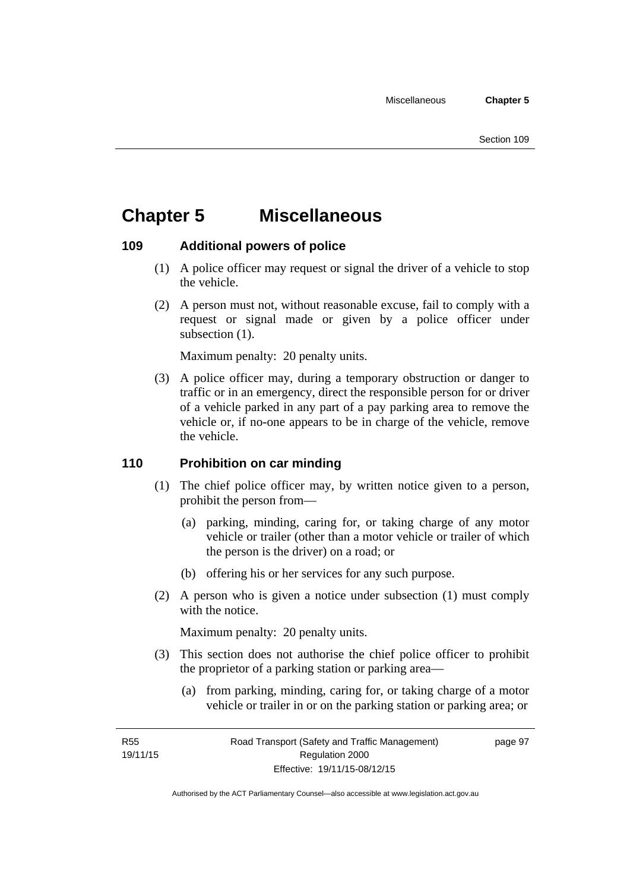# Chapter 5 Miscellaneous

## 109 Additional powers of police

(1) A police officer may request or signal the driver of a vehicle to stop the vehicle.

(2) A person must not, without reasonable excuse, fail to comply with a request or signal made or given by a police officer under subsection (1).

Maximum penalty: 20 penalty units.

(3) A police officer may, during a temporary obstruction or danger to traffic or in an emergency, direct the responsible person for or driver of a vehicle parked in any part of a pay parking area to remove the vehicle or, if no-one appears to be in charge of the vehicle, remove the vehicle.

## 110 Prohibition on car minding

(1) The chief police officer may, by written notice given to a person, prohibit the person from—

(a) parking, minding, caring for, or taking charge of any motor vehicle or trailer (other than a motor vehicle or trailer of which the person is the driver) on a road; or

(b) offering his or her services for any such purpose.

(2) A person who is given a notice under subsection (1) must comply with the notice.

Maximum penalty: 20 penalty units.

(3) This section does not authorise the chief police officer to prohibit the proprietor of a parking station or parking area—

(a) from parking, minding, caring for, or taking charge of a motor vehicle or trailer in or on the parking station or parking area; or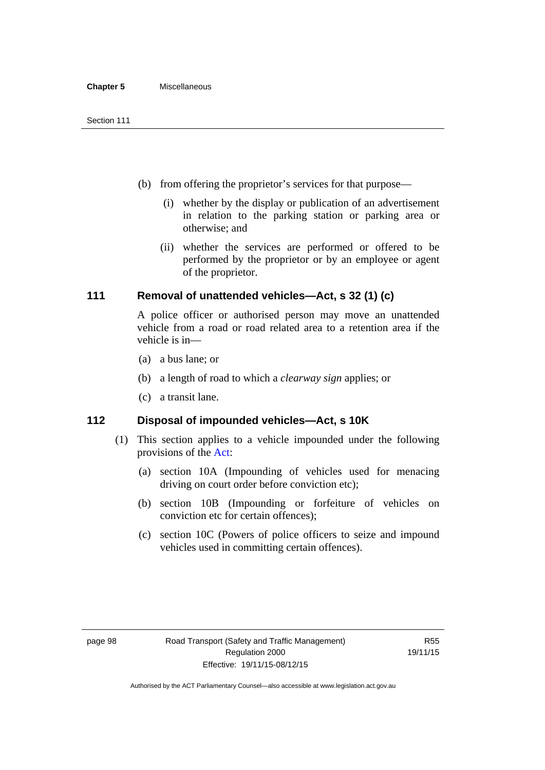(b) from offering the proprietor's services for that purpose—

(i) whether by the display or publication of an advertisement in relation to the parking station or parking area or otherwise; and

(ii) whether the services are performed or offered to be performed by the proprietor or by an employee or agent of the proprietor.

## 111 Removal of unattended vehicles—Act, s 32 (1) (c)

A police officer or authorised person may move an unattended vehicle from a road or road related area to a retention area if the vehicle is in—

(a) a bus lane; or

(b) a length of road to which a *clearway sign* applies; or

(c) a transit lane.

## 112 Disposal of impounded vehicles—Act, s 10K

(1) This section applies to a vehicle impounded under the following provisions of the Act:

(a) section 10A (Impounding of vehicles used for menacing driving on court order before conviction etc);

(b) section 10B (Impounding or forfeiture of vehicles on conviction etc for certain offences);

(c) section 10C (Powers of police officers to seize and impound vehicles used in committing certain offences).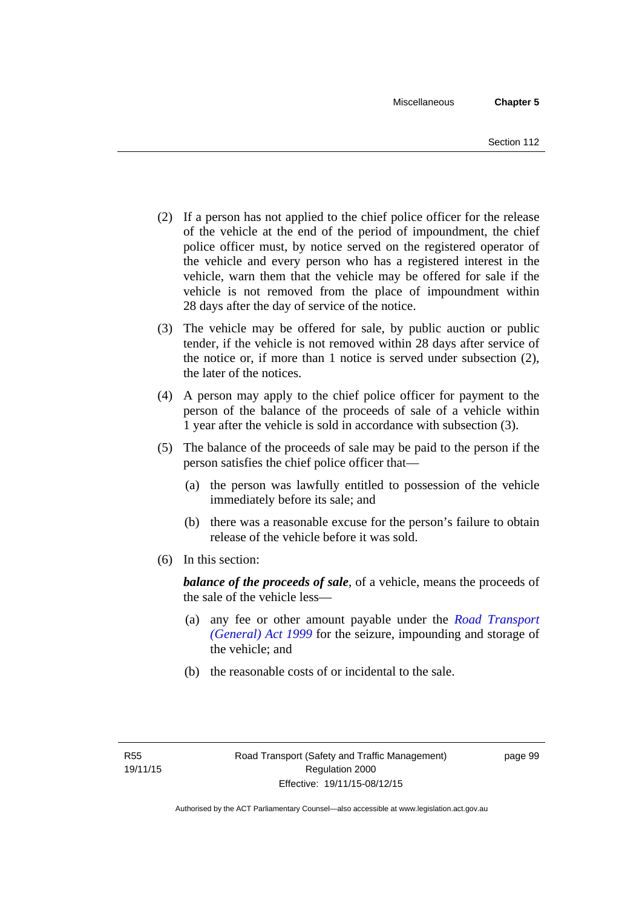(2) If a person has not applied to the chief police officer for the release of the vehicle at the end of the period of impoundment, the chief police officer must, by notice served on the registered operator of the vehicle and every person who has a registered interest in the vehicle, warn them that the vehicle may be offered for sale if the vehicle is not removed from the place of impoundment within 28 days after the day of service of the notice.

(3) The vehicle may be offered for sale, by public auction or public tender, if the vehicle is not removed within 28 days after service of the notice or, if more than 1 notice is served under subsection (2), the later of the notices.

(4) A person may apply to the chief police officer for payment to the person of the balance of the proceeds of sale of a vehicle within 1 year after the vehicle is sold in accordance with subsection (3).

(5) The balance of the proceeds of sale may be paid to the person if the person satisfies the chief police officer that—

(a) the person was lawfully entitled to possession of the vehicle immediately before its sale; and

(b) there was a reasonable excuse for the person's failure to obtain release of the vehicle before it was sold.

(6) In this section:

***balance of the proceeds of sale***, of a vehicle, means the proceeds of the sale of the vehicle less—

(a) any fee or other amount payable under the *Road Transport (General) Act 1999* for the seizure, impounding and storage of the vehicle; and

(b) the reasonable costs of or incidental to the sale.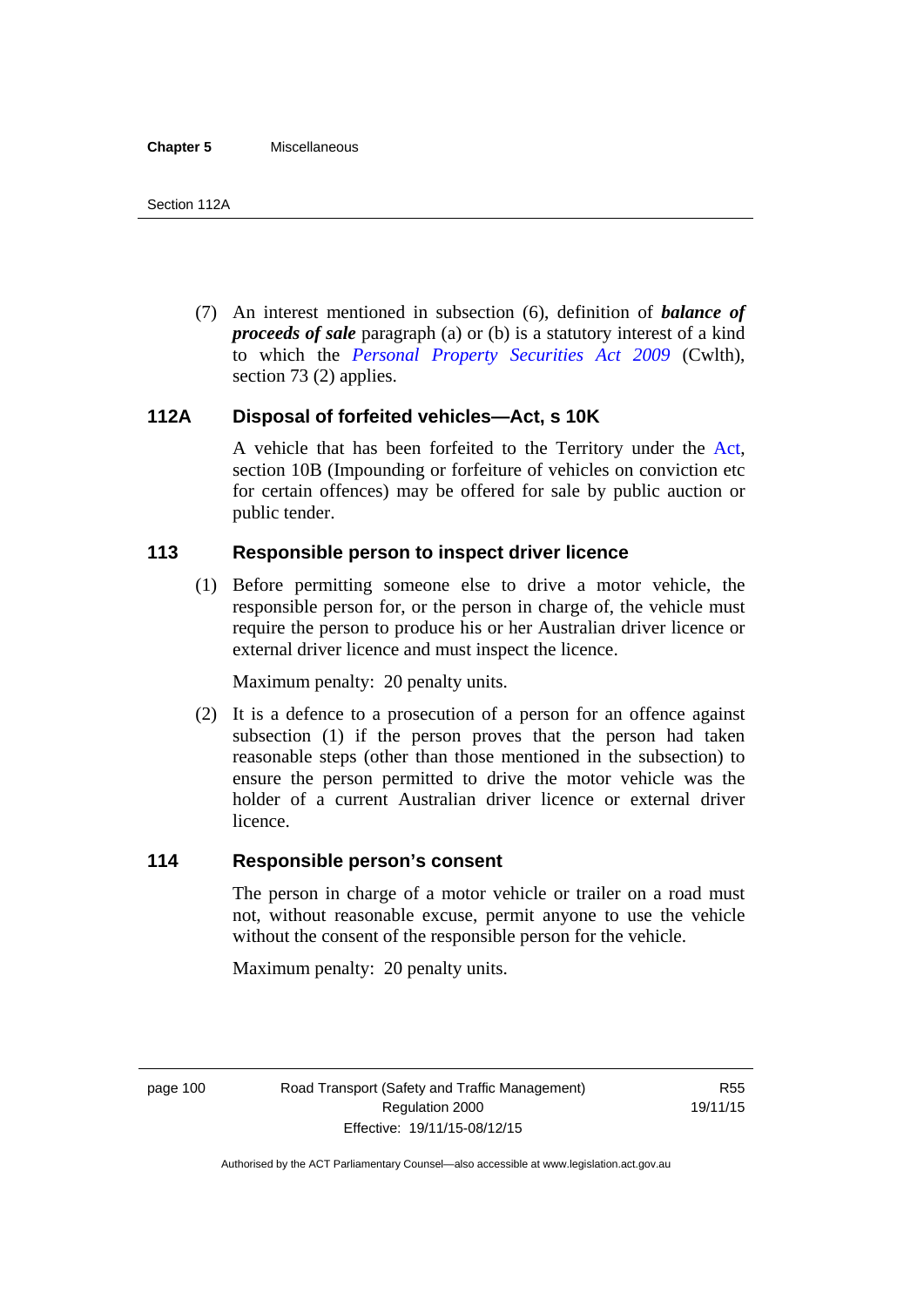(7) An interest mentioned in subsection (6), definition of ***balance of proceeds of sale*** paragraph (a) or (b) is a statutory interest of a kind to which the *Personal Property Securities Act 2009* (Cwlth), section 73 (2) applies.

## 112A Disposal of forfeited vehicles—Act, s 10K

A vehicle that has been forfeited to the Territory under the Act, section 10B (Impounding or forfeiture of vehicles on conviction etc for certain offences) may be offered for sale by public auction or public tender.

## 113 Responsible person to inspect driver licence

(1) Before permitting someone else to drive a motor vehicle, the responsible person for, or the person in charge of, the vehicle must require the person to produce his or her Australian driver licence or external driver licence and must inspect the licence.

Maximum penalty: 20 penalty units.

(2) It is a defence to a prosecution of a person for an offence against subsection (1) if the person proves that the person had taken reasonable steps (other than those mentioned in the subsection) to ensure the person permitted to drive the motor vehicle was the holder of a current Australian driver licence or external driver licence.

## 114 Responsible person's consent

The person in charge of a motor vehicle or trailer on a road must not, without reasonable excuse, permit anyone to use the vehicle without the consent of the responsible person for the vehicle.

Maximum penalty: 20 penalty units.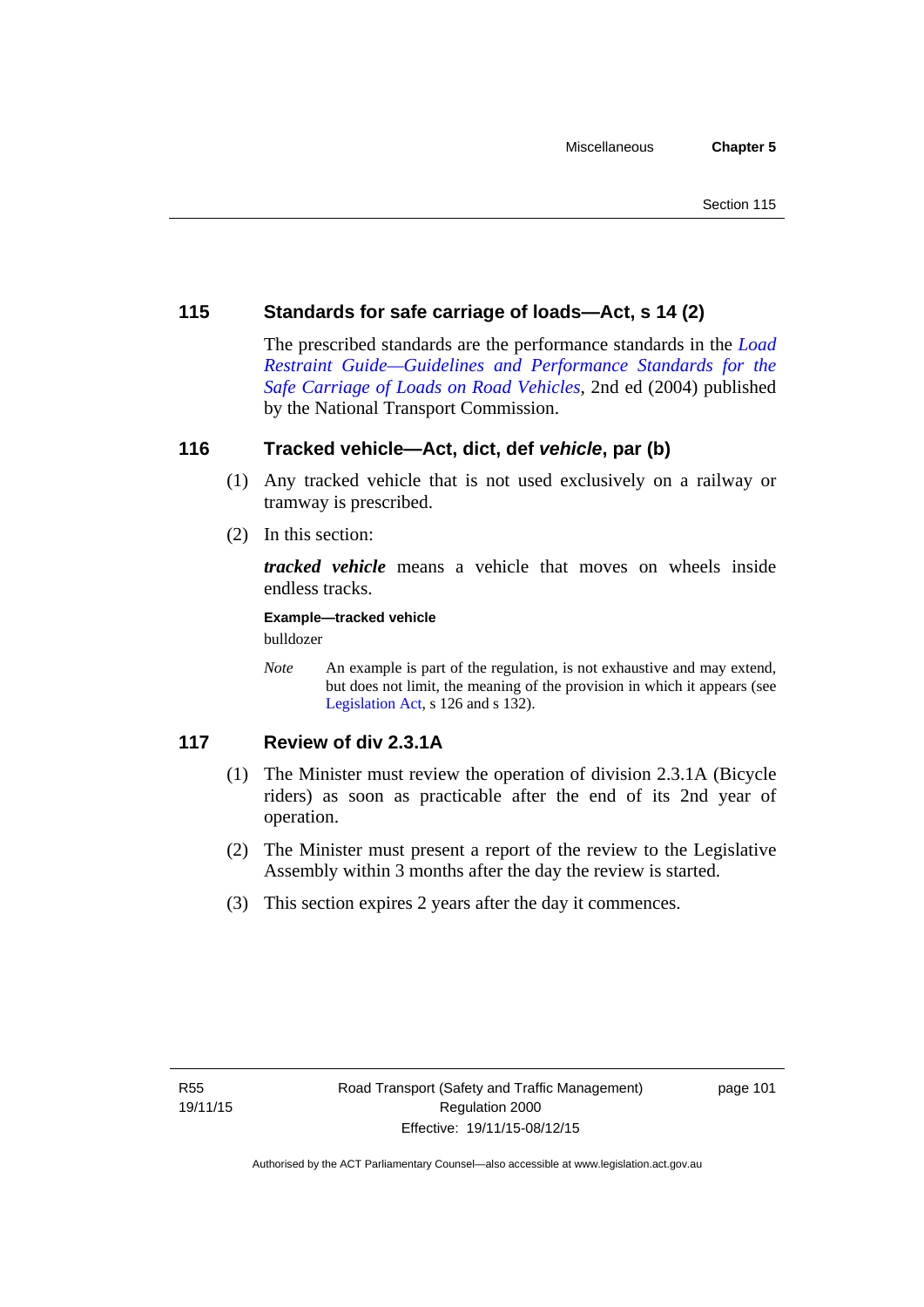## 115 Standards for safe carriage of loads—Act, s 14 (2)

The prescribed standards are the performance standards in the *Load Restraint Guide—Guidelines and Performance Standards for the Safe Carriage of Loads on Road Vehicles*, 2nd ed (2004) published by the National Transport Commission.

## 116 Tracked vehicle—Act, dict, def *vehicle*, par (b)

(1) Any tracked vehicle that is not used exclusively on a railway or tramway is prescribed.

(2) In this section:

***tracked vehicle*** means a vehicle that moves on wheels inside endless tracks.

**Example—tracked vehicle**

bulldozer

*Note* An example is part of the regulation, is not exhaustive and may extend, but does not limit, the meaning of the provision in which it appears (see Legislation Act, s 126 and s 132).

## 117 Review of div 2.3.1A

(1) The Minister must review the operation of division 2.3.1A (Bicycle riders) as soon as practicable after the end of its 2nd year of operation.

(2) The Minister must present a report of the review to the Legislative Assembly within 3 months after the day the review is started.

(3) This section expires 2 years after the day it commences.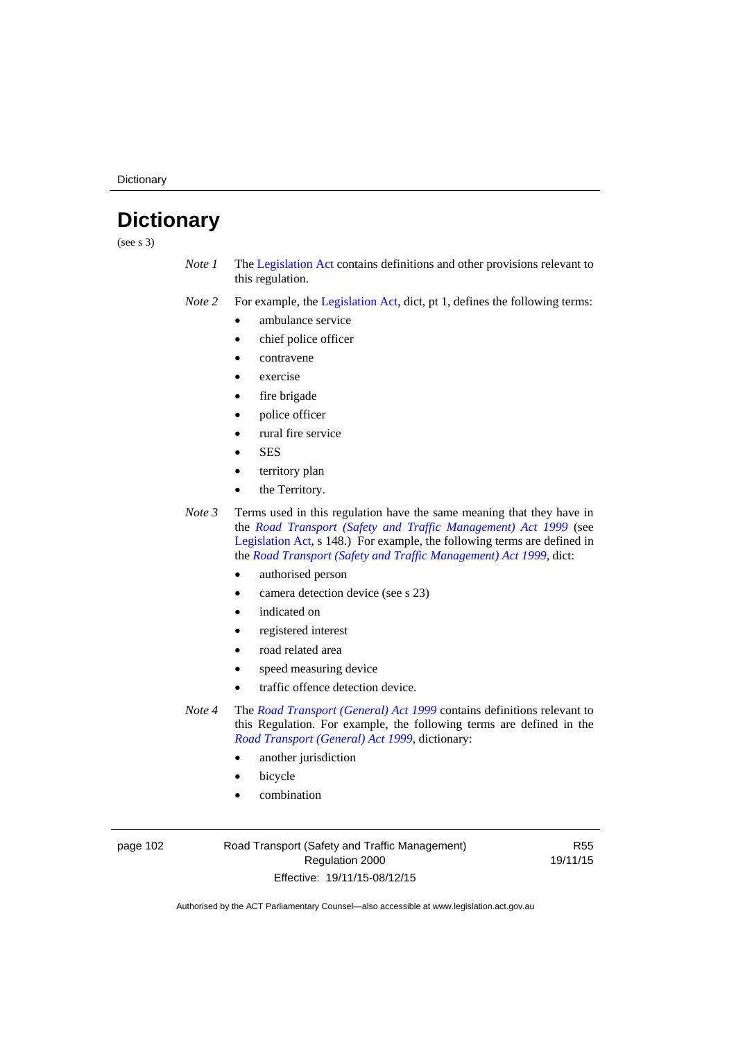# Dictionary

(see s 3)

*Note 1* The Legislation Act contains definitions and other provisions relevant to this regulation.

*Note 2* For example, the Legislation Act, dict, pt 1, defines the following terms:

- ambulance service
- chief police officer
- contravene
- exercise
- fire brigade
- police officer
- rural fire service
- SES
- territory plan
- the Territory.

*Note 3* Terms used in this regulation have the same meaning that they have in the *Road Transport (Safety and Traffic Management) Act 1999* (see Legislation Act, s 148.) For example, the following terms are defined in the *Road Transport (Safety and Traffic Management) Act 1999*, dict:

- authorised person
- camera detection device (see s 23)
- indicated on
- registered interest
- road related area
- speed measuring device
- traffic offence detection device.

*Note 4* The *Road Transport (General) Act 1999* contains definitions relevant to this Regulation. For example, the following terms are defined in the *Road Transport (General) Act 1999*, dictionary:

- another jurisdiction
- bicycle
- combination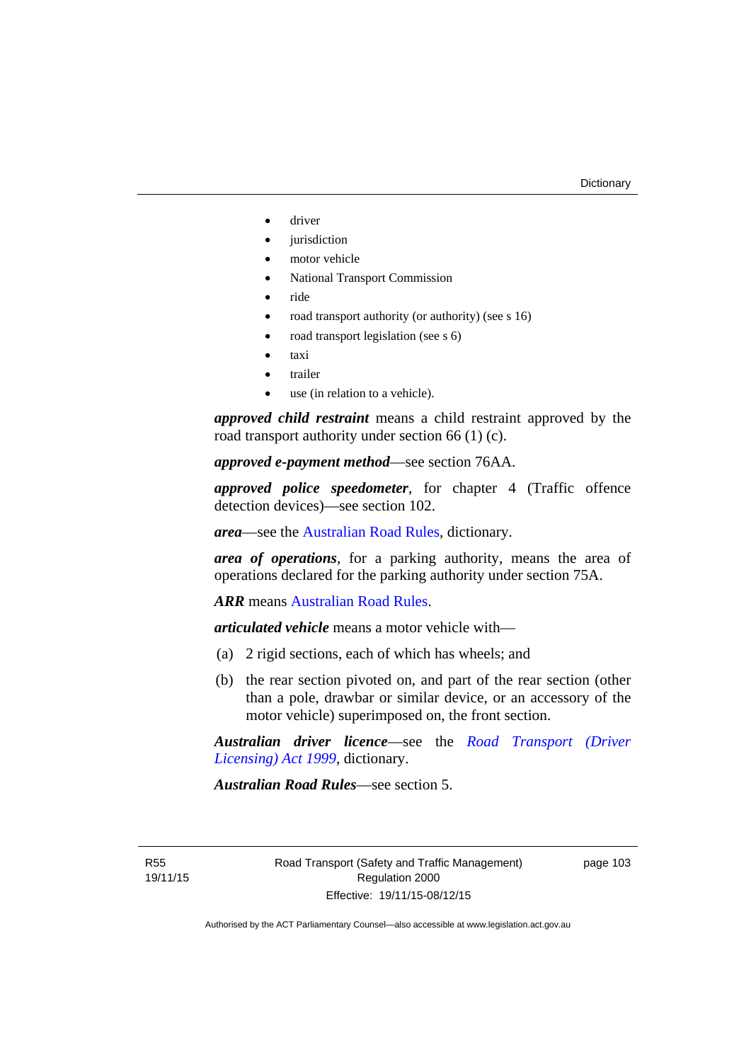- driver
- jurisdiction
- motor vehicle
- National Transport Commission
- ride
- road transport authority (or authority) (see s 16)
- road transport legislation (see s 6)
- taxi
- trailer
- use (in relation to a vehicle).

***approved child restraint*** means a child restraint approved by the road transport authority under section 66 (1) (c).

***approved e-payment method***—see section 76AA.

***approved police speedometer***, for chapter 4 (Traffic offence detection devices)—see section 102.

***area***—see the Australian Road Rules, dictionary.

***area of operations***, for a parking authority, means the area of operations declared for the parking authority under section 75A.

***ARR*** means Australian Road Rules.

***articulated vehicle*** means a motor vehicle with—

(a) 2 rigid sections, each of which has wheels; and

(b) the rear section pivoted on, and part of the rear section (other than a pole, drawbar or similar device, or an accessory of the motor vehicle) superimposed on, the front section.

***Australian driver licence***—see the *Road Transport (Driver Licensing) Act 1999*, dictionary.

***Australian Road Rules***—see section 5.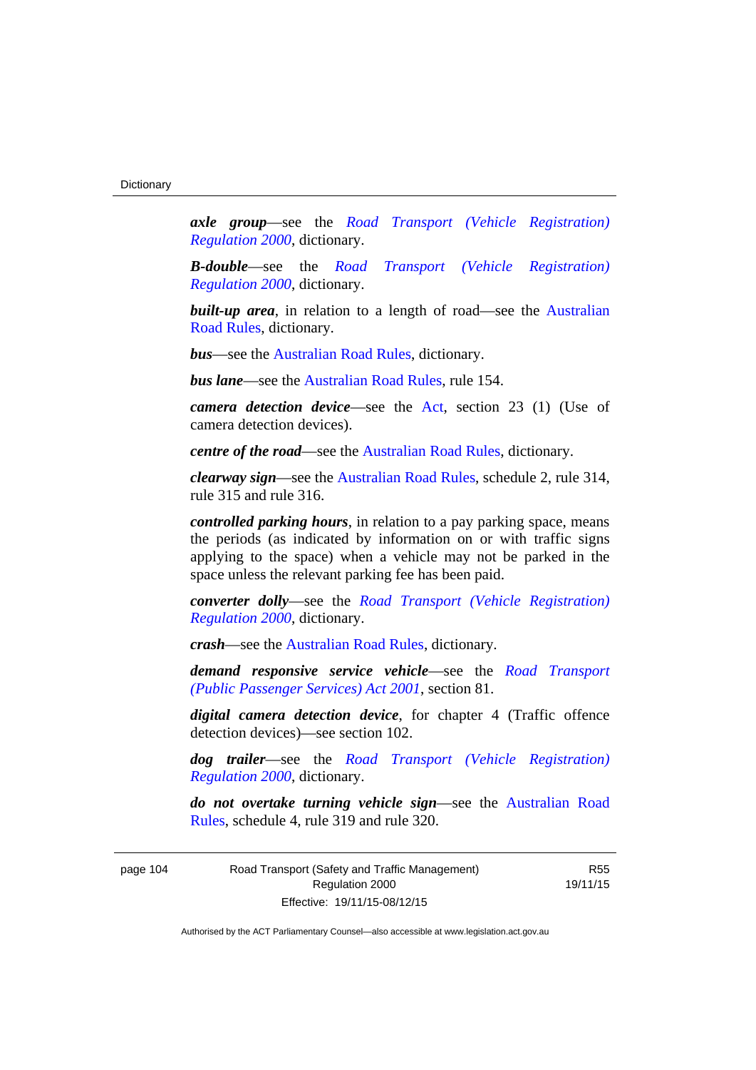***axle group***—see the *Road Transport (Vehicle Registration) Regulation 2000*, dictionary.

***B-double***—see the *Road Transport (Vehicle Registration) Regulation 2000*, dictionary.

***built-up area***, in relation to a length of road—see the Australian Road Rules, dictionary.

***bus***—see the Australian Road Rules, dictionary.

***bus lane***—see the Australian Road Rules, rule 154.

***camera detection device***—see the Act, section 23 (1) (Use of camera detection devices).

***centre of the road***—see the Australian Road Rules, dictionary.

***clearway sign***—see the Australian Road Rules, schedule 2, rule 314, rule 315 and rule 316.

***controlled parking hours***, in relation to a pay parking space, means the periods (as indicated by information on or with traffic signs applying to the space) when a vehicle may not be parked in the space unless the relevant parking fee has been paid.

***converter dolly***—see the *Road Transport (Vehicle Registration) Regulation 2000*, dictionary.

***crash***—see the Australian Road Rules, dictionary.

***demand responsive service vehicle***—see the *Road Transport (Public Passenger Services) Act 2001*, section 81.

***digital camera detection device***, for chapter 4 (Traffic offence detection devices)—see section 102.

***dog trailer***—see the *Road Transport (Vehicle Registration) Regulation 2000*, dictionary.

***do not overtake turning vehicle sign***—see the Australian Road Rules, schedule 4, rule 319 and rule 320.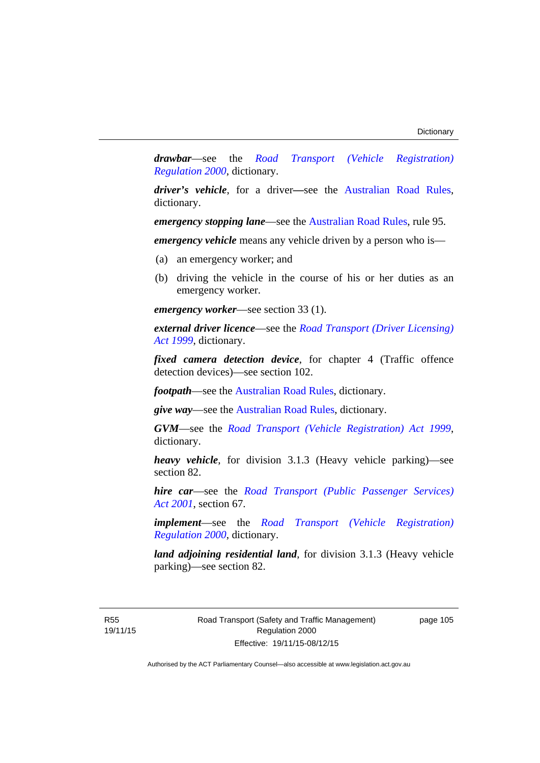***drawbar***—see the *Road Transport (Vehicle Registration) Regulation 2000*, dictionary.

***driver's vehicle***, for a driver—see the Australian Road Rules, dictionary.

***emergency stopping lane***—see the Australian Road Rules, rule 95.

***emergency vehicle*** means any vehicle driven by a person who is—

(a) an emergency worker; and

(b) driving the vehicle in the course of his or her duties as an emergency worker.

***emergency worker***—see section 33 (1).

***external driver licence***—see the *Road Transport (Driver Licensing) Act 1999*, dictionary.

***fixed camera detection device***, for chapter 4 (Traffic offence detection devices)—see section 102.

***footpath***—see the Australian Road Rules, dictionary.

***give way***—see the Australian Road Rules, dictionary.

***GVM***—see the *Road Transport (Vehicle Registration) Act 1999*, dictionary.

***heavy vehicle***, for division 3.1.3 (Heavy vehicle parking)—see section 82.

***hire car***—see the *Road Transport (Public Passenger Services) Act 2001*, section 67.

***implement***—see the *Road Transport (Vehicle Registration) Regulation 2000*, dictionary.

***land adjoining residential land***, for division 3.1.3 (Heavy vehicle parking)—see section 82.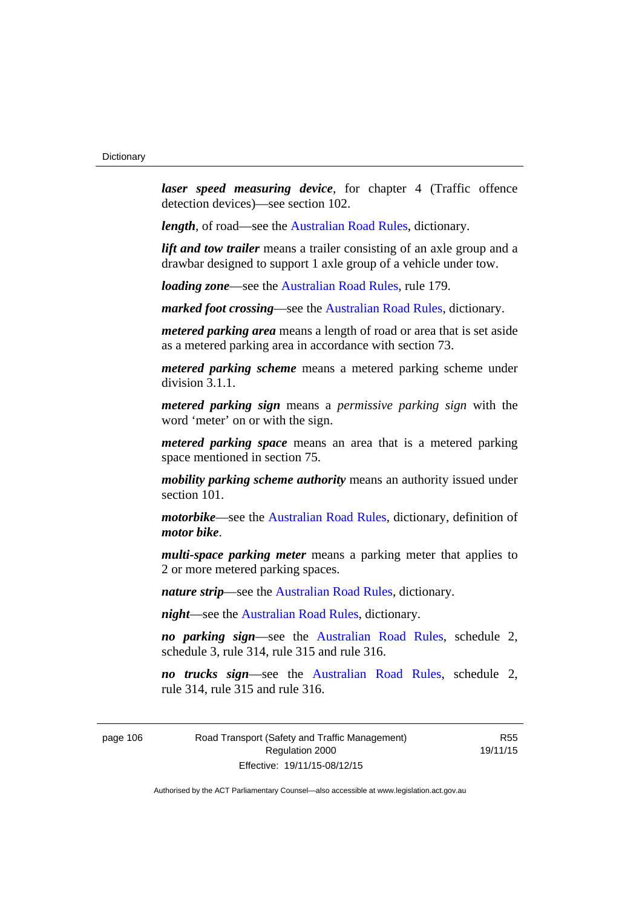***laser speed measuring device***, for chapter 4 (Traffic offence detection devices)—see section 102.

***length***, of road—see the Australian Road Rules, dictionary.

***lift and tow trailer*** means a trailer consisting of an axle group and a drawbar designed to support 1 axle group of a vehicle under tow.

***loading zone***—see the Australian Road Rules, rule 179.

***marked foot crossing***—see the Australian Road Rules, dictionary.

***metered parking area*** means a length of road or area that is set aside as a metered parking area in accordance with section 73.

***metered parking scheme*** means a metered parking scheme under division 3.1.1.

***metered parking sign*** means a *permissive parking sign* with the word 'meter' on or with the sign.

***metered parking space*** means an area that is a metered parking space mentioned in section 75.

***mobility parking scheme authority*** means an authority issued under section 101.

***motorbike***—see the Australian Road Rules, dictionary, definition of ***motor bike***.

***multi-space parking meter*** means a parking meter that applies to 2 or more metered parking spaces.

***nature strip***—see the Australian Road Rules, dictionary.

***night***—see the Australian Road Rules, dictionary.

***no parking sign***—see the Australian Road Rules, schedule 2, schedule 3, rule 314, rule 315 and rule 316.

***no trucks sign***—see the Australian Road Rules, schedule 2, rule 314, rule 315 and rule 316.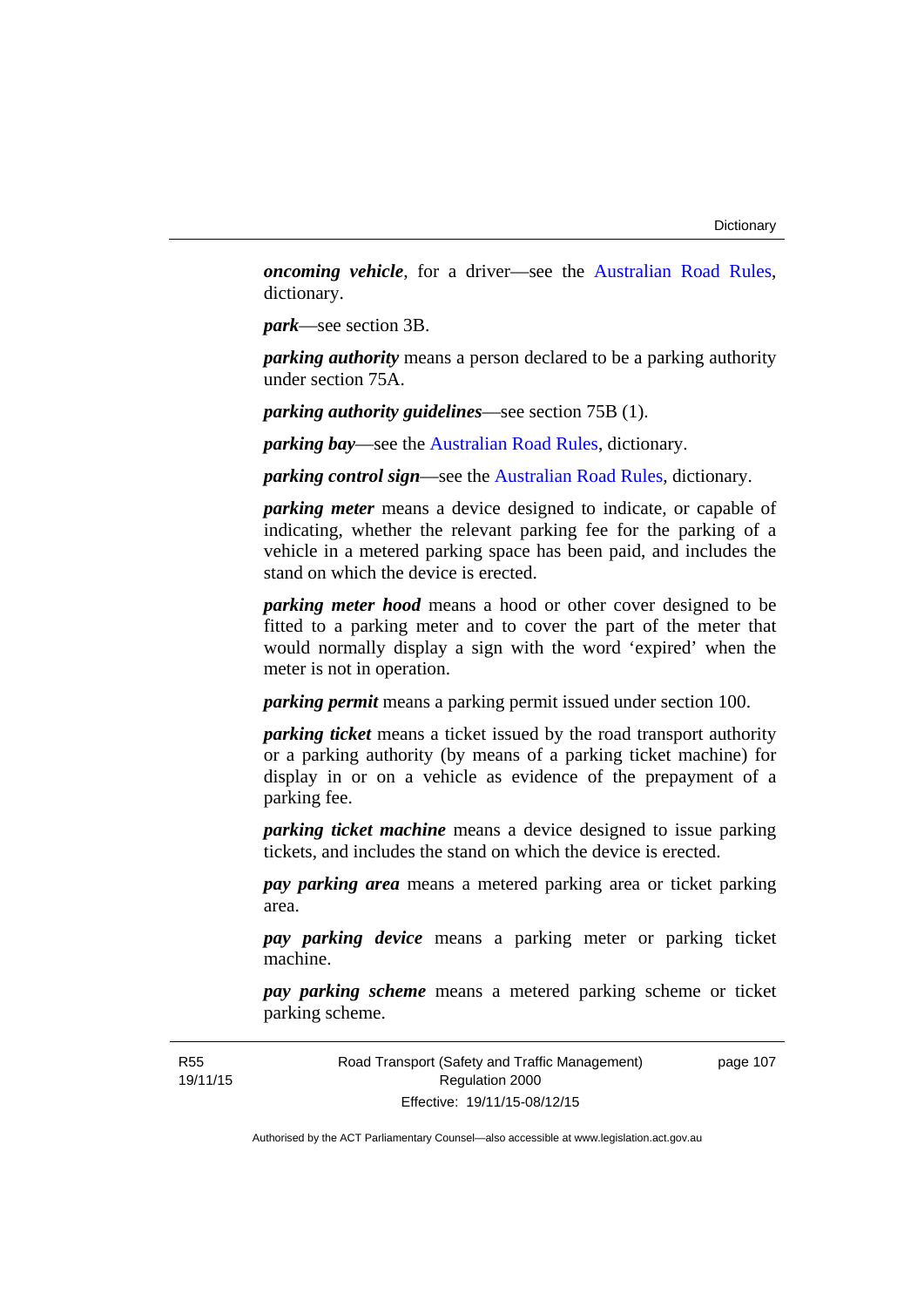***oncoming vehicle***, for a driver—see the Australian Road Rules, dictionary.

***park***—see section 3B.

***parking authority*** means a person declared to be a parking authority under section 75A.

***parking authority guidelines***—see section 75B (1).

***parking bay***—see the Australian Road Rules, dictionary.

***parking control sign***—see the Australian Road Rules, dictionary.

***parking meter*** means a device designed to indicate, or capable of indicating, whether the relevant parking fee for the parking of a vehicle in a metered parking space has been paid, and includes the stand on which the device is erected.

***parking meter hood*** means a hood or other cover designed to be fitted to a parking meter and to cover the part of the meter that would normally display a sign with the word 'expired' when the meter is not in operation.

***parking permit*** means a parking permit issued under section 100.

***parking ticket*** means a ticket issued by the road transport authority or a parking authority (by means of a parking ticket machine) for display in or on a vehicle as evidence of the prepayment of a parking fee.

***parking ticket machine*** means a device designed to issue parking tickets, and includes the stand on which the device is erected.

***pay parking area*** means a metered parking area or ticket parking area.

***pay parking device*** means a parking meter or parking ticket machine.

***pay parking scheme*** means a metered parking scheme or ticket parking scheme.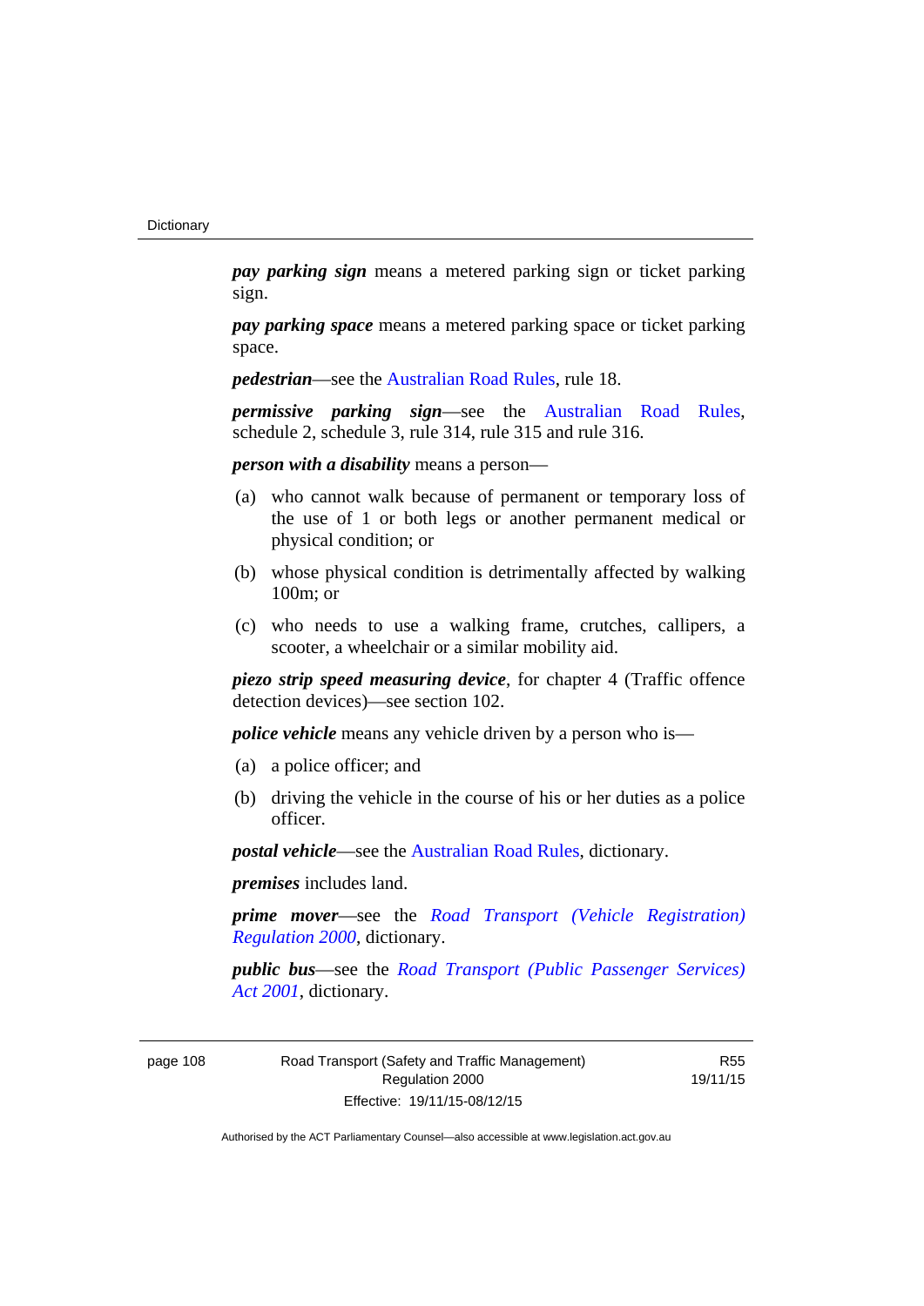***pay parking sign*** means a metered parking sign or ticket parking sign.

***pay parking space*** means a metered parking space or ticket parking space.

***pedestrian***—see the Australian Road Rules, rule 18.

***permissive parking sign***—see the Australian Road Rules, schedule 2, schedule 3, rule 314, rule 315 and rule 316.

***person with a disability*** means a person—

(a) who cannot walk because of permanent or temporary loss of the use of 1 or both legs or another permanent medical or physical condition; or

(b) whose physical condition is detrimentally affected by walking 100m; or

(c) who needs to use a walking frame, crutches, callipers, a scooter, a wheelchair or a similar mobility aid.

***piezo strip speed measuring device***, for chapter 4 (Traffic offence detection devices)—see section 102.

***police vehicle*** means any vehicle driven by a person who is—

(a) a police officer; and

(b) driving the vehicle in the course of his or her duties as a police officer.

***postal vehicle***—see the Australian Road Rules, dictionary.

***premises*** includes land.

***prime mover***—see the *Road Transport (Vehicle Registration) Regulation 2000*, dictionary.

***public bus***—see the *Road Transport (Public Passenger Services) Act 2001*, dictionary.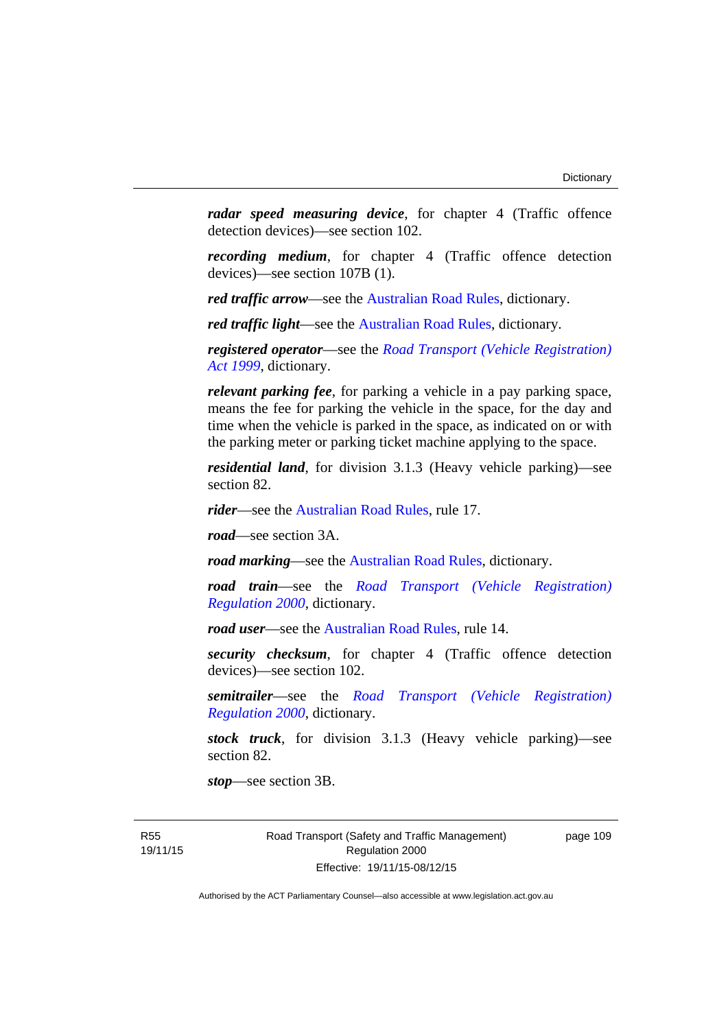***radar speed measuring device***, for chapter 4 (Traffic offence detection devices)—see section 102.

***recording medium***, for chapter 4 (Traffic offence detection devices)—see section 107B (1).

***red traffic arrow***—see the Australian Road Rules, dictionary.

***red traffic light***—see the Australian Road Rules, dictionary.

***registered operator***—see the *Road Transport (Vehicle Registration) Act 1999*, dictionary.

***relevant parking fee***, for parking a vehicle in a pay parking space, means the fee for parking the vehicle in the space, for the day and time when the vehicle is parked in the space, as indicated on or with the parking meter or parking ticket machine applying to the space.

***residential land***, for division 3.1.3 (Heavy vehicle parking)—see section 82.

***rider***—see the Australian Road Rules, rule 17.

***road***—see section 3A.

***road marking***—see the Australian Road Rules, dictionary.

***road train***—see the *Road Transport (Vehicle Registration) Regulation 2000*, dictionary.

***road user***—see the Australian Road Rules, rule 14.

***security checksum***, for chapter 4 (Traffic offence detection devices)—see section 102.

***semitrailer***—see the *Road Transport (Vehicle Registration) Regulation 2000*, dictionary.

***stock truck***, for division 3.1.3 (Heavy vehicle parking)—see section 82.

***stop***—see section 3B.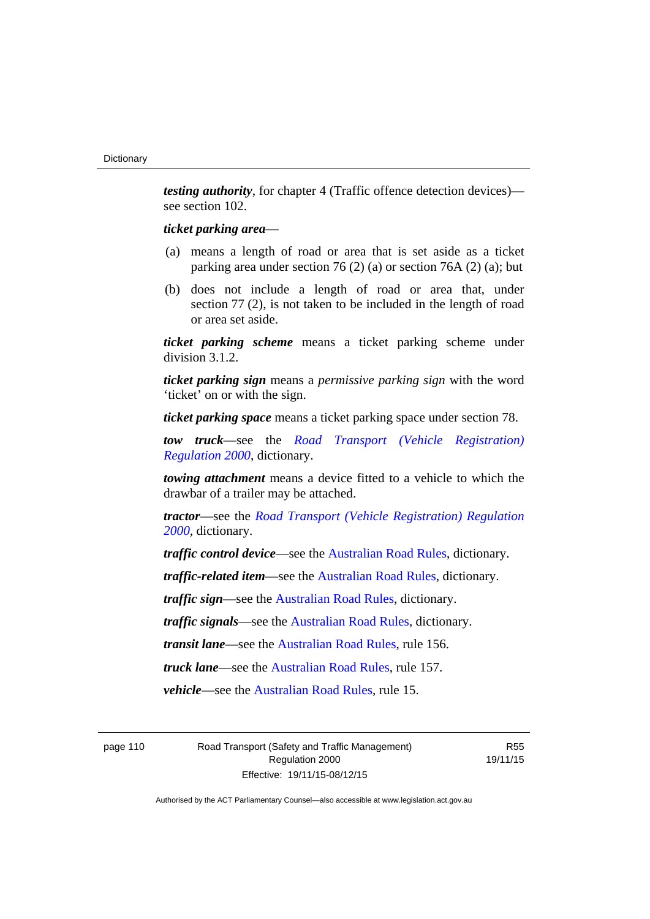***testing authority***, for chapter 4 (Traffic offence detection devices)—see section 102.

***ticket parking area***—

(a) means a length of road or area that is set aside as a ticket parking area under section 76 (2) (a) or section 76A (2) (a); but

(b) does not include a length of road or area that, under section 77 (2), is not taken to be included in the length of road or area set aside.

***ticket parking scheme*** means a ticket parking scheme under division 3.1.2.

***ticket parking sign*** means a *permissive parking sign* with the word 'ticket' on or with the sign.

***ticket parking space*** means a ticket parking space under section 78.

***tow truck***—see the *Road Transport (Vehicle Registration) Regulation 2000*, dictionary.

***towing attachment*** means a device fitted to a vehicle to which the drawbar of a trailer may be attached.

***tractor***—see the *Road Transport (Vehicle Registration) Regulation 2000*, dictionary.

***traffic control device***—see the Australian Road Rules, dictionary.

***traffic-related item***—see the Australian Road Rules, dictionary.

***traffic sign***—see the Australian Road Rules, dictionary.

***traffic signals***—see the Australian Road Rules, dictionary.

***transit lane***—see the Australian Road Rules, rule 156.

***truck lane***—see the Australian Road Rules, rule 157.

***vehicle***—see the Australian Road Rules, rule 15.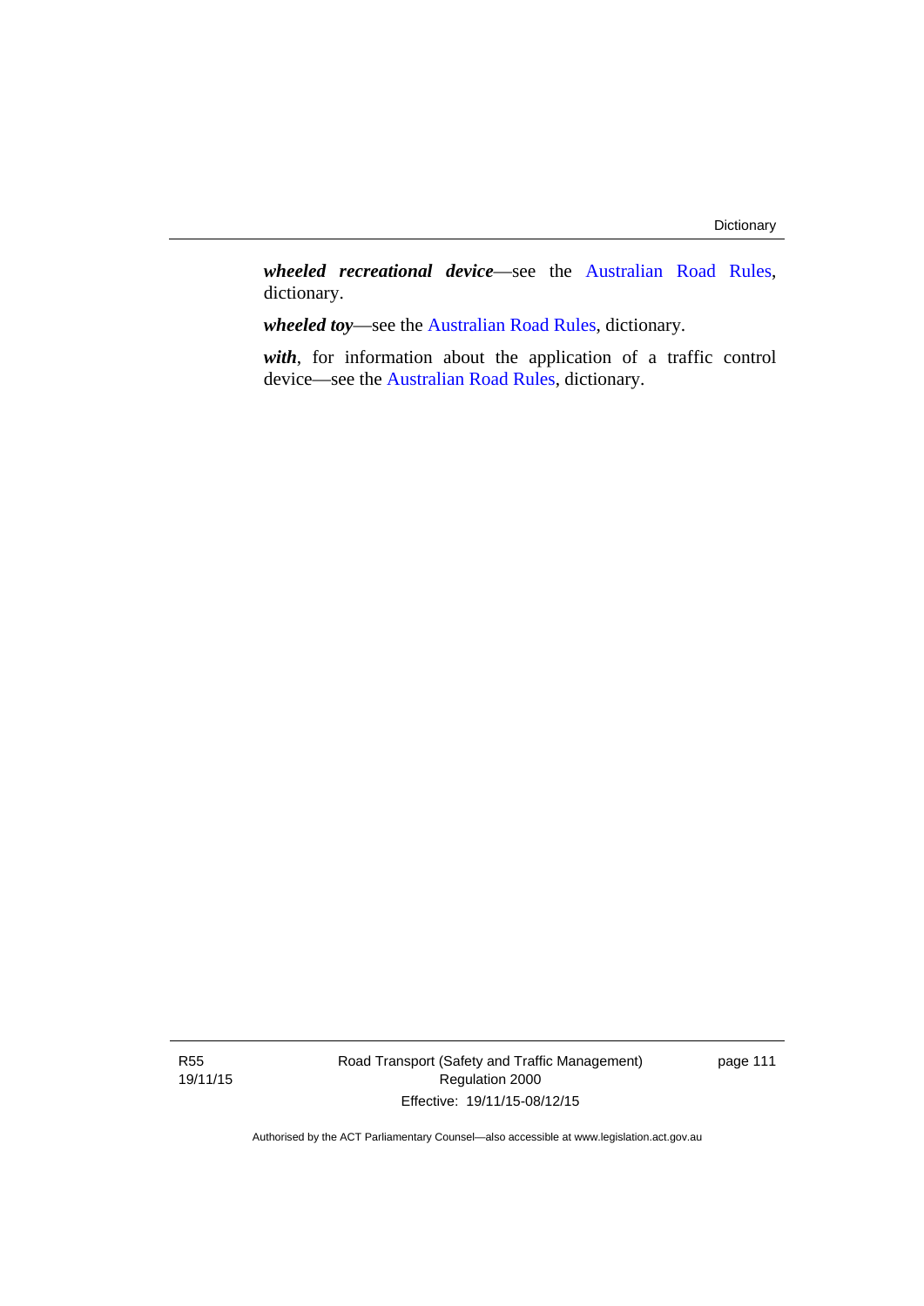***wheeled recreational device***—see the Australian Road Rules, dictionary.

***wheeled toy***—see the Australian Road Rules, dictionary.

***with***, for information about the application of a traffic control device—see the Australian Road Rules, dictionary.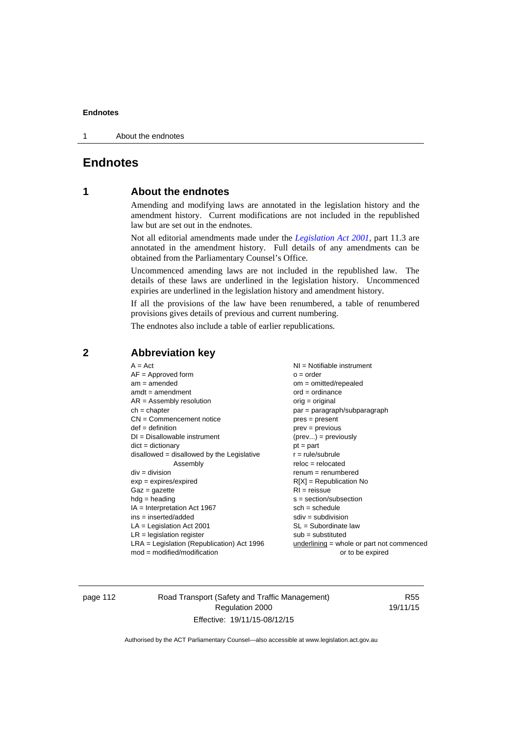# Endnotes

## 1 About the endnotes

Amending and modifying laws are annotated in the legislation history and the amendment history. Current modifications are not included in the republished law but are set out in the endnotes.

Not all editorial amendments made under the *Legislation Act 2001*, part 11.3 are annotated in the amendment history. Full details of any amendments can be obtained from the Parliamentary Counsel's Office.

Uncommenced amending laws are not included in the republished law. The details of these laws are underlined in the legislation history. Uncommenced expiries are underlined in the legislation history and amendment history.

If all the provisions of the law have been renumbered, a table of renumbered provisions gives details of previous and current numbering.

The endnotes also include a table of earlier republications.

## 2 Abbreviation key

A = Act
AF = Approved form
am = amended
amdt = amendment
AR = Assembly resolution
ch = chapter
CN = Commencement notice
def = definition
DI = Disallowable instrument
dict = dictionary
disallowed = disallowed by the Legislative Assembly
div = division
exp = expires/expired
Gaz = gazette
hdg = heading
IA = Interpretation Act 1967
ins = inserted/added
LA = Legislation Act 2001
LR = legislation register
LRA = Legislation (Republication) Act 1996
mod = modified/modification
NI = Notifiable instrument
o = order
om = omitted/repealed
ord = ordinance
orig = original
par = paragraph/subparagraph
pres = present
prev = previous
(prev...) = previously
pt = part
r = rule/subrule
reloc = relocated
renum = renumbered
R[X] = Republication No
RI = reissue
s = section/subsection
sch = schedule
sdiv = subdivision
SL = Subordinate law
sub = substituted
underlining = whole or part not commenced or to be expired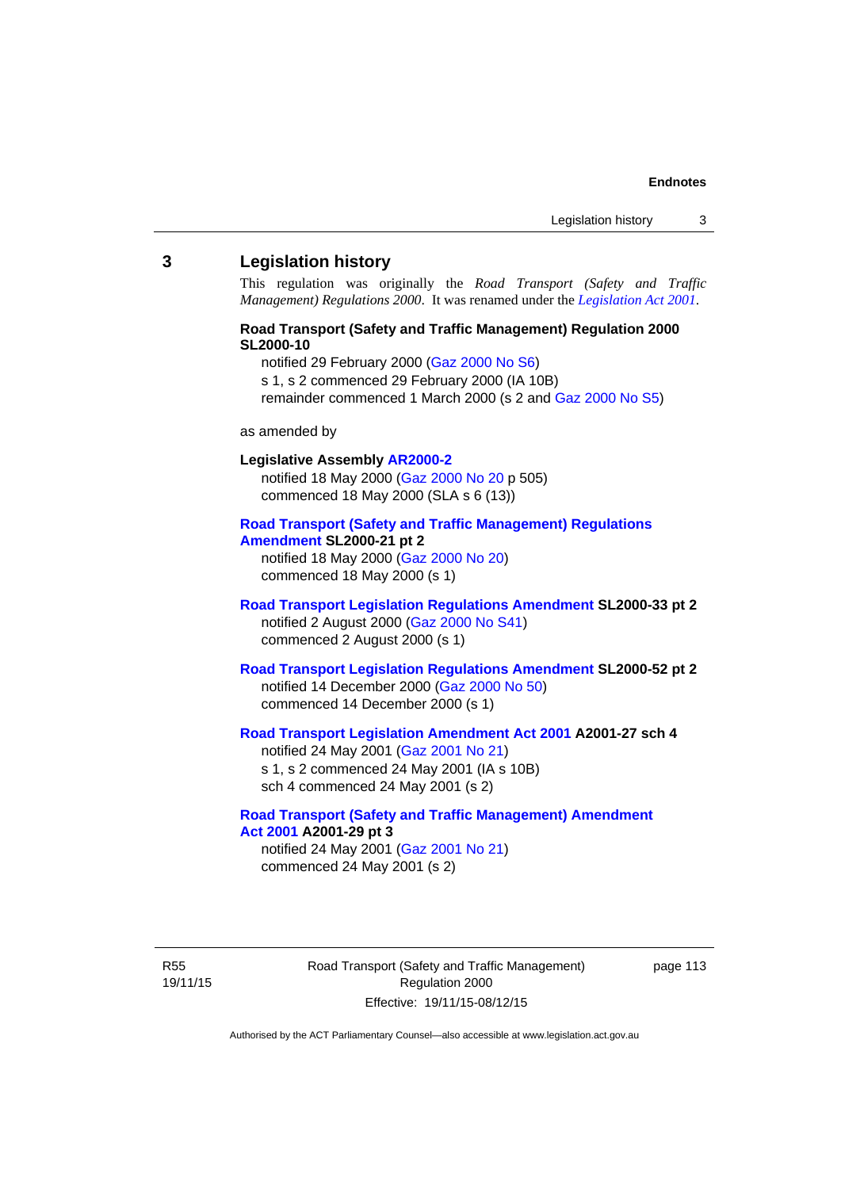## 3 Legislation history

This regulation was originally the *Road Transport (Safety and Traffic Management) Regulations 2000*. It was renamed under the *Legislation Act 2001*.

**Road Transport (Safety and Traffic Management) Regulation 2000 SL2000-10**

notified 29 February 2000 (Gaz 2000 No S6)
s 1, s 2 commenced 29 February 2000 (IA 10B)
remainder commenced 1 March 2000 (s 2 and Gaz 2000 No S5)

as amended by

**Legislative Assembly AR2000-2**

notified 18 May 2000 (Gaz 2000 No 20 p 505)
commenced 18 May 2000 (SLA s 6 (13))

**Road Transport (Safety and Traffic Management) Regulations Amendment SL2000-21 pt 2**

notified 18 May 2000 (Gaz 2000 No 20)
commenced 18 May 2000 (s 1)

**Road Transport Legislation Regulations Amendment SL2000-33 pt 2**

notified 2 August 2000 (Gaz 2000 No S41)
commenced 2 August 2000 (s 1)

**Road Transport Legislation Regulations Amendment SL2000-52 pt 2**

notified 14 December 2000 (Gaz 2000 No 50)
commenced 14 December 2000 (s 1)

**Road Transport Legislation Amendment Act 2001 A2001-27 sch 4**

notified 24 May 2001 (Gaz 2001 No 21)
s 1, s 2 commenced 24 May 2001 (IA s 10B)
sch 4 commenced 24 May 2001 (s 2)

**Road Transport (Safety and Traffic Management) Amendment Act 2001 A2001-29 pt 3**

notified 24 May 2001 (Gaz 2001 No 21)
commenced 24 May 2001 (s 2)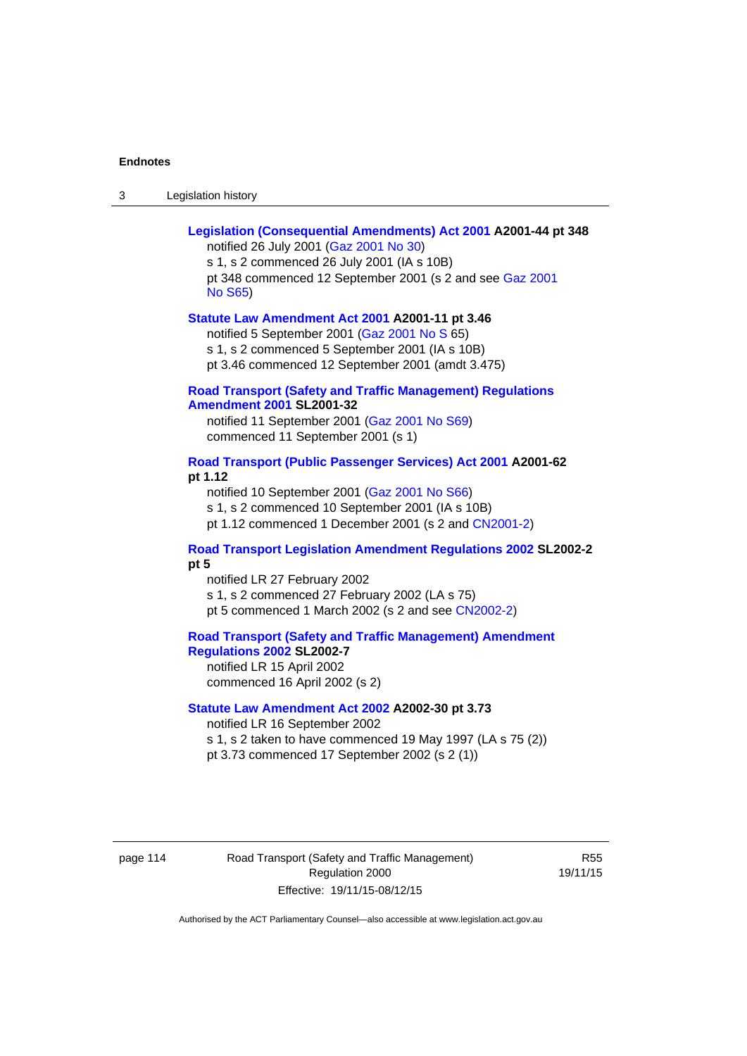**Legislation (Consequential Amendments) Act 2001 A2001-44 pt 348**

notified 26 July 2001 (Gaz 2001 No 30)

s 1, s 2 commenced 26 July 2001 (IA s 10B)

pt 348 commenced 12 September 2001 (s 2 and see Gaz 2001 No S65)

**Statute Law Amendment Act 2001 A2001-11 pt 3.46**

notified 5 September 2001 (Gaz 2001 No S 65)

s 1, s 2 commenced 5 September 2001 (IA s 10B)

pt 3.46 commenced 12 September 2001 (amdt 3.475)

**Road Transport (Safety and Traffic Management) Regulations Amendment 2001 SL2001-32**

notified 11 September 2001 (Gaz 2001 No S69)

commenced 11 September 2001 (s 1)

**Road Transport (Public Passenger Services) Act 2001 A2001-62 pt 1.12**

notified 10 September 2001 (Gaz 2001 No S66)

s 1, s 2 commenced 10 September 2001 (IA s 10B)

pt 1.12 commenced 1 December 2001 (s 2 and CN2001-2)

**Road Transport Legislation Amendment Regulations 2002 SL2002-2 pt 5**

notified LR 27 February 2002

s 1, s 2 commenced 27 February 2002 (LA s 75)

pt 5 commenced 1 March 2002 (s 2 and see CN2002-2)

**Road Transport (Safety and Traffic Management) Amendment Regulations 2002 SL2002-7**

notified LR 15 April 2002

commenced 16 April 2002 (s 2)

**Statute Law Amendment Act 2002 A2002-30 pt 3.73**

notified LR 16 September 2002

s 1, s 2 taken to have commenced 19 May 1997 (LA s 75 (2))

pt 3.73 commenced 17 September 2002 (s 2 (1))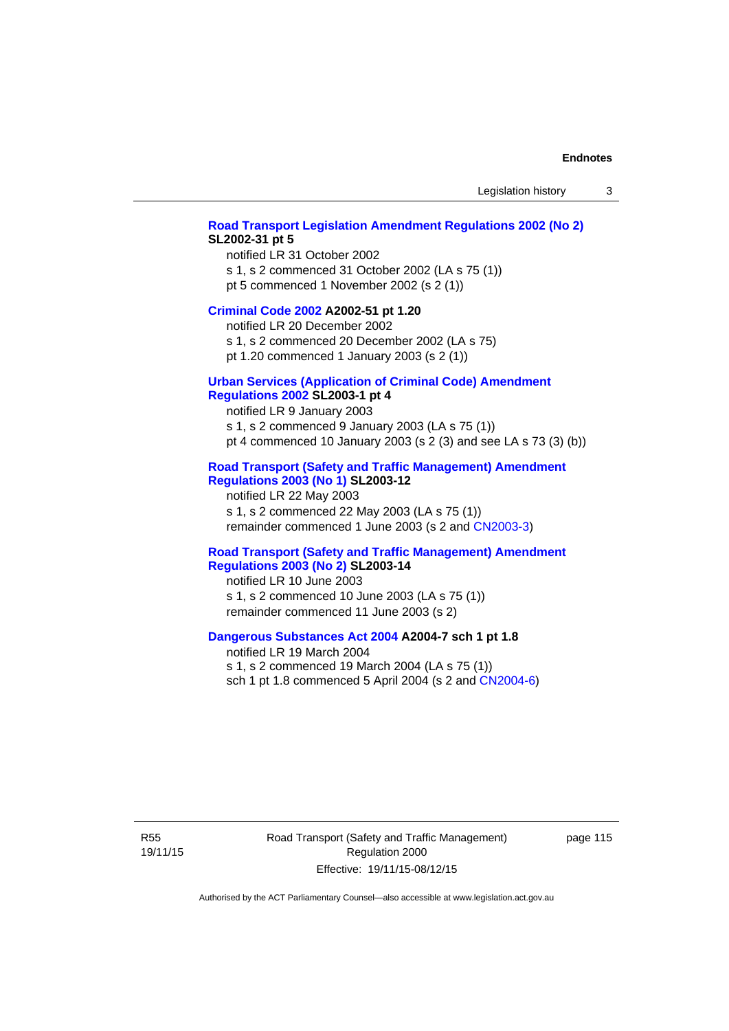**Road Transport Legislation Amendment Regulations 2002 (No 2) SL2002-31 pt 5**

notified LR 31 October 2002

s 1, s 2 commenced 31 October 2002 (LA s 75 (1))

pt 5 commenced 1 November 2002 (s 2 (1))

**Criminal Code 2002 A2002-51 pt 1.20**

notified LR 20 December 2002

s 1, s 2 commenced 20 December 2002 (LA s 75)

pt 1.20 commenced 1 January 2003 (s 2 (1))

**Urban Services (Application of Criminal Code) Amendment Regulations 2002 SL2003-1 pt 4**

notified LR 9 January 2003

s 1, s 2 commenced 9 January 2003 (LA s 75 (1))

pt 4 commenced 10 January 2003 (s 2 (3) and see LA s 73 (3) (b))

**Road Transport (Safety and Traffic Management) Amendment Regulations 2003 (No 1) SL2003-12**

notified LR 22 May 2003

s 1, s 2 commenced 22 May 2003 (LA s 75 (1))

remainder commenced 1 June 2003 (s 2 and CN2003-3)

**Road Transport (Safety and Traffic Management) Amendment Regulations 2003 (No 2) SL2003-14**

notified LR 10 June 2003

s 1, s 2 commenced 10 June 2003 (LA s 75 (1))

remainder commenced 11 June 2003 (s 2)

**Dangerous Substances Act 2004 A2004-7 sch 1 pt 1.8**

notified LR 19 March 2004

s 1, s 2 commenced 19 March 2004 (LA s 75 (1))

sch 1 pt 1.8 commenced 5 April 2004 (s 2 and CN2004-6)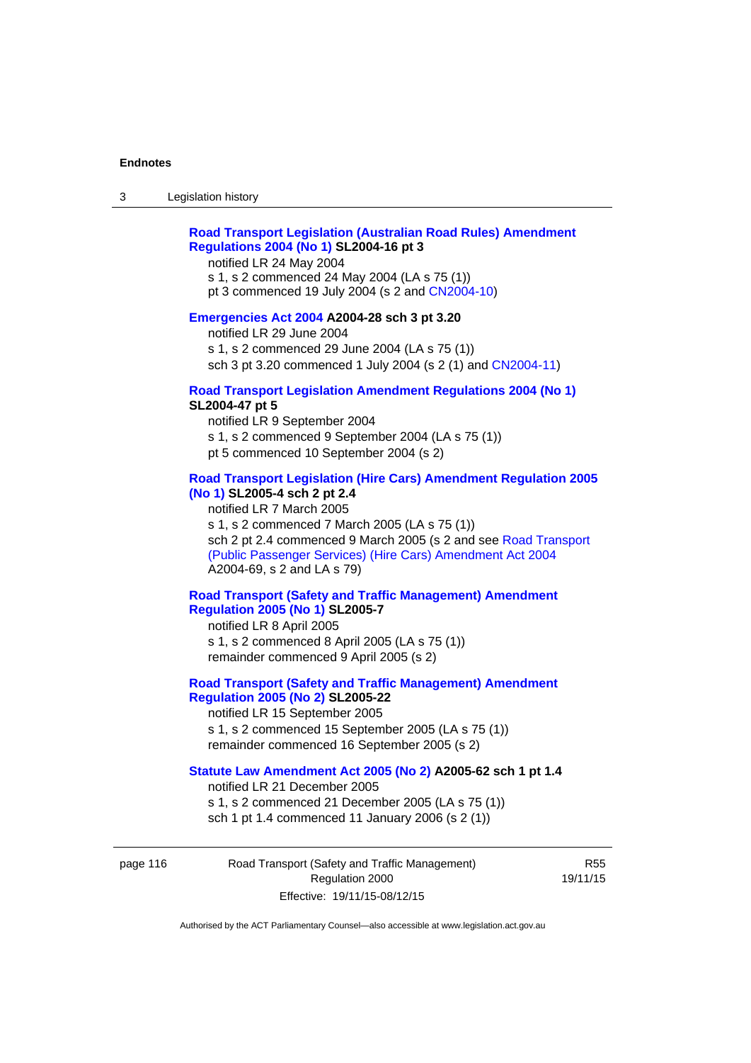**Road Transport Legislation (Australian Road Rules) Amendment Regulations 2004 (No 1) SL2004-16 pt 3**

notified LR 24 May 2004

s 1, s 2 commenced 24 May 2004 (LA s 75 (1))

pt 3 commenced 19 July 2004 (s 2 and CN2004-10)

**Emergencies Act 2004 A2004-28 sch 3 pt 3.20**

notified LR 29 June 2004

s 1, s 2 commenced 29 June 2004 (LA s 75 (1))

sch 3 pt 3.20 commenced 1 July 2004 (s 2 (1) and CN2004-11)

**Road Transport Legislation Amendment Regulations 2004 (No 1) SL2004-47 pt 5**

notified LR 9 September 2004

s 1, s 2 commenced 9 September 2004 (LA s 75 (1))

pt 5 commenced 10 September 2004 (s 2)

**Road Transport Legislation (Hire Cars) Amendment Regulation 2005 (No 1) SL2005-4 sch 2 pt 2.4**

notified LR 7 March 2005

s 1, s 2 commenced 7 March 2005 (LA s 75 (1))

sch 2 pt 2.4 commenced 9 March 2005 (s 2 and see Road Transport (Public Passenger Services) (Hire Cars) Amendment Act 2004 A2004-69, s 2 and LA s 79)

**Road Transport (Safety and Traffic Management) Amendment Regulation 2005 (No 1) SL2005-7**

notified LR 8 April 2005

s 1, s 2 commenced 8 April 2005 (LA s 75 (1))

remainder commenced 9 April 2005 (s 2)

**Road Transport (Safety and Traffic Management) Amendment Regulation 2005 (No 2) SL2005-22**

notified LR 15 September 2005

s 1, s 2 commenced 15 September 2005 (LA s 75 (1))

remainder commenced 16 September 2005 (s 2)

**Statute Law Amendment Act 2005 (No 2) A2005-62 sch 1 pt 1.4**

notified LR 21 December 2005

s 1, s 2 commenced 21 December 2005 (LA s 75 (1))

sch 1 pt 1.4 commenced 11 January 2006 (s 2 (1))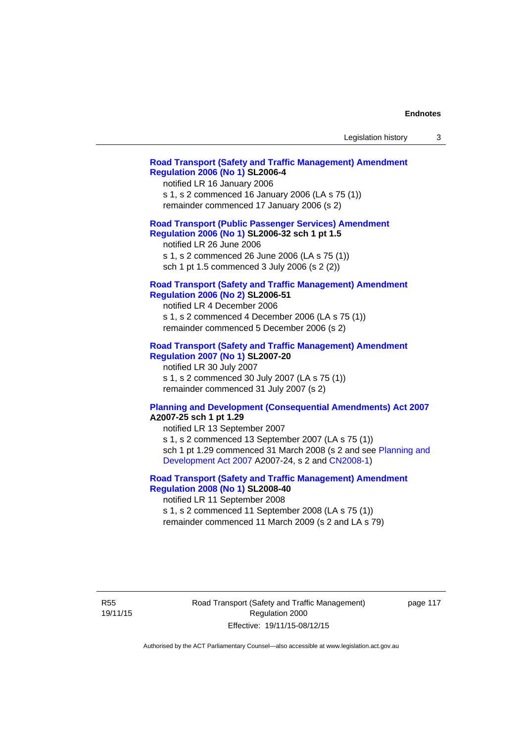**Road Transport (Safety and Traffic Management) Amendment Regulation 2006 (No 1) SL2006-4**

notified LR 16 January 2006

s 1, s 2 commenced 16 January 2006 (LA s 75 (1))

remainder commenced 17 January 2006 (s 2)

**Road Transport (Public Passenger Services) Amendment Regulation 2006 (No 1) SL2006-32 sch 1 pt 1.5**

notified LR 26 June 2006

s 1, s 2 commenced 26 June 2006 (LA s 75 (1))

sch 1 pt 1.5 commenced 3 July 2006 (s 2 (2))

**Road Transport (Safety and Traffic Management) Amendment Regulation 2006 (No 2) SL2006-51**

notified LR 4 December 2006

s 1, s 2 commenced 4 December 2006 (LA s 75 (1))

remainder commenced 5 December 2006 (s 2)

**Road Transport (Safety and Traffic Management) Amendment Regulation 2007 (No 1) SL2007-20**

notified LR 30 July 2007

s 1, s 2 commenced 30 July 2007 (LA s 75 (1))

remainder commenced 31 July 2007 (s 2)

**Planning and Development (Consequential Amendments) Act 2007 A2007-25 sch 1 pt 1.29**

notified LR 13 September 2007

s 1, s 2 commenced 13 September 2007 (LA s 75 (1))

sch 1 pt 1.29 commenced 31 March 2008 (s 2 and see Planning and Development Act 2007 A2007-24, s 2 and CN2008-1)

**Road Transport (Safety and Traffic Management) Amendment Regulation 2008 (No 1) SL2008-40**

notified LR 11 September 2008

s 1, s 2 commenced 11 September 2008 (LA s 75 (1))

remainder commenced 11 March 2009 (s 2 and LA s 79)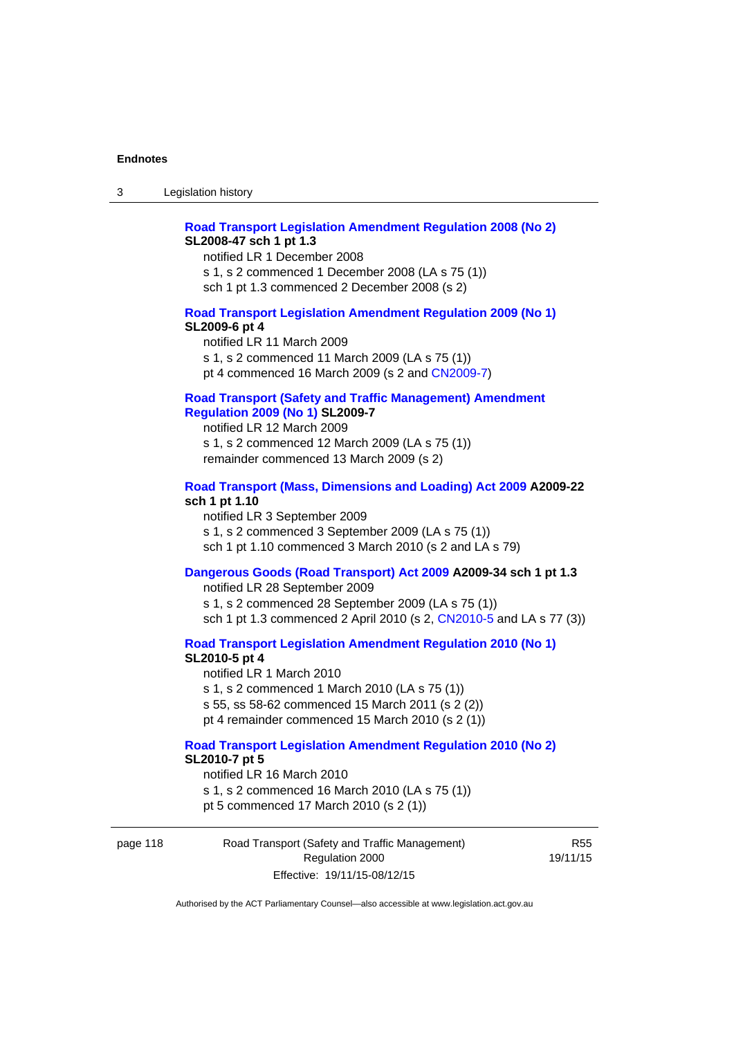**Road Transport Legislation Amendment Regulation 2008 (No 2)**
**SL2008-47 sch 1 pt 1.3**

notified LR 1 December 2008
s 1, s 2 commenced 1 December 2008 (LA s 75 (1))
sch 1 pt 1.3 commenced 2 December 2008 (s 2)

**Road Transport Legislation Amendment Regulation 2009 (No 1)**
**SL2009-6 pt 4**

notified LR 11 March 2009
s 1, s 2 commenced 11 March 2009 (LA s 75 (1))
pt 4 commenced 16 March 2009 (s 2 and CN2009-7)

**Road Transport (Safety and Traffic Management) Amendment Regulation 2009 (No 1) SL2009-7**

notified LR 12 March 2009
s 1, s 2 commenced 12 March 2009 (LA s 75 (1))
remainder commenced 13 March 2009 (s 2)

**Road Transport (Mass, Dimensions and Loading) Act 2009 A2009-22 sch 1 pt 1.10**

notified LR 3 September 2009
s 1, s 2 commenced 3 September 2009 (LA s 75 (1))
sch 1 pt 1.10 commenced 3 March 2010 (s 2 and LA s 79)

**Dangerous Goods (Road Transport) Act 2009 A2009-34 sch 1 pt 1.3**

notified LR 28 September 2009
s 1, s 2 commenced 28 September 2009 (LA s 75 (1))
sch 1 pt 1.3 commenced 2 April 2010 (s 2, CN2010-5 and LA s 77 (3))

**Road Transport Legislation Amendment Regulation 2010 (No 1)**
**SL2010-5 pt 4**

notified LR 1 March 2010
s 1, s 2 commenced 1 March 2010 (LA s 75 (1))
s 55, ss 58-62 commenced 15 March 2011 (s 2 (2))
pt 4 remainder commenced 15 March 2010 (s 2 (1))

**Road Transport Legislation Amendment Regulation 2010 (No 2)**
**SL2010-7 pt 5**

notified LR 16 March 2010
s 1, s 2 commenced 16 March 2010 (LA s 75 (1))
pt 5 commenced 17 March 2010 (s 2 (1))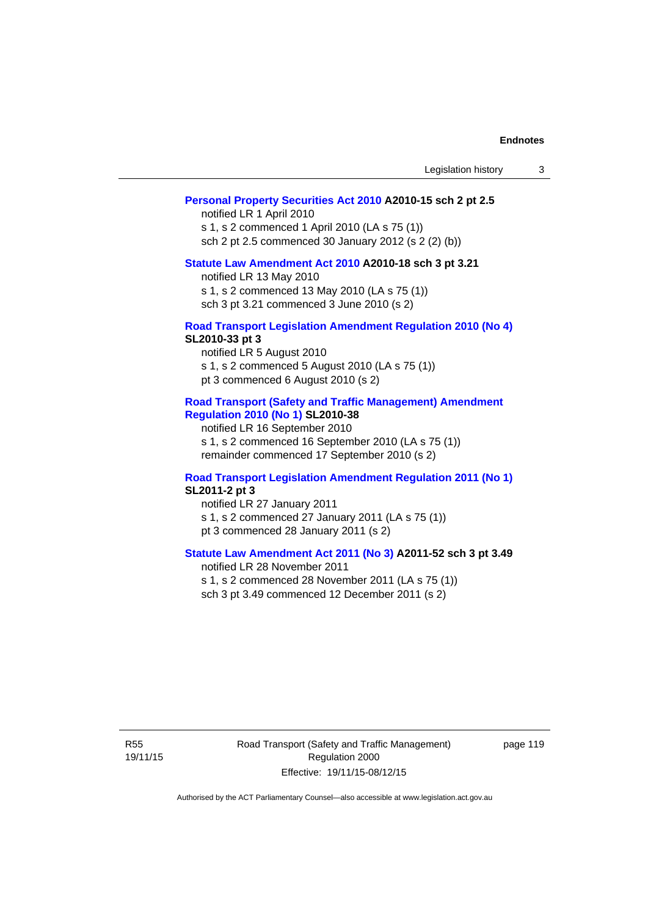**Personal Property Securities Act 2010 A2010-15 sch 2 pt 2.5**

notified LR 1 April 2010
s 1, s 2 commenced 1 April 2010 (LA s 75 (1))
sch 2 pt 2.5 commenced 30 January 2012 (s 2 (2) (b))

**Statute Law Amendment Act 2010 A2010-18 sch 3 pt 3.21**

notified LR 13 May 2010
s 1, s 2 commenced 13 May 2010 (LA s 75 (1))
sch 3 pt 3.21 commenced 3 June 2010 (s 2)

**Road Transport Legislation Amendment Regulation 2010 (No 4) SL2010-33 pt 3**

notified LR 5 August 2010
s 1, s 2 commenced 5 August 2010 (LA s 75 (1))
pt 3 commenced 6 August 2010 (s 2)

**Road Transport (Safety and Traffic Management) Amendment Regulation 2010 (No 1) SL2010-38**

notified LR 16 September 2010
s 1, s 2 commenced 16 September 2010 (LA s 75 (1))
remainder commenced 17 September 2010 (s 2)

**Road Transport Legislation Amendment Regulation 2011 (No 1) SL2011-2 pt 3**

notified LR 27 January 2011
s 1, s 2 commenced 27 January 2011 (LA s 75 (1))
pt 3 commenced 28 January 2011 (s 2)

**Statute Law Amendment Act 2011 (No 3) A2011-52 sch 3 pt 3.49**

notified LR 28 November 2011
s 1, s 2 commenced 28 November 2011 (LA s 75 (1))
sch 3 pt 3.49 commenced 12 December 2011 (s 2)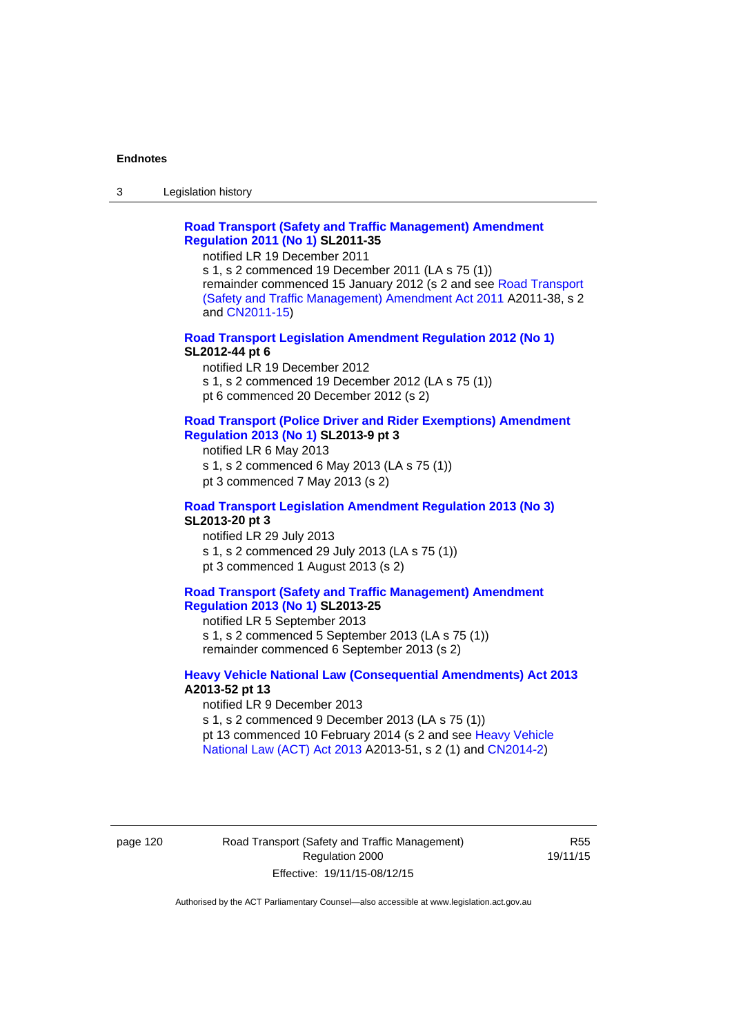**Road Transport (Safety and Traffic Management) Amendment Regulation 2011 (No 1) SL2011-35**

notified LR 19 December 2011

s 1, s 2 commenced 19 December 2011 (LA s 75 (1))

remainder commenced 15 January 2012 (s 2 and see Road Transport (Safety and Traffic Management) Amendment Act 2011 A2011-38, s 2 and CN2011-15)

**Road Transport Legislation Amendment Regulation 2012 (No 1) SL2012-44 pt 6**

notified LR 19 December 2012

s 1, s 2 commenced 19 December 2012 (LA s 75 (1))

pt 6 commenced 20 December 2012 (s 2)

**Road Transport (Police Driver and Rider Exemptions) Amendment Regulation 2013 (No 1) SL2013-9 pt 3**

notified LR 6 May 2013

s 1, s 2 commenced 6 May 2013 (LA s 75 (1))

pt 3 commenced 7 May 2013 (s 2)

**Road Transport Legislation Amendment Regulation 2013 (No 3) SL2013-20 pt 3**

notified LR 29 July 2013

s 1, s 2 commenced 29 July 2013 (LA s 75 (1))

pt 3 commenced 1 August 2013 (s 2)

**Road Transport (Safety and Traffic Management) Amendment Regulation 2013 (No 1) SL2013-25**

notified LR 5 September 2013

s 1, s 2 commenced 5 September 2013 (LA s 75 (1))

remainder commenced 6 September 2013 (s 2)

**Heavy Vehicle National Law (Consequential Amendments) Act 2013 A2013-52 pt 13**

notified LR 9 December 2013

s 1, s 2 commenced 9 December 2013 (LA s 75 (1))

pt 13 commenced 10 February 2014 (s 2 and see Heavy Vehicle National Law (ACT) Act 2013 A2013-51, s 2 (1) and CN2014-2)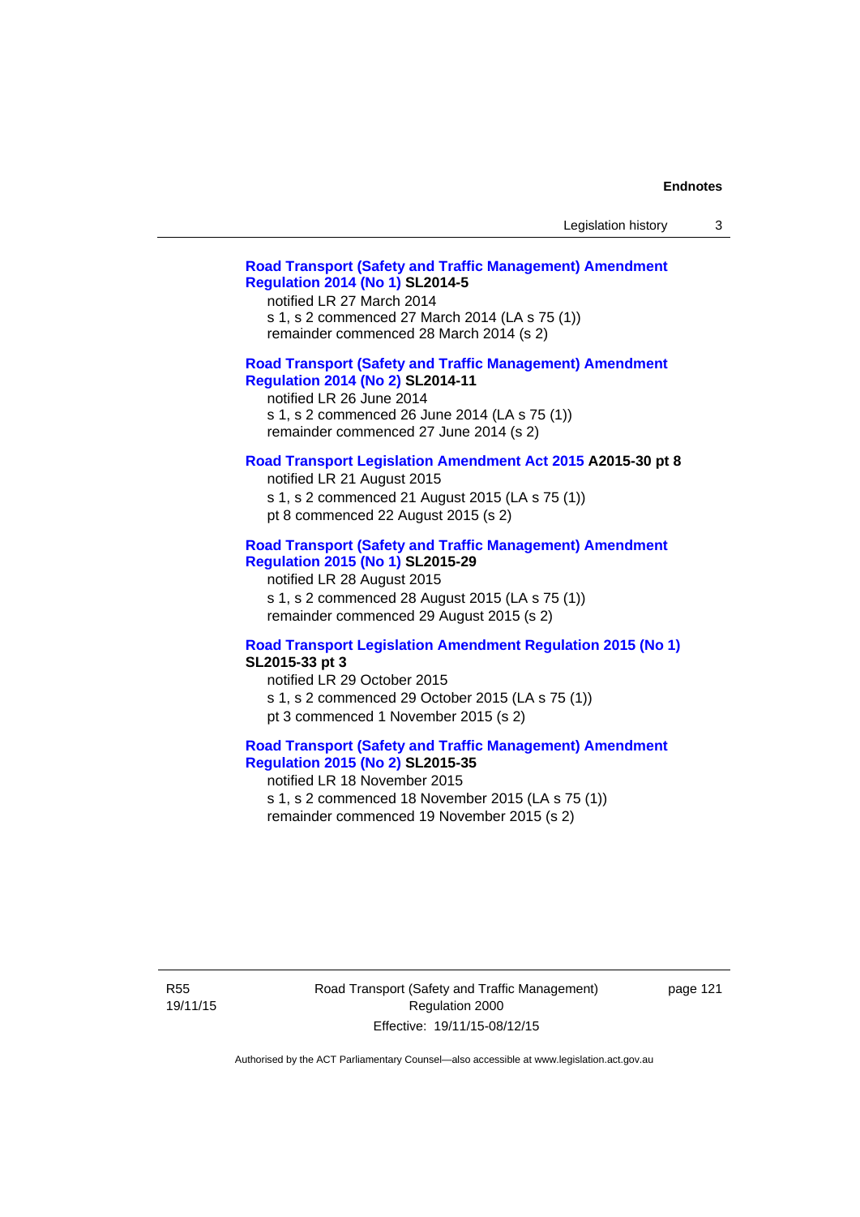**Road Transport (Safety and Traffic Management) Amendment Regulation 2014 (No 1) SL2014-5**

notified LR 27 March 2014

s 1, s 2 commenced 27 March 2014 (LA s 75 (1))

remainder commenced 28 March 2014 (s 2)

**Road Transport (Safety and Traffic Management) Amendment Regulation 2014 (No 2) SL2014-11**

notified LR 26 June 2014

s 1, s 2 commenced 26 June 2014 (LA s 75 (1))

remainder commenced 27 June 2014 (s 2)

**Road Transport Legislation Amendment Act 2015 A2015-30 pt 8**

notified LR 21 August 2015

s 1, s 2 commenced 21 August 2015 (LA s 75 (1))

pt 8 commenced 22 August 2015 (s 2)

**Road Transport (Safety and Traffic Management) Amendment Regulation 2015 (No 1) SL2015-29**

notified LR 28 August 2015

s 1, s 2 commenced 28 August 2015 (LA s 75 (1))

remainder commenced 29 August 2015 (s 2)

**Road Transport Legislation Amendment Regulation 2015 (No 1) SL2015-33 pt 3**

notified LR 29 October 2015

s 1, s 2 commenced 29 October 2015 (LA s 75 (1))

pt 3 commenced 1 November 2015 (s 2)

**Road Transport (Safety and Traffic Management) Amendment Regulation 2015 (No 2) SL2015-35**

notified LR 18 November 2015

s 1, s 2 commenced 18 November 2015 (LA s 75 (1))

remainder commenced 19 November 2015 (s 2)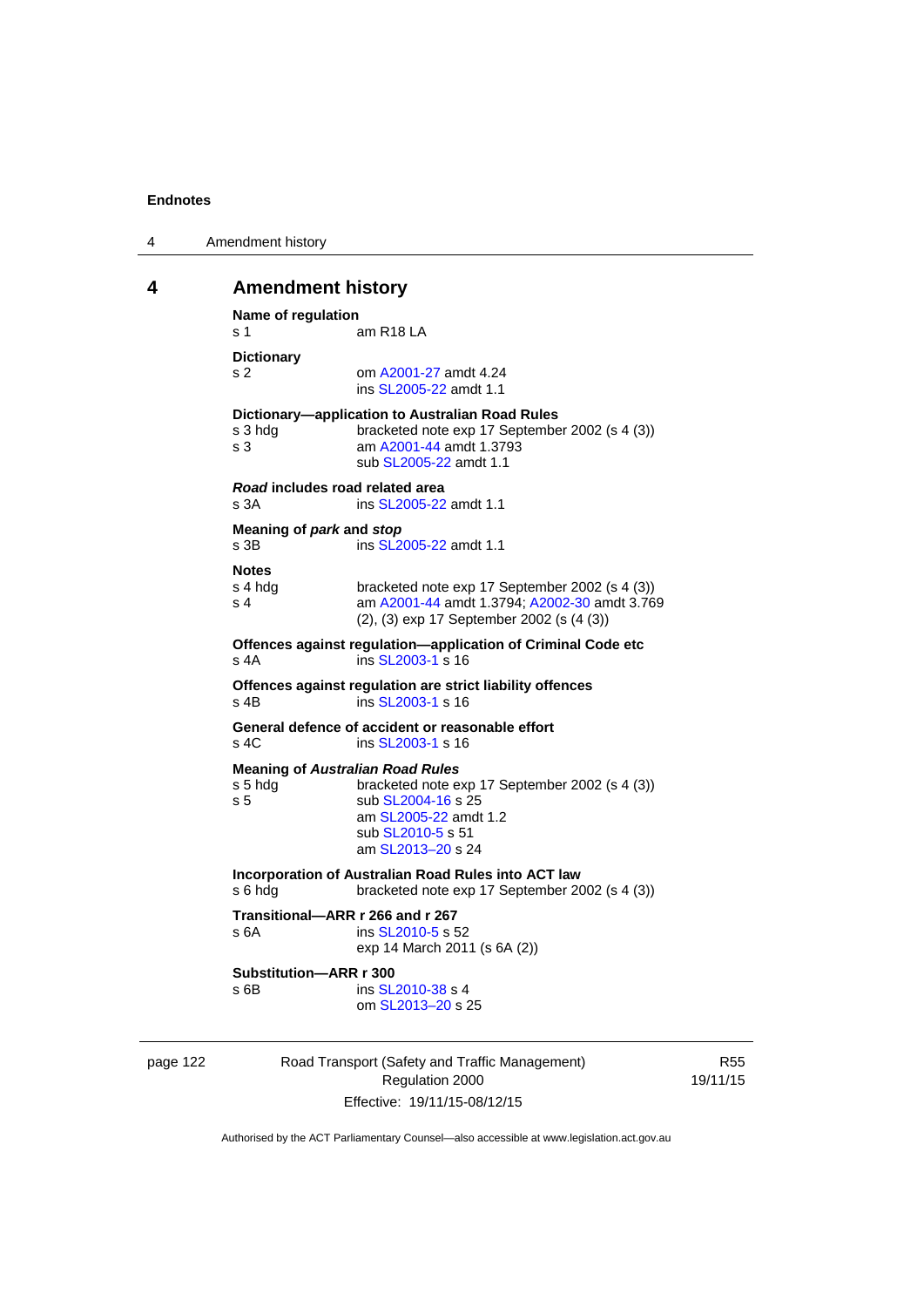## 4 Amendment history

**Name of regulation**
s 1 am R18 LA

**Dictionary**
s 2 om A2001-27 amdt 4.24
ins SL2005-22 amdt 1.1

**Dictionary—application to Australian Road Rules**
s 3 hdg bracketed note exp 17 September 2002 (s 4 (3))
s 3 am A2001-44 amdt 1.3793
sub SL2005-22 amdt 1.1

***Road* includes road related area**
s 3A ins SL2005-22 amdt 1.1

**Meaning of *park* and *stop***
s 3B ins SL2005-22 amdt 1.1

**Notes**
s 4 hdg bracketed note exp 17 September 2002 (s 4 (3))
s 4 am A2001-44 amdt 1.3794; A2002-30 amdt 3.769
(2), (3) exp 17 September 2002 (s (4 (3))

**Offences against regulation—application of Criminal Code etc**
s 4A ins SL2003-1 s 16

**Offences against regulation are strict liability offences**
s 4B ins SL2003-1 s 16

**General defence of accident or reasonable effort**
s 4C ins SL2003-1 s 16

**Meaning of *Australian Road Rules***
s 5 hdg bracketed note exp 17 September 2002 (s 4 (3))
s 5 sub SL2004-16 s 25
am SL2005-22 amdt 1.2
sub SL2010-5 s 51
am SL2013–20 s 24

**Incorporation of Australian Road Rules into ACT law**
s 6 hdg bracketed note exp 17 September 2002 (s 4 (3))

**Transitional—ARR r 266 and r 267**
s 6A ins SL2010-5 s 52
exp 14 March 2011 (s 6A (2))

**Substitution—ARR r 300**
s 6B ins SL2010-38 s 4
om SL2013–20 s 25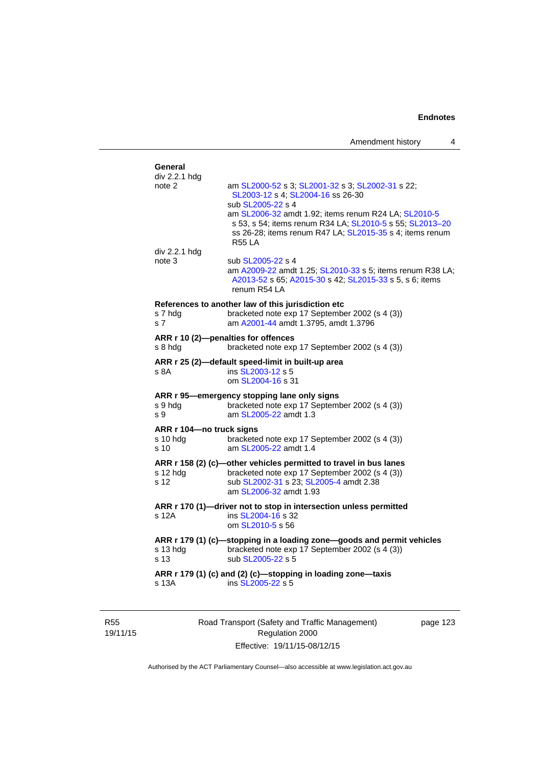**General**

div 2.2.1 hdg
note 2 — am SL2000-52 s 3; SL2001-32 s 3; SL2002-31 s 22; SL2003-12 s 4; SL2004-16 ss 26-30
sub SL2005-22 s 4
am SL2006-32 amdt 1.92; items renum R24 LA; SL2010-5 s 53, s 54; items renum R34 LA; SL2010-5 s 55; SL2013–20 ss 26-28; items renum R47 LA; SL2015-35 s 4; items renum R55 LA

div 2.2.1 hdg
note 3 — sub SL2005-22 s 4
am A2009-22 amdt 1.25; SL2010-33 s 5; items renum R38 LA; A2013-52 s 65; A2015-30 s 42; SL2015-33 s 5, s 6; items renum R54 LA

**References to another law of this jurisdiction etc**

s 7 hdg — bracketed note exp 17 September 2002 (s 4 (3))
s 7 — am A2001-44 amdt 1.3795, amdt 1.3796

**ARR r 10 (2)—penalties for offences**

s 8 hdg — bracketed note exp 17 September 2002 (s 4 (3))

**ARR r 25 (2)—default speed-limit in built-up area**

s 8A — ins SL2003-12 s 5
om SL2004-16 s 31

**ARR r 95—emergency stopping lane only signs**

s 9 hdg — bracketed note exp 17 September 2002 (s 4 (3))
s 9 — am SL2005-22 amdt 1.3

**ARR r 104—no truck signs**

s 10 hdg — bracketed note exp 17 September 2002 (s 4 (3))
s 10 — am SL2005-22 amdt 1.4

**ARR r 158 (2) (c)—other vehicles permitted to travel in bus lanes**

s 12 hdg — bracketed note exp 17 September 2002 (s 4 (3))
s 12 — sub SL2002-31 s 23; SL2005-4 amdt 2.38
am SL2006-32 amdt 1.93

**ARR r 170 (1)—driver not to stop in intersection unless permitted**

s 12A — ins SL2004-16 s 32
om SL2010-5 s 56

**ARR r 179 (1) (c)—stopping in a loading zone—goods and permit vehicles**

s 13 hdg — bracketed note exp 17 September 2002 (s 4 (3))
s 13 — sub SL2005-22 s 5

**ARR r 179 (1) (c) and (2) (c)—stopping in loading zone—taxis**

s 13A — ins SL2005-22 s 5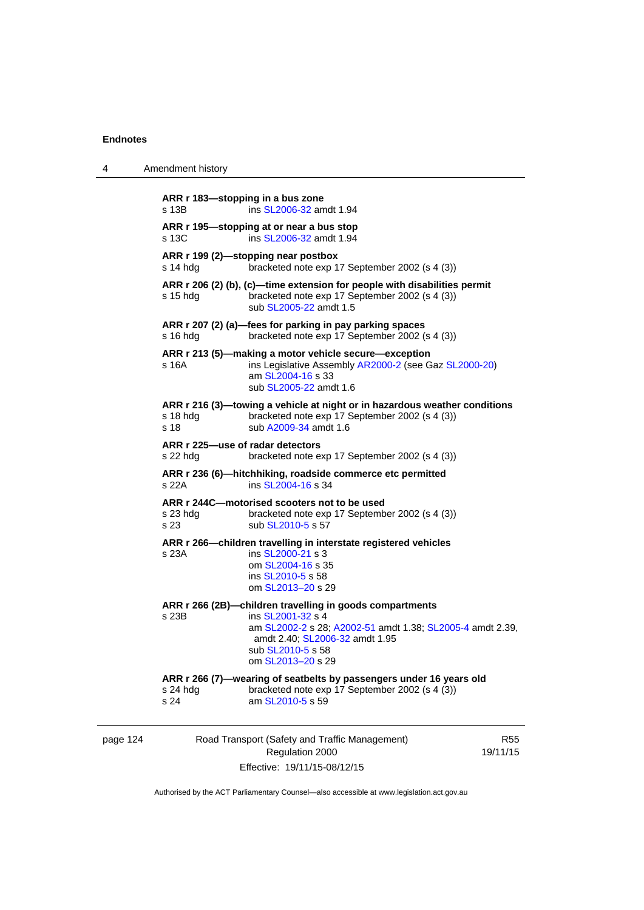**ARR r 183—stopping in a bus zone**
s 13B ins SL2006-32 amdt 1.94

**ARR r 195—stopping at or near a bus stop**
s 13C ins SL2006-32 amdt 1.94

**ARR r 199 (2)—stopping near postbox**
s 14 hdg bracketed note exp 17 September 2002 (s 4 (3))

**ARR r 206 (2) (b), (c)—time extension for people with disabilities permit**
s 15 hdg bracketed note exp 17 September 2002 (s 4 (3))
sub SL2005-22 amdt 1.5

**ARR r 207 (2) (a)—fees for parking in pay parking spaces**
s 16 hdg bracketed note exp 17 September 2002 (s 4 (3))

**ARR r 213 (5)—making a motor vehicle secure—exception**
s 16A ins Legislative Assembly AR2000-2 (see Gaz SL2000-20)
am SL2004-16 s 33
sub SL2005-22 amdt 1.6

**ARR r 216 (3)—towing a vehicle at night or in hazardous weather conditions**
s 18 hdg bracketed note exp 17 September 2002 (s 4 (3))
s 18 sub A2009-34 amdt 1.6

**ARR r 225—use of radar detectors**
s 22 hdg bracketed note exp 17 September 2002 (s 4 (3))

**ARR r 236 (6)—hitchhiking, roadside commerce etc permitted**
s 22A ins SL2004-16 s 34

**ARR r 244C—motorised scooters not to be used**
s 23 hdg bracketed note exp 17 September 2002 (s 4 (3))
s 23 sub SL2010-5 s 57

**ARR r 266—children travelling in interstate registered vehicles**
s 23A ins SL2000-21 s 3
om SL2004-16 s 35
ins SL2010-5 s 58
om SL2013–20 s 29

**ARR r 266 (2B)—children travelling in goods compartments**
s 23B ins SL2001-32 s 4
am SL2002-2 s 28; A2002-51 amdt 1.38; SL2005-4 amdt 2.39, amdt 2.40; SL2006-32 amdt 1.95
sub SL2010-5 s 58
om SL2013–20 s 29

**ARR r 266 (7)—wearing of seatbelts by passengers under 16 years old**
s 24 hdg bracketed note exp 17 September 2002 (s 4 (3))
s 24 am SL2010-5 s 59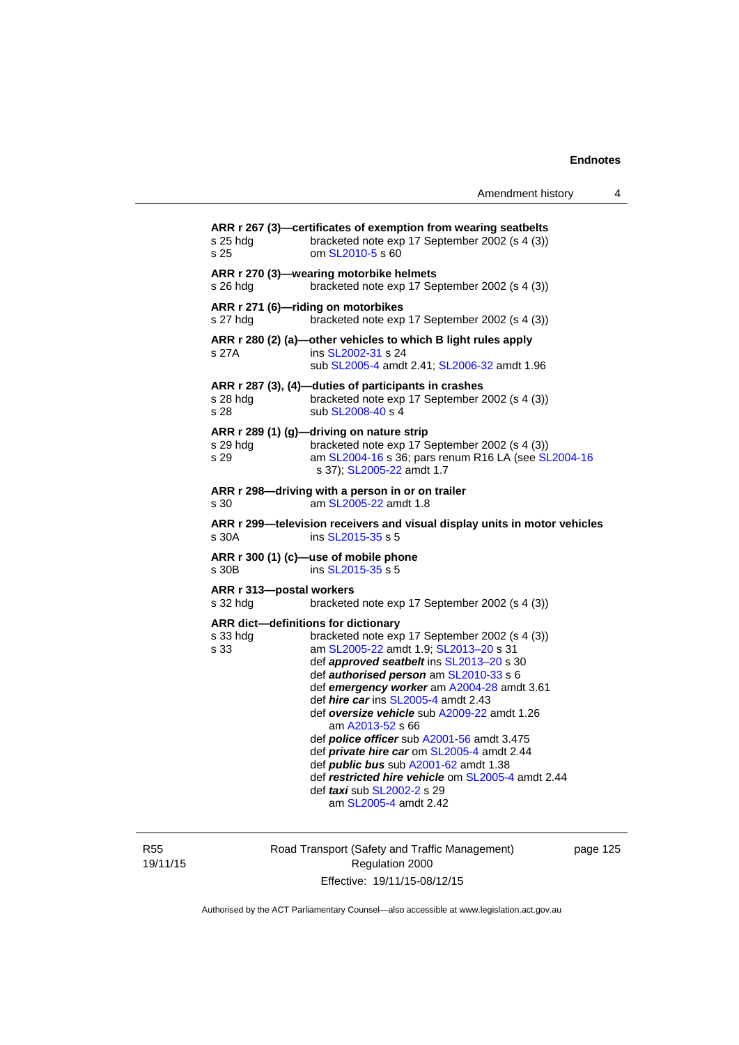**ARR r 267 (3)—certificates of exemption from wearing seatbelts**

s 25 hdg bracketed note exp 17 September 2002 (s 4 (3))
s 25 om SL2010-5 s 60

**ARR r 270 (3)—wearing motorbike helmets**

s 26 hdg bracketed note exp 17 September 2002 (s 4 (3))

**ARR r 271 (6)—riding on motorbikes**

s 27 hdg bracketed note exp 17 September 2002 (s 4 (3))

**ARR r 280 (2) (a)—other vehicles to which B light rules apply**

s 27A ins SL2002-31 s 24
sub SL2005-4 amdt 2.41; SL2006-32 amdt 1.96

**ARR r 287 (3), (4)—duties of participants in crashes**

s 28 hdg bracketed note exp 17 September 2002 (s 4 (3))
s 28 sub SL2008-40 s 4

**ARR r 289 (1) (g)—driving on nature strip**

s 29 hdg bracketed note exp 17 September 2002 (s 4 (3))
s 29 am SL2004-16 s 36; pars renum R16 LA (see SL2004-16 s 37); SL2005-22 amdt 1.7

**ARR r 298—driving with a person in or on trailer**

s 30 am SL2005-22 amdt 1.8

**ARR r 299—television receivers and visual display units in motor vehicles**

s 30A ins SL2015-35 s 5

**ARR r 300 (1) (c)—use of mobile phone**

s 30B ins SL2015-35 s 5

**ARR r 313—postal workers**

s 32 hdg bracketed note exp 17 September 2002 (s 4 (3))

**ARR dict—definitions for dictionary**

s 33 hdg bracketed note exp 17 September 2002 (s 4 (3))
s 33 am SL2005-22 amdt 1.9; SL2013–20 s 31
def ***approved seatbelt*** ins SL2013–20 s 30
def ***authorised person*** am SL2010-33 s 6
def ***emergency worker*** am A2004-28 amdt 3.61
def ***hire car*** ins SL2005-4 amdt 2.43
def ***oversize vehicle*** sub A2009-22 amdt 1.26
am A2013-52 s 66
def ***police officer*** sub A2001-56 amdt 3.475
def ***private hire car*** om SL2005-4 amdt 2.44
def ***public bus*** sub A2001-62 amdt 1.38
def ***restricted hire vehicle*** om SL2005-4 amdt 2.44
def ***taxi*** sub SL2002-2 s 29
am SL2005-4 amdt 2.42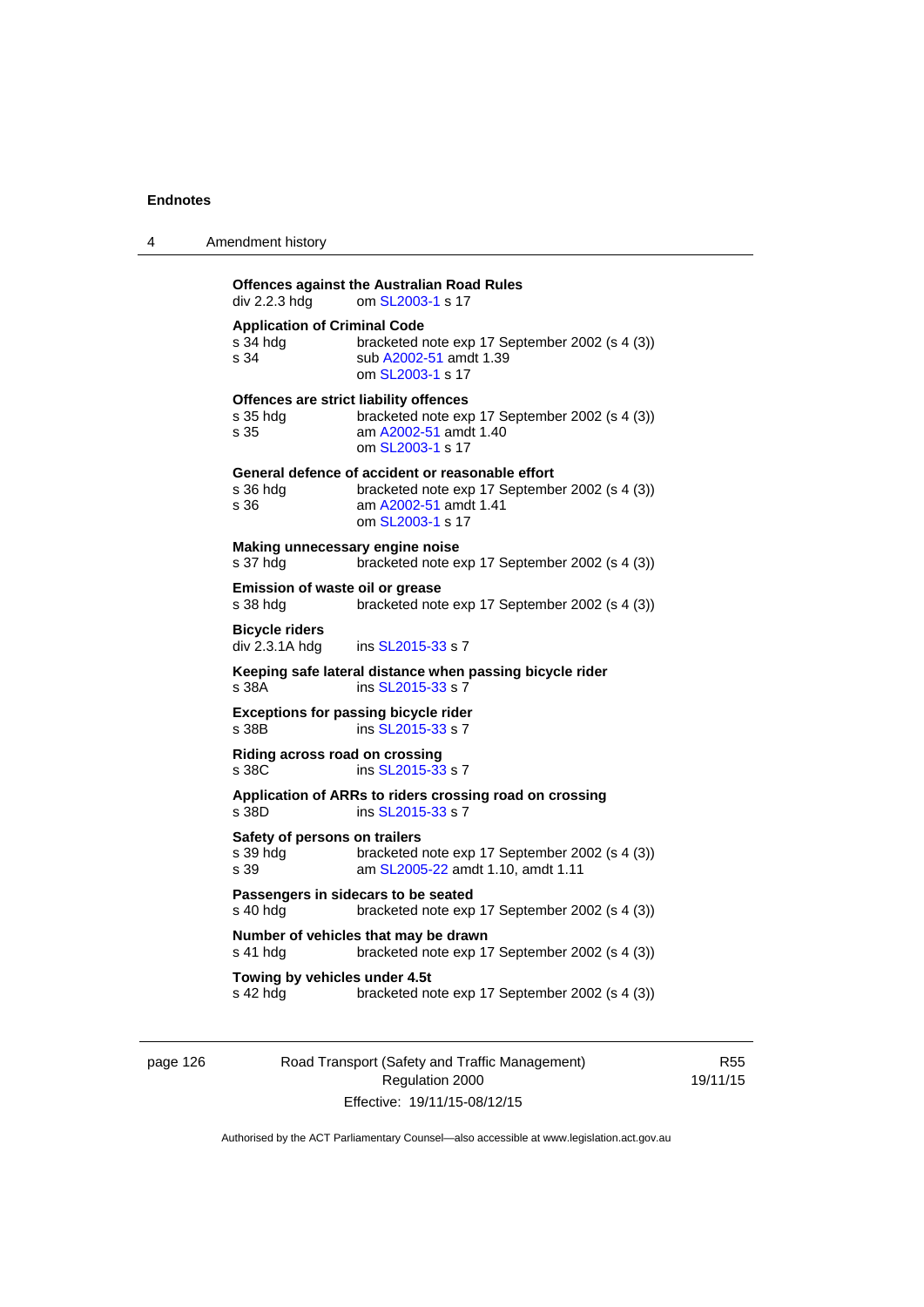**Offences against the Australian Road Rules**
div 2.2.3 hdg om SL2003-1 s 17

**Application of Criminal Code**
s 34 hdg bracketed note exp 17 September 2002 (s 4 (3))
s 34 sub A2002-51 amdt 1.39
om SL2003-1 s 17

**Offences are strict liability offences**
s 35 hdg bracketed note exp 17 September 2002 (s 4 (3))
s 35 am A2002-51 amdt 1.40
om SL2003-1 s 17

**General defence of accident or reasonable effort**
s 36 hdg bracketed note exp 17 September 2002 (s 4 (3))
s 36 am A2002-51 amdt 1.41
om SL2003-1 s 17

**Making unnecessary engine noise**
s 37 hdg bracketed note exp 17 September 2002 (s 4 (3))

**Emission of waste oil or grease**
s 38 hdg bracketed note exp 17 September 2002 (s 4 (3))

**Bicycle riders**
div 2.3.1A hdg ins SL2015-33 s 7

**Keeping safe lateral distance when passing bicycle rider**
s 38A ins SL2015-33 s 7

**Exceptions for passing bicycle rider**
s 38B ins SL2015-33 s 7

**Riding across road on crossing**
s 38C ins SL2015-33 s 7

**Application of ARRs to riders crossing road on crossing**
s 38D ins SL2015-33 s 7

**Safety of persons on trailers**
s 39 hdg bracketed note exp 17 September 2002 (s 4 (3))
s 39 am SL2005-22 amdt 1.10, amdt 1.11

**Passengers in sidecars to be seated**
s 40 hdg bracketed note exp 17 September 2002 (s 4 (3))

**Number of vehicles that may be drawn**
s 41 hdg bracketed note exp 17 September 2002 (s 4 (3))

**Towing by vehicles under 4.5t**
s 42 hdg bracketed note exp 17 September 2002 (s 4 (3))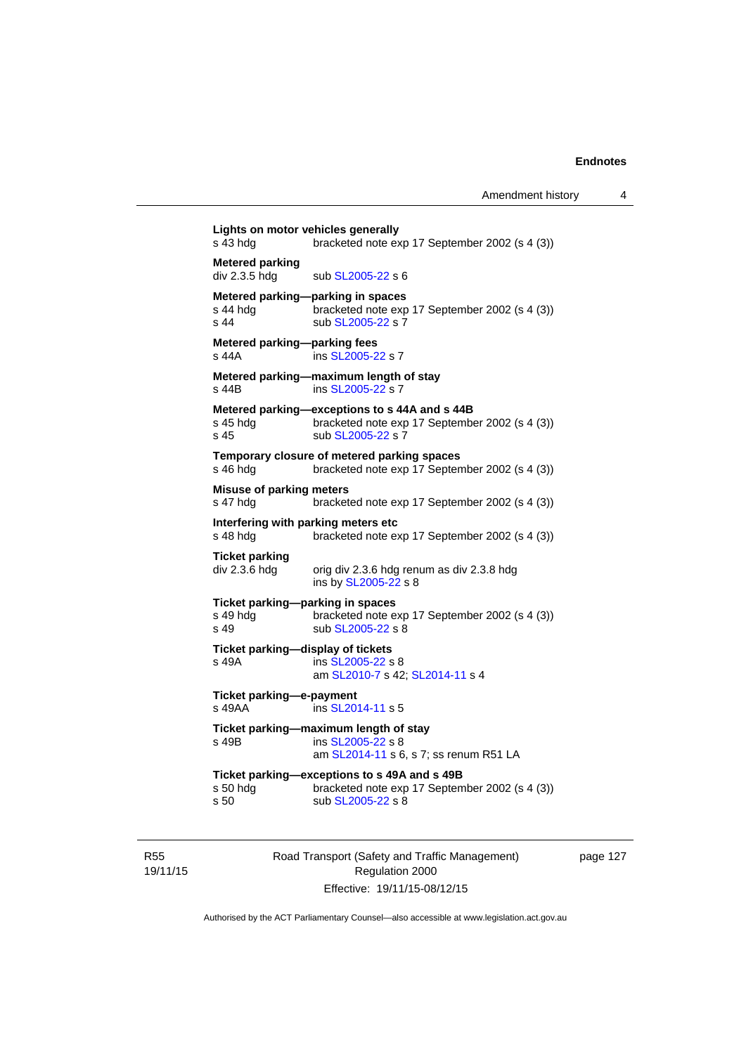**Lights on motor vehicles generally**
s 43 hdg bracketed note exp 17 September 2002 (s 4 (3))

**Metered parking**
div 2.3.5 hdg sub SL2005-22 s 6

**Metered parking—parking in spaces**
s 44 hdg bracketed note exp 17 September 2002 (s 4 (3))
s 44 sub SL2005-22 s 7

**Metered parking—parking fees**
s 44A ins SL2005-22 s 7

**Metered parking—maximum length of stay**
s 44B ins SL2005-22 s 7

**Metered parking—exceptions to s 44A and s 44B**
s 45 hdg bracketed note exp 17 September 2002 (s 4 (3))
s 45 sub SL2005-22 s 7

**Temporary closure of metered parking spaces**
s 46 hdg bracketed note exp 17 September 2002 (s 4 (3))

**Misuse of parking meters**
s 47 hdg bracketed note exp 17 September 2002 (s 4 (3))

**Interfering with parking meters etc**
s 48 hdg bracketed note exp 17 September 2002 (s 4 (3))

**Ticket parking**
div 2.3.6 hdg orig div 2.3.6 hdg renum as div 2.3.8 hdg
ins by SL2005-22 s 8

**Ticket parking—parking in spaces**
s 49 hdg bracketed note exp 17 September 2002 (s 4 (3))
s 49 sub SL2005-22 s 8

**Ticket parking—display of tickets**
s 49A ins SL2005-22 s 8
am SL2010-7 s 42; SL2014-11 s 4

**Ticket parking—e-payment**
s 49AA ins SL2014-11 s 5

**Ticket parking—maximum length of stay**
s 49B ins SL2005-22 s 8
am SL2014-11 s 6, s 7; ss renum R51 LA

**Ticket parking—exceptions to s 49A and s 49B**
s 50 hdg bracketed note exp 17 September 2002 (s 4 (3))
s 50 sub SL2005-22 s 8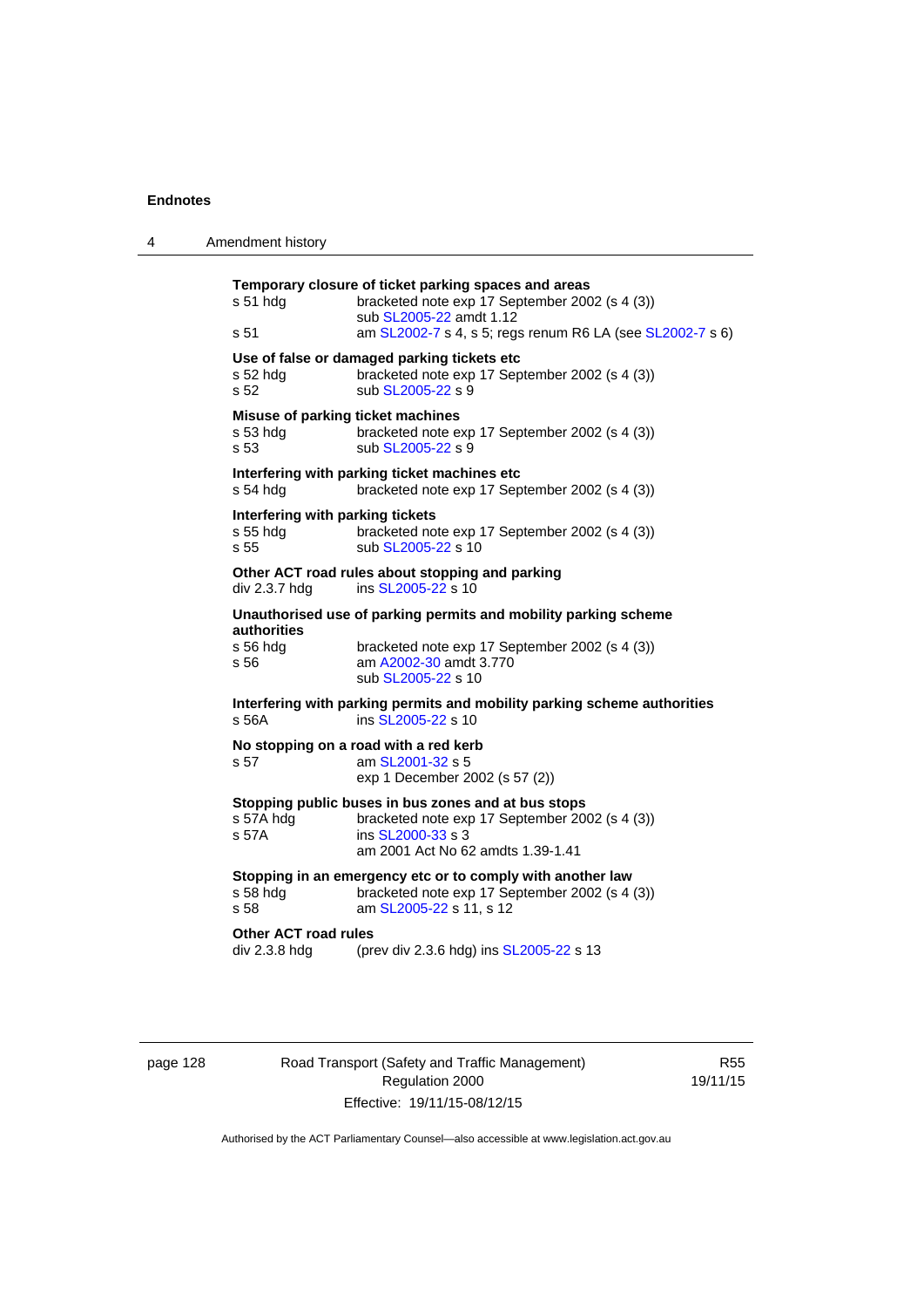**Temporary closure of ticket parking spaces and areas**

s 51 hdg — bracketed note exp 17 September 2002 (s 4 (3))
sub SL2005-22 amdt 1.12

s 51 — am SL2002-7 s 4, s 5; regs renum R6 LA (see SL2002-7 s 6)

**Use of false or damaged parking tickets etc**

s 52 hdg — bracketed note exp 17 September 2002 (s 4 (3))

s 52 — sub SL2005-22 s 9

**Misuse of parking ticket machines**

s 53 hdg — bracketed note exp 17 September 2002 (s 4 (3))

s 53 — sub SL2005-22 s 9

**Interfering with parking ticket machines etc**

s 54 hdg — bracketed note exp 17 September 2002 (s 4 (3))

**Interfering with parking tickets**

s 55 hdg — bracketed note exp 17 September 2002 (s 4 (3))

s 55 — sub SL2005-22 s 10

**Other ACT road rules about stopping and parking**

div 2.3.7 hdg — ins SL2005-22 s 10

**Unauthorised use of parking permits and mobility parking scheme authorities**

s 56 hdg — bracketed note exp 17 September 2002 (s 4 (3))

s 56 — am A2002-30 amdt 3.770
sub SL2005-22 s 10

**Interfering with parking permits and mobility parking scheme authorities**

s 56A — ins SL2005-22 s 10

**No stopping on a road with a red kerb**

s 57 — am SL2001-32 s 5
exp 1 December 2002 (s 57 (2))

**Stopping public buses in bus zones and at bus stops**

s 57A hdg — bracketed note exp 17 September 2002 (s 4 (3))

s 57A — ins SL2000-33 s 3
am 2001 Act No 62 amdts 1.39-1.41

**Stopping in an emergency etc or to comply with another law**

s 58 hdg — bracketed note exp 17 September 2002 (s 4 (3))

s 58 — am SL2005-22 s 11, s 12

**Other ACT road rules**

div 2.3.8 hdg — (prev div 2.3.6 hdg) ins SL2005-22 s 13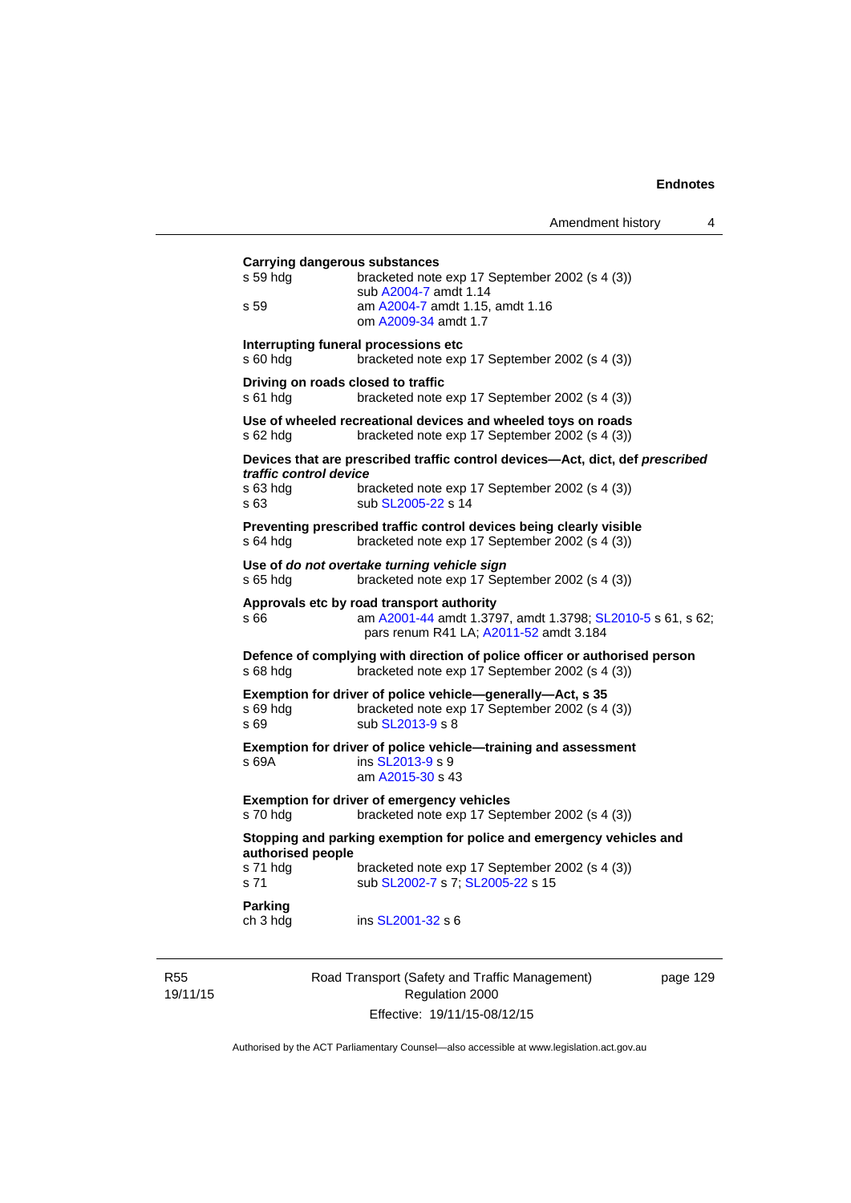**Carrying dangerous substances**

s 59 hdg bracketed note exp 17 September 2002 (s 4 (3))
sub A2004-7 amdt 1.14

s 59 am A2004-7 amdt 1.15, amdt 1.16
om A2009-34 amdt 1.7

**Interrupting funeral processions etc**

s 60 hdg bracketed note exp 17 September 2002 (s 4 (3))

**Driving on roads closed to traffic**

s 61 hdg bracketed note exp 17 September 2002 (s 4 (3))

**Use of wheeled recreational devices and wheeled toys on roads**

s 62 hdg bracketed note exp 17 September 2002 (s 4 (3))

**Devices that are prescribed traffic control devices—Act, dict, def *prescribed traffic control device***

s 63 hdg bracketed note exp 17 September 2002 (s 4 (3))

s 63 sub SL2005-22 s 14

**Preventing prescribed traffic control devices being clearly visible**

s 64 hdg bracketed note exp 17 September 2002 (s 4 (3))

**Use of *do not overtake turning vehicle sign***

s 65 hdg bracketed note exp 17 September 2002 (s 4 (3))

**Approvals etc by road transport authority**

s 66 am A2001-44 amdt 1.3797, amdt 1.3798; SL2010-5 s 61, s 62; pars renum R41 LA; A2011-52 amdt 3.184

**Defence of complying with direction of police officer or authorised person**

s 68 hdg bracketed note exp 17 September 2002 (s 4 (3))

**Exemption for driver of police vehicle—generally—Act, s 35**

s 69 hdg bracketed note exp 17 September 2002 (s 4 (3))

s 69 sub SL2013-9 s 8

**Exemption for driver of police vehicle—training and assessment**

s 69A ins SL2013-9 s 9
am A2015-30 s 43

**Exemption for driver of emergency vehicles**

s 70 hdg bracketed note exp 17 September 2002 (s 4 (3))

**Stopping and parking exemption for police and emergency vehicles and authorised people**

s 71 hdg bracketed note exp 17 September 2002 (s 4 (3))

s 71 sub SL2002-7 s 7; SL2005-22 s 15

**Parking**

ch 3 hdg ins SL2001-32 s 6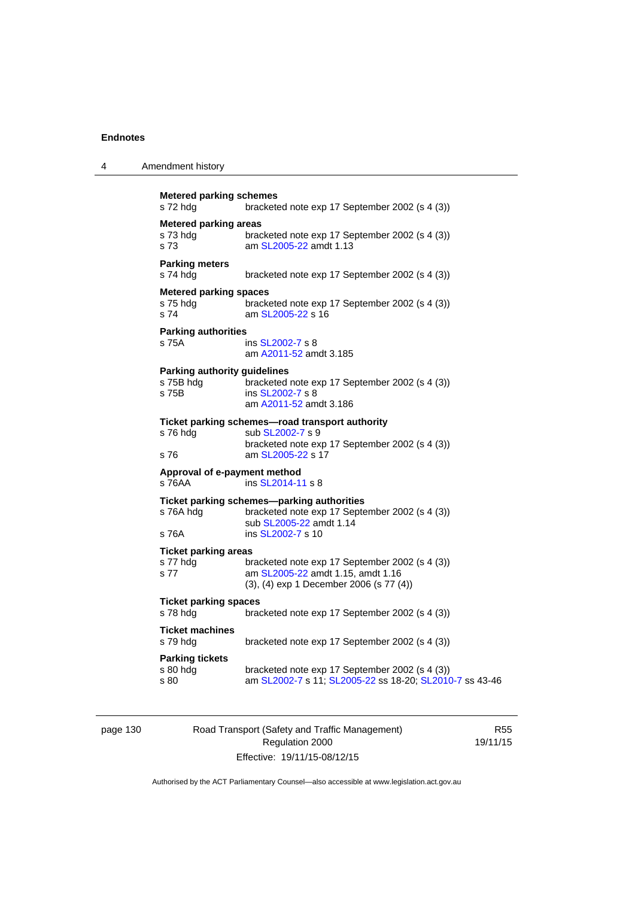**Metered parking schemes**

s 72 hdg bracketed note exp 17 September 2002 (s 4 (3))

**Metered parking areas**

s 73 hdg bracketed note exp 17 September 2002 (s 4 (3))
s 73 am SL2005-22 amdt 1.13

**Parking meters**

s 74 hdg bracketed note exp 17 September 2002 (s 4 (3))

**Metered parking spaces**

s 75 hdg bracketed note exp 17 September 2002 (s 4 (3))
s 74 am SL2005-22 s 16

**Parking authorities**

s 75A ins SL2002-7 s 8
am A2011-52 amdt 3.185

**Parking authority guidelines**

s 75B hdg bracketed note exp 17 September 2002 (s 4 (3))
s 75B ins SL2002-7 s 8
am A2011-52 amdt 3.186

**Ticket parking schemes—road transport authority**

s 76 hdg sub SL2002-7 s 9
bracketed note exp 17 September 2002 (s 4 (3))
s 76 am SL2005-22 s 17

**Approval of e-payment method**

s 76AA ins SL2014-11 s 8

**Ticket parking schemes—parking authorities**

s 76A hdg bracketed note exp 17 September 2002 (s 4 (3))
sub SL2005-22 amdt 1.14
s 76A ins SL2002-7 s 10

**Ticket parking areas**

s 77 hdg bracketed note exp 17 September 2002 (s 4 (3))
s 77 am SL2005-22 amdt 1.15, amdt 1.16
(3), (4) exp 1 December 2006 (s 77 (4))

**Ticket parking spaces**

s 78 hdg bracketed note exp 17 September 2002 (s 4 (3))

**Ticket machines**

s 79 hdg bracketed note exp 17 September 2002 (s 4 (3))

**Parking tickets**

s 80 hdg bracketed note exp 17 September 2002 (s 4 (3))
s 80 am SL2002-7 s 11; SL2005-22 ss 18-20; SL2010-7 ss 43-46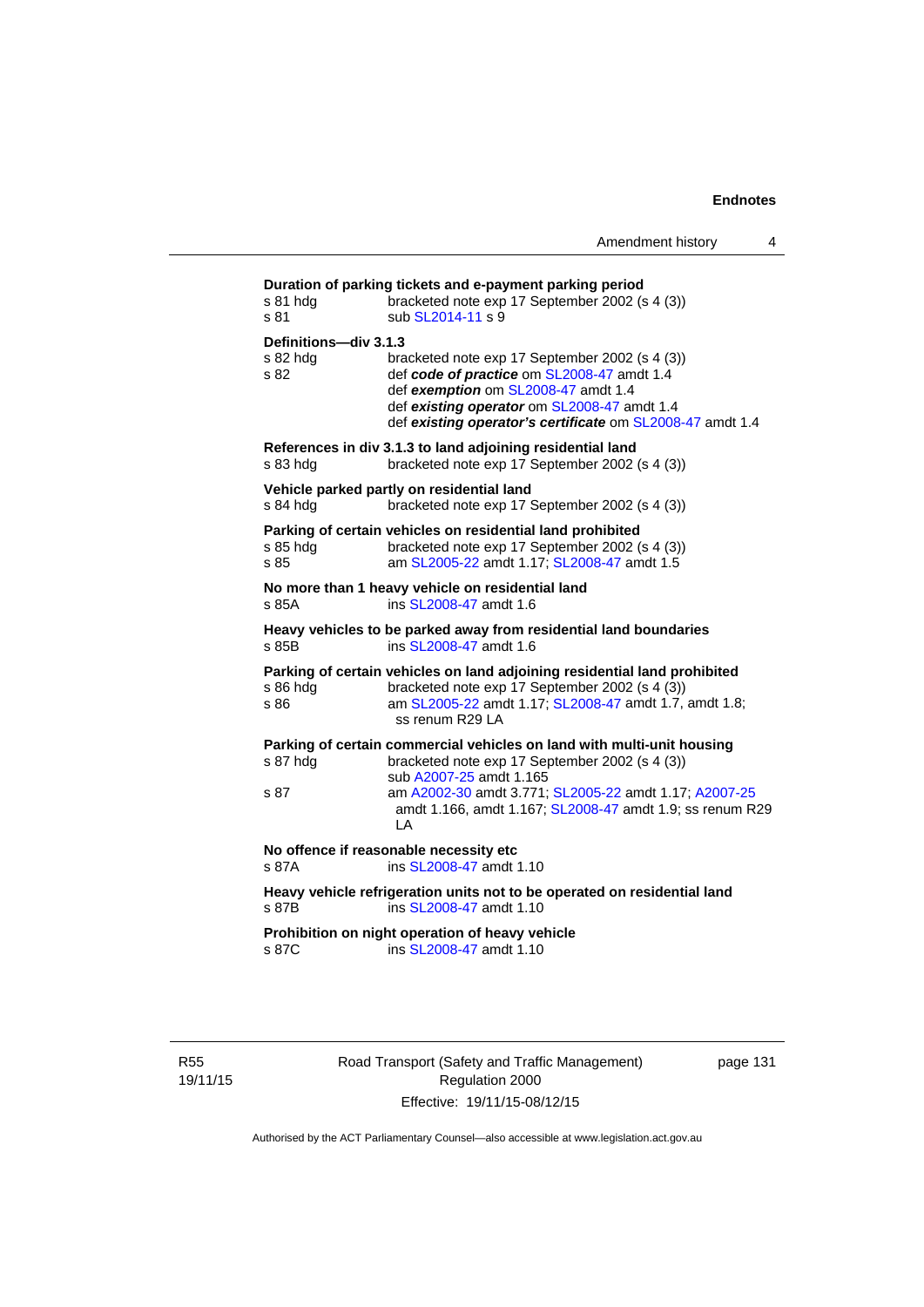**Duration of parking tickets and e-payment parking period**

s 81 hdg bracketed note exp 17 September 2002 (s 4 (3))
s 81 sub SL2014-11 s 9

**Definitions—div 3.1.3**

s 82 hdg bracketed note exp 17 September 2002 (s 4 (3))
s 82 def ***code of practice*** om SL2008-47 amdt 1.4
def ***exemption*** om SL2008-47 amdt 1.4
def ***existing operator*** om SL2008-47 amdt 1.4
def ***existing operator's certificate*** om SL2008-47 amdt 1.4

**References in div 3.1.3 to land adjoining residential land**

s 83 hdg bracketed note exp 17 September 2002 (s 4 (3))

**Vehicle parked partly on residential land**

s 84 hdg bracketed note exp 17 September 2002 (s 4 (3))

**Parking of certain vehicles on residential land prohibited**

s 85 hdg bracketed note exp 17 September 2002 (s 4 (3))
s 85 am SL2005-22 amdt 1.17; SL2008-47 amdt 1.5

**No more than 1 heavy vehicle on residential land**

s 85A ins SL2008-47 amdt 1.6

**Heavy vehicles to be parked away from residential land boundaries**

s 85B ins SL2008-47 amdt 1.6

**Parking of certain vehicles on land adjoining residential land prohibited**

s 86 hdg bracketed note exp 17 September 2002 (s 4 (3))
s 86 am SL2005-22 amdt 1.17; SL2008-47 amdt 1.7, amdt 1.8; ss renum R29 LA

**Parking of certain commercial vehicles on land with multi-unit housing**

s 87 hdg bracketed note exp 17 September 2002 (s 4 (3))
sub A2007-25 amdt 1.165
s 87 am A2002-30 amdt 3.771; SL2005-22 amdt 1.17; A2007-25 amdt 1.166, amdt 1.167; SL2008-47 amdt 1.9; ss renum R29 LA

**No offence if reasonable necessity etc**

s 87A ins SL2008-47 amdt 1.10

**Heavy vehicle refrigeration units not to be operated on residential land**

s 87B ins SL2008-47 amdt 1.10

**Prohibition on night operation of heavy vehicle**

s 87C ins SL2008-47 amdt 1.10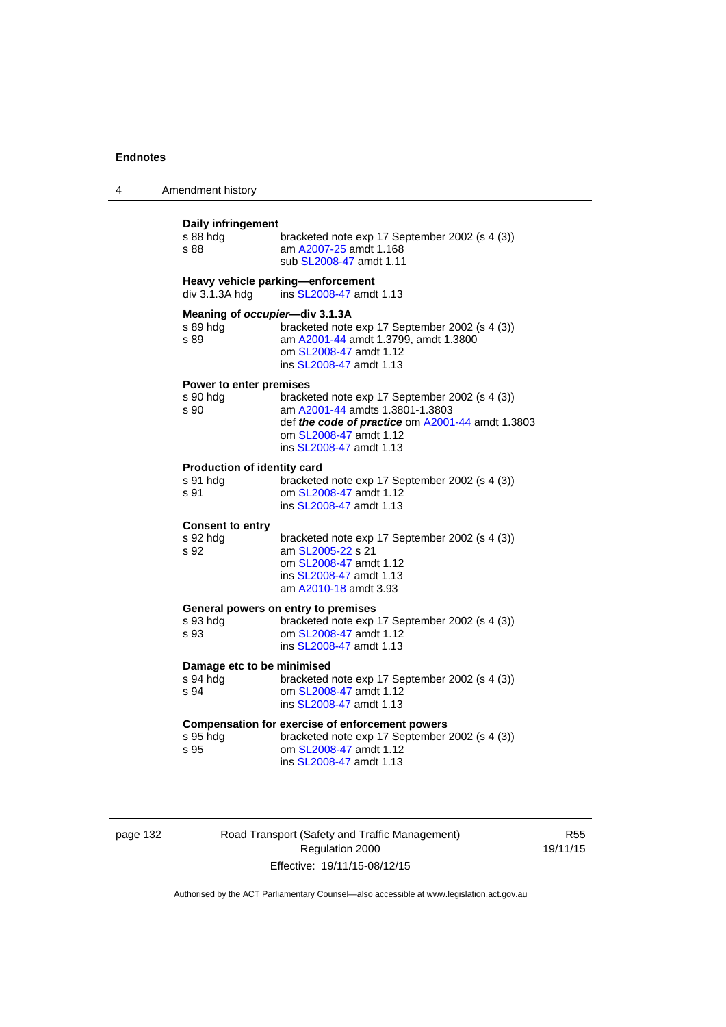**Daily infringement**

s 88 hdg bracketed note exp 17 September 2002 (s 4 (3))
s 88 am A2007-25 amdt 1.168
sub SL2008-47 amdt 1.11

**Heavy vehicle parking—enforcement**

div 3.1.3A hdg ins SL2008-47 amdt 1.13

**Meaning of *occupier*—div 3.1.3A**

s 89 hdg bracketed note exp 17 September 2002 (s 4 (3))
s 89 am A2001-44 amdt 1.3799, amdt 1.3800
om SL2008-47 amdt 1.12
ins SL2008-47 amdt 1.13

**Power to enter premises**

s 90 hdg bracketed note exp 17 September 2002 (s 4 (3))
s 90 am A2001-44 amdts 1.3801-1.3803
def ***the code of practice*** om A2001-44 amdt 1.3803
om SL2008-47 amdt 1.12
ins SL2008-47 amdt 1.13

**Production of identity card**

s 91 hdg bracketed note exp 17 September 2002 (s 4 (3))
s 91 om SL2008-47 amdt 1.12
ins SL2008-47 amdt 1.13

**Consent to entry**

s 92 hdg bracketed note exp 17 September 2002 (s 4 (3))
s 92 am SL2005-22 s 21
om SL2008-47 amdt 1.12
ins SL2008-47 amdt 1.13
am A2010-18 amdt 3.93

**General powers on entry to premises**

s 93 hdg bracketed note exp 17 September 2002 (s 4 (3))
s 93 om SL2008-47 amdt 1.12
ins SL2008-47 amdt 1.13

**Damage etc to be minimised**

s 94 hdg bracketed note exp 17 September 2002 (s 4 (3))
s 94 om SL2008-47 amdt 1.12
ins SL2008-47 amdt 1.13

**Compensation for exercise of enforcement powers**

s 95 hdg bracketed note exp 17 September 2002 (s 4 (3))
s 95 om SL2008-47 amdt 1.12
ins SL2008-47 amdt 1.13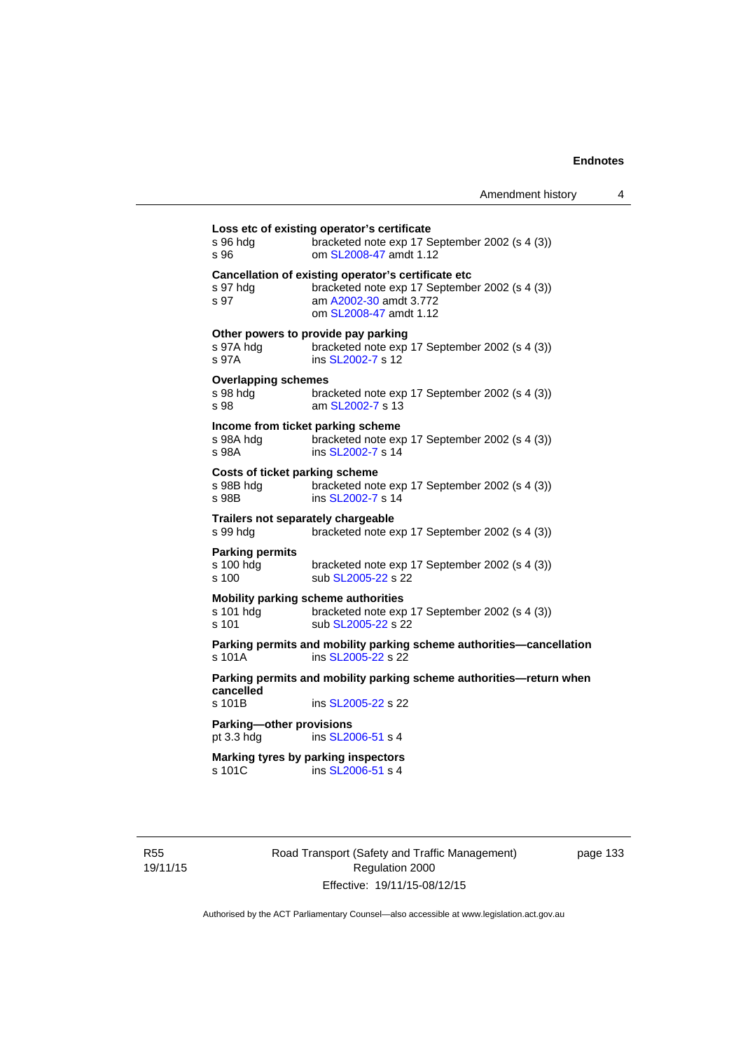**Loss etc of existing operator's certificate**

s 96 hdg bracketed note exp 17 September 2002 (s 4 (3))
s 96 om SL2008-47 amdt 1.12

**Cancellation of existing operator's certificate etc**

s 97 hdg bracketed note exp 17 September 2002 (s 4 (3))
s 97 am A2002-30 amdt 3.772
om SL2008-47 amdt 1.12

**Other powers to provide pay parking**

s 97A hdg bracketed note exp 17 September 2002 (s 4 (3))
s 97A ins SL2002-7 s 12

**Overlapping schemes**

s 98 hdg bracketed note exp 17 September 2002 (s 4 (3))
s 98 am SL2002-7 s 13

**Income from ticket parking scheme**

s 98A hdg bracketed note exp 17 September 2002 (s 4 (3))
s 98A ins SL2002-7 s 14

**Costs of ticket parking scheme**

s 98B hdg bracketed note exp 17 September 2002 (s 4 (3))
s 98B ins SL2002-7 s 14

**Trailers not separately chargeable**

s 99 hdg bracketed note exp 17 September 2002 (s 4 (3))

**Parking permits**

s 100 hdg bracketed note exp 17 September 2002 (s 4 (3))
s 100 sub SL2005-22 s 22

**Mobility parking scheme authorities**

s 101 hdg bracketed note exp 17 September 2002 (s 4 (3))
s 101 sub SL2005-22 s 22

**Parking permits and mobility parking scheme authorities—cancellation**

s 101A ins SL2005-22 s 22

**Parking permits and mobility parking scheme authorities—return when cancelled**

s 101B ins SL2005-22 s 22

**Parking—other provisions**

pt 3.3 hdg ins SL2006-51 s 4

**Marking tyres by parking inspectors**

s 101C ins SL2006-51 s 4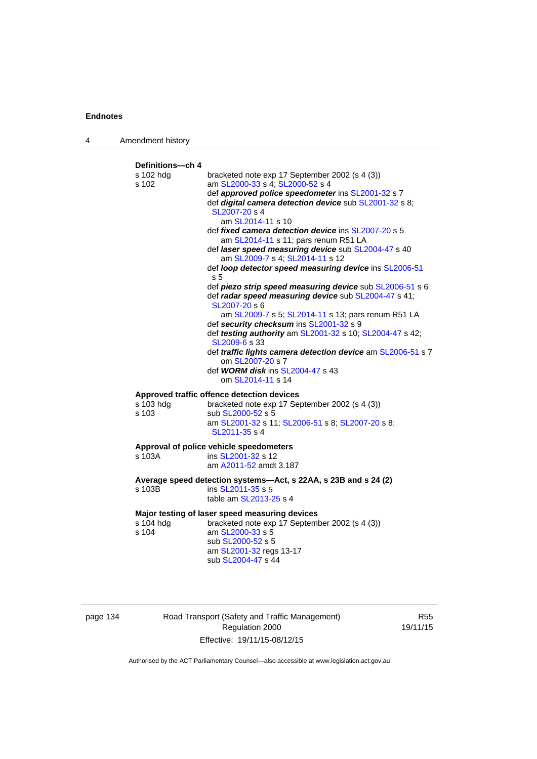**Definitions—ch 4**

s 102 hdg — bracketed note exp 17 September 2002 (s 4 (3))

s 102 — am SL2000-33 s 4; SL2000-52 s 4

def ***approved police speedometer*** ins SL2001-32 s 7

def ***digital camera detection device*** sub SL2001-32 s 8; SL2007-20 s 4

am SL2014-11 s 10

def ***fixed camera detection device*** ins SL2007-20 s 5

am SL2014-11 s 11; pars renum R51 LA

def ***laser speed measuring device*** sub SL2004-47 s 40

am SL2009-7 s 4; SL2014-11 s 12

def ***loop detector speed measuring device*** ins SL2006-51 s 5

def ***piezo strip speed measuring device*** sub SL2006-51 s 6

def ***radar speed measuring device*** sub SL2004-47 s 41; SL2007-20 s 6

am SL2009-7 s 5; SL2014-11 s 13; pars renum R51 LA

def ***security checksum*** ins SL2001-32 s 9

def ***testing authority*** am SL2001-32 s 10; SL2004-47 s 42; SL2009-6 s 33

def ***traffic lights camera detection device*** am SL2006-51 s 7

om SL2007-20 s 7

def ***WORM disk*** ins SL2004-47 s 43

om SL2014-11 s 14

**Approved traffic offence detection devices**

s 103 hdg — bracketed note exp 17 September 2002 (s 4 (3))

s 103 — sub SL2000-52 s 5

am SL2001-32 s 11; SL2006-51 s 8; SL2007-20 s 8; SL2011-35 s 4

**Approval of police vehicle speedometers**

s 103A — ins SL2001-32 s 12

am A2011-52 amdt 3.187

**Average speed detection systems—Act, s 22AA, s 23B and s 24 (2)**

s 103B — ins SL2011-35 s 5

table am SL2013-25 s 4

**Major testing of laser speed measuring devices**

s 104 hdg — bracketed note exp 17 September 2002 (s 4 (3))

s 104 — am SL2000-33 s 5

sub SL2000-52 s 5

am SL2001-32 regs 13-17

sub SL2004-47 s 44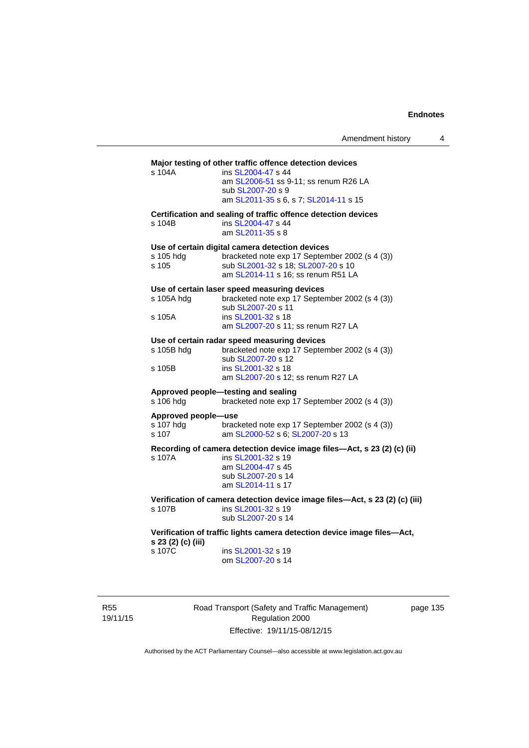**Major testing of other traffic offence detection devices**
s 104A ins SL2004-47 s 44
am SL2006-51 ss 9-11; ss renum R26 LA
sub SL2007-20 s 9
am SL2011-35 s 6, s 7; SL2014-11 s 15

**Certification and sealing of traffic offence detection devices**
s 104B ins SL2004-47 s 44
am SL2011-35 s 8

**Use of certain digital camera detection devices**
s 105 hdg bracketed note exp 17 September 2002 (s 4 (3))
s 105 sub SL2001-32 s 18; SL2007-20 s 10
am SL2014-11 s 16; ss renum R51 LA

**Use of certain laser speed measuring devices**
s 105A hdg bracketed note exp 17 September 2002 (s 4 (3))
sub SL2007-20 s 11
s 105A ins SL2001-32 s 18
am SL2007-20 s 11; ss renum R27 LA

**Use of certain radar speed measuring devices**
s 105B hdg bracketed note exp 17 September 2002 (s 4 (3))
sub SL2007-20 s 12
s 105B ins SL2001-32 s 18
am SL2007-20 s 12; ss renum R27 LA

**Approved people—testing and sealing**
s 106 hdg bracketed note exp 17 September 2002 (s 4 (3))

**Approved people—use**
s 107 hdg bracketed note exp 17 September 2002 (s 4 (3))
s 107 am SL2000-52 s 6; SL2007-20 s 13

**Recording of camera detection device image files—Act, s 23 (2) (c) (ii)**
s 107A ins SL2001-32 s 19
am SL2004-47 s 45
sub SL2007-20 s 14
am SL2014-11 s 17

**Verification of camera detection device image files—Act, s 23 (2) (c) (iii)**
s 107B ins SL2001-32 s 19
sub SL2007-20 s 14

**Verification of traffic lights camera detection device image files—Act, s 23 (2) (c) (iii)**
s 107C ins SL2001-32 s 19
om SL2007-20 s 14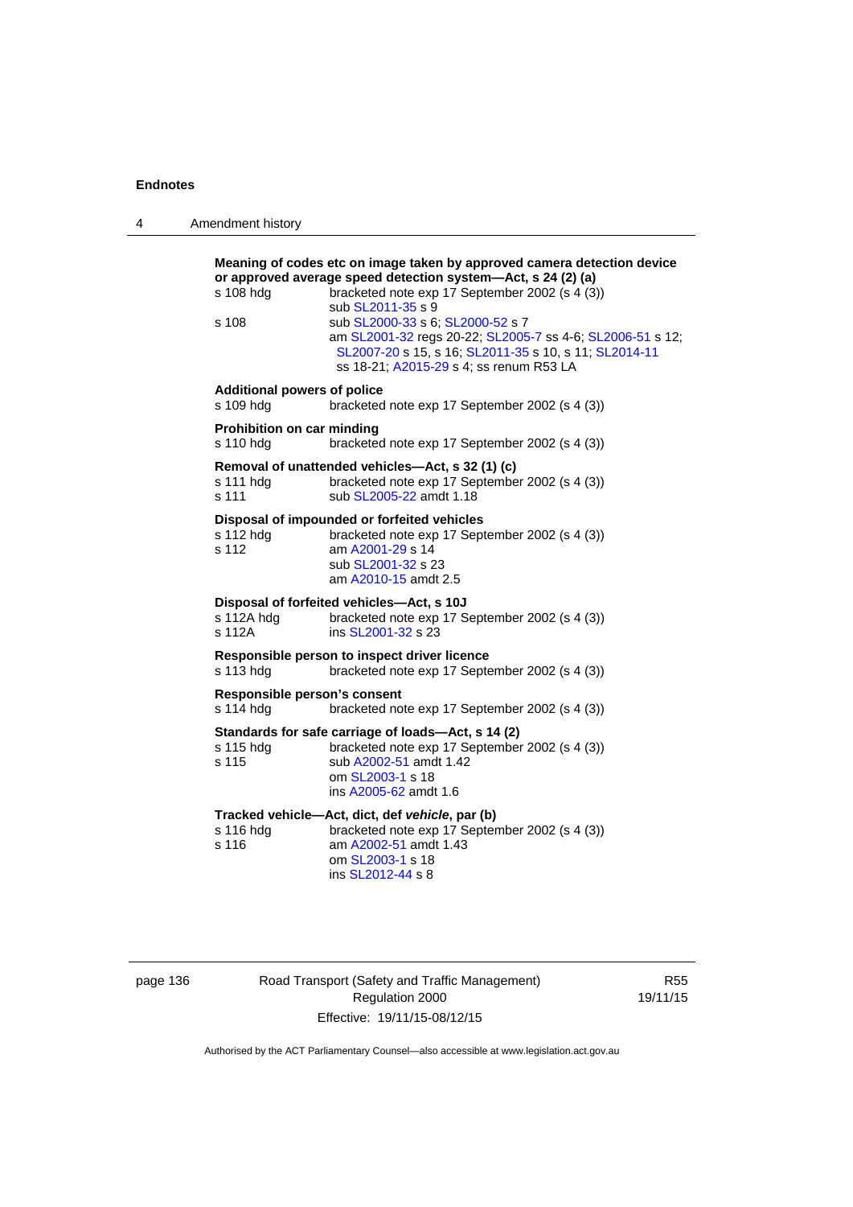**Meaning of codes etc on image taken by approved camera detection device or approved average speed detection system—Act, s 24 (2) (a)**

s 108 hdg bracketed note exp 17 September 2002 (s 4 (3))
sub SL2011-35 s 9

s 108 sub SL2000-33 s 6; SL2000-52 s 7
am SL2001-32 regs 20-22; SL2005-7 ss 4-6; SL2006-51 s 12; SL2007-20 s 15, s 16; SL2011-35 s 10, s 11; SL2014-11 ss 18-21; A2015-29 s 4; ss renum R53 LA

**Additional powers of police**

s 109 hdg bracketed note exp 17 September 2002 (s 4 (3))

**Prohibition on car minding**

s 110 hdg bracketed note exp 17 September 2002 (s 4 (3))

**Removal of unattended vehicles—Act, s 32 (1) (c)**

s 111 hdg bracketed note exp 17 September 2002 (s 4 (3))
s 111 sub SL2005-22 amdt 1.18

**Disposal of impounded or forfeited vehicles**

s 112 hdg bracketed note exp 17 September 2002 (s 4 (3))
s 112 am A2001-29 s 14
sub SL2001-32 s 23
am A2010-15 amdt 2.5

**Disposal of forfeited vehicles—Act, s 10J**

s 112A hdg bracketed note exp 17 September 2002 (s 4 (3))
s 112A ins SL2001-32 s 23

**Responsible person to inspect driver licence**

s 113 hdg bracketed note exp 17 September 2002 (s 4 (3))

**Responsible person's consent**

s 114 hdg bracketed note exp 17 September 2002 (s 4 (3))

**Standards for safe carriage of loads—Act, s 14 (2)**

s 115 hdg bracketed note exp 17 September 2002 (s 4 (3))
s 115 sub A2002-51 amdt 1.42
om SL2003-1 s 18
ins A2005-62 amdt 1.6

**Tracked vehicle—Act, dict, def *vehicle*, par (b)**

s 116 hdg bracketed note exp 17 September 2002 (s 4 (3))
s 116 am A2002-51 amdt 1.43
om SL2003-1 s 18
ins SL2012-44 s 8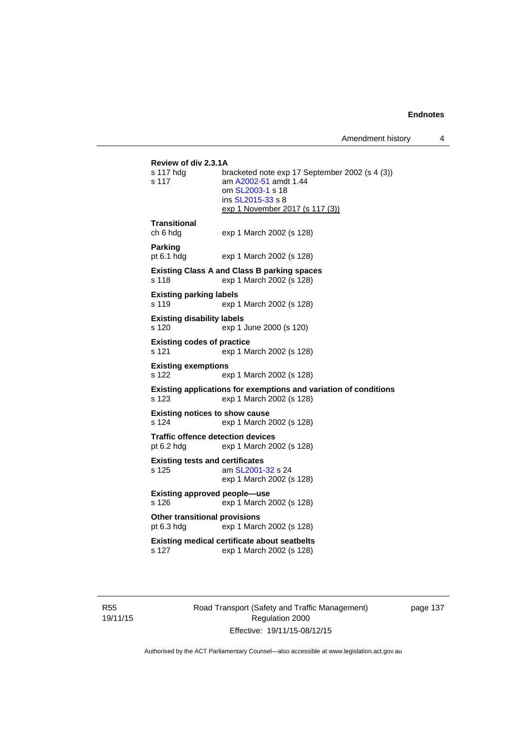**Review of div 2.3.1A**

s 117 hdg bracketed note exp 17 September 2002 (s 4 (3))
s 117 am A2002-51 amdt 1.44
om SL2003-1 s 18
ins SL2015-33 s 8
exp 1 November 2017 (s 117 (3))

**Transitional**

ch 6 hdg exp 1 March 2002 (s 128)

**Parking**

pt 6.1 hdg exp 1 March 2002 (s 128)

**Existing Class A and Class B parking spaces**

s 118 exp 1 March 2002 (s 128)

**Existing parking labels**

s 119 exp 1 March 2002 (s 128)

**Existing disability labels**

s 120 exp 1 June 2000 (s 120)

**Existing codes of practice**

s 121 exp 1 March 2002 (s 128)

**Existing exemptions**

s 122 exp 1 March 2002 (s 128)

**Existing applications for exemptions and variation of conditions**

s 123 exp 1 March 2002 (s 128)

**Existing notices to show cause**

s 124 exp 1 March 2002 (s 128)

**Traffic offence detection devices**

pt 6.2 hdg exp 1 March 2002 (s 128)

**Existing tests and certificates**

s 125 am SL2001-32 s 24
exp 1 March 2002 (s 128)

**Existing approved people—use**

s 126 exp 1 March 2002 (s 128)

**Other transitional provisions**

pt 6.3 hdg exp 1 March 2002 (s 128)

**Existing medical certificate about seatbelts**

s 127 exp 1 March 2002 (s 128)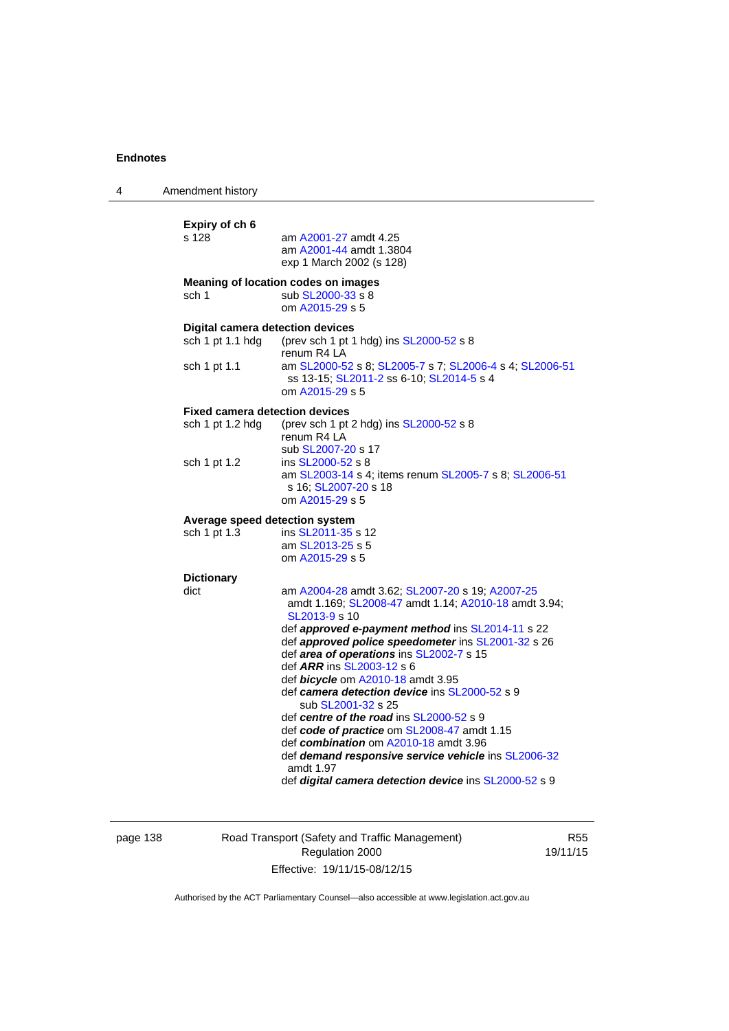**Expiry of ch 6**

s 128 — am A2001-27 amdt 4.25
am A2001-44 amdt 1.3804
exp 1 March 2002 (s 128)

**Meaning of location codes on images**

sch 1 — sub SL2000-33 s 8
om A2015-29 s 5

**Digital camera detection devices**

sch 1 pt 1.1 hdg — (prev sch 1 pt 1 hdg) ins SL2000-52 s 8
renum R4 LA

sch 1 pt 1.1 — am SL2000-52 s 8; SL2005-7 s 7; SL2006-4 s 4; SL2006-51 ss 13-15; SL2011-2 ss 6-10; SL2014-5 s 4
om A2015-29 s 5

**Fixed camera detection devices**

sch 1 pt 1.2 hdg — (prev sch 1 pt 2 hdg) ins SL2000-52 s 8
renum R4 LA
sub SL2007-20 s 17

sch 1 pt 1.2 — ins SL2000-52 s 8
am SL2003-14 s 4; items renum SL2005-7 s 8; SL2006-51 s 16; SL2007-20 s 18
om A2015-29 s 5

**Average speed detection system**

sch 1 pt 1.3 — ins SL2011-35 s 12
am SL2013-25 s 5
om A2015-29 s 5

**Dictionary**

dict — am A2004-28 amdt 3.62; SL2007-20 s 19; A2007-25 amdt 1.169; SL2008-47 amdt 1.14; A2010-18 amdt 3.94; SL2013-9 s 10
def ***approved e-payment method*** ins SL2014-11 s 22
def ***approved police speedometer*** ins SL2001-32 s 26
def ***area of operations*** ins SL2002-7 s 15
def ***ARR*** ins SL2003-12 s 6
def ***bicycle*** om A2010-18 amdt 3.95
def ***camera detection device*** ins SL2000-52 s 9
sub SL2001-32 s 25
def ***centre of the road*** ins SL2000-52 s 9
def ***code of practice*** om SL2008-47 amdt 1.15
def ***combination*** om A2010-18 amdt 3.96
def ***demand responsive service vehicle*** ins SL2006-32 amdt 1.97
def ***digital camera detection device*** ins SL2000-52 s 9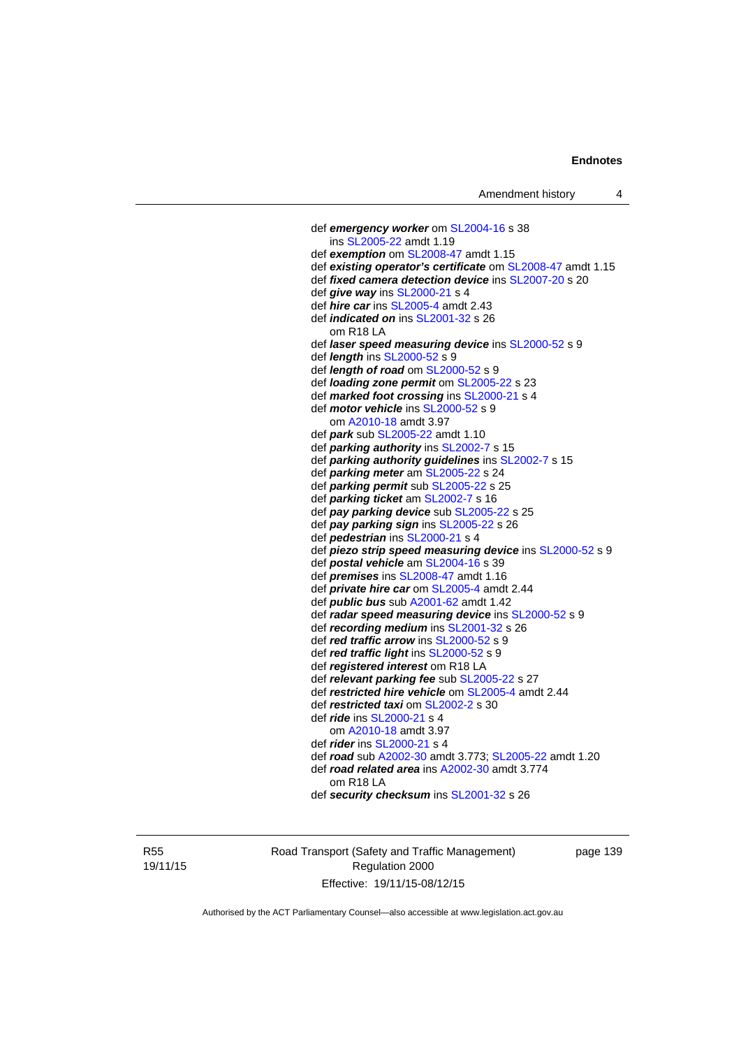def ***emergency worker*** om SL2004-16 s 38
ins SL2005-22 amdt 1.19

def ***exemption*** om SL2008-47 amdt 1.15

def ***existing operator's certificate*** om SL2008-47 amdt 1.15

def ***fixed camera detection device*** ins SL2007-20 s 20

def ***give way*** ins SL2000-21 s 4

def ***hire car*** ins SL2005-4 amdt 2.43

def ***indicated on*** ins SL2001-32 s 26
om R18 LA

def ***laser speed measuring device*** ins SL2000-52 s 9

def ***length*** ins SL2000-52 s 9

def ***length of road*** om SL2000-52 s 9

def ***loading zone permit*** om SL2005-22 s 23

def ***marked foot crossing*** ins SL2000-21 s 4

def ***motor vehicle*** ins SL2000-52 s 9
om A2010-18 amdt 3.97

def ***park*** sub SL2005-22 amdt 1.10

def ***parking authority*** ins SL2002-7 s 15

def ***parking authority guidelines*** ins SL2002-7 s 15

def ***parking meter*** am SL2005-22 s 24

def ***parking permit*** sub SL2005-22 s 25

def ***parking ticket*** am SL2002-7 s 16

def ***pay parking device*** sub SL2005-22 s 25

def ***pay parking sign*** ins SL2005-22 s 26

def ***pedestrian*** ins SL2000-21 s 4

def ***piezo strip speed measuring device*** ins SL2000-52 s 9

def ***postal vehicle*** am SL2004-16 s 39

def ***premises*** ins SL2008-47 amdt 1.16

def ***private hire car*** om SL2005-4 amdt 2.44

def ***public bus*** sub A2001-62 amdt 1.42

def ***radar speed measuring device*** ins SL2000-52 s 9

def ***recording medium*** ins SL2001-32 s 26

def ***red traffic arrow*** ins SL2000-52 s 9

def ***red traffic light*** ins SL2000-52 s 9

def ***registered interest*** om R18 LA

def ***relevant parking fee*** sub SL2005-22 s 27

def ***restricted hire vehicle*** om SL2005-4 amdt 2.44

def ***restricted taxi*** om SL2002-2 s 30

def ***ride*** ins SL2000-21 s 4
om A2010-18 amdt 3.97

def ***rider*** ins SL2000-21 s 4

def ***road*** sub A2002-30 amdt 3.773; SL2005-22 amdt 1.20

def ***road related area*** ins A2002-30 amdt 3.774
om R18 LA

def ***security checksum*** ins SL2001-32 s 26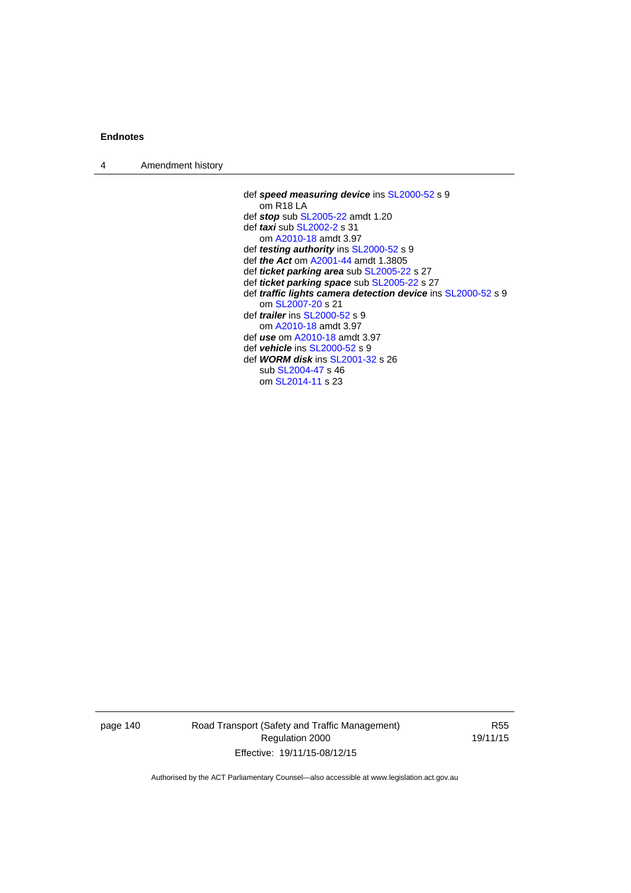def ***speed measuring device*** ins SL2000-52 s 9
om R18 LA

def ***stop*** sub SL2005-22 amdt 1.20

def ***taxi*** sub SL2002-2 s 31
om A2010-18 amdt 3.97

def ***testing authority*** ins SL2000-52 s 9

def ***the Act*** om A2001-44 amdt 1.3805

def ***ticket parking area*** sub SL2005-22 s 27

def ***ticket parking space*** sub SL2005-22 s 27

def ***traffic lights camera detection device*** ins SL2000-52 s 9
om SL2007-20 s 21

def ***trailer*** ins SL2000-52 s 9
om A2010-18 amdt 3.97

def ***use*** om A2010-18 amdt 3.97

def ***vehicle*** ins SL2000-52 s 9

def ***WORM disk*** ins SL2001-32 s 26
sub SL2004-47 s 46
om SL2014-11 s 23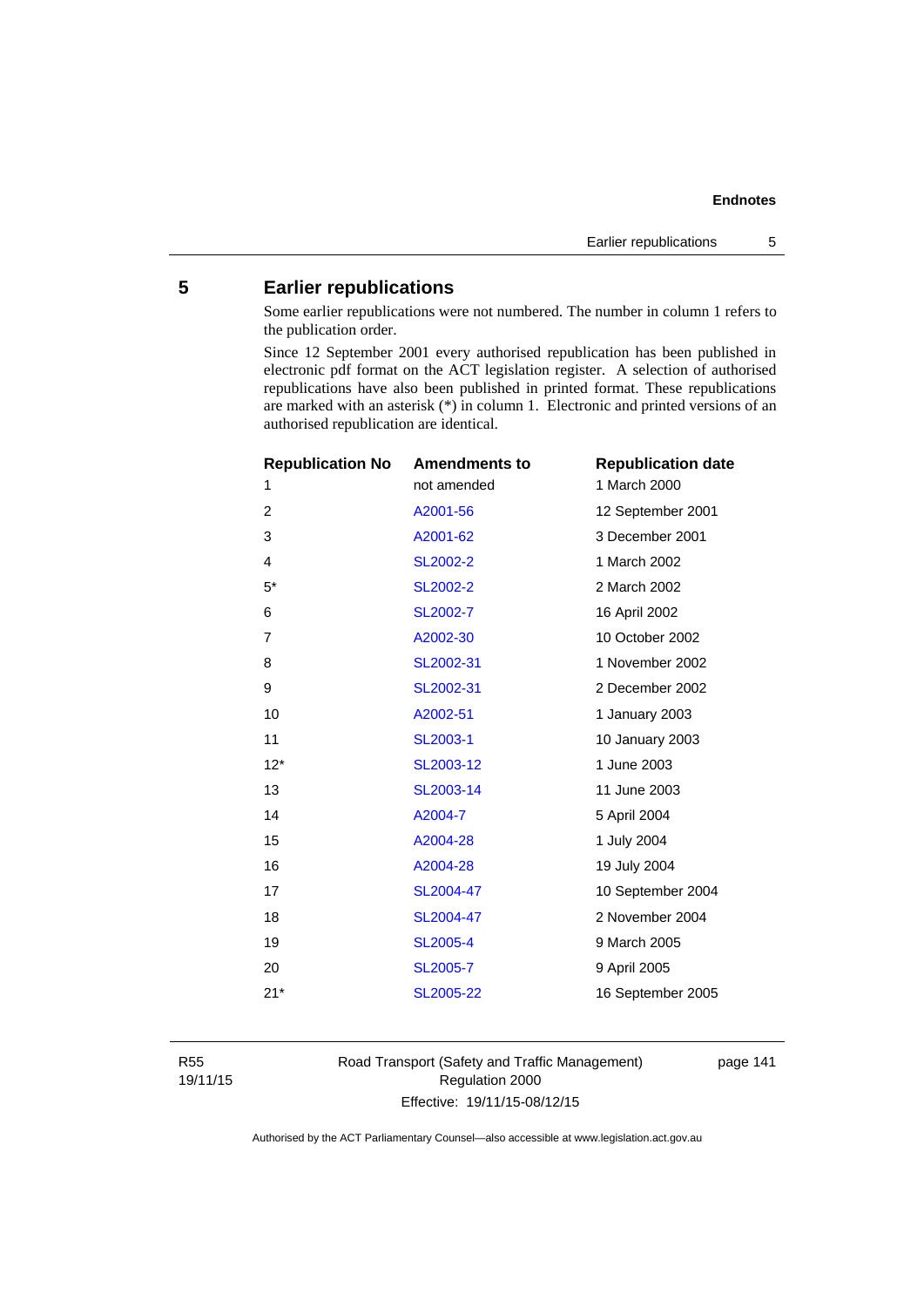## 5 Earlier republications

Some earlier republications were not numbered. The number in column 1 refers to the publication order.

Since 12 September 2001 every authorised republication has been published in electronic pdf format on the ACT legislation register. A selection of authorised republications have also been published in printed format. These republications are marked with an asterisk (*) in column 1. Electronic and printed versions of an authorised republication are identical.

| Republication No | Amendments to | Republication date |
|---|---|---|
| 1 | not amended | 1 March 2000 |
| 2 | A2001-56 | 12 September 2001 |
| 3 | A2001-62 | 3 December 2001 |
| 4 | SL2002-2 | 1 March 2002 |
| 5* | SL2002-2 | 2 March 2002 |
| 6 | SL2002-7 | 16 April 2002 |
| 7 | A2002-30 | 10 October 2002 |
| 8 | SL2002-31 | 1 November 2002 |
| 9 | SL2002-31 | 2 December 2002 |
| 10 | A2002-51 | 1 January 2003 |
| 11 | SL2003-1 | 10 January 2003 |
| 12* | SL2003-12 | 1 June 2003 |
| 13 | SL2003-14 | 11 June 2003 |
| 14 | A2004-7 | 5 April 2004 |
| 15 | A2004-28 | 1 July 2004 |
| 16 | A2004-28 | 19 July 2004 |
| 17 | SL2004-47 | 10 September 2004 |
| 18 | SL2004-47 | 2 November 2004 |
| 19 | SL2005-4 | 9 March 2005 |
| 20 | SL2005-7 | 9 April 2005 |
| 21* | SL2005-22 | 16 September 2005 |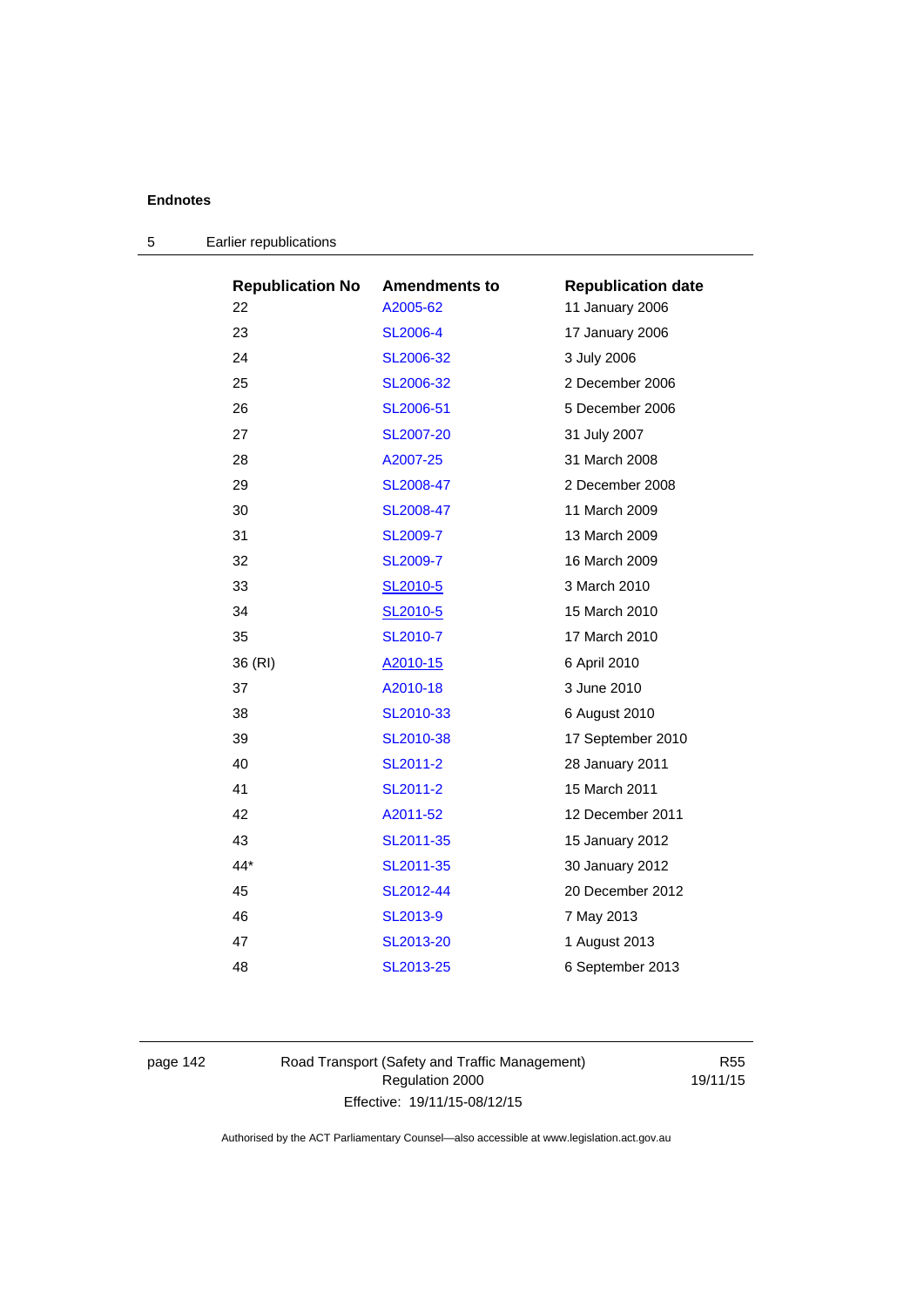## Endnotes

### 5 Earlier republications

| Republication No | Amendments to | Republication date |
|---|---|---|
| 22 | A2005-62 | 11 January 2006 |
| 23 | SL2006-4 | 17 January 2006 |
| 24 | SL2006-32 | 3 July 2006 |
| 25 | SL2006-32 | 2 December 2006 |
| 26 | SL2006-51 | 5 December 2006 |
| 27 | SL2007-20 | 31 July 2007 |
| 28 | A2007-25 | 31 March 2008 |
| 29 | SL2008-47 | 2 December 2008 |
| 30 | SL2008-47 | 11 March 2009 |
| 31 | SL2009-7 | 13 March 2009 |
| 32 | SL2009-7 | 16 March 2009 |
| 33 | SL2010-5 | 3 March 2010 |
| 34 | SL2010-5 | 15 March 2010 |
| 35 | SL2010-7 | 17 March 2010 |
| 36 (RI) | A2010-15 | 6 April 2010 |
| 37 | A2010-18 | 3 June 2010 |
| 38 | SL2010-33 | 6 August 2010 |
| 39 | SL2010-38 | 17 September 2010 |
| 40 | SL2011-2 | 28 January 2011 |
| 41 | SL2011-2 | 15 March 2011 |
| 42 | A2011-52 | 12 December 2011 |
| 43 | SL2011-35 | 15 January 2012 |
| 44* | SL2011-35 | 30 January 2012 |
| 45 | SL2012-44 | 20 December 2012 |
| 46 | SL2013-9 | 7 May 2013 |
| 47 | SL2013-20 | 1 August 2013 |
| 48 | SL2013-25 | 6 September 2013 |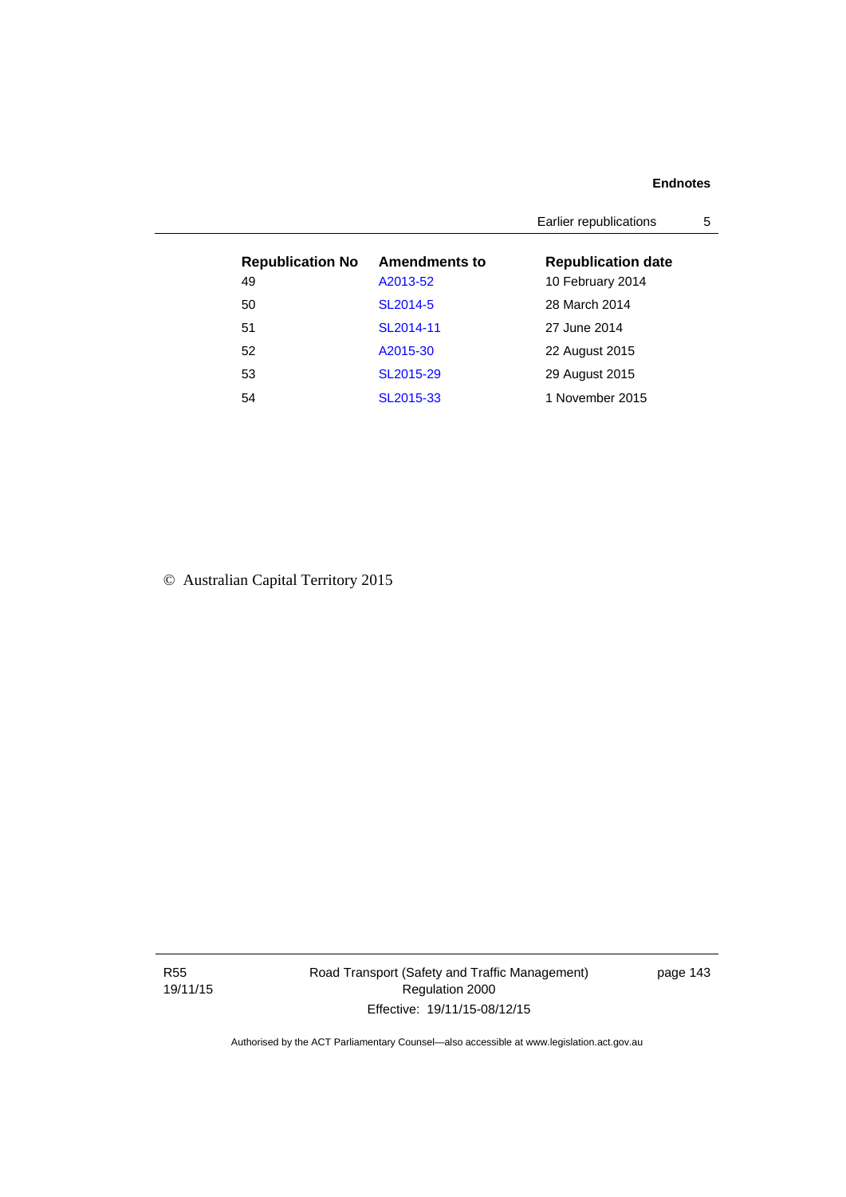| Republication No | Amendments to | Republication date |
| --- | --- | --- |
| 49 | A2013-52 | 10 February 2014 |
| 50 | SL2014-5 | 28 March 2014 |
| 51 | SL2014-11 | 27 June 2014 |
| 52 | A2015-30 | 22 August 2015 |
| 53 | SL2015-29 | 29 August 2015 |
| 54 | SL2015-33 | 1 November 2015 |

© Australian Capital Territory 2015